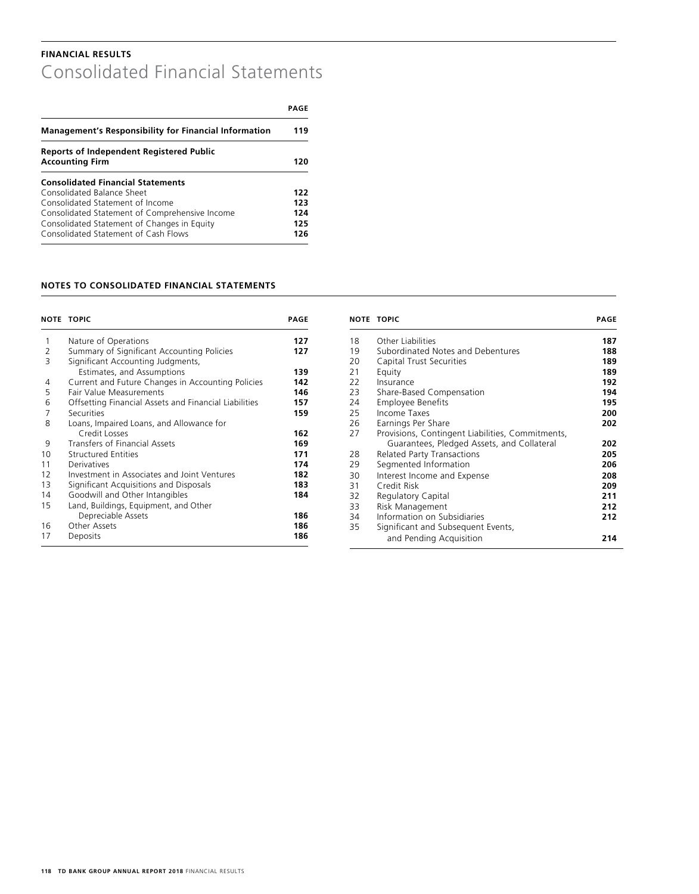**FINANCIAL RESULTS**

# Consolidated Financial Statements

| | PAGE |
|---|---|
| **Management's Responsibility for Financial Information** | **119** |
| **Reports of Independent Registered Public Accounting Firm** | **120** |
| **Consolidated Financial Statements** | |
| Consolidated Balance Sheet | **122** |
| Consolidated Statement of Income | **123** |
| Consolidated Statement of Comprehensive Income | **124** |
| Consolidated Statement of Changes in Equity | **125** |
| Consolidated Statement of Cash Flows | **126** |

## NOTES TO CONSOLIDATED FINANCIAL STATEMENTS

| NOTE | TOPIC | PAGE |
|---|---|---|
| 1 | Nature of Operations | **127** |
| 2 | Summary of Significant Accounting Policies | **127** |
| 3 | Significant Accounting Judgments, Estimates, and Assumptions | **139** |
| 4 | Current and Future Changes in Accounting Policies | **142** |
| 5 | Fair Value Measurements | **146** |
| 6 | Offsetting Financial Assets and Financial Liabilities | **157** |
| 7 | Securities | **159** |
| 8 | Loans, Impaired Loans, and Allowance for Credit Losses | **162** |
| 9 | Transfers of Financial Assets | **169** |
| 10 | Structured Entities | **171** |
| 11 | Derivatives | **174** |
| 12 | Investment in Associates and Joint Ventures | **182** |
| 13 | Significant Acquisitions and Disposals | **183** |
| 14 | Goodwill and Other Intangibles | **184** |
| 15 | Land, Buildings, Equipment, and Other Depreciable Assets | **186** |
| 16 | Other Assets | **186** |
| 17 | Deposits | **186** |
| 18 | Other Liabilities | **187** |
| 19 | Subordinated Notes and Debentures | **188** |
| 20 | Capital Trust Securities | **189** |
| 21 | Equity | **189** |
| 22 | Insurance | **192** |
| 23 | Share-Based Compensation | **194** |
| 24 | Employee Benefits | **195** |
| 25 | Income Taxes | **200** |
| 26 | Earnings Per Share | **202** |
| 27 | Provisions, Contingent Liabilities, Commitments, Guarantees, Pledged Assets, and Collateral | **202** |
| 28 | Related Party Transactions | **205** |
| 29 | Segmented Information | **206** |
| 30 | Interest Income and Expense | **208** |
| 31 | Credit Risk | **209** |
| 32 | Regulatory Capital | **211** |
| 33 | Risk Management | **212** |
| 34 | Information on Subsidiaries | **212** |
| 35 | Significant and Subsequent Events, and Pending Acquisition | **214** |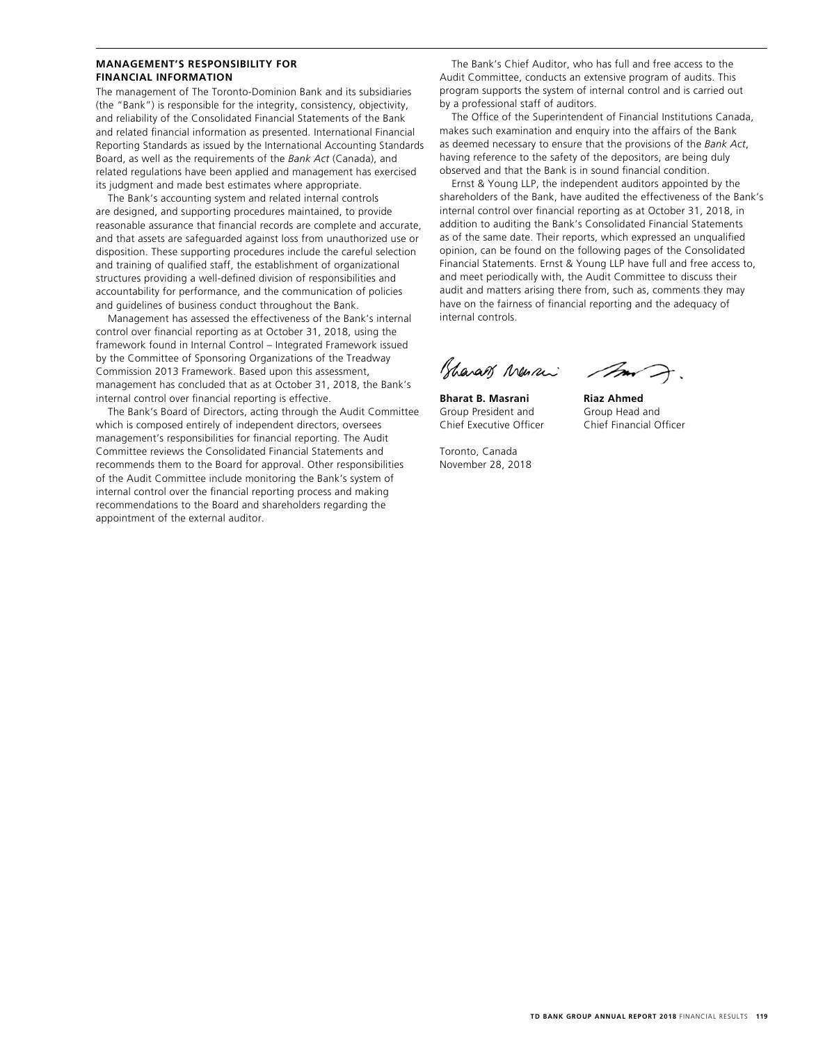## MANAGEMENT'S RESPONSIBILITY FOR FINANCIAL INFORMATION

The management of The Toronto-Dominion Bank and its subsidiaries (the "Bank") is responsible for the integrity, consistency, objectivity, and reliability of the Consolidated Financial Statements of the Bank and related financial information as presented. International Financial Reporting Standards as issued by the International Accounting Standards Board, as well as the requirements of the *Bank Act* (Canada), and related regulations have been applied and management has exercised its judgment and made best estimates where appropriate.

The Bank's accounting system and related internal controls are designed, and supporting procedures maintained, to provide reasonable assurance that financial records are complete and accurate, and that assets are safeguarded against loss from unauthorized use or disposition. These supporting procedures include the careful selection and training of qualified staff, the establishment of organizational structures providing a well-defined division of responsibilities and accountability for performance, and the communication of policies and guidelines of business conduct throughout the Bank.

Management has assessed the effectiveness of the Bank's internal control over financial reporting as at October 31, 2018, using the framework found in Internal Control – Integrated Framework issued by the Committee of Sponsoring Organizations of the Treadway Commission 2013 Framework. Based upon this assessment, management has concluded that as at October 31, 2018, the Bank's internal control over financial reporting is effective.

The Bank's Board of Directors, acting through the Audit Committee which is composed entirely of independent directors, oversees management's responsibilities for financial reporting. The Audit Committee reviews the Consolidated Financial Statements and recommends them to the Board for approval. Other responsibilities of the Audit Committee include monitoring the Bank's system of internal control over the financial reporting process and making recommendations to the Board and shareholders regarding the appointment of the external auditor.

The Bank's Chief Auditor, who has full and free access to the Audit Committee, conducts an extensive program of audits. This program supports the system of internal control and is carried out by a professional staff of auditors.

The Office of the Superintendent of Financial Institutions Canada, makes such examination and enquiry into the affairs of the Bank as deemed necessary to ensure that the provisions of the *Bank Act*, having reference to the safety of the depositors, are being duly observed and that the Bank is in sound financial condition.

Ernst & Young LLP, the independent auditors appointed by the shareholders of the Bank, have audited the effectiveness of the Bank's internal control over financial reporting as at October 31, 2018, in addition to auditing the Bank's Consolidated Financial Statements as of the same date. Their reports, which expressed an unqualified opinion, can be found on the following pages of the Consolidated Financial Statements. Ernst & Young LLP have full and free access to, and meet periodically with, the Audit Committee to discuss their audit and matters arising there from, such as, comments they may have on the fairness of financial reporting and the adequacy of internal controls.

**Bharat B. Masrani**
Group President and
Chief Executive Officer

**Riaz Ahmed**
Group Head and
Chief Financial Officer

Toronto, Canada
November 28, 2018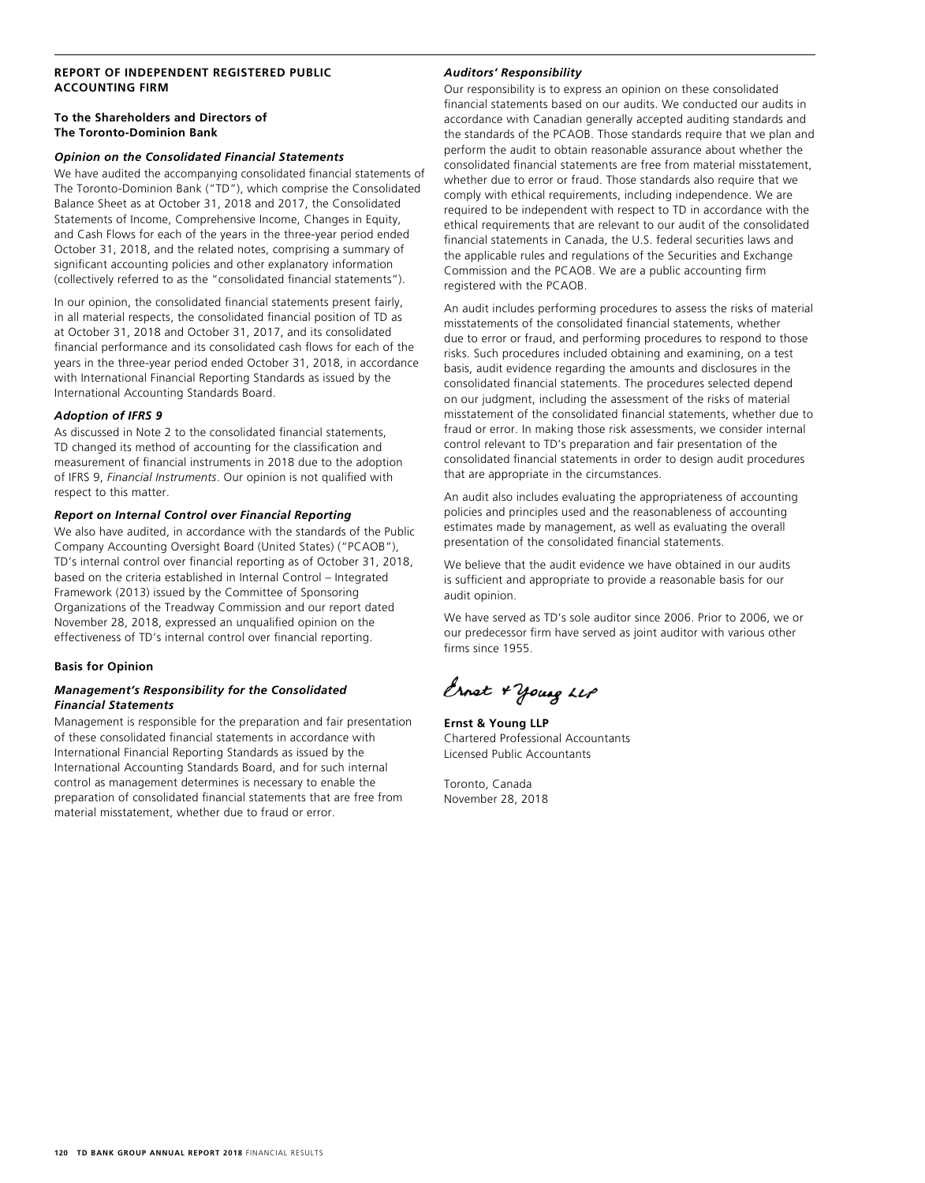## REPORT OF INDEPENDENT REGISTERED PUBLIC ACCOUNTING FIRM

**To the Shareholders and Directors of The Toronto-Dominion Bank**

### *Opinion on the Consolidated Financial Statements*

We have audited the accompanying consolidated financial statements of The Toronto-Dominion Bank ("TD"), which comprise the Consolidated Balance Sheet as at October 31, 2018 and 2017, the Consolidated Statements of Income, Comprehensive Income, Changes in Equity, and Cash Flows for each of the years in the three-year period ended October 31, 2018, and the related notes, comprising a summary of significant accounting policies and other explanatory information (collectively referred to as the "consolidated financial statements").

In our opinion, the consolidated financial statements present fairly, in all material respects, the consolidated financial position of TD as at October 31, 2018 and October 31, 2017, and its consolidated financial performance and its consolidated cash flows for each of the years in the three-year period ended October 31, 2018, in accordance with International Financial Reporting Standards as issued by the International Accounting Standards Board.

### *Adoption of IFRS 9*

As discussed in Note 2 to the consolidated financial statements, TD changed its method of accounting for the classification and measurement of financial instruments in 2018 due to the adoption of IFRS 9, *Financial Instruments*. Our opinion is not qualified with respect to this matter.

### *Report on Internal Control over Financial Reporting*

We also have audited, in accordance with the standards of the Public Company Accounting Oversight Board (United States) ("PCAOB"), TD's internal control over financial reporting as of October 31, 2018, based on the criteria established in Internal Control – Integrated Framework (2013) issued by the Committee of Sponsoring Organizations of the Treadway Commission and our report dated November 28, 2018, expressed an unqualified opinion on the effectiveness of TD's internal control over financial reporting.

### Basis for Opinion

### *Management's Responsibility for the Consolidated Financial Statements*

Management is responsible for the preparation and fair presentation of these consolidated financial statements in accordance with International Financial Reporting Standards as issued by the International Accounting Standards Board, and for such internal control as management determines is necessary to enable the preparation of consolidated financial statements that are free from material misstatement, whether due to fraud or error.

### *Auditors' Responsibility*

Our responsibility is to express an opinion on these consolidated financial statements based on our audits. We conducted our audits in accordance with Canadian generally accepted auditing standards and the standards of the PCAOB. Those standards require that we plan and perform the audit to obtain reasonable assurance about whether the consolidated financial statements are free from material misstatement, whether due to error or fraud. Those standards also require that we comply with ethical requirements, including independence. We are required to be independent with respect to TD in accordance with the ethical requirements that are relevant to our audit of the consolidated financial statements in Canada, the U.S. federal securities laws and the applicable rules and regulations of the Securities and Exchange Commission and the PCAOB. We are a public accounting firm registered with the PCAOB.

An audit includes performing procedures to assess the risks of material misstatements of the consolidated financial statements, whether due to error or fraud, and performing procedures to respond to those risks. Such procedures included obtaining and examining, on a test basis, audit evidence regarding the amounts and disclosures in the consolidated financial statements. The procedures selected depend on our judgment, including the assessment of the risks of material misstatement of the consolidated financial statements, whether due to fraud or error. In making those risk assessments, we consider internal control relevant to TD's preparation and fair presentation of the consolidated financial statements in order to design audit procedures that are appropriate in the circumstances.

An audit also includes evaluating the appropriateness of accounting policies and principles used and the reasonableness of accounting estimates made by management, as well as evaluating the overall presentation of the consolidated financial statements.

We believe that the audit evidence we have obtained in our audits is sufficient and appropriate to provide a reasonable basis for our audit opinion.

We have served as TD's sole auditor since 2006. Prior to 2006, we or our predecessor firm have served as joint auditor with various other firms since 1955.

Ernst & Young LLP

**Ernst & Young LLP**
Chartered Professional Accountants
Licensed Public Accountants

Toronto, Canada
November 28, 2018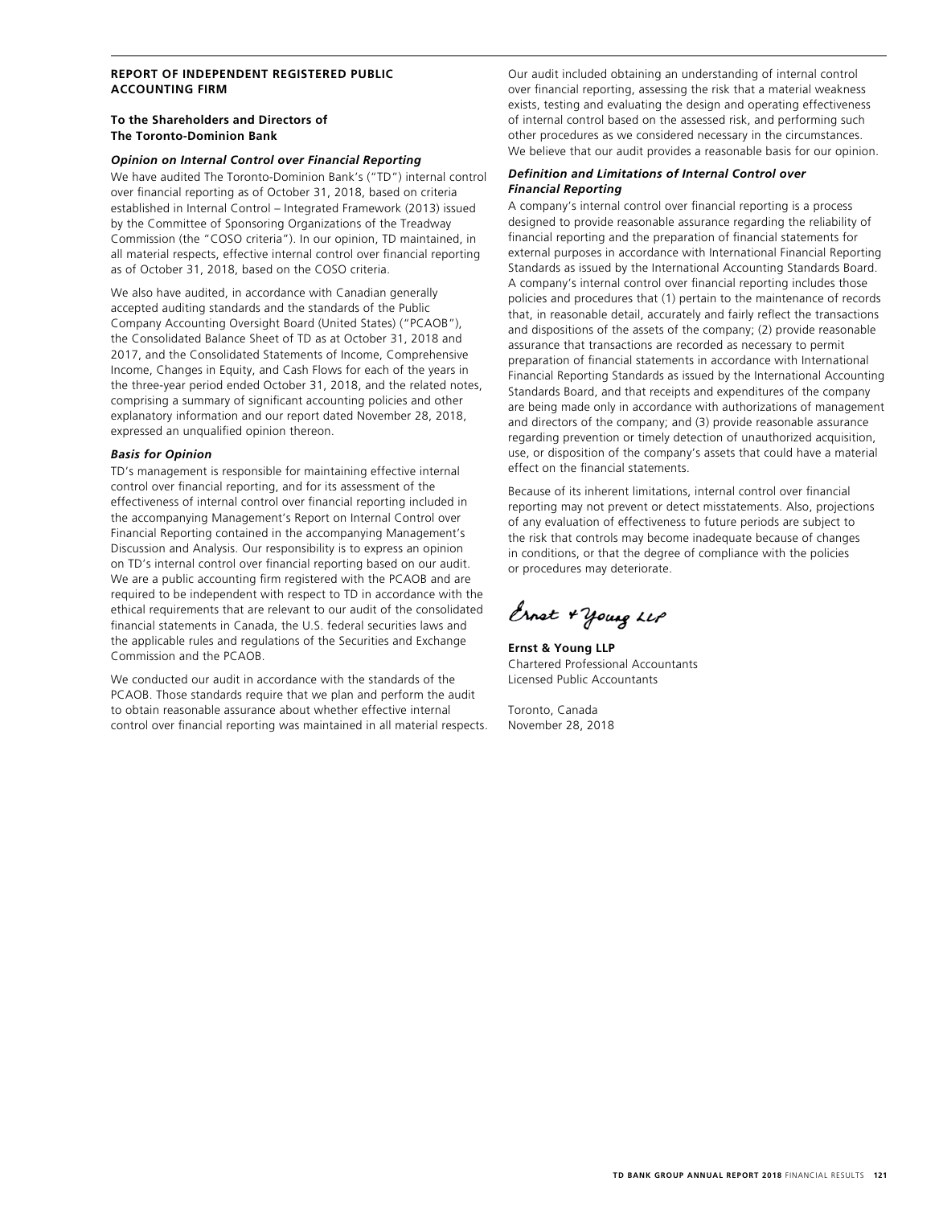## REPORT OF INDEPENDENT REGISTERED PUBLIC ACCOUNTING FIRM

**To the Shareholders and Directors of The Toronto-Dominion Bank**

***Opinion on Internal Control over Financial Reporting***

We have audited The Toronto-Dominion Bank's ("TD") internal control over financial reporting as of October 31, 2018, based on criteria established in Internal Control – Integrated Framework (2013) issued by the Committee of Sponsoring Organizations of the Treadway Commission (the "COSO criteria"). In our opinion, TD maintained, in all material respects, effective internal control over financial reporting as of October 31, 2018, based on the COSO criteria.

We also have audited, in accordance with Canadian generally accepted auditing standards and the standards of the Public Company Accounting Oversight Board (United States) ("PCAOB"), the Consolidated Balance Sheet of TD as at October 31, 2018 and 2017, and the Consolidated Statements of Income, Comprehensive Income, Changes in Equity, and Cash Flows for each of the years in the three-year period ended October 31, 2018, and the related notes, comprising a summary of significant accounting policies and other explanatory information and our report dated November 28, 2018, expressed an unqualified opinion thereon.

***Basis for Opinion***

TD's management is responsible for maintaining effective internal control over financial reporting, and for its assessment of the effectiveness of internal control over financial reporting included in the accompanying Management's Report on Internal Control over Financial Reporting contained in the accompanying Management's Discussion and Analysis. Our responsibility is to express an opinion on TD's internal control over financial reporting based on our audit. We are a public accounting firm registered with the PCAOB and are required to be independent with respect to TD in accordance with the ethical requirements that are relevant to our audit of the consolidated financial statements in Canada, the U.S. federal securities laws and the applicable rules and regulations of the Securities and Exchange Commission and the PCAOB.

We conducted our audit in accordance with the standards of the PCAOB. Those standards require that we plan and perform the audit to obtain reasonable assurance about whether effective internal control over financial reporting was maintained in all material respects. Our audit included obtaining an understanding of internal control over financial reporting, assessing the risk that a material weakness exists, testing and evaluating the design and operating effectiveness of internal control based on the assessed risk, and performing such other procedures as we considered necessary in the circumstances. We believe that our audit provides a reasonable basis for our opinion.

***Definition and Limitations of Internal Control over Financial Reporting***

A company's internal control over financial reporting is a process designed to provide reasonable assurance regarding the reliability of financial reporting and the preparation of financial statements for external purposes in accordance with International Financial Reporting Standards as issued by the International Accounting Standards Board. A company's internal control over financial reporting includes those policies and procedures that (1) pertain to the maintenance of records that, in reasonable detail, accurately and fairly reflect the transactions and dispositions of the assets of the company; (2) provide reasonable assurance that transactions are recorded as necessary to permit preparation of financial statements in accordance with International Financial Reporting Standards as issued by the International Accounting Standards Board, and that receipts and expenditures of the company are being made only in accordance with authorizations of management and directors of the company; and (3) provide reasonable assurance regarding prevention or timely detection of unauthorized acquisition, use, or disposition of the company's assets that could have a material effect on the financial statements.

Because of its inherent limitations, internal control over financial reporting may not prevent or detect misstatements. Also, projections of any evaluation of effectiveness to future periods are subject to the risk that controls may become inadequate because of changes in conditions, or that the degree of compliance with the policies or procedures may deteriorate.

Ernst & Young LLP

**Ernst & Young LLP**
Chartered Professional Accountants
Licensed Public Accountants

Toronto, Canada
November 28, 2018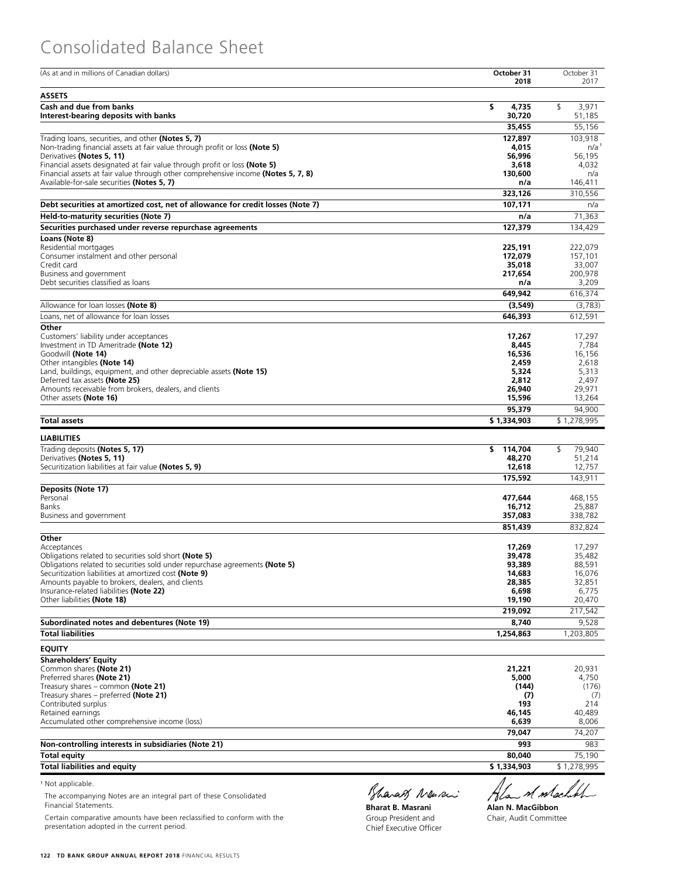# Consolidated Balance Sheet

| (As at and in millions of Canadian dollars) | October 31 2018 | October 31 2017 |
|---|---|---|
| **ASSETS** | | |
| **Cash and due from banks** | **$ 4,735** | $ 3,971 |
| **Interest-bearing deposits with banks** | **30,720** | 51,185 |
| | **35,455** | 55,156 |
| Trading loans, securities, and other **(Notes 5, 7)** | **127,897** | 103,918 |
| Non-trading financial assets at fair value through profit or loss **(Note 5)** | **4,015** | n/a[1] |
| Derivatives **(Notes 5, 11)** | **56,996** | 56,195 |
| Financial assets designated at fair value through profit or loss **(Note 5)** | **3,618** | 4,032 |
| Financial assets at fair value through other comprehensive income **(Notes 5, 7, 8)** | **130,600** | n/a |
| Available-for-sale securities **(Notes 5, 7)** | **n/a** | 146,411 |
| | **323,126** | 310,556 |
| **Debt securities at amortized cost, net of allowance for credit losses (Note 7)** | **107,171** | n/a |
| **Held-to-maturity securities (Note 7)** | **n/a** | 71,363 |
| **Securities purchased under reverse repurchase agreements** | **127,379** | 134,429 |
| **Loans (Note 8)** | | |
| Residential mortgages | **225,191** | 222,079 |
| Consumer instalment and other personal | **172,079** | 157,101 |
| Credit card | **35,018** | 33,007 |
| Business and government | **217,654** | 200,978 |
| Debt securities classified as loans | **n/a** | 3,209 |
| | **649,942** | 616,374 |
| Allowance for loan losses **(Note 8)** | **(3,549)** | (3,783) |
| Loans, net of allowance for loan losses | **646,393** | 612,591 |
| **Other** | | |
| Customers' liability under acceptances | **17,267** | 17,297 |
| Investment in TD Ameritrade **(Note 12)** | **8,445** | 7,784 |
| Goodwill **(Note 14)** | **16,536** | 16,156 |
| Other intangibles **(Note 14)** | **2,459** | 2,618 |
| Land, buildings, equipment, and other depreciable assets **(Note 15)** | **5,324** | 5,313 |
| Deferred tax assets **(Note 25)** | **2,812** | 2,497 |
| Amounts receivable from brokers, dealers, and clients | **26,940** | 29,971 |
| Other assets **(Note 16)** | **15,596** | 13,264 |
| | **95,379** | 94,900 |
| **Total assets** | **$ 1,334,903** | $ 1,278,995 |
| **LIABILITIES** | | |
| Trading deposits **(Notes 5, 17)** | **$ 114,704** | $ 79,940 |
| Derivatives **(Notes 5, 11)** | **48,270** | 51,214 |
| Securitization liabilities at fair value **(Notes 5, 9)** | **12,618** | 12,757 |
| | **175,592** | 143,911 |
| **Deposits (Note 17)** | | |
| Personal | **477,644** | 468,155 |
| Banks | **16,712** | 25,887 |
| Business and government | **357,083** | 338,782 |
| | **851,439** | 832,824 |
| **Other** | | |
| Acceptances | **17,269** | 17,297 |
| Obligations related to securities sold short **(Note 5)** | **39,478** | 35,482 |
| Obligations related to securities sold under repurchase agreements **(Note 5)** | **93,389** | 88,591 |
| Securitization liabilities at amortized cost **(Note 9)** | **14,683** | 16,076 |
| Amounts payable to brokers, dealers, and clients | **28,385** | 32,851 |
| Insurance-related liabilities **(Note 22)** | **6,698** | 6,775 |
| Other liabilities **(Note 18)** | **19,190** | 20,470 |
| | **219,092** | 217,542 |
| **Subordinated notes and debentures (Note 19)** | **8,740** | 9,528 |
| **Total liabilities** | **1,254,863** | 1,203,805 |
| **EQUITY** | | |
| **Shareholders' Equity** | | |
| Common shares **(Note 21)** | **21,221** | 20,931 |
| Preferred shares **(Note 21)** | **5,000** | 4,750 |
| Treasury shares – common **(Note 21)** | **(144)** | (176) |
| Treasury shares – preferred **(Note 21)** | **(7)** | (7) |
| Contributed surplus | **193** | 214 |
| Retained earnings | **46,145** | 40,489 |
| Accumulated other comprehensive income (loss) | **6,639** | 8,006 |
| | **79,047** | 74,207 |
| **Non-controlling interests in subsidiaries (Note 21)** | **993** | 983 |
| **Total equity** | **80,040** | 75,190 |
| **Total liabilities and equity** | **$ 1,334,903** | $ 1,278,995 |

[1] Not applicable.

The accompanying Notes are an integral part of these Consolidated Financial Statements.

Certain comparative amounts have been reclassified to conform with the presentation adopted in the current period.

**Bharat B. Masrani**
Group President and
Chief Executive Officer

**Alan N. MacGibbon**
Chair, Audit Committee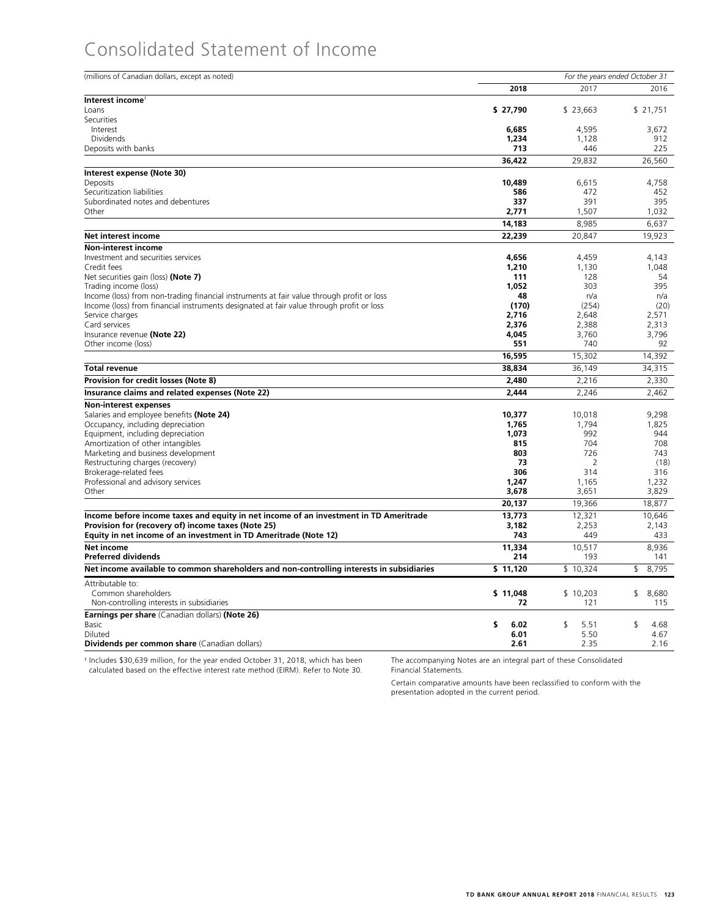# Consolidated Statement of Income

| (millions of Canadian dollars, except as noted) | *For the years ended October 31* | | |
|---|---|---|---|
| | **2018** | 2017 | 2016 |
| **Interest income**[1] | | | |
| Loans | **$ 27,790** | $ 23,663 | $ 21,751 |
| Securities | | | |
| Interest | **6,685** | 4,595 | 3,672 |
| Dividends | **1,234** | 1,128 | 912 |
| Deposits with banks | **713** | 446 | 225 |
| | **36,422** | 29,832 | 26,560 |
| **Interest expense (Note 30)** | | | |
| Deposits | **10,489** | 6,615 | 4,758 |
| Securitization liabilities | **586** | 472 | 452 |
| Subordinated notes and debentures | **337** | 391 | 395 |
| Other | **2,771** | 1,507 | 1,032 |
| | **14,183** | 8,985 | 6,637 |
| **Net interest income** | **22,239** | 20,847 | 19,923 |
| **Non-interest income** | | | |
| Investment and securities services | **4,656** | 4,459 | 4,143 |
| Credit fees | **1,210** | 1,130 | 1,048 |
| Net securities gain (loss) **(Note 7)** | **111** | 128 | 54 |
| Trading income (loss) | **1,052** | 303 | 395 |
| Income (loss) from non-trading financial instruments at fair value through profit or loss | **48** | n/a | n/a |
| Income (loss) from financial instruments designated at fair value through profit or loss | **(170)** | (254) | (20) |
| Service charges | **2,716** | 2,648 | 2,571 |
| Card services | **2,376** | 2,388 | 2,313 |
| Insurance revenue **(Note 22)** | **4,045** | 3,760 | 3,796 |
| Other income (loss) | **551** | 740 | 92 |
| | **16,595** | 15,302 | 14,392 |
| **Total revenue** | **38,834** | 36,149 | 34,315 |
| **Provision for credit losses (Note 8)** | **2,480** | 2,216 | 2,330 |
| **Insurance claims and related expenses (Note 22)** | **2,444** | 2,246 | 2,462 |
| **Non-interest expenses** | | | |
| Salaries and employee benefits **(Note 24)** | **10,377** | 10,018 | 9,298 |
| Occupancy, including depreciation | **1,765** | 1,794 | 1,825 |
| Equipment, including depreciation | **1,073** | 992 | 944 |
| Amortization of other intangibles | **815** | 704 | 708 |
| Marketing and business development | **803** | 726 | 743 |
| Restructuring charges (recovery) | **73** | 2 | (18) |
| Brokerage-related fees | **306** | 314 | 316 |
| Professional and advisory services | **1,247** | 1,165 | 1,232 |
| Other | **3,678** | 3,651 | 3,829 |
| | **20,137** | 19,366 | 18,877 |
| **Income before income taxes and equity in net income of an investment in TD Ameritrade** | **13,773** | 12,321 | 10,646 |
| **Provision for (recovery of) income taxes (Note 25)** | **3,182** | 2,253 | 2,143 |
| **Equity in net income of an investment in TD Ameritrade (Note 12)** | **743** | 449 | 433 |
| **Net income** | **11,334** | 10,517 | 8,936 |
| **Preferred dividends** | **214** | 193 | 141 |
| **Net income available to common shareholders and non-controlling interests in subsidiaries** | **$ 11,120** | $ 10,324 | $ 8,795 |
| Attributable to: | | | |
| Common shareholders | **$ 11,048** | $ 10,203 | $ 8,680 |
| Non-controlling interests in subsidiaries | **72** | 121 | 115 |
| **Earnings per share** (Canadian dollars) **(Note 26)** | | | |
| Basic | **$ 6.02** | $ 5.51 | $ 4.68 |
| Diluted | **6.01** | 5.50 | 4.67 |
| **Dividends per common share** (Canadian dollars) | **2.61** | 2.35 | 2.16 |

[1] Includes $30,639 million, for the year ended October 31, 2018, which has been calculated based on the effective interest rate method (EIRM). Refer to Note 30.

The accompanying Notes are an integral part of these Consolidated Financial Statements.

Certain comparative amounts have been reclassified to conform with the presentation adopted in the current period.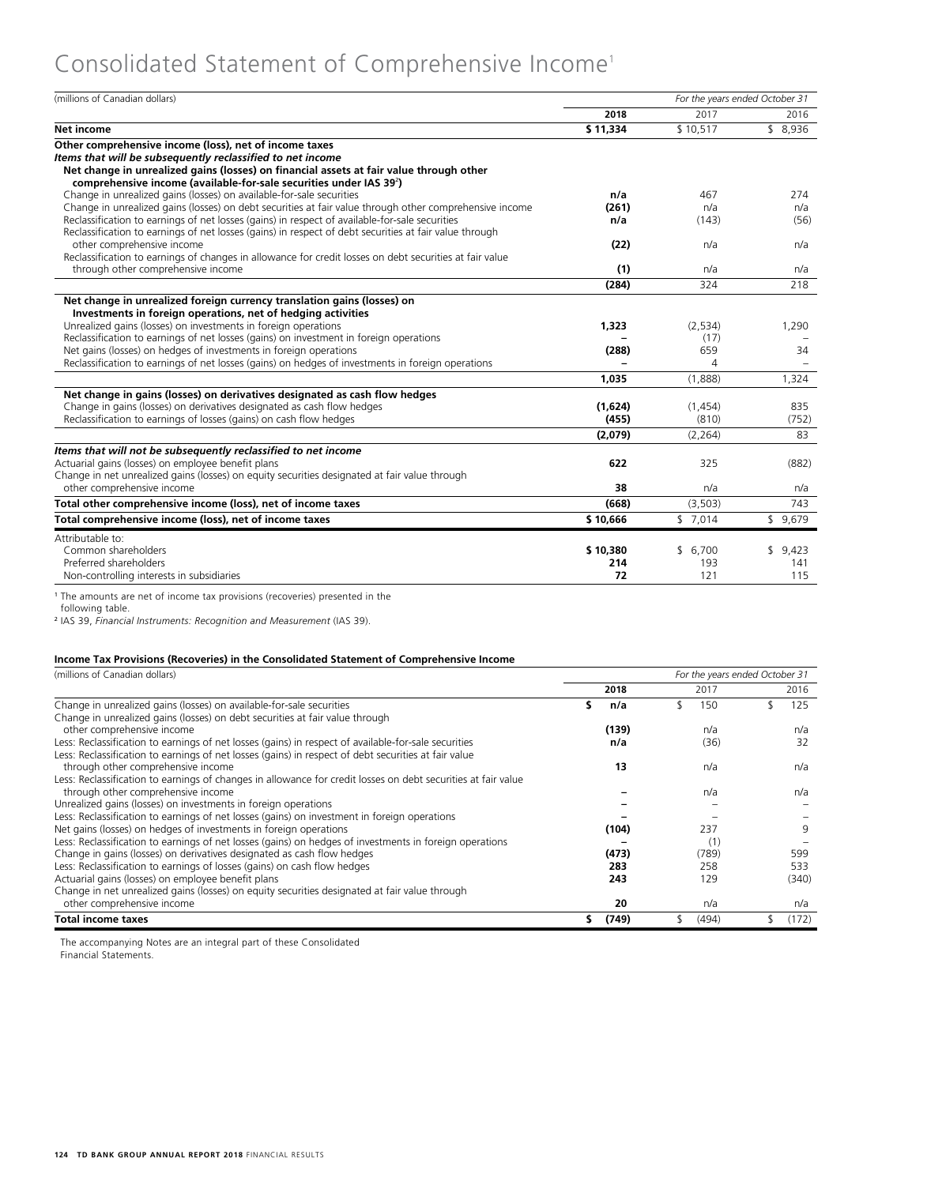# Consolidated Statement of Comprehensive Income[1]

| (millions of Canadian dollars) | *For the years ended October 31* | | |
|---|---|---|---|
| | **2018** | 2017 | 2016 |
| **Net income** | **$ 11,334** | $ 10,517 | $ 8,936 |
| **Other comprehensive income (loss), net of income taxes** | | | |
| ***Items that will be subsequently reclassified to net income*** | | | |
| **Net change in unrealized gains (losses) on financial assets at fair value through other comprehensive income (available-for-sale securities under IAS 39[2])** | | | |
| Change in unrealized gains (losses) on available-for-sale securities | **n/a** | 467 | 274 |
| Change in unrealized gains (losses) on debt securities at fair value through other comprehensive income | **(261)** | n/a | n/a |
| Reclassification to earnings of net losses (gains) in respect of available-for-sale securities | **n/a** | (143) | (56) |
| Reclassification to earnings of net losses (gains) in respect of debt securities at fair value through other comprehensive income | **(22)** | n/a | n/a |
| Reclassification to earnings of changes in allowance for credit losses on debt securities at fair value through other comprehensive income | **(1)** | n/a | n/a |
| | **(284)** | 324 | 218 |
| **Net change in unrealized foreign currency translation gains (losses) on Investments in foreign operations, net of hedging activities** | | | |
| Unrealized gains (losses) on investments in foreign operations | **1,323** | (2,534) | 1,290 |
| Reclassification to earnings of net losses (gains) on investment in foreign operations | **–** | (17) | – |
| Net gains (losses) on hedges of investments in foreign operations | **(288)** | 659 | 34 |
| Reclassification to earnings of net losses (gains) on hedges of investments in foreign operations | **–** | 4 | – |
| | **1,035** | (1,888) | 1,324 |
| **Net change in gains (losses) on derivatives designated as cash flow hedges** | | | |
| Change in gains (losses) on derivatives designated as cash flow hedges | **(1,624)** | (1,454) | 835 |
| Reclassification to earnings of losses (gains) on cash flow hedges | **(455)** | (810) | (752) |
| | **(2,079)** | (2,264) | 83 |
| ***Items that will not be subsequently reclassified to net income*** | | | |
| Actuarial gains (losses) on employee benefit plans | **622** | 325 | (882) |
| Change in net unrealized gains (losses) on equity securities designated at fair value through other comprehensive income | **38** | n/a | n/a |
| **Total other comprehensive income (loss), net of income taxes** | **(668)** | (3,503) | 743 |
| **Total comprehensive income (loss), net of income taxes** | **$ 10,666** | $ 7,014 | $ 9,679 |
| Attributable to: | | | |
| Common shareholders | **$ 10,380** | $ 6,700 | $ 9,423 |
| Preferred shareholders | **214** | 193 | 141 |
| Non-controlling interests in subsidiaries | **72** | 121 | 115 |

[1] The amounts are net of income tax provisions (recoveries) presented in the following table.

[2] IAS 39, *Financial Instruments: Recognition and Measurement* (IAS 39).

**Income Tax Provisions (Recoveries) in the Consolidated Statement of Comprehensive Income**

| (millions of Canadian dollars) | *For the years ended October 31* | | |
|---|---|---|---|
| | **2018** | 2017 | 2016 |
| Change in unrealized gains (losses) on available-for-sale securities | **$ n/a** | $ 150 | $ 125 |
| Change in unrealized gains (losses) on debt securities at fair value through other comprehensive income | **(139)** | n/a | n/a |
| Less: Reclassification to earnings of net losses (gains) in respect of available-for-sale securities | **n/a** | (36) | 32 |
| Less: Reclassification to earnings of net losses (gains) in respect of debt securities at fair value through other comprehensive income | **13** | n/a | n/a |
| Less: Reclassification to earnings of changes in allowance for credit losses on debt securities at fair value through other comprehensive income | **–** | n/a | n/a |
| Unrealized gains (losses) on investments in foreign operations | **–** | – | – |
| Less: Reclassification to earnings of net losses (gains) on investment in foreign operations | **–** | – | – |
| Net gains (losses) on hedges of investments in foreign operations | **(104)** | 237 | 9 |
| Less: Reclassification to earnings of net losses (gains) on hedges of investments in foreign operations | **–** | (1) | – |
| Change in gains (losses) on derivatives designated as cash flow hedges | **(473)** | (789) | 599 |
| Less: Reclassification to earnings of losses (gains) on cash flow hedges | **283** | 258 | 533 |
| Actuarial gains (losses) on employee benefit plans | **243** | 129 | (340) |
| Change in net unrealized gains (losses) on equity securities designated at fair value through other comprehensive income | **20** | n/a | n/a |
| **Total income taxes** | **$ (749)** | $ (494) | $ (172) |

The accompanying Notes are an integral part of these Consolidated Financial Statements.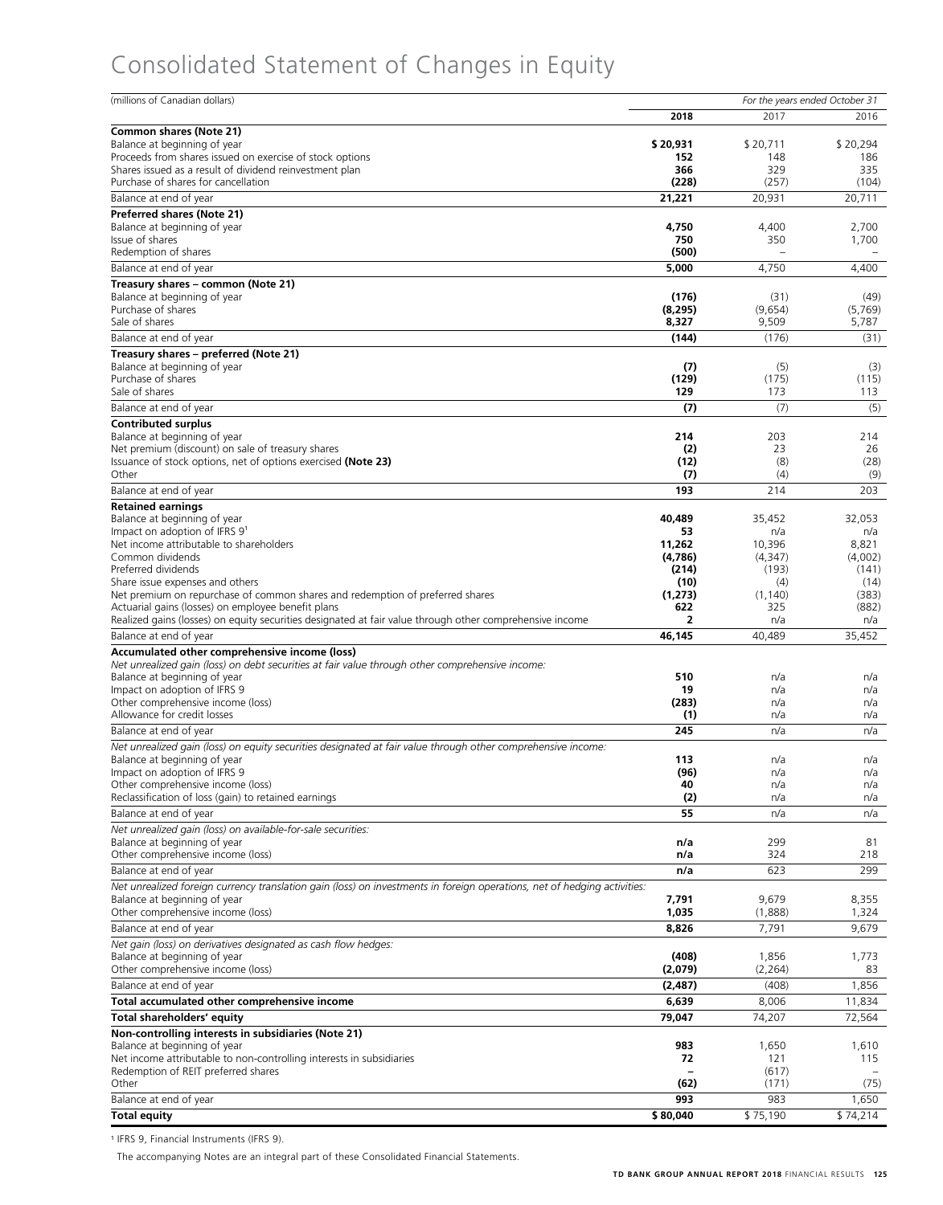# Consolidated Statement of Changes in Equity

| (millions of Canadian dollars) | For the years ended October 31 | | |
|---|---|---|---|
| | **2018** | 2017 | 2016 |
| **Common shares (Note 21)** | | | |
| Balance at beginning of year | **$ 20,931** | $ 20,711 | $ 20,294 |
| Proceeds from shares issued on exercise of stock options | **152** | 148 | 186 |
| Shares issued as a result of dividend reinvestment plan | **366** | 329 | 335 |
| Purchase of shares for cancellation | **(228)** | (257) | (104) |
| Balance at end of year | **21,221** | 20,931 | 20,711 |
| **Preferred shares (Note 21)** | | | |
| Balance at beginning of year | **4,750** | 4,400 | 2,700 |
| Issue of shares | **750** | 350 | 1,700 |
| Redemption of shares | **(500)** | – | – |
| Balance at end of year | **5,000** | 4,750 | 4,400 |
| **Treasury shares – common (Note 21)** | | | |
| Balance at beginning of year | **(176)** | (31) | (49) |
| Purchase of shares | **(8,295)** | (9,654) | (5,769) |
| Sale of shares | **8,327** | 9,509 | 5,787 |
| Balance at end of year | **(144)** | (176) | (31) |
| **Treasury shares – preferred (Note 21)** | | | |
| Balance at beginning of year | **(7)** | (5) | (3) |
| Purchase of shares | **(129)** | (175) | (115) |
| Sale of shares | **129** | 173 | 113 |
| Balance at end of year | **(7)** | (7) | (5) |
| **Contributed surplus** | | | |
| Balance at beginning of year | **214** | 203 | 214 |
| Net premium (discount) on sale of treasury shares | **(2)** | 23 | 26 |
| Issuance of stock options, net of options exercised **(Note 23)** | **(12)** | (8) | (28) |
| Other | **(7)** | (4) | (9) |
| Balance at end of year | **193** | 214 | 203 |
| **Retained earnings** | | | |
| Balance at beginning of year | **40,489** | 35,452 | 32,053 |
| Impact on adoption of IFRS 9[1] | **53** | n/a | n/a |
| Net income attributable to shareholders | **11,262** | 10,396 | 8,821 |
| Common dividends | **(4,786)** | (4,347) | (4,002) |
| Preferred dividends | **(214)** | (193) | (141) |
| Share issue expenses and others | **(10)** | (4) | (14) |
| Net premium on repurchase of common shares and redemption of preferred shares | **(1,273)** | (1,140) | (383) |
| Actuarial gains (losses) on employee benefit plans | **622** | 325 | (882) |
| Realized gains (losses) on equity securities designated at fair value through other comprehensive income | **2** | n/a | n/a |
| Balance at end of year | **46,145** | 40,489 | 35,452 |
| **Accumulated other comprehensive income (loss)** | | | |
| *Net unrealized gain (loss) on debt securities at fair value through other comprehensive income:* | | | |
| Balance at beginning of year | **510** | n/a | n/a |
| Impact on adoption of IFRS 9 | **19** | n/a | n/a |
| Other comprehensive income (loss) | **(283)** | n/a | n/a |
| Allowance for credit losses | **(1)** | n/a | n/a |
| Balance at end of year | **245** | n/a | n/a |
| *Net unrealized gain (loss) on equity securities designated at fair value through other comprehensive income:* | | | |
| Balance at beginning of year | **113** | n/a | n/a |
| Impact on adoption of IFRS 9 | **(96)** | n/a | n/a |
| Other comprehensive income (loss) | **40** | n/a | n/a |
| Reclassification of loss (gain) to retained earnings | **(2)** | n/a | n/a |
| Balance at end of year | **55** | n/a | n/a |
| *Net unrealized gain (loss) on available-for-sale securities:* | | | |
| Balance at beginning of year | **n/a** | 299 | 81 |
| Other comprehensive income (loss) | **n/a** | 324 | 218 |
| Balance at end of year | **n/a** | 623 | 299 |
| *Net unrealized foreign currency translation gain (loss) on investments in foreign operations, net of hedging activities:* | | | |
| Balance at beginning of year | **7,791** | 9,679 | 8,355 |
| Other comprehensive income (loss) | **1,035** | (1,888) | 1,324 |
| Balance at end of year | **8,826** | 7,791 | 9,679 |
| *Net gain (loss) on derivatives designated as cash flow hedges:* | | | |
| Balance at beginning of year | **(408)** | 1,856 | 1,773 |
| Other comprehensive income (loss) | **(2,079)** | (2,264) | 83 |
| Balance at end of year | **(2,487)** | (408) | 1,856 |
| **Total accumulated other comprehensive income** | **6,639** | 8,006 | 11,834 |
| **Total shareholders' equity** | **79,047** | 74,207 | 72,564 |
| **Non-controlling interests in subsidiaries (Note 21)** | | | |
| Balance at beginning of year | **983** | 1,650 | 1,610 |
| Net income attributable to non-controlling interests in subsidiaries | **72** | 121 | 115 |
| Redemption of REIT preferred shares | **–** | (617) | – |
| Other | **(62)** | (171) | (75) |
| Balance at end of year | **993** | 983 | 1,650 |
| **Total equity** | **$ 80,040** | $ 75,190 | $ 74,214 |

[1] IFRS 9, Financial Instruments (IFRS 9).

The accompanying Notes are an integral part of these Consolidated Financial Statements.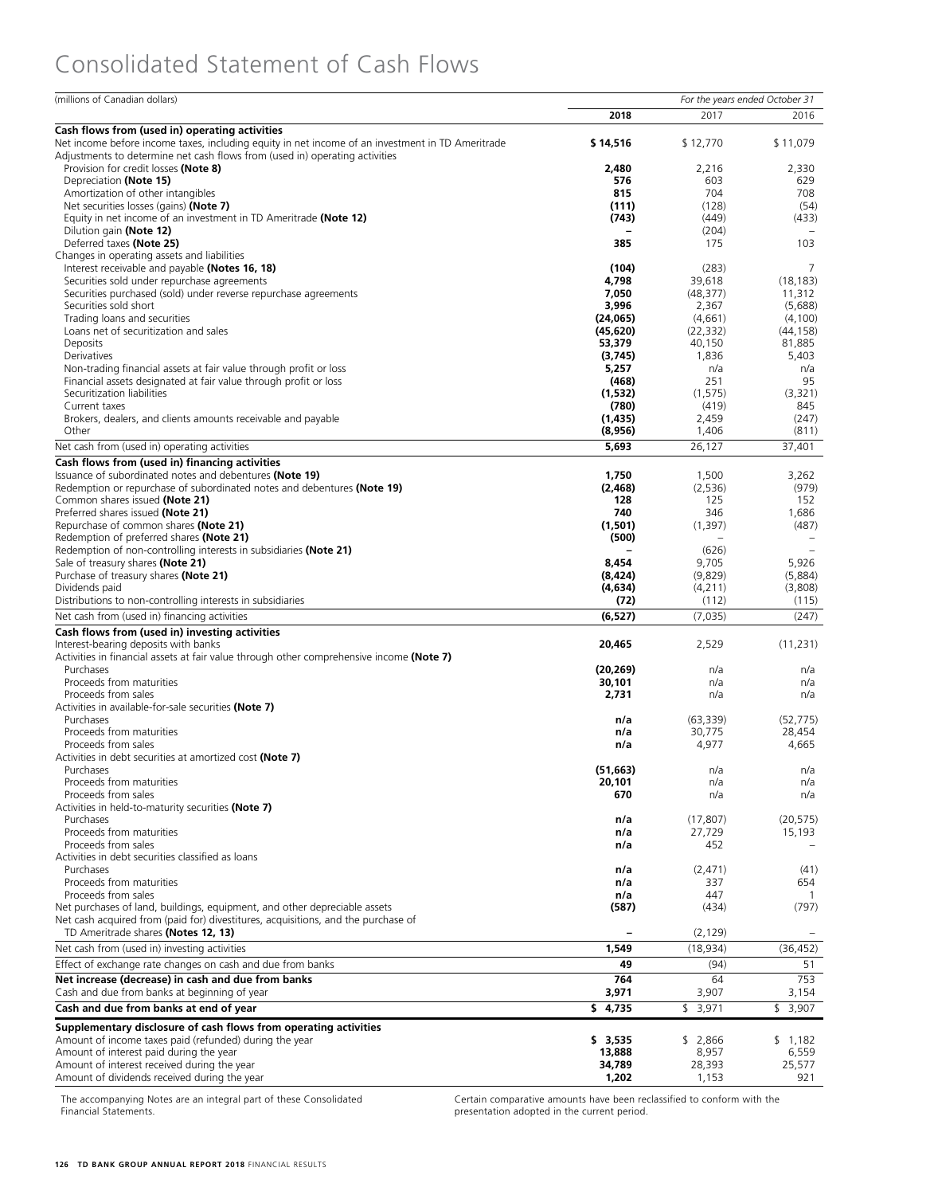# Consolidated Statement of Cash Flows

| (millions of Canadian dollars) | *For the years ended October 31* | | |
|---|---|---|---|
| | **2018** | 2017 | 2016 |
| **Cash flows from (used in) operating activities** | | | |
| Net income before income taxes, including equity in net income of an investment in TD Ameritrade | **$ 14,516** | $ 12,770 | $ 11,079 |
| Adjustments to determine net cash flows from (used in) operating activities | | | |
| Provision for credit losses **(Note 8)** | **2,480** | 2,216 | 2,330 |
| Depreciation **(Note 15)** | **576** | 603 | 629 |
| Amortization of other intangibles | **815** | 704 | 708 |
| Net securities losses (gains) **(Note 7)** | **(111)** | (128) | (54) |
| Equity in net income of an investment in TD Ameritrade **(Note 12)** | **(743)** | (449) | (433) |
| Dilution gain **(Note 12)** | **–** | (204) | – |
| Deferred taxes **(Note 25)** | **385** | 175 | 103 |
| Changes in operating assets and liabilities | | | |
| Interest receivable and payable **(Notes 16, 18)** | **(104)** | (283) | 7 |
| Securities sold under repurchase agreements | **4,798** | 39,618 | (18,183) |
| Securities purchased (sold) under reverse repurchase agreements | **7,050** | (48,377) | 11,312 |
| Securities sold short | **3,996** | 2,367 | (5,688) |
| Trading loans and securities | **(24,065)** | (4,661) | (4,100) |
| Loans net of securitization and sales | **(45,620)** | (22,332) | (44,158) |
| Deposits | **53,379** | 40,150 | 81,885 |
| Derivatives | **(3,745)** | 1,836 | 5,403 |
| Non-trading financial assets at fair value through profit or loss | **5,257** | n/a | n/a |
| Financial assets designated at fair value through profit or loss | **(468)** | 251 | 95 |
| Securitization liabilities | **(1,532)** | (1,575) | (3,321) |
| Current taxes | **(780)** | (419) | 845 |
| Brokers, dealers, and clients amounts receivable and payable | **(1,435)** | 2,459 | (247) |
| Other | **(8,956)** | 1,406 | (811) |
| Net cash from (used in) operating activities | **5,693** | 26,127 | 37,401 |
| **Cash flows from (used in) financing activities** | | | |
| Issuance of subordinated notes and debentures **(Note 19)** | **1,750** | 1,500 | 3,262 |
| Redemption or repurchase of subordinated notes and debentures **(Note 19)** | **(2,468)** | (2,536) | (979) |
| Common shares issued **(Note 21)** | **128** | 125 | 152 |
| Preferred shares issued **(Note 21)** | **740** | 346 | 1,686 |
| Repurchase of common shares **(Note 21)** | **(1,501)** | (1,397) | (487) |
| Redemption of preferred shares **(Note 21)** | **(500)** | – | – |
| Redemption of non-controlling interests in subsidiaries **(Note 21)** | **–** | (626) | – |
| Sale of treasury shares **(Note 21)** | **8,454** | 9,705 | 5,926 |
| Purchase of treasury shares **(Note 21)** | **(8,424)** | (9,829) | (5,884) |
| Dividends paid | **(4,634)** | (4,211) | (3,808) |
| Distributions to non-controlling interests in subsidiaries | **(72)** | (112) | (115) |
| Net cash from (used in) financing activities | **(6,527)** | (7,035) | (247) |
| **Cash flows from (used in) investing activities** | | | |
| Interest-bearing deposits with banks | **20,465** | 2,529 | (11,231) |
| Activities in financial assets at fair value through other comprehensive income **(Note 7)** | | | |
| Purchases | **(20,269)** | n/a | n/a |
| Proceeds from maturities | **30,101** | n/a | n/a |
| Proceeds from sales | **2,731** | n/a | n/a |
| Activities in available-for-sale securities **(Note 7)** | | | |
| Purchases | **n/a** | (63,339) | (52,775) |
| Proceeds from maturities | **n/a** | 30,775 | 28,454 |
| Proceeds from sales | **n/a** | 4,977 | 4,665 |
| Activities in debt securities at amortized cost **(Note 7)** | | | |
| Purchases | **(51,663)** | n/a | n/a |
| Proceeds from maturities | **20,101** | n/a | n/a |
| Proceeds from sales | **670** | n/a | n/a |
| Activities in held-to-maturity securities **(Note 7)** | | | |
| Purchases | **n/a** | (17,807) | (20,575) |
| Proceeds from maturities | **n/a** | 27,729 | 15,193 |
| Proceeds from sales | **n/a** | 452 | – |
| Activities in debt securities classified as loans | | | |
| Purchases | **n/a** | (2,471) | (41) |
| Proceeds from maturities | **n/a** | 337 | 654 |
| Proceeds from sales | **n/a** | 447 | 1 |
| Net purchases of land, buildings, equipment, and other depreciable assets | **(587)** | (434) | (797) |
| Net cash acquired from (paid for) divestitures, acquisitions, and the purchase of TD Ameritrade shares **(Notes 12, 13)** | **–** | (2,129) | – |
| Net cash from (used in) investing activities | **1,549** | (18,934) | (36,452) |
| Effect of exchange rate changes on cash and due from banks | **49** | (94) | 51 |
| **Net increase (decrease) in cash and due from banks** | **764** | 64 | 753 |
| Cash and due from banks at beginning of year | **3,971** | 3,907 | 3,154 |
| **Cash and due from banks at end of year** | **$ 4,735** | $ 3,971 | $ 3,907 |
| **Supplementary disclosure of cash flows from operating activities** | | | |
| Amount of income taxes paid (refunded) during the year | **$ 3,535** | $ 2,866 | $ 1,182 |
| Amount of interest paid during the year | **13,888** | 8,957 | 6,559 |
| Amount of interest received during the year | **34,789** | 28,393 | 25,577 |
| Amount of dividends received during the year | **1,202** | 1,153 | 921 |

The accompanying Notes are an integral part of these Consolidated Financial Statements.

Certain comparative amounts have been reclassified to conform with the presentation adopted in the current period.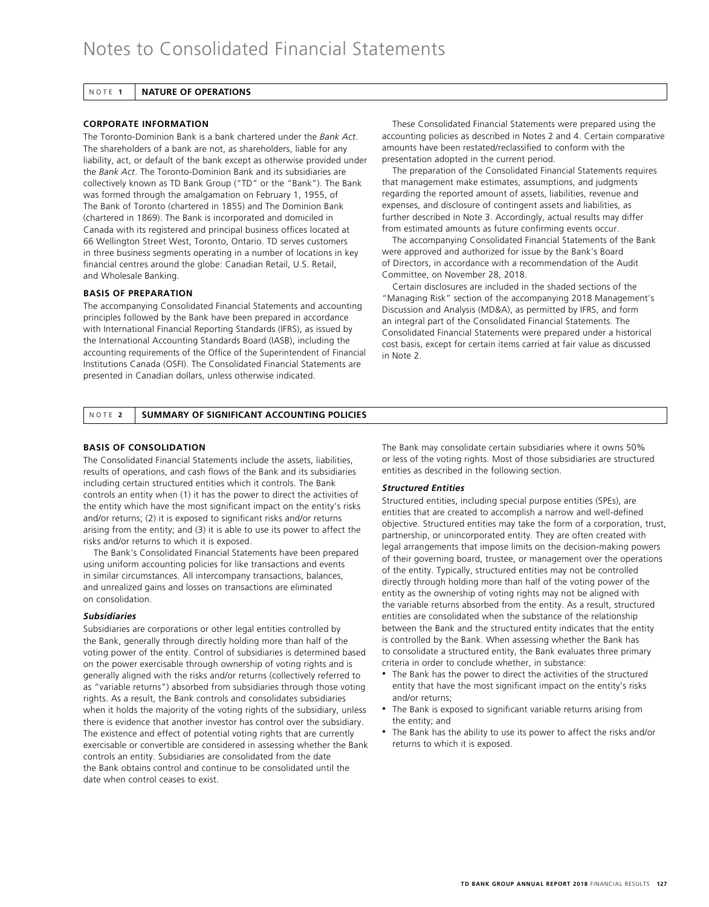# Notes to Consolidated Financial Statements

## NOTE 1 NATURE OF OPERATIONS

### CORPORATE INFORMATION

The Toronto-Dominion Bank is a bank chartered under the *Bank Act*. The shareholders of a bank are not, as shareholders, liable for any liability, act, or default of the bank except as otherwise provided under the *Bank Act*. The Toronto-Dominion Bank and its subsidiaries are collectively known as TD Bank Group ("TD" or the "Bank"). The Bank was formed through the amalgamation on February 1, 1955, of The Bank of Toronto (chartered in 1855) and The Dominion Bank (chartered in 1869). The Bank is incorporated and domiciled in Canada with its registered and principal business offices located at 66 Wellington Street West, Toronto, Ontario. TD serves customers in three business segments operating in a number of locations in key financial centres around the globe: Canadian Retail, U.S. Retail, and Wholesale Banking.

### BASIS OF PREPARATION

The accompanying Consolidated Financial Statements and accounting principles followed by the Bank have been prepared in accordance with International Financial Reporting Standards (IFRS), as issued by the International Accounting Standards Board (IASB), including the accounting requirements of the Office of the Superintendent of Financial Institutions Canada (OSFI). The Consolidated Financial Statements are presented in Canadian dollars, unless otherwise indicated.

These Consolidated Financial Statements were prepared using the accounting policies as described in Notes 2 and 4. Certain comparative amounts have been restated/reclassified to conform with the presentation adopted in the current period.

The preparation of the Consolidated Financial Statements requires that management make estimates, assumptions, and judgments regarding the reported amount of assets, liabilities, revenue and expenses, and disclosure of contingent assets and liabilities, as further described in Note 3. Accordingly, actual results may differ from estimated amounts as future confirming events occur.

The accompanying Consolidated Financial Statements of the Bank were approved and authorized for issue by the Bank's Board of Directors, in accordance with a recommendation of the Audit Committee, on November 28, 2018.

Certain disclosures are included in the shaded sections of the "Managing Risk" section of the accompanying 2018 Management's Discussion and Analysis (MD&A), as permitted by IFRS, and form an integral part of the Consolidated Financial Statements. The Consolidated Financial Statements were prepared under a historical cost basis, except for certain items carried at fair value as discussed in Note 2.

## NOTE 2 SUMMARY OF SIGNIFICANT ACCOUNTING POLICIES

### BASIS OF CONSOLIDATION

The Consolidated Financial Statements include the assets, liabilities, results of operations, and cash flows of the Bank and its subsidiaries including certain structured entities which it controls. The Bank controls an entity when (1) it has the power to direct the activities of the entity which have the most significant impact on the entity's risks and/or returns; (2) it is exposed to significant risks and/or returns arising from the entity; and (3) it is able to use its power to affect the risks and/or returns to which it is exposed.

The Bank's Consolidated Financial Statements have been prepared using uniform accounting policies for like transactions and events in similar circumstances. All intercompany transactions, balances, and unrealized gains and losses on transactions are eliminated on consolidation.

#### *Subsidiaries*

Subsidiaries are corporations or other legal entities controlled by the Bank, generally through directly holding more than half of the voting power of the entity. Control of subsidiaries is determined based on the power exercisable through ownership of voting rights and is generally aligned with the risks and/or returns (collectively referred to as "variable returns") absorbed from subsidiaries through those voting rights. As a result, the Bank controls and consolidates subsidiaries when it holds the majority of the voting rights of the subsidiary, unless there is evidence that another investor has control over the subsidiary. The existence and effect of potential voting rights that are currently exercisable or convertible are considered in assessing whether the Bank controls an entity. Subsidiaries are consolidated from the date the Bank obtains control and continue to be consolidated until the date when control ceases to exist.

The Bank may consolidate certain subsidiaries where it owns 50% or less of the voting rights. Most of those subsidiaries are structured entities as described in the following section.

#### *Structured Entities*

Structured entities, including special purpose entities (SPEs), are entities that are created to accomplish a narrow and well-defined objective. Structured entities may take the form of a corporation, trust, partnership, or unincorporated entity. They are often created with legal arrangements that impose limits on the decision-making powers of their governing board, trustee, or management over the operations of the entity. Typically, structured entities may not be controlled directly through holding more than half of the voting power of the entity as the ownership of voting rights may not be aligned with the variable returns absorbed from the entity. As a result, structured entities are consolidated when the substance of the relationship between the Bank and the structured entity indicates that the entity is controlled by the Bank. When assessing whether the Bank has to consolidate a structured entity, the Bank evaluates three primary criteria in order to conclude whether, in substance:

- The Bank has the power to direct the activities of the structured entity that have the most significant impact on the entity's risks and/or returns;
- The Bank is exposed to significant variable returns arising from the entity; and
- The Bank has the ability to use its power to affect the risks and/or returns to which it is exposed.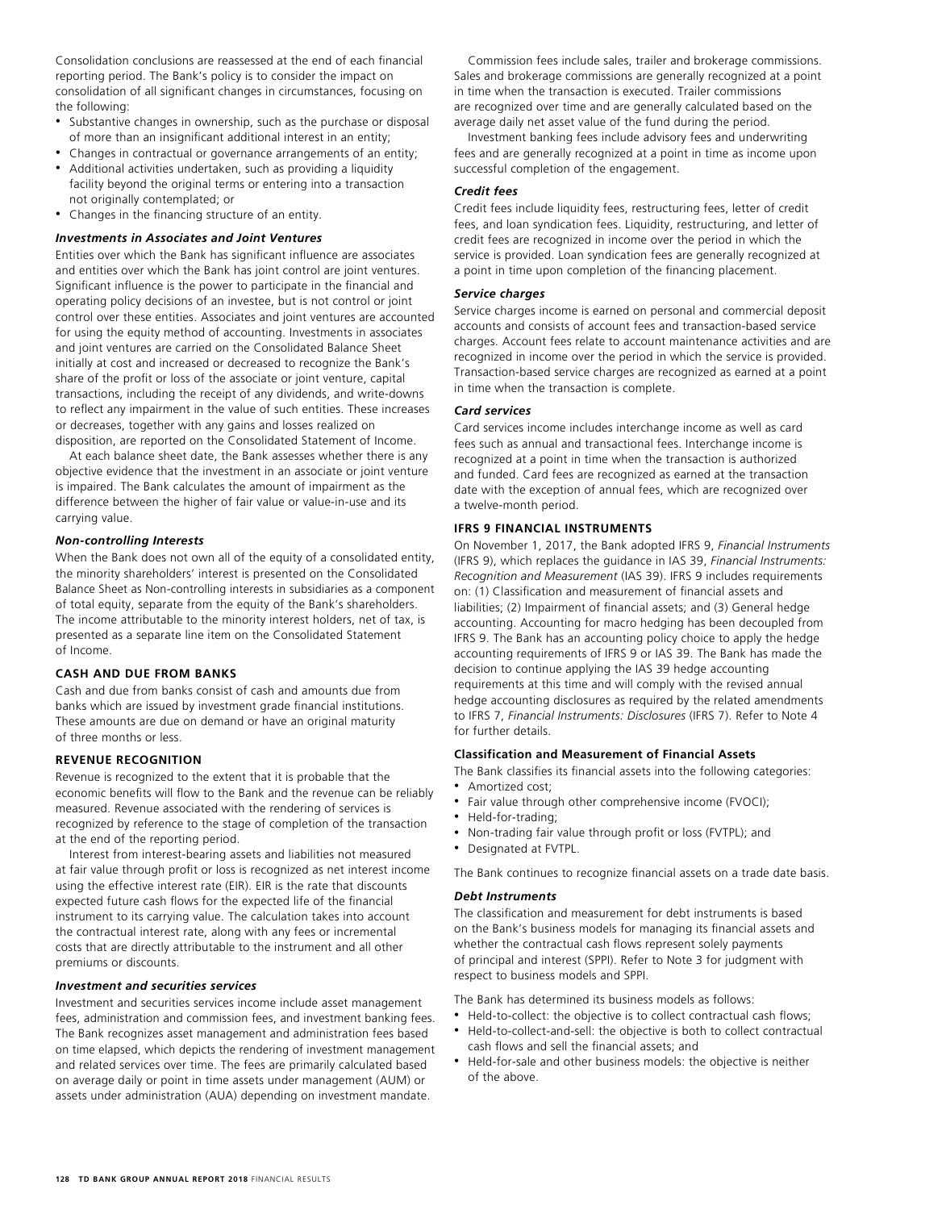Consolidation conclusions are reassessed at the end of each financial reporting period. The Bank's policy is to consider the impact on consolidation of all significant changes in circumstances, focusing on the following:

- Substantive changes in ownership, such as the purchase or disposal of more than an insignificant additional interest in an entity;
- Changes in contractual or governance arrangements of an entity;
- Additional activities undertaken, such as providing a liquidity facility beyond the original terms or entering into a transaction not originally contemplated; or
- Changes in the financing structure of an entity.

***Investments in Associates and Joint Ventures***

Entities over which the Bank has significant influence are associates and entities over which the Bank has joint control are joint ventures. Significant influence is the power to participate in the financial and operating policy decisions of an investee, but is not control or joint control over these entities. Associates and joint ventures are accounted for using the equity method of accounting. Investments in associates and joint ventures are carried on the Consolidated Balance Sheet initially at cost and increased or decreased to recognize the Bank's share of the profit or loss of the associate or joint venture, capital transactions, including the receipt of any dividends, and write-downs to reflect any impairment in the value of such entities. These increases or decreases, together with any gains and losses realized on disposition, are reported on the Consolidated Statement of Income.

At each balance sheet date, the Bank assesses whether there is any objective evidence that the investment in an associate or joint venture is impaired. The Bank calculates the amount of impairment as the difference between the higher of fair value or value-in-use and its carrying value.

***Non-controlling Interests***

When the Bank does not own all of the equity of a consolidated entity, the minority shareholders' interest is presented on the Consolidated Balance Sheet as Non-controlling interests in subsidiaries as a component of total equity, separate from the equity of the Bank's shareholders. The income attributable to the minority interest holders, net of tax, is presented as a separate line item on the Consolidated Statement of Income.

**CASH AND DUE FROM BANKS**

Cash and due from banks consist of cash and amounts due from banks which are issued by investment grade financial institutions. These amounts are due on demand or have an original maturity of three months or less.

**REVENUE RECOGNITION**

Revenue is recognized to the extent that it is probable that the economic benefits will flow to the Bank and the revenue can be reliably measured. Revenue associated with the rendering of services is recognized by reference to the stage of completion of the transaction at the end of the reporting period.

Interest from interest-bearing assets and liabilities not measured at fair value through profit or loss is recognized as net interest income using the effective interest rate (EIR). EIR is the rate that discounts expected future cash flows for the expected life of the financial instrument to its carrying value. The calculation takes into account the contractual interest rate, along with any fees or incremental costs that are directly attributable to the instrument and all other premiums or discounts.

***Investment and securities services***

Investment and securities services income include asset management fees, administration and commission fees, and investment banking fees. The Bank recognizes asset management and administration fees based on time elapsed, which depicts the rendering of investment management and related services over time. The fees are primarily calculated based on average daily or point in time assets under management (AUM) or assets under administration (AUA) depending on investment mandate.

Commission fees include sales, trailer and brokerage commissions. Sales and brokerage commissions are generally recognized at a point in time when the transaction is executed. Trailer commissions are recognized over time and are generally calculated based on the average daily net asset value of the fund during the period.

Investment banking fees include advisory fees and underwriting fees and are generally recognized at a point in time as income upon successful completion of the engagement.

***Credit fees***

Credit fees include liquidity fees, restructuring fees, letter of credit fees, and loan syndication fees. Liquidity, restructuring, and letter of credit fees are recognized in income over the period in which the service is provided. Loan syndication fees are generally recognized at a point in time upon completion of the financing placement.

***Service charges***

Service charges income is earned on personal and commercial deposit accounts and consists of account fees and transaction-based service charges. Account fees relate to account maintenance activities and are recognized in income over the period in which the service is provided. Transaction-based service charges are recognized as earned at a point in time when the transaction is complete.

***Card services***

Card services income includes interchange income as well as card fees such as annual and transactional fees. Interchange income is recognized at a point in time when the transaction is authorized and funded. Card fees are recognized as earned at the transaction date with the exception of annual fees, which are recognized over a twelve-month period.

**IFRS 9 FINANCIAL INSTRUMENTS**

On November 1, 2017, the Bank adopted IFRS 9, *Financial Instruments* (IFRS 9), which replaces the guidance in IAS 39, *Financial Instruments: Recognition and Measurement* (IAS 39). IFRS 9 includes requirements on: (1) Classification and measurement of financial assets and liabilities; (2) Impairment of financial assets; and (3) General hedge accounting. Accounting for macro hedging has been decoupled from IFRS 9. The Bank has an accounting policy choice to apply the hedge accounting requirements of IFRS 9 or IAS 39. The Bank has made the decision to continue applying the IAS 39 hedge accounting requirements at this time and will comply with the revised annual hedge accounting disclosures as required by the related amendments to IFRS 7, *Financial Instruments: Disclosures* (IFRS 7). Refer to Note 4 for further details.

**Classification and Measurement of Financial Assets**

The Bank classifies its financial assets into the following categories:

- Amortized cost;
- Fair value through other comprehensive income (FVOCI);
- Held-for-trading;
- Non-trading fair value through profit or loss (FVTPL); and
- Designated at FVTPL.

The Bank continues to recognize financial assets on a trade date basis.

***Debt Instruments***

The classification and measurement for debt instruments is based on the Bank's business models for managing its financial assets and whether the contractual cash flows represent solely payments of principal and interest (SPPI). Refer to Note 3 for judgment with respect to business models and SPPI.

The Bank has determined its business models as follows:

- Held-to-collect: the objective is to collect contractual cash flows;
- Held-to-collect-and-sell: the objective is both to collect contractual cash flows and sell the financial assets; and
- Held-for-sale and other business models: the objective is neither of the above.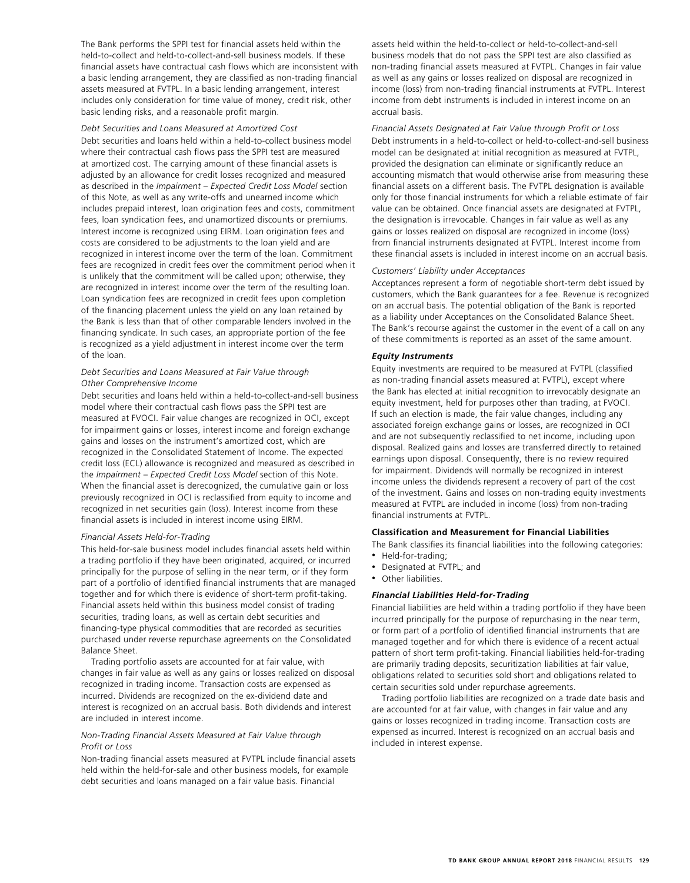The Bank performs the SPPI test for financial assets held within the held-to-collect and held-to-collect-and-sell business models. If these financial assets have contractual cash flows which are inconsistent with a basic lending arrangement, they are classified as non-trading financial assets measured at FVTPL. In a basic lending arrangement, interest includes only consideration for time value of money, credit risk, other basic lending risks, and a reasonable profit margin.

*Debt Securities and Loans Measured at Amortized Cost*

Debt securities and loans held within a held-to-collect business model where their contractual cash flows pass the SPPI test are measured at amortized cost. The carrying amount of these financial assets is adjusted by an allowance for credit losses recognized and measured as described in the *Impairment – Expected Credit Loss Model* section of this Note, as well as any write-offs and unearned income which includes prepaid interest, loan origination fees and costs, commitment fees, loan syndication fees, and unamortized discounts or premiums. Interest income is recognized using EIRM. Loan origination fees and costs are considered to be adjustments to the loan yield and are recognized in interest income over the term of the loan. Commitment fees are recognized in credit fees over the commitment period when it is unlikely that the commitment will be called upon; otherwise, they are recognized in interest income over the term of the resulting loan. Loan syndication fees are recognized in credit fees upon completion of the financing placement unless the yield on any loan retained by the Bank is less than that of other comparable lenders involved in the financing syndicate. In such cases, an appropriate portion of the fee is recognized as a yield adjustment in interest income over the term of the loan.

*Debt Securities and Loans Measured at Fair Value through Other Comprehensive Income*

Debt securities and loans held within a held-to-collect-and-sell business model where their contractual cash flows pass the SPPI test are measured at FVOCI. Fair value changes are recognized in OCI, except for impairment gains or losses, interest income and foreign exchange gains and losses on the instrument's amortized cost, which are recognized in the Consolidated Statement of Income. The expected credit loss (ECL) allowance is recognized and measured as described in the *Impairment – Expected Credit Loss Model* section of this Note. When the financial asset is derecognized, the cumulative gain or loss previously recognized in OCI is reclassified from equity to income and recognized in net securities gain (loss). Interest income from these financial assets is included in interest income using EIRM.

*Financial Assets Held-for-Trading*

This held-for-sale business model includes financial assets held within a trading portfolio if they have been originated, acquired, or incurred principally for the purpose of selling in the near term, or if they form part of a portfolio of identified financial instruments that are managed together and for which there is evidence of short-term profit-taking. Financial assets held within this business model consist of trading securities, trading loans, as well as certain debt securities and financing-type physical commodities that are recorded as securities purchased under reverse repurchase agreements on the Consolidated Balance Sheet.

Trading portfolio assets are accounted for at fair value, with changes in fair value as well as any gains or losses realized on disposal recognized in trading income. Transaction costs are expensed as incurred. Dividends are recognized on the ex-dividend date and interest is recognized on an accrual basis. Both dividends and interest are included in interest income.

*Non-Trading Financial Assets Measured at Fair Value through Profit or Loss*

Non-trading financial assets measured at FVTPL include financial assets held within the held-for-sale and other business models, for example debt securities and loans managed on a fair value basis. Financial assets held within the held-to-collect or held-to-collect-and-sell business models that do not pass the SPPI test are also classified as non-trading financial assets measured at FVTPL. Changes in fair value as well as any gains or losses realized on disposal are recognized in income (loss) from non-trading financial instruments at FVTPL. Interest income from debt instruments is included in interest income on an accrual basis.

*Financial Assets Designated at Fair Value through Profit or Loss*

Debt instruments in a held-to-collect or held-to-collect-and-sell business model can be designated at initial recognition as measured at FVTPL, provided the designation can eliminate or significantly reduce an accounting mismatch that would otherwise arise from measuring these financial assets on a different basis. The FVTPL designation is available only for those financial instruments for which a reliable estimate of fair value can be obtained. Once financial assets are designated at FVTPL, the designation is irrevocable. Changes in fair value as well as any gains or losses realized on disposal are recognized in income (loss) from financial instruments designated at FVTPL. Interest income from these financial assets is included in interest income on an accrual basis.

*Customers' Liability under Acceptances*

Acceptances represent a form of negotiable short-term debt issued by customers, which the Bank guarantees for a fee. Revenue is recognized on an accrual basis. The potential obligation of the Bank is reported as a liability under Acceptances on the Consolidated Balance Sheet. The Bank's recourse against the customer in the event of a call on any of these commitments is reported as an asset of the same amount.

***Equity Instruments***

Equity investments are required to be measured at FVTPL (classified as non-trading financial assets measured at FVTPL), except where the Bank has elected at initial recognition to irrevocably designate an equity investment, held for purposes other than trading, at FVOCI. If such an election is made, the fair value changes, including any associated foreign exchange gains or losses, are recognized in OCI and are not subsequently reclassified to net income, including upon disposal. Realized gains and losses are transferred directly to retained earnings upon disposal. Consequently, there is no review required for impairment. Dividends will normally be recognized in interest income unless the dividends represent a recovery of part of the cost of the investment. Gains and losses on non-trading equity investments measured at FVTPL are included in income (loss) from non-trading financial instruments at FVTPL.

**Classification and Measurement for Financial Liabilities**

The Bank classifies its financial liabilities into the following categories:

- Held-for-trading;
- Designated at FVTPL; and
- Other liabilities.

***Financial Liabilities Held-for-Trading***

Financial liabilities are held within a trading portfolio if they have been incurred principally for the purpose of repurchasing in the near term, or form part of a portfolio of identified financial instruments that are managed together and for which there is evidence of a recent actual pattern of short term profit-taking. Financial liabilities held-for-trading are primarily trading deposits, securitization liabilities at fair value, obligations related to securities sold short and obligations related to certain securities sold under repurchase agreements.

Trading portfolio liabilities are recognized on a trade date basis and are accounted for at fair value, with changes in fair value and any gains or losses recognized in trading income. Transaction costs are expensed as incurred. Interest is recognized on an accrual basis and included in interest expense.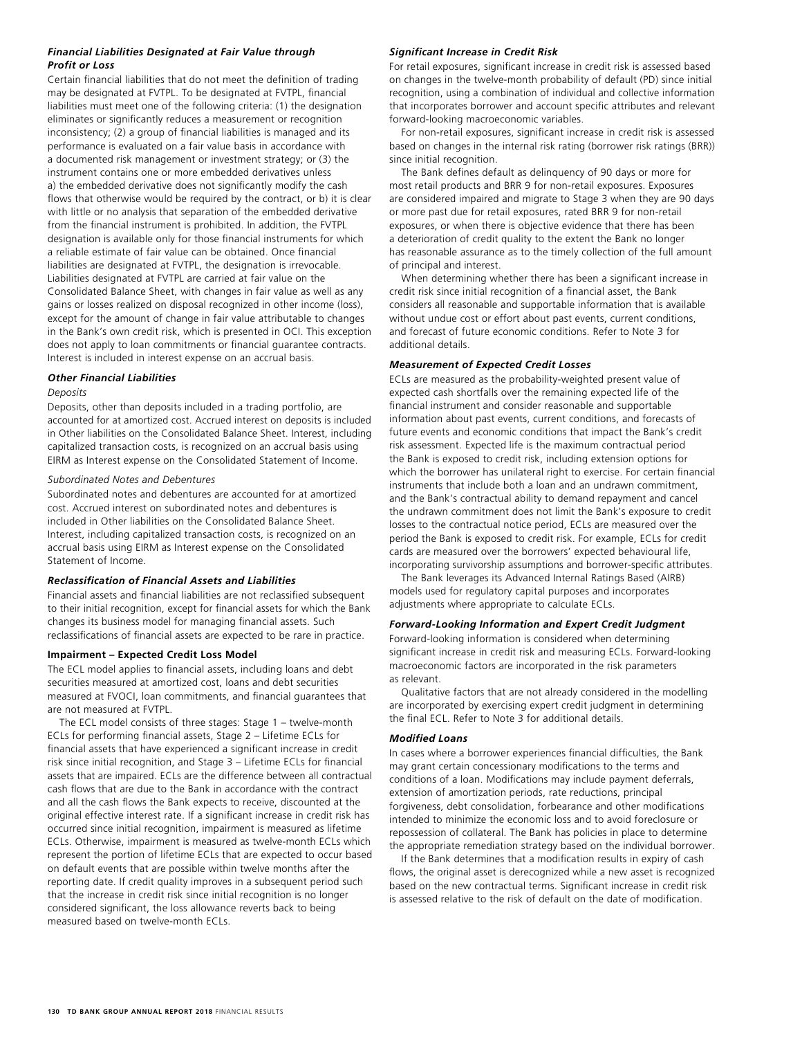### *Financial Liabilities Designated at Fair Value through Profit or Loss*

Certain financial liabilities that do not meet the definition of trading may be designated at FVTPL. To be designated at FVTPL, financial liabilities must meet one of the following criteria: (1) the designation eliminates or significantly reduces a measurement or recognition inconsistency; (2) a group of financial liabilities is managed and its performance is evaluated on a fair value basis in accordance with a documented risk management or investment strategy; or (3) the instrument contains one or more embedded derivatives unless a) the embedded derivative does not significantly modify the cash flows that otherwise would be required by the contract, or b) it is clear with little or no analysis that separation of the embedded derivative from the financial instrument is prohibited. In addition, the FVTPL designation is available only for those financial instruments for which a reliable estimate of fair value can be obtained. Once financial liabilities are designated at FVTPL, the designation is irrevocable. Liabilities designated at FVTPL are carried at fair value on the Consolidated Balance Sheet, with changes in fair value as well as any gains or losses realized on disposal recognized in other income (loss), except for the amount of change in fair value attributable to changes in the Bank's own credit risk, which is presented in OCI. This exception does not apply to loan commitments or financial guarantee contracts. Interest is included in interest expense on an accrual basis.

### *Other Financial Liabilities*

*Deposits*

Deposits, other than deposits included in a trading portfolio, are accounted for at amortized cost. Accrued interest on deposits is included in Other liabilities on the Consolidated Balance Sheet. Interest, including capitalized transaction costs, is recognized on an accrual basis using EIRM as Interest expense on the Consolidated Statement of Income.

*Subordinated Notes and Debentures*

Subordinated notes and debentures are accounted for at amortized cost. Accrued interest on subordinated notes and debentures is included in Other liabilities on the Consolidated Balance Sheet. Interest, including capitalized transaction costs, is recognized on an accrual basis using EIRM as Interest expense on the Consolidated Statement of Income.

### *Reclassification of Financial Assets and Liabilities*

Financial assets and financial liabilities are not reclassified subsequent to their initial recognition, except for financial assets for which the Bank changes its business model for managing financial assets. Such reclassifications of financial assets are expected to be rare in practice.

## **Impairment – Expected Credit Loss Model**

The ECL model applies to financial assets, including loans and debt securities measured at amortized cost, loans and debt securities measured at FVOCI, loan commitments, and financial guarantees that are not measured at FVTPL.

The ECL model consists of three stages: Stage 1 – twelve-month ECLs for performing financial assets, Stage 2 – Lifetime ECLs for financial assets that have experienced a significant increase in credit risk since initial recognition, and Stage 3 – Lifetime ECLs for financial assets that are impaired. ECLs are the difference between all contractual cash flows that are due to the Bank in accordance with the contract and all the cash flows the Bank expects to receive, discounted at the original effective interest rate. If a significant increase in credit risk has occurred since initial recognition, impairment is measured as lifetime ECLs. Otherwise, impairment is measured as twelve-month ECLs which represent the portion of lifetime ECLs that are expected to occur based on default events that are possible within twelve months after the reporting date. If credit quality improves in a subsequent period such that the increase in credit risk since initial recognition is no longer considered significant, the loss allowance reverts back to being measured based on twelve-month ECLs.

### *Significant Increase in Credit Risk*

For retail exposures, significant increase in credit risk is assessed based on changes in the twelve-month probability of default (PD) since initial recognition, using a combination of individual and collective information that incorporates borrower and account specific attributes and relevant forward-looking macroeconomic variables.

For non-retail exposures, significant increase in credit risk is assessed based on changes in the internal risk rating (borrower risk ratings (BRR)) since initial recognition.

The Bank defines default as delinquency of 90 days or more for most retail products and BRR 9 for non-retail exposures. Exposures are considered impaired and migrate to Stage 3 when they are 90 days or more past due for retail exposures, rated BRR 9 for non-retail exposures, or when there is objective evidence that there has been a deterioration of credit quality to the extent the Bank no longer has reasonable assurance as to the timely collection of the full amount of principal and interest.

When determining whether there has been a significant increase in credit risk since initial recognition of a financial asset, the Bank considers all reasonable and supportable information that is available without undue cost or effort about past events, current conditions, and forecast of future economic conditions. Refer to Note 3 for additional details.

### *Measurement of Expected Credit Losses*

ECLs are measured as the probability-weighted present value of expected cash shortfalls over the remaining expected life of the financial instrument and consider reasonable and supportable information about past events, current conditions, and forecasts of future events and economic conditions that impact the Bank's credit risk assessment. Expected life is the maximum contractual period the Bank is exposed to credit risk, including extension options for which the borrower has unilateral right to exercise. For certain financial instruments that include both a loan and an undrawn commitment, and the Bank's contractual ability to demand repayment and cancel the undrawn commitment does not limit the Bank's exposure to credit losses to the contractual notice period, ECLs are measured over the period the Bank is exposed to credit risk. For example, ECLs for credit cards are measured over the borrowers' expected behavioural life, incorporating survivorship assumptions and borrower-specific attributes.

The Bank leverages its Advanced Internal Ratings Based (AIRB) models used for regulatory capital purposes and incorporates adjustments where appropriate to calculate ECLs.

### *Forward-Looking Information and Expert Credit Judgment*

Forward-looking information is considered when determining significant increase in credit risk and measuring ECLs. Forward-looking macroeconomic factors are incorporated in the risk parameters as relevant.

Qualitative factors that are not already considered in the modelling are incorporated by exercising expert credit judgment in determining the final ECL. Refer to Note 3 for additional details.

### *Modified Loans*

In cases where a borrower experiences financial difficulties, the Bank may grant certain concessionary modifications to the terms and conditions of a loan. Modifications may include payment deferrals, extension of amortization periods, rate reductions, principal forgiveness, debt consolidation, forbearance and other modifications intended to minimize the economic loss and to avoid foreclosure or repossession of collateral. The Bank has policies in place to determine the appropriate remediation strategy based on the individual borrower.

If the Bank determines that a modification results in expiry of cash flows, the original asset is derecognized while a new asset is recognized based on the new contractual terms. Significant increase in credit risk is assessed relative to the risk of default on the date of modification.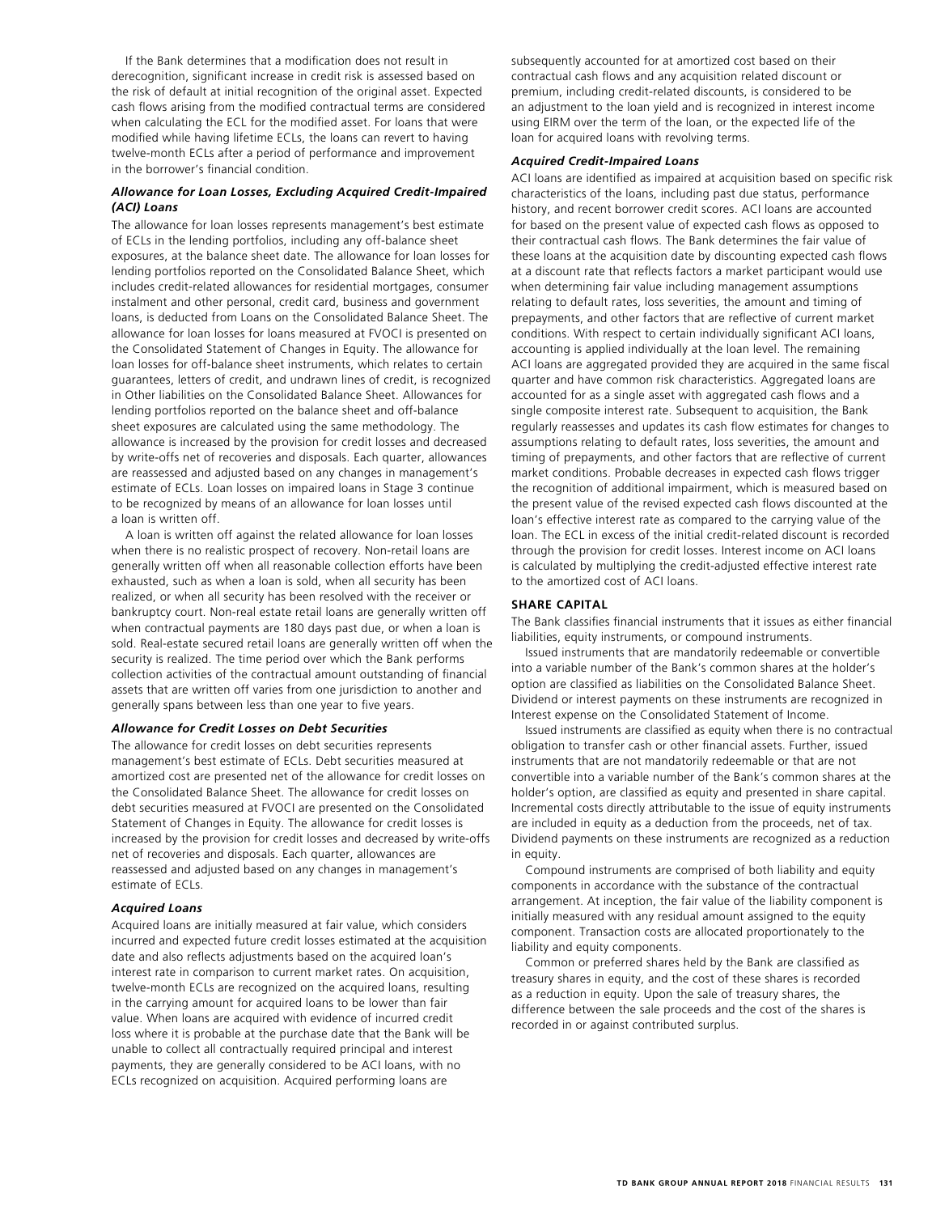If the Bank determines that a modification does not result in derecognition, significant increase in credit risk is assessed based on the risk of default at initial recognition of the original asset. Expected cash flows arising from the modified contractual terms are considered when calculating the ECL for the modified asset. For loans that were modified while having lifetime ECLs, the loans can revert to having twelve-month ECLs after a period of performance and improvement in the borrower's financial condition.

### *Allowance for Loan Losses, Excluding Acquired Credit-Impaired (ACI) Loans*

The allowance for loan losses represents management's best estimate of ECLs in the lending portfolios, including any off-balance sheet exposures, at the balance sheet date. The allowance for loan losses for lending portfolios reported on the Consolidated Balance Sheet, which includes credit-related allowances for residential mortgages, consumer instalment and other personal, credit card, business and government loans, is deducted from Loans on the Consolidated Balance Sheet. The allowance for loan losses for loans measured at FVOCI is presented on the Consolidated Statement of Changes in Equity. The allowance for loan losses for off-balance sheet instruments, which relates to certain guarantees, letters of credit, and undrawn lines of credit, is recognized in Other liabilities on the Consolidated Balance Sheet. Allowances for lending portfolios reported on the balance sheet and off-balance sheet exposures are calculated using the same methodology. The allowance is increased by the provision for credit losses and decreased by write-offs net of recoveries and disposals. Each quarter, allowances are reassessed and adjusted based on any changes in management's estimate of ECLs. Loan losses on impaired loans in Stage 3 continue to be recognized by means of an allowance for loan losses until a loan is written off.

A loan is written off against the related allowance for loan losses when there is no realistic prospect of recovery. Non-retail loans are generally written off when all reasonable collection efforts have been exhausted, such as when a loan is sold, when all security has been realized, or when all security has been resolved with the receiver or bankruptcy court. Non-real estate retail loans are generally written off when contractual payments are 180 days past due, or when a loan is sold. Real-estate secured retail loans are generally written off when the security is realized. The time period over which the Bank performs collection activities of the contractual amount outstanding of financial assets that are written off varies from one jurisdiction to another and generally spans between less than one year to five years.

### *Allowance for Credit Losses on Debt Securities*

The allowance for credit losses on debt securities represents management's best estimate of ECLs. Debt securities measured at amortized cost are presented net of the allowance for credit losses on the Consolidated Balance Sheet. The allowance for credit losses on debt securities measured at FVOCI are presented on the Consolidated Statement of Changes in Equity. The allowance for credit losses is increased by the provision for credit losses and decreased by write-offs net of recoveries and disposals. Each quarter, allowances are reassessed and adjusted based on any changes in management's estimate of ECLs.

### *Acquired Loans*

Acquired loans are initially measured at fair value, which considers incurred and expected future credit losses estimated at the acquisition date and also reflects adjustments based on the acquired loan's interest rate in comparison to current market rates. On acquisition, twelve-month ECLs are recognized on the acquired loans, resulting in the carrying amount for acquired loans to be lower than fair value. When loans are acquired with evidence of incurred credit loss where it is probable at the purchase date that the Bank will be unable to collect all contractually required principal and interest payments, they are generally considered to be ACI loans, with no ECLs recognized on acquisition. Acquired performing loans are subsequently accounted for at amortized cost based on their contractual cash flows and any acquisition related discount or premium, including credit-related discounts, is considered to be an adjustment to the loan yield and is recognized in interest income using EIRM over the term of the loan, or the expected life of the loan for acquired loans with revolving terms.

### *Acquired Credit-Impaired Loans*

ACI loans are identified as impaired at acquisition based on specific risk characteristics of the loans, including past due status, performance history, and recent borrower credit scores. ACI loans are accounted for based on the present value of expected cash flows as opposed to their contractual cash flows. The Bank determines the fair value of these loans at the acquisition date by discounting expected cash flows at a discount rate that reflects factors a market participant would use when determining fair value including management assumptions relating to default rates, loss severities, the amount and timing of prepayments, and other factors that are reflective of current market conditions. With respect to certain individually significant ACI loans, accounting is applied individually at the loan level. The remaining ACI loans are aggregated provided they are acquired in the same fiscal quarter and have common risk characteristics. Aggregated loans are accounted for as a single asset with aggregated cash flows and a single composite interest rate. Subsequent to acquisition, the Bank regularly reassesses and updates its cash flow estimates for changes to assumptions relating to default rates, loss severities, the amount and timing of prepayments, and other factors that are reflective of current market conditions. Probable decreases in expected cash flows trigger the recognition of additional impairment, which is measured based on the present value of the revised expected cash flows discounted at the loan's effective interest rate as compared to the carrying value of the loan. The ECL in excess of the initial credit-related discount is recorded through the provision for credit losses. Interest income on ACI loans is calculated by multiplying the credit-adjusted effective interest rate to the amortized cost of ACI loans.

## SHARE CAPITAL

The Bank classifies financial instruments that it issues as either financial liabilities, equity instruments, or compound instruments.

Issued instruments that are mandatorily redeemable or convertible into a variable number of the Bank's common shares at the holder's option are classified as liabilities on the Consolidated Balance Sheet. Dividend or interest payments on these instruments are recognized in Interest expense on the Consolidated Statement of Income.

Issued instruments are classified as equity when there is no contractual obligation to transfer cash or other financial assets. Further, issued instruments that are not mandatorily redeemable or that are not convertible into a variable number of the Bank's common shares at the holder's option, are classified as equity and presented in share capital. Incremental costs directly attributable to the issue of equity instruments are included in equity as a deduction from the proceeds, net of tax. Dividend payments on these instruments are recognized as a reduction in equity.

Compound instruments are comprised of both liability and equity components in accordance with the substance of the contractual arrangement. At inception, the fair value of the liability component is initially measured with any residual amount assigned to the equity component. Transaction costs are allocated proportionately to the liability and equity components.

Common or preferred shares held by the Bank are classified as treasury shares in equity, and the cost of these shares is recorded as a reduction in equity. Upon the sale of treasury shares, the difference between the sale proceeds and the cost of the shares is recorded in or against contributed surplus.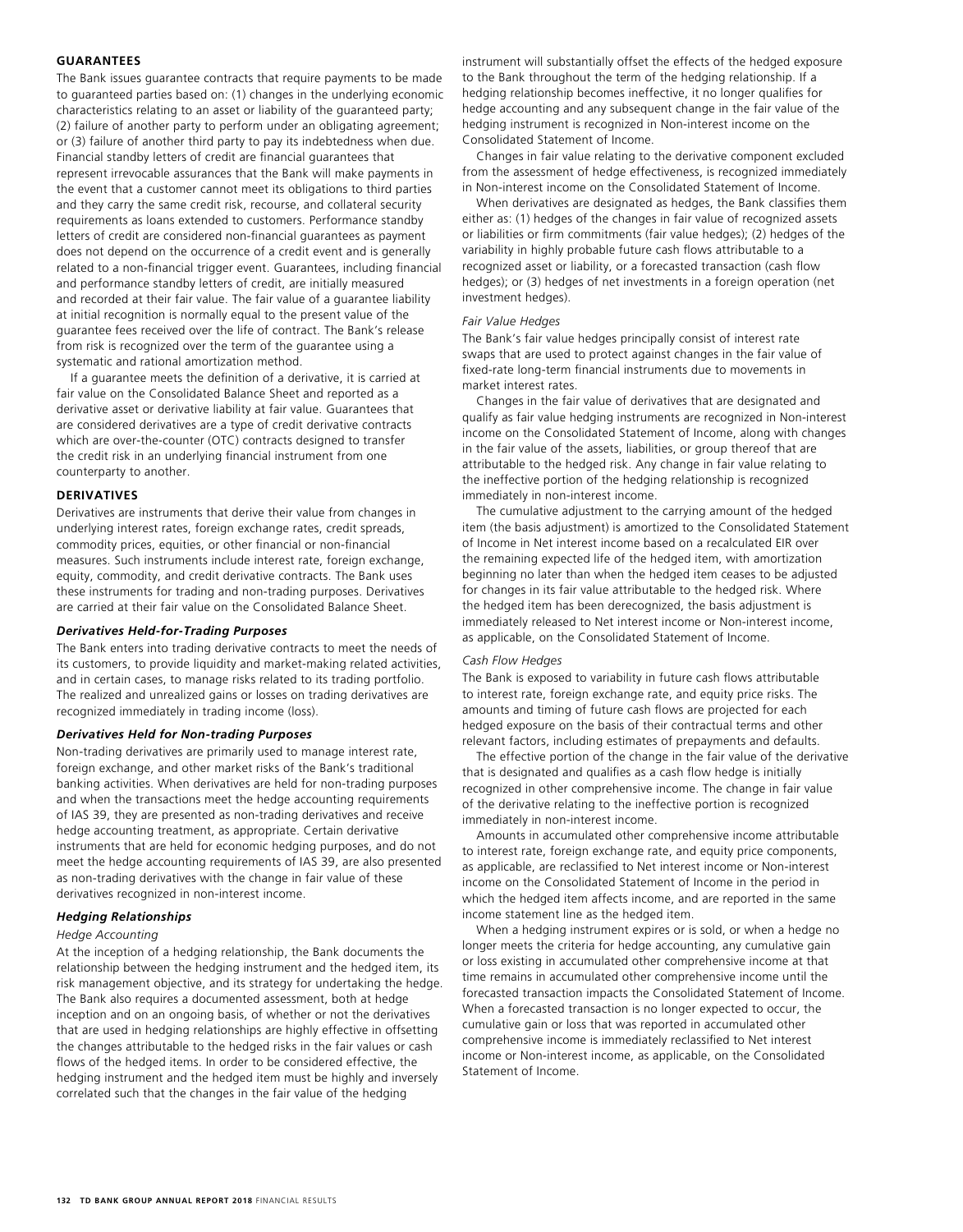**GUARANTEES**

The Bank issues guarantee contracts that require payments to be made to guaranteed parties based on: (1) changes in the underlying economic characteristics relating to an asset or liability of the guaranteed party; (2) failure of another party to perform under an obligating agreement; or (3) failure of another third party to pay its indebtedness when due. Financial standby letters of credit are financial guarantees that represent irrevocable assurances that the Bank will make payments in the event that a customer cannot meet its obligations to third parties and they carry the same credit risk, recourse, and collateral security requirements as loans extended to customers. Performance standby letters of credit are considered non-financial guarantees as payment does not depend on the occurrence of a credit event and is generally related to a non-financial trigger event. Guarantees, including financial and performance standby letters of credit, are initially measured and recorded at their fair value. The fair value of a guarantee liability at initial recognition is normally equal to the present value of the guarantee fees received over the life of contract. The Bank's release from risk is recognized over the term of the guarantee using a systematic and rational amortization method.

If a guarantee meets the definition of a derivative, it is carried at fair value on the Consolidated Balance Sheet and reported as a derivative asset or derivative liability at fair value. Guarantees that are considered derivatives are a type of credit derivative contracts which are over-the-counter (OTC) contracts designed to transfer the credit risk in an underlying financial instrument from one counterparty to another.

**DERIVATIVES**

Derivatives are instruments that derive their value from changes in underlying interest rates, foreign exchange rates, credit spreads, commodity prices, equities, or other financial or non-financial measures. Such instruments include interest rate, foreign exchange, equity, commodity, and credit derivative contracts. The Bank uses these instruments for trading and non-trading purposes. Derivatives are carried at their fair value on the Consolidated Balance Sheet.

***Derivatives Held-for-Trading Purposes***

The Bank enters into trading derivative contracts to meet the needs of its customers, to provide liquidity and market-making related activities, and in certain cases, to manage risks related to its trading portfolio. The realized and unrealized gains or losses on trading derivatives are recognized immediately in trading income (loss).

***Derivatives Held for Non-trading Purposes***

Non-trading derivatives are primarily used to manage interest rate, foreign exchange, and other market risks of the Bank's traditional banking activities. When derivatives are held for non-trading purposes and when the transactions meet the hedge accounting requirements of IAS 39, they are presented as non-trading derivatives and receive hedge accounting treatment, as appropriate. Certain derivative instruments that are held for economic hedging purposes, and do not meet the hedge accounting requirements of IAS 39, are also presented as non-trading derivatives with the change in fair value of these derivatives recognized in non-interest income.

***Hedging Relationships***

*Hedge Accounting*

At the inception of a hedging relationship, the Bank documents the relationship between the hedging instrument and the hedged item, its risk management objective, and its strategy for undertaking the hedge. The Bank also requires a documented assessment, both at hedge inception and on an ongoing basis, of whether or not the derivatives that are used in hedging relationships are highly effective in offsetting the changes attributable to the hedged risks in the fair values or cash flows of the hedged items. In order to be considered effective, the hedging instrument and the hedged item must be highly and inversely correlated such that the changes in the fair value of the hedging instrument will substantially offset the effects of the hedged exposure to the Bank throughout the term of the hedging relationship. If a hedging relationship becomes ineffective, it no longer qualifies for hedge accounting and any subsequent change in the fair value of the hedging instrument is recognized in Non-interest income on the Consolidated Statement of Income.

Changes in fair value relating to the derivative component excluded from the assessment of hedge effectiveness, is recognized immediately in Non-interest income on the Consolidated Statement of Income.

When derivatives are designated as hedges, the Bank classifies them either as: (1) hedges of the changes in fair value of recognized assets or liabilities or firm commitments (fair value hedges); (2) hedges of the variability in highly probable future cash flows attributable to a recognized asset or liability, or a forecasted transaction (cash flow hedges); or (3) hedges of net investments in a foreign operation (net investment hedges).

*Fair Value Hedges*

The Bank's fair value hedges principally consist of interest rate swaps that are used to protect against changes in the fair value of fixed-rate long-term financial instruments due to movements in market interest rates.

Changes in the fair value of derivatives that are designated and qualify as fair value hedging instruments are recognized in Non-interest income on the Consolidated Statement of Income, along with changes in the fair value of the assets, liabilities, or group thereof that are attributable to the hedged risk. Any change in fair value relating to the ineffective portion of the hedging relationship is recognized immediately in non-interest income.

The cumulative adjustment to the carrying amount of the hedged item (the basis adjustment) is amortized to the Consolidated Statement of Income in Net interest income based on a recalculated EIR over the remaining expected life of the hedged item, with amortization beginning no later than when the hedged item ceases to be adjusted for changes in its fair value attributable to the hedged risk. Where the hedged item has been derecognized, the basis adjustment is immediately released to Net interest income or Non-interest income, as applicable, on the Consolidated Statement of Income.

*Cash Flow Hedges*

The Bank is exposed to variability in future cash flows attributable to interest rate, foreign exchange rate, and equity price risks. The amounts and timing of future cash flows are projected for each hedged exposure on the basis of their contractual terms and other relevant factors, including estimates of prepayments and defaults.

The effective portion of the change in the fair value of the derivative that is designated and qualifies as a cash flow hedge is initially recognized in other comprehensive income. The change in fair value of the derivative relating to the ineffective portion is recognized immediately in non-interest income.

Amounts in accumulated other comprehensive income attributable to interest rate, foreign exchange rate, and equity price components, as applicable, are reclassified to Net interest income or Non-interest income on the Consolidated Statement of Income in the period in which the hedged item affects income, and are reported in the same income statement line as the hedged item.

When a hedging instrument expires or is sold, or when a hedge no longer meets the criteria for hedge accounting, any cumulative gain or loss existing in accumulated other comprehensive income at that time remains in accumulated other comprehensive income until the forecasted transaction impacts the Consolidated Statement of Income. When a forecasted transaction is no longer expected to occur, the cumulative gain or loss that was reported in accumulated other comprehensive income is immediately reclassified to Net interest income or Non-interest income, as applicable, on the Consolidated Statement of Income.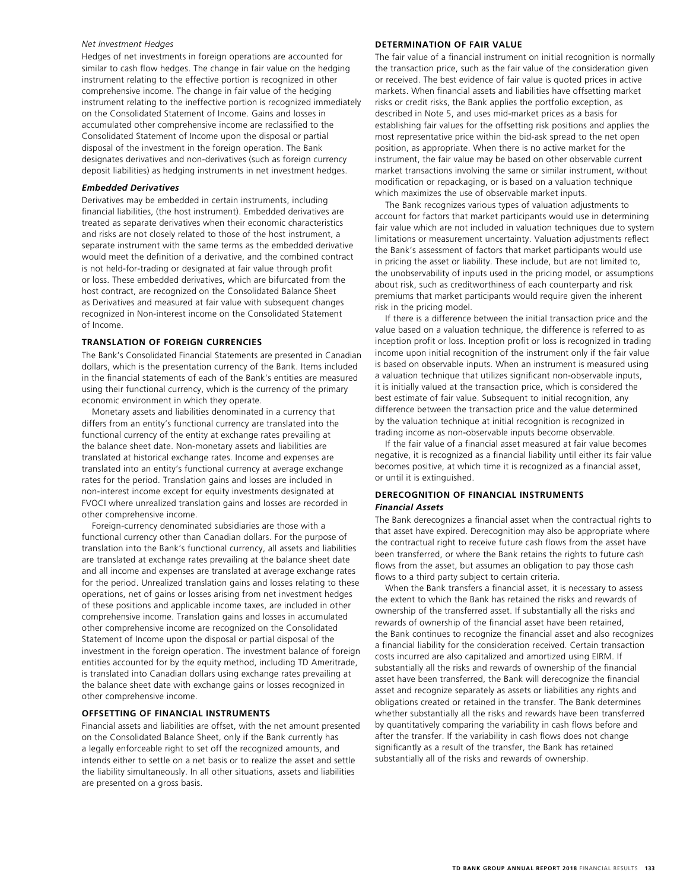*Net Investment Hedges*

Hedges of net investments in foreign operations are accounted for similar to cash flow hedges. The change in fair value on the hedging instrument relating to the effective portion is recognized in other comprehensive income. The change in fair value of the hedging instrument relating to the ineffective portion is recognized immediately on the Consolidated Statement of Income. Gains and losses in accumulated other comprehensive income are reclassified to the Consolidated Statement of Income upon the disposal or partial disposal of the investment in the foreign operation. The Bank designates derivatives and non-derivatives (such as foreign currency deposit liabilities) as hedging instruments in net investment hedges.

***Embedded Derivatives***

Derivatives may be embedded in certain instruments, including financial liabilities, (the host instrument). Embedded derivatives are treated as separate derivatives when their economic characteristics and risks are not closely related to those of the host instrument, a separate instrument with the same terms as the embedded derivative would meet the definition of a derivative, and the combined contract is not held-for-trading or designated at fair value through profit or loss. These embedded derivatives, which are bifurcated from the host contract, are recognized on the Consolidated Balance Sheet as Derivatives and measured at fair value with subsequent changes recognized in Non-interest income on the Consolidated Statement of Income.

### TRANSLATION OF FOREIGN CURRENCIES

The Bank's Consolidated Financial Statements are presented in Canadian dollars, which is the presentation currency of the Bank. Items included in the financial statements of each of the Bank's entities are measured using their functional currency, which is the currency of the primary economic environment in which they operate.

Monetary assets and liabilities denominated in a currency that differs from an entity's functional currency are translated into the functional currency of the entity at exchange rates prevailing at the balance sheet date. Non-monetary assets and liabilities are translated at historical exchange rates. Income and expenses are translated into an entity's functional currency at average exchange rates for the period. Translation gains and losses are included in non-interest income except for equity investments designated at FVOCI where unrealized translation gains and losses are recorded in other comprehensive income.

Foreign-currency denominated subsidiaries are those with a functional currency other than Canadian dollars. For the purpose of translation into the Bank's functional currency, all assets and liabilities are translated at exchange rates prevailing at the balance sheet date and all income and expenses are translated at average exchange rates for the period. Unrealized translation gains and losses relating to these operations, net of gains or losses arising from net investment hedges of these positions and applicable income taxes, are included in other comprehensive income. Translation gains and losses in accumulated other comprehensive income are recognized on the Consolidated Statement of Income upon the disposal or partial disposal of the investment in the foreign operation. The investment balance of foreign entities accounted for by the equity method, including TD Ameritrade, is translated into Canadian dollars using exchange rates prevailing at the balance sheet date with exchange gains or losses recognized in other comprehensive income.

### OFFSETTING OF FINANCIAL INSTRUMENTS

Financial assets and liabilities are offset, with the net amount presented on the Consolidated Balance Sheet, only if the Bank currently has a legally enforceable right to set off the recognized amounts, and intends either to settle on a net basis or to realize the asset and settle the liability simultaneously. In all other situations, assets and liabilities are presented on a gross basis.

### DETERMINATION OF FAIR VALUE

The fair value of a financial instrument on initial recognition is normally the transaction price, such as the fair value of the consideration given or received. The best evidence of fair value is quoted prices in active markets. When financial assets and liabilities have offsetting market risks or credit risks, the Bank applies the portfolio exception, as described in Note 5, and uses mid-market prices as a basis for establishing fair values for the offsetting risk positions and applies the most representative price within the bid-ask spread to the net open position, as appropriate. When there is no active market for the instrument, the fair value may be based on other observable current market transactions involving the same or similar instrument, without modification or repackaging, or is based on a valuation technique which maximizes the use of observable market inputs.

The Bank recognizes various types of valuation adjustments to account for factors that market participants would use in determining fair value which are not included in valuation techniques due to system limitations or measurement uncertainty. Valuation adjustments reflect the Bank's assessment of factors that market participants would use in pricing the asset or liability. These include, but are not limited to, the unobservability of inputs used in the pricing model, or assumptions about risk, such as creditworthiness of each counterparty and risk premiums that market participants would require given the inherent risk in the pricing model.

If there is a difference between the initial transaction price and the value based on a valuation technique, the difference is referred to as inception profit or loss. Inception profit or loss is recognized in trading income upon initial recognition of the instrument only if the fair value is based on observable inputs. When an instrument is measured using a valuation technique that utilizes significant non-observable inputs, it is initially valued at the transaction price, which is considered the best estimate of fair value. Subsequent to initial recognition, any difference between the transaction price and the value determined by the valuation technique at initial recognition is recognized in trading income as non-observable inputs become observable.

If the fair value of a financial asset measured at fair value becomes negative, it is recognized as a financial liability until either its fair value becomes positive, at which time it is recognized as a financial asset, or until it is extinguished.

### DERECOGNITION OF FINANCIAL INSTRUMENTS

***Financial Assets***

The Bank derecognizes a financial asset when the contractual rights to that asset have expired. Derecognition may also be appropriate where the contractual right to receive future cash flows from the asset have been transferred, or where the Bank retains the rights to future cash flows from the asset, but assumes an obligation to pay those cash flows to a third party subject to certain criteria.

When the Bank transfers a financial asset, it is necessary to assess the extent to which the Bank has retained the risks and rewards of ownership of the transferred asset. If substantially all the risks and rewards of ownership of the financial asset have been retained, the Bank continues to recognize the financial asset and also recognizes a financial liability for the consideration received. Certain transaction costs incurred are also capitalized and amortized using EIRM. If substantially all the risks and rewards of ownership of the financial asset have been transferred, the Bank will derecognize the financial asset and recognize separately as assets or liabilities any rights and obligations created or retained in the transfer. The Bank determines whether substantially all the risks and rewards have been transferred by quantitatively comparing the variability in cash flows before and after the transfer. If the variability in cash flows does not change significantly as a result of the transfer, the Bank has retained substantially all of the risks and rewards of ownership.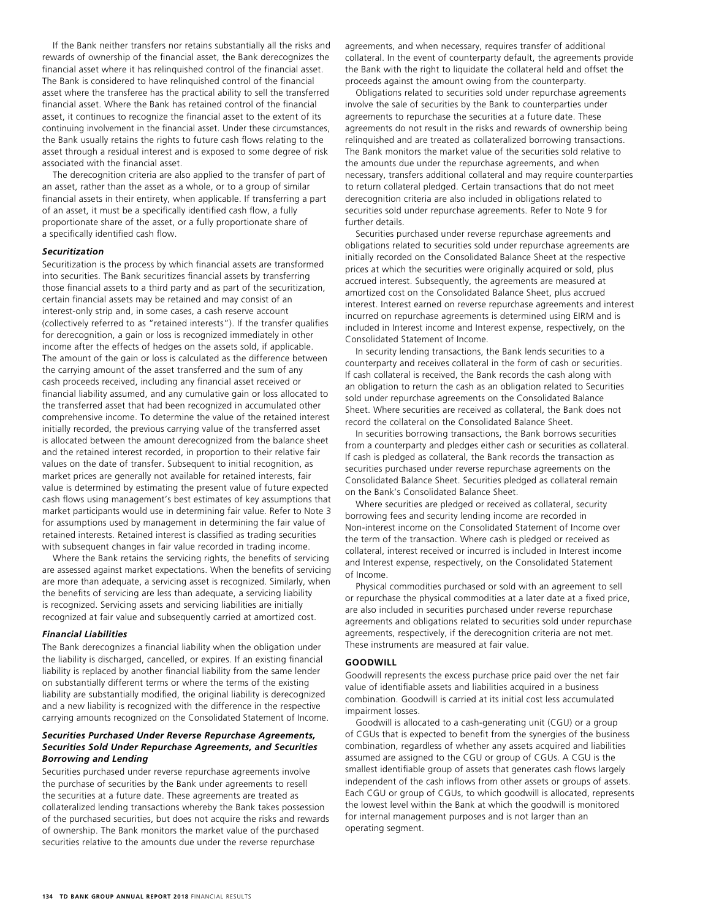If the Bank neither transfers nor retains substantially all the risks and rewards of ownership of the financial asset, the Bank derecognizes the financial asset where it has relinquished control of the financial asset. The Bank is considered to have relinquished control of the financial asset where the transferee has the practical ability to sell the transferred financial asset. Where the Bank has retained control of the financial asset, it continues to recognize the financial asset to the extent of its continuing involvement in the financial asset. Under these circumstances, the Bank usually retains the rights to future cash flows relating to the asset through a residual interest and is exposed to some degree of risk associated with the financial asset.

The derecognition criteria are also applied to the transfer of part of an asset, rather than the asset as a whole, or to a group of similar financial assets in their entirety, when applicable. If transferring a part of an asset, it must be a specifically identified cash flow, a fully proportionate share of the asset, or a fully proportionate share of a specifically identified cash flow.

***Securitization***

Securitization is the process by which financial assets are transformed into securities. The Bank securitizes financial assets by transferring those financial assets to a third party and as part of the securitization, certain financial assets may be retained and may consist of an interest-only strip and, in some cases, a cash reserve account (collectively referred to as "retained interests"). If the transfer qualifies for derecognition, a gain or loss is recognized immediately in other income after the effects of hedges on the assets sold, if applicable. The amount of the gain or loss is calculated as the difference between the carrying amount of the asset transferred and the sum of any cash proceeds received, including any financial asset received or financial liability assumed, and any cumulative gain or loss allocated to the transferred asset that had been recognized in accumulated other comprehensive income. To determine the value of the retained interest initially recorded, the previous carrying value of the transferred asset is allocated between the amount derecognized from the balance sheet and the retained interest recorded, in proportion to their relative fair values on the date of transfer. Subsequent to initial recognition, as market prices are generally not available for retained interests, fair value is determined by estimating the present value of future expected cash flows using management's best estimates of key assumptions that market participants would use in determining fair value. Refer to Note 3 for assumptions used by management in determining the fair value of retained interests. Retained interest is classified as trading securities with subsequent changes in fair value recorded in trading income.

Where the Bank retains the servicing rights, the benefits of servicing are assessed against market expectations. When the benefits of servicing are more than adequate, a servicing asset is recognized. Similarly, when the benefits of servicing are less than adequate, a servicing liability is recognized. Servicing assets and servicing liabilities are initially recognized at fair value and subsequently carried at amortized cost.

***Financial Liabilities***

The Bank derecognizes a financial liability when the obligation under the liability is discharged, cancelled, or expires. If an existing financial liability is replaced by another financial liability from the same lender on substantially different terms or where the terms of the existing liability are substantially modified, the original liability is derecognized and a new liability is recognized with the difference in the respective carrying amounts recognized on the Consolidated Statement of Income.

***Securities Purchased Under Reverse Repurchase Agreements, Securities Sold Under Repurchase Agreements, and Securities Borrowing and Lending***

Securities purchased under reverse repurchase agreements involve the purchase of securities by the Bank under agreements to resell the securities at a future date. These agreements are treated as collateralized lending transactions whereby the Bank takes possession of the purchased securities, but does not acquire the risks and rewards of ownership. The Bank monitors the market value of the purchased securities relative to the amounts due under the reverse repurchase agreements, and when necessary, requires transfer of additional collateral. In the event of counterparty default, the agreements provide the Bank with the right to liquidate the collateral held and offset the proceeds against the amount owing from the counterparty.

Obligations related to securities sold under repurchase agreements involve the sale of securities by the Bank to counterparties under agreements to repurchase the securities at a future date. These agreements do not result in the risks and rewards of ownership being relinquished and are treated as collateralized borrowing transactions. The Bank monitors the market value of the securities sold relative to the amounts due under the repurchase agreements, and when necessary, transfers additional collateral and may require counterparties to return collateral pledged. Certain transactions that do not meet derecognition criteria are also included in obligations related to securities sold under repurchase agreements. Refer to Note 9 for further details.

Securities purchased under reverse repurchase agreements and obligations related to securities sold under repurchase agreements are initially recorded on the Consolidated Balance Sheet at the respective prices at which the securities were originally acquired or sold, plus accrued interest. Subsequently, the agreements are measured at amortized cost on the Consolidated Balance Sheet, plus accrued interest. Interest earned on reverse repurchase agreements and interest incurred on repurchase agreements is determined using EIRM and is included in Interest income and Interest expense, respectively, on the Consolidated Statement of Income.

In security lending transactions, the Bank lends securities to a counterparty and receives collateral in the form of cash or securities. If cash collateral is received, the Bank records the cash along with an obligation to return the cash as an obligation related to Securities sold under repurchase agreements on the Consolidated Balance Sheet. Where securities are received as collateral, the Bank does not record the collateral on the Consolidated Balance Sheet.

In securities borrowing transactions, the Bank borrows securities from a counterparty and pledges either cash or securities as collateral. If cash is pledged as collateral, the Bank records the transaction as securities purchased under reverse repurchase agreements on the Consolidated Balance Sheet. Securities pledged as collateral remain on the Bank's Consolidated Balance Sheet.

Where securities are pledged or received as collateral, security borrowing fees and security lending income are recorded in Non-interest income on the Consolidated Statement of Income over the term of the transaction. Where cash is pledged or received as collateral, interest received or incurred is included in Interest income and Interest expense, respectively, on the Consolidated Statement of Income.

Physical commodities purchased or sold with an agreement to sell or repurchase the physical commodities at a later date at a fixed price, are also included in securities purchased under reverse repurchase agreements and obligations related to securities sold under repurchase agreements, respectively, if the derecognition criteria are not met. These instruments are measured at fair value.

**GOODWILL**

Goodwill represents the excess purchase price paid over the net fair value of identifiable assets and liabilities acquired in a business combination. Goodwill is carried at its initial cost less accumulated impairment losses.

Goodwill is allocated to a cash-generating unit (CGU) or a group of CGUs that is expected to benefit from the synergies of the business combination, regardless of whether any assets acquired and liabilities assumed are assigned to the CGU or group of CGUs. A CGU is the smallest identifiable group of assets that generates cash flows largely independent of the cash inflows from other assets or groups of assets. Each CGU or group of CGUs, to which goodwill is allocated, represents the lowest level within the Bank at which the goodwill is monitored for internal management purposes and is not larger than an operating segment.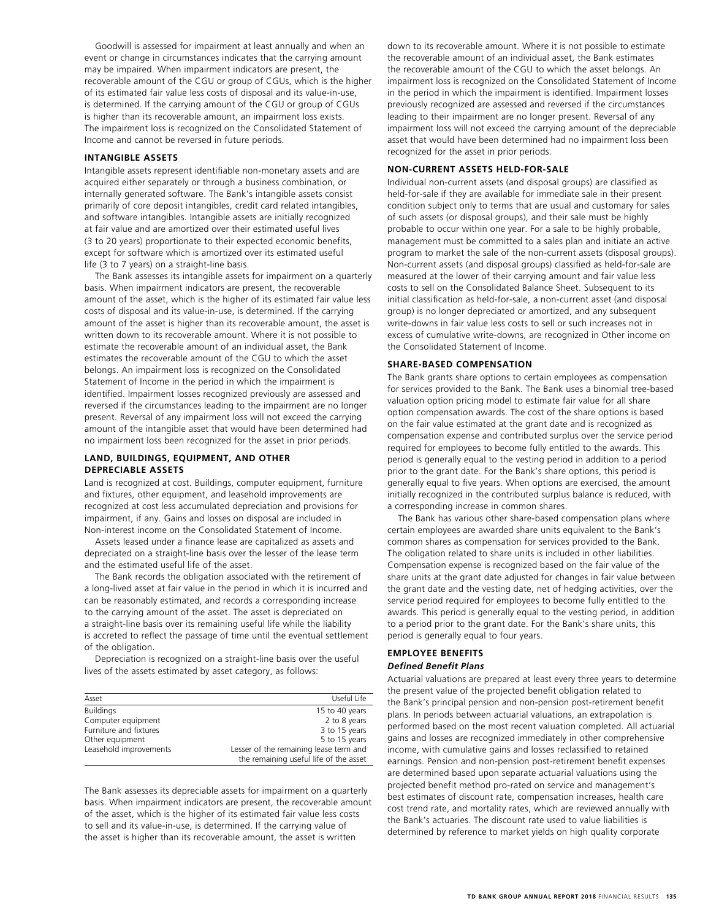Goodwill is assessed for impairment at least annually and when an event or change in circumstances indicates that the carrying amount may be impaired. When impairment indicators are present, the recoverable amount of the CGU or group of CGUs, which is the higher of its estimated fair value less costs of disposal and its value-in-use, is determined. If the carrying amount of the CGU or group of CGUs is higher than its recoverable amount, an impairment loss exists. The impairment loss is recognized on the Consolidated Statement of Income and cannot be reversed in future periods.

### INTANGIBLE ASSETS

Intangible assets represent identifiable non-monetary assets and are acquired either separately or through a business combination, or internally generated software. The Bank's intangible assets consist primarily of core deposit intangibles, credit card related intangibles, and software intangibles. Intangible assets are initially recognized at fair value and are amortized over their estimated useful lives (3 to 20 years) proportionate to their expected economic benefits, except for software which is amortized over its estimated useful life (3 to 7 years) on a straight-line basis.

The Bank assesses its intangible assets for impairment on a quarterly basis. When impairment indicators are present, the recoverable amount of the asset, which is the higher of its estimated fair value less costs of disposal and its value-in-use, is determined. If the carrying amount of the asset is higher than its recoverable amount, the asset is written down to its recoverable amount. Where it is not possible to estimate the recoverable amount of an individual asset, the Bank estimates the recoverable amount of the CGU to which the asset belongs. An impairment loss is recognized on the Consolidated Statement of Income in the period in which the impairment is identified. Impairment losses recognized previously are assessed and reversed if the circumstances leading to the impairment are no longer present. Reversal of any impairment loss will not exceed the carrying amount of the intangible asset that would have been determined had no impairment loss been recognized for the asset in prior periods.

### LAND, BUILDINGS, EQUIPMENT, AND OTHER DEPRECIABLE ASSETS

Land is recognized at cost. Buildings, computer equipment, furniture and fixtures, other equipment, and leasehold improvements are recognized at cost less accumulated depreciation and provisions for impairment, if any. Gains and losses on disposal are included in Non-interest income on the Consolidated Statement of Income.

Assets leased under a finance lease are capitalized as assets and depreciated on a straight-line basis over the lesser of the lease term and the estimated useful life of the asset.

The Bank records the obligation associated with the retirement of a long-lived asset at fair value in the period in which it is incurred and can be reasonably estimated, and records a corresponding increase to the carrying amount of the asset. The asset is depreciated on a straight-line basis over its remaining useful life while the liability is accreted to reflect the passage of time until the eventual settlement of the obligation.

Depreciation is recognized on a straight-line basis over the useful lives of the assets estimated by asset category, as follows:

| Asset | Useful Life |
|---|---|
| Buildings | 15 to 40 years |
| Computer equipment | 2 to 8 years |
| Furniture and fixtures | 3 to 15 years |
| Other equipment | 5 to 15 years |
| Leasehold improvements | Lesser of the remaining lease term and the remaining useful life of the asset |

The Bank assesses its depreciable assets for impairment on a quarterly basis. When impairment indicators are present, the recoverable amount of the asset, which is the higher of its estimated fair value less costs to sell and its value-in-use, is determined. If the carrying value of the asset is higher than its recoverable amount, the asset is written down to its recoverable amount. Where it is not possible to estimate the recoverable amount of an individual asset, the Bank estimates the recoverable amount of the CGU to which the asset belongs. An impairment loss is recognized on the Consolidated Statement of Income in the period in which the impairment is identified. Impairment losses previously recognized are assessed and reversed if the circumstances leading to their impairment are no longer present. Reversal of any impairment loss will not exceed the carrying amount of the depreciable asset that would have been determined had no impairment loss been recognized for the asset in prior periods.

### NON-CURRENT ASSETS HELD-FOR-SALE

Individual non-current assets (and disposal groups) are classified as held-for-sale if they are available for immediate sale in their present condition subject only to terms that are usual and customary for sales of such assets (or disposal groups), and their sale must be highly probable to occur within one year. For a sale to be highly probable, management must be committed to a sales plan and initiate an active program to market the sale of the non-current assets (disposal groups). Non-current assets (and disposal groups) classified as held-for-sale are measured at the lower of their carrying amount and fair value less costs to sell on the Consolidated Balance Sheet. Subsequent to its initial classification as held-for-sale, a non-current asset (and disposal group) is no longer depreciated or amortized, and any subsequent write-downs in fair value less costs to sell or such increases not in excess of cumulative write-downs, are recognized in Other income on the Consolidated Statement of Income.

### SHARE-BASED COMPENSATION

The Bank grants share options to certain employees as compensation for services provided to the Bank. The Bank uses a binomial tree-based valuation option pricing model to estimate fair value for all share option compensation awards. The cost of the share options is based on the fair value estimated at the grant date and is recognized as compensation expense and contributed surplus over the service period required for employees to become fully entitled to the awards. This period is generally equal to the vesting period in addition to a period prior to the grant date. For the Bank's share options, this period is generally equal to five years. When options are exercised, the amount initially recognized in the contributed surplus balance is reduced, with a corresponding increase in common shares.

The Bank has various other share-based compensation plans where certain employees are awarded share units equivalent to the Bank's common shares as compensation for services provided to the Bank. The obligation related to share units is included in other liabilities. Compensation expense is recognized based on the fair value of the share units at the grant date adjusted for changes in fair value between the grant date and the vesting date, net of hedging activities, over the service period required for employees to become fully entitled to the awards. This period is generally equal to the vesting period, in addition to a period prior to the grant date. For the Bank's share units, this period is generally equal to four years.

### EMPLOYEE BENEFITS

#### *Defined Benefit Plans*

Actuarial valuations are prepared at least every three years to determine the present value of the projected benefit obligation related to the Bank's principal pension and non-pension post-retirement benefit plans. In periods between actuarial valuations, an extrapolation is performed based on the most recent valuation completed. All actuarial gains and losses are recognized immediately in other comprehensive income, with cumulative gains and losses reclassified to retained earnings. Pension and non-pension post-retirement benefit expenses are determined based upon separate actuarial valuations using the projected benefit method pro-rated on service and management's best estimates of discount rate, compensation increases, health care cost trend rate, and mortality rates, which are reviewed annually with the Bank's actuaries. The discount rate used to value liabilities is determined by reference to market yields on high quality corporate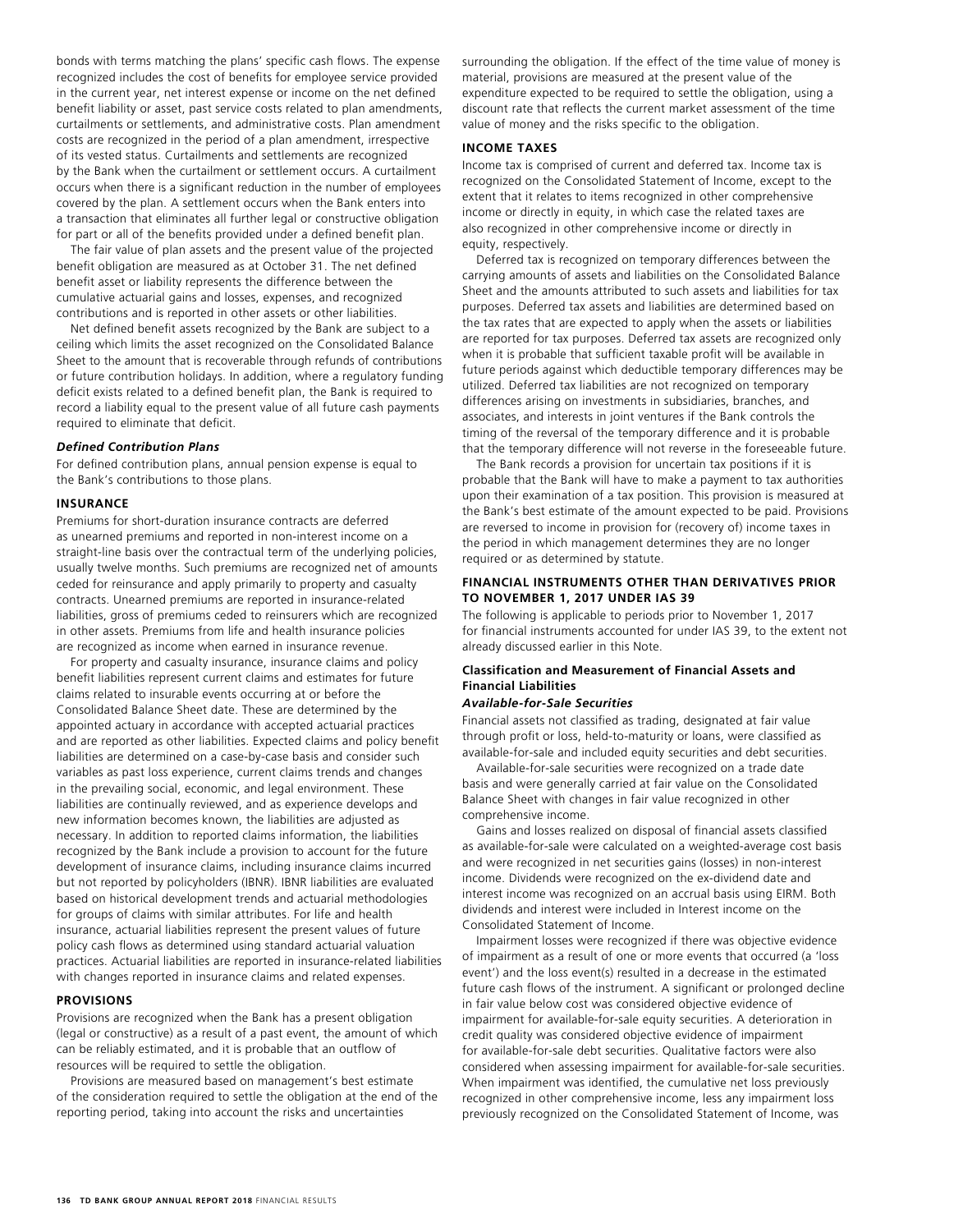bonds with terms matching the plans' specific cash flows. The expense recognized includes the cost of benefits for employee service provided in the current year, net interest expense or income on the net defined benefit liability or asset, past service costs related to plan amendments, curtailments or settlements, and administrative costs. Plan amendment costs are recognized in the period of a plan amendment, irrespective of its vested status. Curtailments and settlements are recognized by the Bank when the curtailment or settlement occurs. A curtailment occurs when there is a significant reduction in the number of employees covered by the plan. A settlement occurs when the Bank enters into a transaction that eliminates all further legal or constructive obligation for part or all of the benefits provided under a defined benefit plan.

The fair value of plan assets and the present value of the projected benefit obligation are measured as at October 31. The net defined benefit asset or liability represents the difference between the cumulative actuarial gains and losses, expenses, and recognized contributions and is reported in other assets or other liabilities.

Net defined benefit assets recognized by the Bank are subject to a ceiling which limits the asset recognized on the Consolidated Balance Sheet to the amount that is recoverable through refunds of contributions or future contribution holidays. In addition, where a regulatory funding deficit exists related to a defined benefit plan, the Bank is required to record a liability equal to the present value of all future cash payments required to eliminate that deficit.

***Defined Contribution Plans***

For defined contribution plans, annual pension expense is equal to the Bank's contributions to those plans.

**INSURANCE**

Premiums for short-duration insurance contracts are deferred as unearned premiums and reported in non-interest income on a straight-line basis over the contractual term of the underlying policies, usually twelve months. Such premiums are recognized net of amounts ceded for reinsurance and apply primarily to property and casualty contracts. Unearned premiums are reported in insurance-related liabilities, gross of premiums ceded to reinsurers which are recognized in other assets. Premiums from life and health insurance policies are recognized as income when earned in insurance revenue.

For property and casualty insurance, insurance claims and policy benefit liabilities represent current claims and estimates for future claims related to insurable events occurring at or before the Consolidated Balance Sheet date. These are determined by the appointed actuary in accordance with accepted actuarial practices and are reported as other liabilities. Expected claims and policy benefit liabilities are determined on a case-by-case basis and consider such variables as past loss experience, current claims trends and changes in the prevailing social, economic, and legal environment. These liabilities are continually reviewed, and as experience develops and new information becomes known, the liabilities are adjusted as necessary. In addition to reported claims information, the liabilities recognized by the Bank include a provision to account for the future development of insurance claims, including insurance claims incurred but not reported by policyholders (IBNR). IBNR liabilities are evaluated based on historical development trends and actuarial methodologies for groups of claims with similar attributes. For life and health insurance, actuarial liabilities represent the present values of future policy cash flows as determined using standard actuarial valuation practices. Actuarial liabilities are reported in insurance-related liabilities with changes reported in insurance claims and related expenses.

**PROVISIONS**

Provisions are recognized when the Bank has a present obligation (legal or constructive) as a result of a past event, the amount of which can be reliably estimated, and it is probable that an outflow of resources will be required to settle the obligation.

Provisions are measured based on management's best estimate of the consideration required to settle the obligation at the end of the reporting period, taking into account the risks and uncertainties surrounding the obligation. If the effect of the time value of money is material, provisions are measured at the present value of the expenditure expected to be required to settle the obligation, using a discount rate that reflects the current market assessment of the time value of money and the risks specific to the obligation.

**INCOME TAXES**

Income tax is comprised of current and deferred tax. Income tax is recognized on the Consolidated Statement of Income, except to the extent that it relates to items recognized in other comprehensive income or directly in equity, in which case the related taxes are also recognized in other comprehensive income or directly in equity, respectively.

Deferred tax is recognized on temporary differences between the carrying amounts of assets and liabilities on the Consolidated Balance Sheet and the amounts attributed to such assets and liabilities for tax purposes. Deferred tax assets and liabilities are determined based on the tax rates that are expected to apply when the assets or liabilities are reported for tax purposes. Deferred tax assets are recognized only when it is probable that sufficient taxable profit will be available in future periods against which deductible temporary differences may be utilized. Deferred tax liabilities are not recognized on temporary differences arising on investments in subsidiaries, branches, and associates, and interests in joint ventures if the Bank controls the timing of the reversal of the temporary difference and it is probable that the temporary difference will not reverse in the foreseeable future.

The Bank records a provision for uncertain tax positions if it is probable that the Bank will have to make a payment to tax authorities upon their examination of a tax position. This provision is measured at the Bank's best estimate of the amount expected to be paid. Provisions are reversed to income in provision for (recovery of) income taxes in the period in which management determines they are no longer required or as determined by statute.

**FINANCIAL INSTRUMENTS OTHER THAN DERIVATIVES PRIOR TO NOVEMBER 1, 2017 UNDER IAS 39**

The following is applicable to periods prior to November 1, 2017 for financial instruments accounted for under IAS 39, to the extent not already discussed earlier in this Note.

**Classification and Measurement of Financial Assets and Financial Liabilities**

***Available-for-Sale Securities***

Financial assets not classified as trading, designated at fair value through profit or loss, held-to-maturity or loans, were classified as available-for-sale and included equity securities and debt securities.

Available-for-sale securities were recognized on a trade date basis and were generally carried at fair value on the Consolidated Balance Sheet with changes in fair value recognized in other comprehensive income.

Gains and losses realized on disposal of financial assets classified as available-for-sale were calculated on a weighted-average cost basis and were recognized in net securities gains (losses) in non-interest income. Dividends were recognized on the ex-dividend date and interest income was recognized on an accrual basis using EIRM. Both dividends and interest were included in Interest income on the Consolidated Statement of Income.

Impairment losses were recognized if there was objective evidence of impairment as a result of one or more events that occurred (a 'loss event') and the loss event(s) resulted in a decrease in the estimated future cash flows of the instrument. A significant or prolonged decline in fair value below cost was considered objective evidence of impairment for available-for-sale equity securities. A deterioration in credit quality was considered objective evidence of impairment for available-for-sale debt securities. Qualitative factors were also considered when assessing impairment for available-for-sale securities. When impairment was identified, the cumulative net loss previously recognized in other comprehensive income, less any impairment loss previously recognized on the Consolidated Statement of Income, was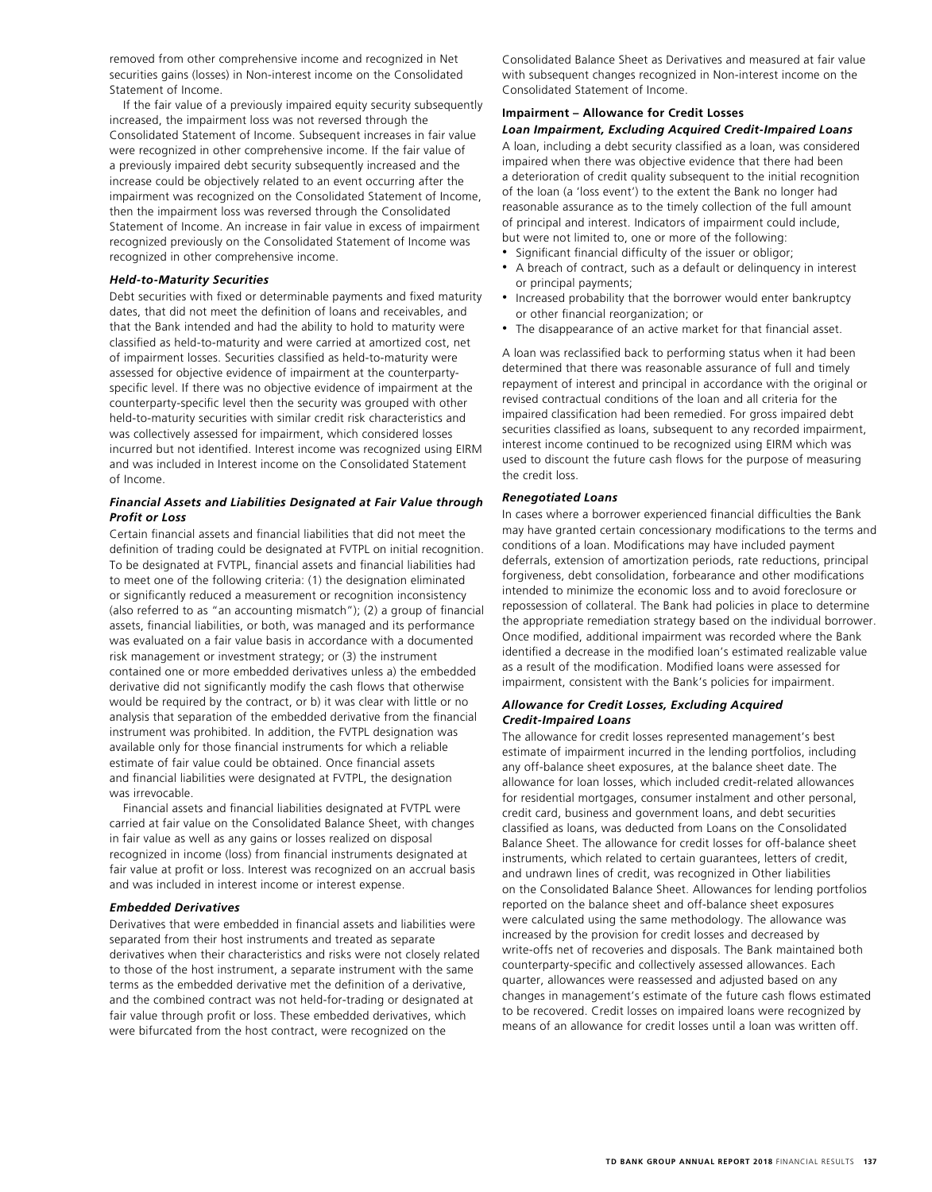removed from other comprehensive income and recognized in Net securities gains (losses) in Non-interest income on the Consolidated Statement of Income.

If the fair value of a previously impaired equity security subsequently increased, the impairment loss was not reversed through the Consolidated Statement of Income. Subsequent increases in fair value were recognized in other comprehensive income. If the fair value of a previously impaired debt security subsequently increased and the increase could be objectively related to an event occurring after the impairment was recognized on the Consolidated Statement of Income, then the impairment loss was reversed through the Consolidated Statement of Income. An increase in fair value in excess of impairment recognized previously on the Consolidated Statement of Income was recognized in other comprehensive income.

***Held-to-Maturity Securities***

Debt securities with fixed or determinable payments and fixed maturity dates, that did not meet the definition of loans and receivables, and that the Bank intended and had the ability to hold to maturity were classified as held-to-maturity and were carried at amortized cost, net of impairment losses. Securities classified as held-to-maturity were assessed for objective evidence of impairment at the counterparty-specific level. If there was no objective evidence of impairment at the counterparty-specific level then the security was grouped with other held-to-maturity securities with similar credit risk characteristics and was collectively assessed for impairment, which considered losses incurred but not identified. Interest income was recognized using EIRM and was included in Interest income on the Consolidated Statement of Income.

***Financial Assets and Liabilities Designated at Fair Value through Profit or Loss***

Certain financial assets and financial liabilities that did not meet the definition of trading could be designated at FVTPL on initial recognition. To be designated at FVTPL, financial assets and financial liabilities had to meet one of the following criteria: (1) the designation eliminated or significantly reduced a measurement or recognition inconsistency (also referred to as "an accounting mismatch"); (2) a group of financial assets, financial liabilities, or both, was managed and its performance was evaluated on a fair value basis in accordance with a documented risk management or investment strategy; or (3) the instrument contained one or more embedded derivatives unless a) the embedded derivative did not significantly modify the cash flows that otherwise would be required by the contract, or b) it was clear with little or no analysis that separation of the embedded derivative from the financial instrument was prohibited. In addition, the FVTPL designation was available only for those financial instruments for which a reliable estimate of fair value could be obtained. Once financial assets and financial liabilities were designated at FVTPL, the designation was irrevocable.

Financial assets and financial liabilities designated at FVTPL were carried at fair value on the Consolidated Balance Sheet, with changes in fair value as well as any gains or losses realized on disposal recognized in income (loss) from financial instruments designated at fair value at profit or loss. Interest was recognized on an accrual basis and was included in interest income or interest expense.

***Embedded Derivatives***

Derivatives that were embedded in financial assets and liabilities were separated from their host instruments and treated as separate derivatives when their characteristics and risks were not closely related to those of the host instrument, a separate instrument with the same terms as the embedded derivative met the definition of a derivative, and the combined contract was not held-for-trading or designated at fair value through profit or loss. These embedded derivatives, which were bifurcated from the host contract, were recognized on the Consolidated Balance Sheet as Derivatives and measured at fair value with subsequent changes recognized in Non-interest income on the Consolidated Statement of Income.

**Impairment – Allowance for Credit Losses**

***Loan Impairment, Excluding Acquired Credit-Impaired Loans***

A loan, including a debt security classified as a loan, was considered impaired when there was objective evidence that there had been a deterioration of credit quality subsequent to the initial recognition of the loan (a 'loss event') to the extent the Bank no longer had reasonable assurance as to the timely collection of the full amount of principal and interest. Indicators of impairment could include, but were not limited to, one or more of the following:

- Significant financial difficulty of the issuer or obligor;
- A breach of contract, such as a default or delinquency in interest or principal payments;
- Increased probability that the borrower would enter bankruptcy or other financial reorganization; or
- The disappearance of an active market for that financial asset.

A loan was reclassified back to performing status when it had been determined that there was reasonable assurance of full and timely repayment of interest and principal in accordance with the original or revised contractual conditions of the loan and all criteria for the impaired classification had been remedied. For gross impaired debt securities classified as loans, subsequent to any recorded impairment, interest income continued to be recognized using EIRM which was used to discount the future cash flows for the purpose of measuring the credit loss.

***Renegotiated Loans***

In cases where a borrower experienced financial difficulties the Bank may have granted certain concessionary modifications to the terms and conditions of a loan. Modifications may have included payment deferrals, extension of amortization periods, rate reductions, principal forgiveness, debt consolidation, forbearance and other modifications intended to minimize the economic loss and to avoid foreclosure or repossession of collateral. The Bank had policies in place to determine the appropriate remediation strategy based on the individual borrower. Once modified, additional impairment was recorded where the Bank identified a decrease in the modified loan's estimated realizable value as a result of the modification. Modified loans were assessed for impairment, consistent with the Bank's policies for impairment.

***Allowance for Credit Losses, Excluding Acquired Credit-Impaired Loans***

The allowance for credit losses represented management's best estimate of impairment incurred in the lending portfolios, including any off-balance sheet exposures, at the balance sheet date. The allowance for loan losses, which included credit-related allowances for residential mortgages, consumer instalment and other personal, credit card, business and government loans, and debt securities classified as loans, was deducted from Loans on the Consolidated Balance Sheet. The allowance for credit losses for off-balance sheet instruments, which related to certain guarantees, letters of credit, and undrawn lines of credit, was recognized in Other liabilities on the Consolidated Balance Sheet. Allowances for lending portfolios reported on the balance sheet and off-balance sheet exposures were calculated using the same methodology. The allowance was increased by the provision for credit losses and decreased by write-offs net of recoveries and disposals. The Bank maintained both counterparty-specific and collectively assessed allowances. Each quarter, allowances were reassessed and adjusted based on any changes in management's estimate of the future cash flows estimated to be recovered. Credit losses on impaired loans were recognized by means of an allowance for credit losses until a loan was written off.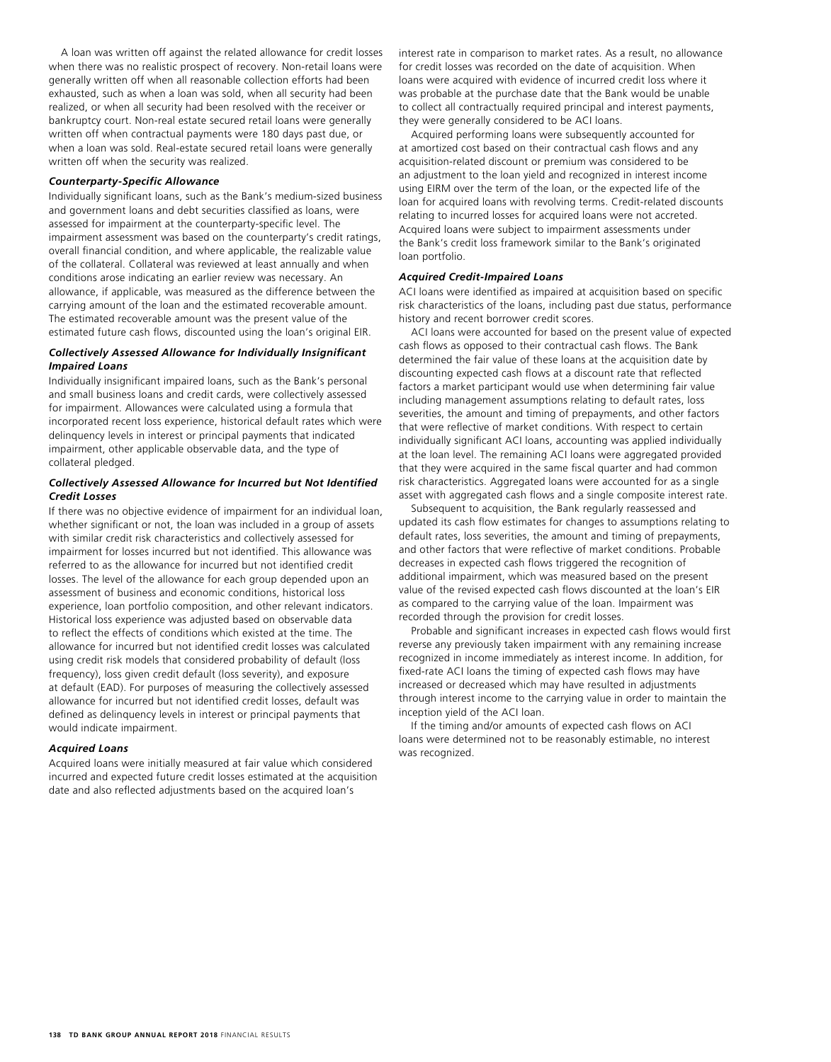A loan was written off against the related allowance for credit losses when there was no realistic prospect of recovery. Non-retail loans were generally written off when all reasonable collection efforts had been exhausted, such as when a loan was sold, when all security had been realized, or when all security had been resolved with the receiver or bankruptcy court. Non-real estate secured retail loans were generally written off when contractual payments were 180 days past due, or when a loan was sold. Real-estate secured retail loans were generally written off when the security was realized.

***Counterparty-Specific Allowance***

Individually significant loans, such as the Bank's medium-sized business and government loans and debt securities classified as loans, were assessed for impairment at the counterparty-specific level. The impairment assessment was based on the counterparty's credit ratings, overall financial condition, and where applicable, the realizable value of the collateral. Collateral was reviewed at least annually and when conditions arose indicating an earlier review was necessary. An allowance, if applicable, was measured as the difference between the carrying amount of the loan and the estimated recoverable amount. The estimated recoverable amount was the present value of the estimated future cash flows, discounted using the loan's original EIR.

***Collectively Assessed Allowance for Individually Insignificant Impaired Loans***

Individually insignificant impaired loans, such as the Bank's personal and small business loans and credit cards, were collectively assessed for impairment. Allowances were calculated using a formula that incorporated recent loss experience, historical default rates which were delinquency levels in interest or principal payments that indicated impairment, other applicable observable data, and the type of collateral pledged.

***Collectively Assessed Allowance for Incurred but Not Identified Credit Losses***

If there was no objective evidence of impairment for an individual loan, whether significant or not, the loan was included in a group of assets with similar credit risk characteristics and collectively assessed for impairment for losses incurred but not identified. This allowance was referred to as the allowance for incurred but not identified credit losses. The level of the allowance for each group depended upon an assessment of business and economic conditions, historical loss experience, loan portfolio composition, and other relevant indicators. Historical loss experience was adjusted based on observable data to reflect the effects of conditions which existed at the time. The allowance for incurred but not identified credit losses was calculated using credit risk models that considered probability of default (loss frequency), loss given credit default (loss severity), and exposure at default (EAD). For purposes of measuring the collectively assessed allowance for incurred but not identified credit losses, default was defined as delinquency levels in interest or principal payments that would indicate impairment.

***Acquired Loans***

Acquired loans were initially measured at fair value which considered incurred and expected future credit losses estimated at the acquisition date and also reflected adjustments based on the acquired loan's interest rate in comparison to market rates. As a result, no allowance for credit losses was recorded on the date of acquisition. When loans were acquired with evidence of incurred credit loss where it was probable at the purchase date that the Bank would be unable to collect all contractually required principal and interest payments, they were generally considered to be ACI loans.

Acquired performing loans were subsequently accounted for at amortized cost based on their contractual cash flows and any acquisition-related discount or premium was considered to be an adjustment to the loan yield and recognized in interest income using EIRM over the term of the loan, or the expected life of the loan for acquired loans with revolving terms. Credit-related discounts relating to incurred losses for acquired loans were not accreted. Acquired loans were subject to impairment assessments under the Bank's credit loss framework similar to the Bank's originated loan portfolio.

***Acquired Credit-Impaired Loans***

ACI loans were identified as impaired at acquisition based on specific risk characteristics of the loans, including past due status, performance history and recent borrower credit scores.

ACI loans were accounted for based on the present value of expected cash flows as opposed to their contractual cash flows. The Bank determined the fair value of these loans at the acquisition date by discounting expected cash flows at a discount rate that reflected factors a market participant would use when determining fair value including management assumptions relating to default rates, loss severities, the amount and timing of prepayments, and other factors that were reflective of market conditions. With respect to certain individually significant ACI loans, accounting was applied individually at the loan level. The remaining ACI loans were aggregated provided that they were acquired in the same fiscal quarter and had common risk characteristics. Aggregated loans were accounted for as a single asset with aggregated cash flows and a single composite interest rate.

Subsequent to acquisition, the Bank regularly reassessed and updated its cash flow estimates for changes to assumptions relating to default rates, loss severities, the amount and timing of prepayments, and other factors that were reflective of market conditions. Probable decreases in expected cash flows triggered the recognition of additional impairment, which was measured based on the present value of the revised expected cash flows discounted at the loan's EIR as compared to the carrying value of the loan. Impairment was recorded through the provision for credit losses.

Probable and significant increases in expected cash flows would first reverse any previously taken impairment with any remaining increase recognized in income immediately as interest income. In addition, for fixed-rate ACI loans the timing of expected cash flows may have increased or decreased which may have resulted in adjustments through interest income to the carrying value in order to maintain the inception yield of the ACI loan.

If the timing and/or amounts of expected cash flows on ACI loans were determined not to be reasonably estimable, no interest was recognized.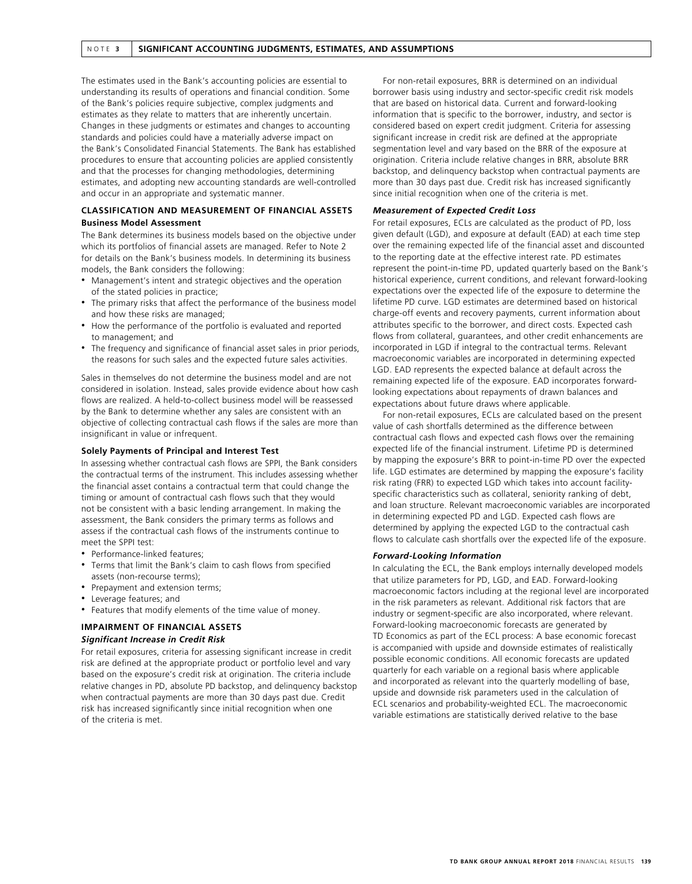## NOTE 3 SIGNIFICANT ACCOUNTING JUDGMENTS, ESTIMATES, AND ASSUMPTIONS

The estimates used in the Bank's accounting policies are essential to understanding its results of operations and financial condition. Some of the Bank's policies require subjective, complex judgments and estimates as they relate to matters that are inherently uncertain. Changes in these judgments or estimates and changes to accounting standards and policies could have a materially adverse impact on the Bank's Consolidated Financial Statements. The Bank has established procedures to ensure that accounting policies are applied consistently and that the processes for changing methodologies, determining estimates, and adopting new accounting standards are well-controlled and occur in an appropriate and systematic manner.

### CLASSIFICATION AND MEASUREMENT OF FINANCIAL ASSETS

**Business Model Assessment**

The Bank determines its business models based on the objective under which its portfolios of financial assets are managed. Refer to Note 2 for details on the Bank's business models. In determining its business models, the Bank considers the following:

- Management's intent and strategic objectives and the operation of the stated policies in practice;
- The primary risks that affect the performance of the business model and how these risks are managed;
- How the performance of the portfolio is evaluated and reported to management; and
- The frequency and significance of financial asset sales in prior periods, the reasons for such sales and the expected future sales activities.

Sales in themselves do not determine the business model and are not considered in isolation. Instead, sales provide evidence about how cash flows are realized. A held-to-collect business model will be reassessed by the Bank to determine whether any sales are consistent with an objective of collecting contractual cash flows if the sales are more than insignificant in value or infrequent.

**Solely Payments of Principal and Interest Test**

In assessing whether contractual cash flows are SPPI, the Bank considers the contractual terms of the instrument. This includes assessing whether the financial asset contains a contractual term that could change the timing or amount of contractual cash flows such that they would not be consistent with a basic lending arrangement. In making the assessment, the Bank considers the primary terms as follows and assess if the contractual cash flows of the instruments continue to meet the SPPI test:

- Performance-linked features;
- Terms that limit the Bank's claim to cash flows from specified assets (non-recourse terms);
- Prepayment and extension terms;
- Leverage features; and
- Features that modify elements of the time value of money.

### IMPAIRMENT OF FINANCIAL ASSETS

***Significant Increase in Credit Risk***

For retail exposures, criteria for assessing significant increase in credit risk are defined at the appropriate product or portfolio level and vary based on the exposure's credit risk at origination. The criteria include relative changes in PD, absolute PD backstop, and delinquency backstop when contractual payments are more than 30 days past due. Credit risk has increased significantly since initial recognition when one of the criteria is met.

For non-retail exposures, BRR is determined on an individual borrower basis using industry and sector-specific credit risk models that are based on historical data. Current and forward-looking information that is specific to the borrower, industry, and sector is considered based on expert credit judgment. Criteria for assessing significant increase in credit risk are defined at the appropriate segmentation level and vary based on the BRR of the exposure at origination. Criteria include relative changes in BRR, absolute BRR backstop, and delinquency backstop when contractual payments are more than 30 days past due. Credit risk has increased significantly since initial recognition when one of the criteria is met.

***Measurement of Expected Credit Loss***

For retail exposures, ECLs are calculated as the product of PD, loss given default (LGD), and exposure at default (EAD) at each time step over the remaining expected life of the financial asset and discounted to the reporting date at the effective interest rate. PD estimates represent the point-in-time PD, updated quarterly based on the Bank's historical experience, current conditions, and relevant forward-looking expectations over the expected life of the exposure to determine the lifetime PD curve. LGD estimates are determined based on historical charge-off events and recovery payments, current information about attributes specific to the borrower, and direct costs. Expected cash flows from collateral, guarantees, and other credit enhancements are incorporated in LGD if integral to the contractual terms. Relevant macroeconomic variables are incorporated in determining expected LGD. EAD represents the expected balance at default across the remaining expected life of the exposure. EAD incorporates forward-looking expectations about repayments of drawn balances and expectations about future draws where applicable.

For non-retail exposures, ECLs are calculated based on the present value of cash shortfalls determined as the difference between contractual cash flows and expected cash flows over the remaining expected life of the financial instrument. Lifetime PD is determined by mapping the exposure's BRR to point-in-time PD over the expected life. LGD estimates are determined by mapping the exposure's facility risk rating (FRR) to expected LGD which takes into account facility-specific characteristics such as collateral, seniority ranking of debt, and loan structure. Relevant macroeconomic variables are incorporated in determining expected PD and LGD. Expected cash flows are determined by applying the expected LGD to the contractual cash flows to calculate cash shortfalls over the expected life of the exposure.

***Forward-Looking Information***

In calculating the ECL, the Bank employs internally developed models that utilize parameters for PD, LGD, and EAD. Forward-looking macroeconomic factors including at the regional level are incorporated in the risk parameters as relevant. Additional risk factors that are industry or segment-specific are also incorporated, where relevant. Forward-looking macroeconomic forecasts are generated by TD Economics as part of the ECL process: A base economic forecast is accompanied with upside and downside estimates of realistically possible economic conditions. All economic forecasts are updated quarterly for each variable on a regional basis where applicable and incorporated as relevant into the quarterly modelling of base, upside and downside risk parameters used in the calculation of ECL scenarios and probability-weighted ECL. The macroeconomic variable estimations are statistically derived relative to the base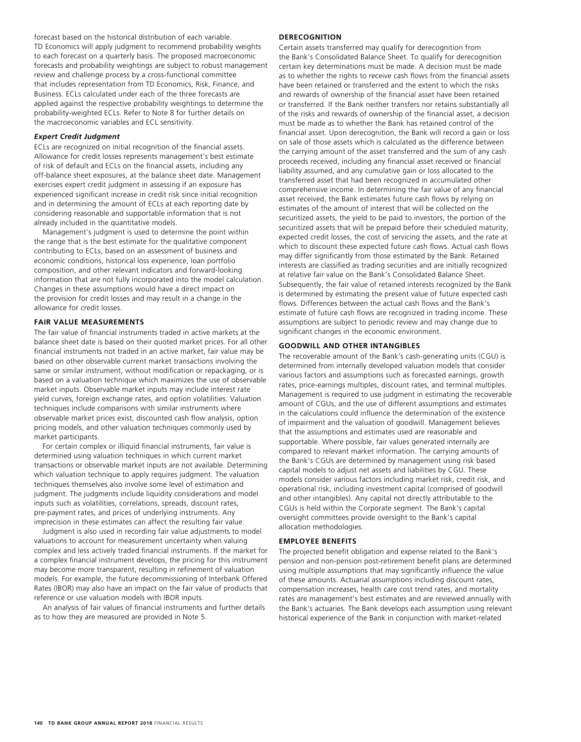forecast based on the historical distribution of each variable. TD Economics will apply judgment to recommend probability weights to each forecast on a quarterly basis. The proposed macroeconomic forecasts and probability weightings are subject to robust management review and challenge process by a cross-functional committee that includes representation from TD Economics, Risk, Finance, and Business. ECLs calculated under each of the three forecasts are applied against the respective probability weightings to determine the probability-weighted ECLs. Refer to Note 8 for further details on the macroeconomic variables and ECL sensitivity.

### *Expert Credit Judgment*

ECLs are recognized on initial recognition of the financial assets. Allowance for credit losses represents management's best estimate of risk of default and ECLs on the financial assets, including any off-balance sheet exposures, at the balance sheet date. Management exercises expert credit judgment in assessing if an exposure has experienced significant increase in credit risk since initial recognition and in determining the amount of ECLs at each reporting date by considering reasonable and supportable information that is not already included in the quantitative models.

Management's judgment is used to determine the point within the range that is the best estimate for the qualitative component contributing to ECLs, based on an assessment of business and economic conditions, historical loss experience, loan portfolio composition, and other relevant indicators and forward-looking information that are not fully incorporated into the model calculation. Changes in these assumptions would have a direct impact on the provision for credit losses and may result in a change in the allowance for credit losses.

## FAIR VALUE MEASUREMENTS

The fair value of financial instruments traded in active markets at the balance sheet date is based on their quoted market prices. For all other financial instruments not traded in an active market, fair value may be based on other observable current market transactions involving the same or similar instrument, without modification or repackaging, or is based on a valuation technique which maximizes the use of observable market inputs. Observable market inputs may include interest rate yield curves, foreign exchange rates, and option volatilities. Valuation techniques include comparisons with similar instruments where observable market prices exist, discounted cash flow analysis, option pricing models, and other valuation techniques commonly used by market participants.

For certain complex or illiquid financial instruments, fair value is determined using valuation techniques in which current market transactions or observable market inputs are not available. Determining which valuation technique to apply requires judgment. The valuation techniques themselves also involve some level of estimation and judgment. The judgments include liquidity considerations and model inputs such as volatilities, correlations, spreads, discount rates, pre-payment rates, and prices of underlying instruments. Any imprecision in these estimates can affect the resulting fair value.

Judgment is also used in recording fair value adjustments to model valuations to account for measurement uncertainty when valuing complex and less actively traded financial instruments. If the market for a complex financial instrument develops, the pricing for this instrument may become more transparent, resulting in refinement of valuation models. For example, the future decommissioning of Interbank Offered Rates (IBOR) may also have an impact on the fair value of products that reference or use valuation models with IBOR inputs.

An analysis of fair values of financial instruments and further details as to how they are measured are provided in Note 5.

## DERECOGNITION

Certain assets transferred may qualify for derecognition from the Bank's Consolidated Balance Sheet. To qualify for derecognition certain key determinations must be made. A decision must be made as to whether the rights to receive cash flows from the financial assets have been retained or transferred and the extent to which the risks and rewards of ownership of the financial asset have been retained or transferred. If the Bank neither transfers nor retains substantially all of the risks and rewards of ownership of the financial asset, a decision must be made as to whether the Bank has retained control of the financial asset. Upon derecognition, the Bank will record a gain or loss on sale of those assets which is calculated as the difference between the carrying amount of the asset transferred and the sum of any cash proceeds received, including any financial asset received or financial liability assumed, and any cumulative gain or loss allocated to the transferred asset that had been recognized in accumulated other comprehensive income. In determining the fair value of any financial asset received, the Bank estimates future cash flows by relying on estimates of the amount of interest that will be collected on the securitized assets, the yield to be paid to investors, the portion of the securitized assets that will be prepaid before their scheduled maturity, expected credit losses, the cost of servicing the assets, and the rate at which to discount these expected future cash flows. Actual cash flows may differ significantly from those estimated by the Bank. Retained interests are classified as trading securities and are initially recognized at relative fair value on the Bank's Consolidated Balance Sheet. Subsequently, the fair value of retained interests recognized by the Bank is determined by estimating the present value of future expected cash flows. Differences between the actual cash flows and the Bank's estimate of future cash flows are recognized in trading income. These assumptions are subject to periodic review and may change due to significant changes in the economic environment.

## GOODWILL AND OTHER INTANGIBLES

The recoverable amount of the Bank's cash-generating units (CGU) is determined from internally developed valuation models that consider various factors and assumptions such as forecasted earnings, growth rates, price-earnings multiples, discount rates, and terminal multiples. Management is required to use judgment in estimating the recoverable amount of CGUs, and the use of different assumptions and estimates in the calculations could influence the determination of the existence of impairment and the valuation of goodwill. Management believes that the assumptions and estimates used are reasonable and supportable. Where possible, fair values generated internally are compared to relevant market information. The carrying amounts of the Bank's CGUs are determined by management using risk based capital models to adjust net assets and liabilities by CGU. These models consider various factors including market risk, credit risk, and operational risk, including investment capital (comprised of goodwill and other intangibles). Any capital not directly attributable to the CGUs is held within the Corporate segment. The Bank's capital oversight committees provide oversight to the Bank's capital allocation methodologies.

## EMPLOYEE BENEFITS

The projected benefit obligation and expense related to the Bank's pension and non-pension post-retirement benefit plans are determined using multiple assumptions that may significantly influence the value of these amounts. Actuarial assumptions including discount rates, compensation increases, health care cost trend rates, and mortality rates are management's best estimates and are reviewed annually with the Bank's actuaries. The Bank develops each assumption using relevant historical experience of the Bank in conjunction with market-related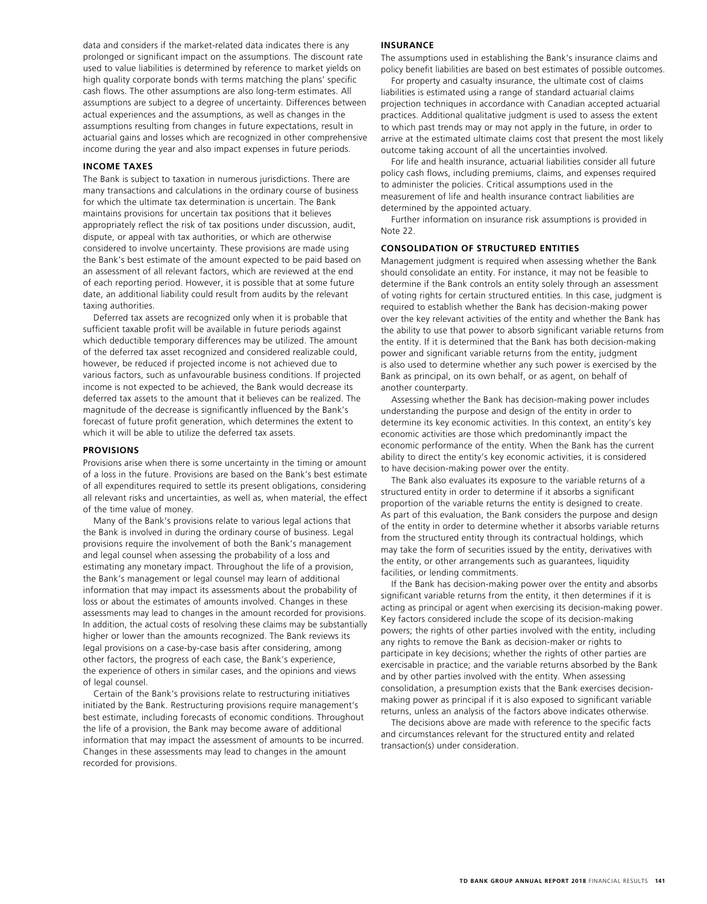data and considers if the market-related data indicates there is any prolonged or significant impact on the assumptions. The discount rate used to value liabilities is determined by reference to market yields on high quality corporate bonds with terms matching the plans' specific cash flows. The other assumptions are also long-term estimates. All assumptions are subject to a degree of uncertainty. Differences between actual experiences and the assumptions, as well as changes in the assumptions resulting from changes in future expectations, result in actuarial gains and losses which are recognized in other comprehensive income during the year and also impact expenses in future periods.

### INCOME TAXES

The Bank is subject to taxation in numerous jurisdictions. There are many transactions and calculations in the ordinary course of business for which the ultimate tax determination is uncertain. The Bank maintains provisions for uncertain tax positions that it believes appropriately reflect the risk of tax positions under discussion, audit, dispute, or appeal with tax authorities, or which are otherwise considered to involve uncertainty. These provisions are made using the Bank's best estimate of the amount expected to be paid based on an assessment of all relevant factors, which are reviewed at the end of each reporting period. However, it is possible that at some future date, an additional liability could result from audits by the relevant taxing authorities.

Deferred tax assets are recognized only when it is probable that sufficient taxable profit will be available in future periods against which deductible temporary differences may be utilized. The amount of the deferred tax asset recognized and considered realizable could, however, be reduced if projected income is not achieved due to various factors, such as unfavourable business conditions. If projected income is not expected to be achieved, the Bank would decrease its deferred tax assets to the amount that it believes can be realized. The magnitude of the decrease is significantly influenced by the Bank's forecast of future profit generation, which determines the extent to which it will be able to utilize the deferred tax assets.

### PROVISIONS

Provisions arise when there is some uncertainty in the timing or amount of a loss in the future. Provisions are based on the Bank's best estimate of all expenditures required to settle its present obligations, considering all relevant risks and uncertainties, as well as, when material, the effect of the time value of money.

Many of the Bank's provisions relate to various legal actions that the Bank is involved in during the ordinary course of business. Legal provisions require the involvement of both the Bank's management and legal counsel when assessing the probability of a loss and estimating any monetary impact. Throughout the life of a provision, the Bank's management or legal counsel may learn of additional information that may impact its assessments about the probability of loss or about the estimates of amounts involved. Changes in these assessments may lead to changes in the amount recorded for provisions. In addition, the actual costs of resolving these claims may be substantially higher or lower than the amounts recognized. The Bank reviews its legal provisions on a case-by-case basis after considering, among other factors, the progress of each case, the Bank's experience, the experience of others in similar cases, and the opinions and views of legal counsel.

Certain of the Bank's provisions relate to restructuring initiatives initiated by the Bank. Restructuring provisions require management's best estimate, including forecasts of economic conditions. Throughout the life of a provision, the Bank may become aware of additional information that may impact the assessment of amounts to be incurred. Changes in these assessments may lead to changes in the amount recorded for provisions.

### INSURANCE

The assumptions used in establishing the Bank's insurance claims and policy benefit liabilities are based on best estimates of possible outcomes.

For property and casualty insurance, the ultimate cost of claims liabilities is estimated using a range of standard actuarial claims projection techniques in accordance with Canadian accepted actuarial practices. Additional qualitative judgment is used to assess the extent to which past trends may or may not apply in the future, in order to arrive at the estimated ultimate claims cost that present the most likely outcome taking account of all the uncertainties involved.

For life and health insurance, actuarial liabilities consider all future policy cash flows, including premiums, claims, and expenses required to administer the policies. Critical assumptions used in the measurement of life and health insurance contract liabilities are determined by the appointed actuary.

Further information on insurance risk assumptions is provided in Note 22.

### CONSOLIDATION OF STRUCTURED ENTITIES

Management judgment is required when assessing whether the Bank should consolidate an entity. For instance, it may not be feasible to determine if the Bank controls an entity solely through an assessment of voting rights for certain structured entities. In this case, judgment is required to establish whether the Bank has decision-making power over the key relevant activities of the entity and whether the Bank has the ability to use that power to absorb significant variable returns from the entity. If it is determined that the Bank has both decision-making power and significant variable returns from the entity, judgment is also used to determine whether any such power is exercised by the Bank as principal, on its own behalf, or as agent, on behalf of another counterparty.

Assessing whether the Bank has decision-making power includes understanding the purpose and design of the entity in order to determine its key economic activities. In this context, an entity's key economic activities are those which predominantly impact the economic performance of the entity. When the Bank has the current ability to direct the entity's key economic activities, it is considered to have decision-making power over the entity.

The Bank also evaluates its exposure to the variable returns of a structured entity in order to determine if it absorbs a significant proportion of the variable returns the entity is designed to create. As part of this evaluation, the Bank considers the purpose and design of the entity in order to determine whether it absorbs variable returns from the structured entity through its contractual holdings, which may take the form of securities issued by the entity, derivatives with the entity, or other arrangements such as guarantees, liquidity facilities, or lending commitments.

If the Bank has decision-making power over the entity and absorbs significant variable returns from the entity, it then determines if it is acting as principal or agent when exercising its decision-making power. Key factors considered include the scope of its decision-making powers; the rights of other parties involved with the entity, including any rights to remove the Bank as decision-maker or rights to participate in key decisions; whether the rights of other parties are exercisable in practice; and the variable returns absorbed by the Bank and by other parties involved with the entity. When assessing consolidation, a presumption exists that the Bank exercises decision-making power as principal if it is also exposed to significant variable returns, unless an analysis of the factors above indicates otherwise.

The decisions above are made with reference to the specific facts and circumstances relevant for the structured entity and related transaction(s) under consideration.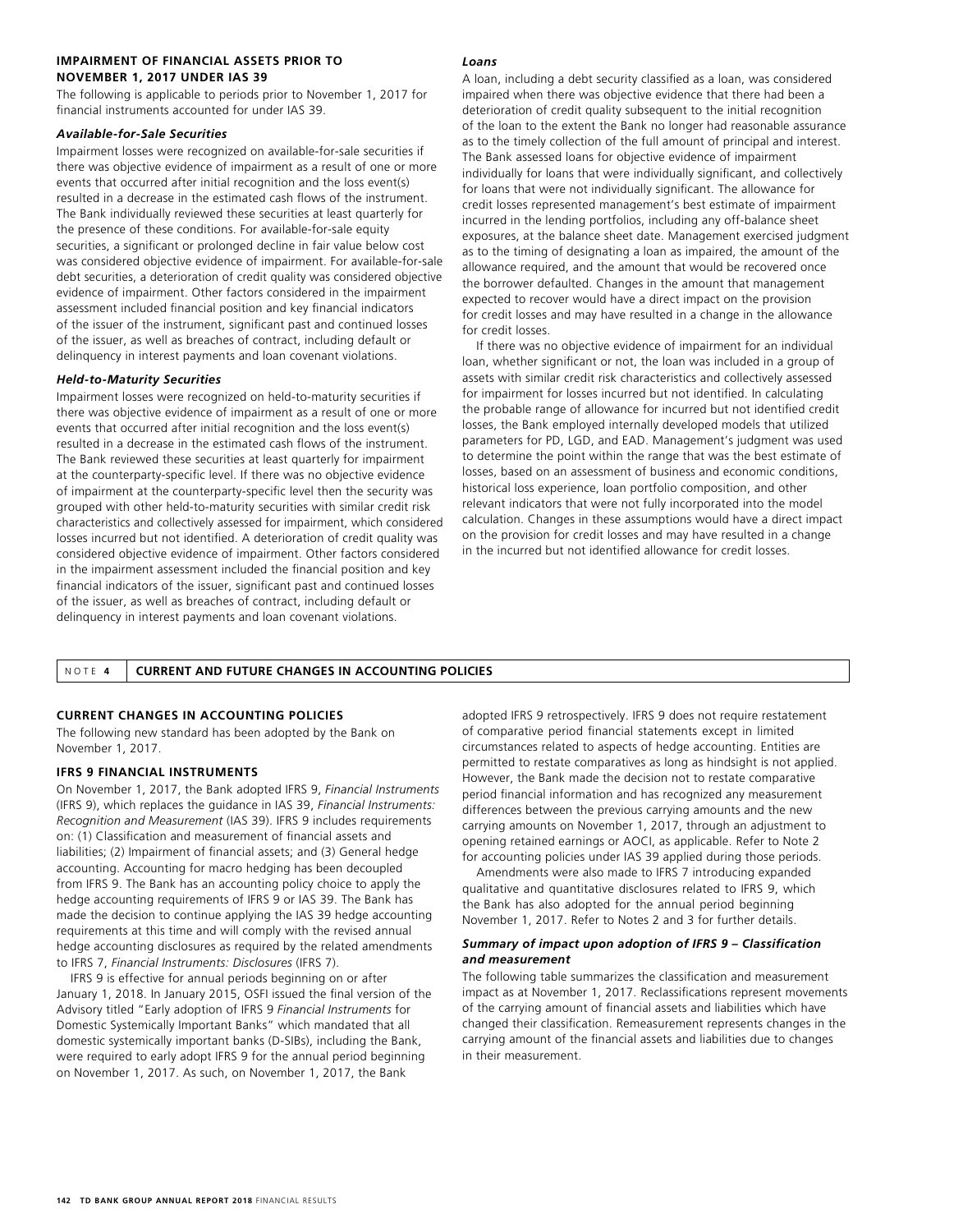### IMPAIRMENT OF FINANCIAL ASSETS PRIOR TO NOVEMBER 1, 2017 UNDER IAS 39

The following is applicable to periods prior to November 1, 2017 for financial instruments accounted for under IAS 39.

#### *Available-for-Sale Securities*

Impairment losses were recognized on available-for-sale securities if there was objective evidence of impairment as a result of one or more events that occurred after initial recognition and the loss event(s) resulted in a decrease in the estimated cash flows of the instrument. The Bank individually reviewed these securities at least quarterly for the presence of these conditions. For available-for-sale equity securities, a significant or prolonged decline in fair value below cost was considered objective evidence of impairment. For available-for-sale debt securities, a deterioration of credit quality was considered objective evidence of impairment. Other factors considered in the impairment assessment included financial position and key financial indicators of the issuer of the instrument, significant past and continued losses of the issuer, as well as breaches of contract, including default or delinquency in interest payments and loan covenant violations.

#### *Held-to-Maturity Securities*

Impairment losses were recognized on held-to-maturity securities if there was objective evidence of impairment as a result of one or more events that occurred after initial recognition and the loss event(s) resulted in a decrease in the estimated cash flows of the instrument. The Bank reviewed these securities at least quarterly for impairment at the counterparty-specific level. If there was no objective evidence of impairment at the counterparty-specific level then the security was grouped with other held-to-maturity securities with similar credit risk characteristics and collectively assessed for impairment, which considered losses incurred but not identified. A deterioration of credit quality was considered objective evidence of impairment. Other factors considered in the impairment assessment included the financial position and key financial indicators of the issuer, significant past and continued losses of the issuer, as well as breaches of contract, including default or delinquency in interest payments and loan covenant violations.

#### *Loans*

A loan, including a debt security classified as a loan, was considered impaired when there was objective evidence that there had been a deterioration of credit quality subsequent to the initial recognition of the loan to the extent the Bank no longer had reasonable assurance as to the timely collection of the full amount of principal and interest. The Bank assessed loans for objective evidence of impairment individually for loans that were individually significant, and collectively for loans that were not individually significant. The allowance for credit losses represented management's best estimate of impairment incurred in the lending portfolios, including any off-balance sheet exposures, at the balance sheet date. Management exercised judgment as to the timing of designating a loan as impaired, the amount of the allowance required, and the amount that would be recovered once the borrower defaulted. Changes in the amount that management expected to recover would have a direct impact on the provision for credit losses and may have resulted in a change in the allowance for credit losses.

If there was no objective evidence of impairment for an individual loan, whether significant or not, the loan was included in a group of assets with similar credit risk characteristics and collectively assessed for impairment for losses incurred but not identified. In calculating the probable range of allowance for incurred but not identified credit losses, the Bank employed internally developed models that utilized parameters for PD, LGD, and EAD. Management's judgment was used to determine the point within the range that was the best estimate of losses, based on an assessment of business and economic conditions, historical loss experience, loan portfolio composition, and other relevant indicators that were not fully incorporated into the model calculation. Changes in these assumptions would have a direct impact on the provision for credit losses and may have resulted in a change in the incurred but not identified allowance for credit losses.

## NOTE 4 CURRENT AND FUTURE CHANGES IN ACCOUNTING POLICIES

### CURRENT CHANGES IN ACCOUNTING POLICIES

The following new standard has been adopted by the Bank on November 1, 2017.

### IFRS 9 FINANCIAL INSTRUMENTS

On November 1, 2017, the Bank adopted IFRS 9, *Financial Instruments* (IFRS 9), which replaces the guidance in IAS 39, *Financial Instruments: Recognition and Measurement* (IAS 39). IFRS 9 includes requirements on: (1) Classification and measurement of financial assets and liabilities; (2) Impairment of financial assets; and (3) General hedge accounting. Accounting for macro hedging has been decoupled from IFRS 9. The Bank has an accounting policy choice to apply the hedge accounting requirements of IFRS 9 or IAS 39. The Bank has made the decision to continue applying the IAS 39 hedge accounting requirements at this time and will comply with the revised annual hedge accounting disclosures as required by the related amendments to IFRS 7, *Financial Instruments: Disclosures* (IFRS 7).

IFRS 9 is effective for annual periods beginning on or after January 1, 2018. In January 2015, OSFI issued the final version of the Advisory titled "Early adoption of IFRS 9 *Financial Instruments* for Domestic Systemically Important Banks" which mandated that all domestic systemically important banks (D-SIBs), including the Bank, were required to early adopt IFRS 9 for the annual period beginning on November 1, 2017. As such, on November 1, 2017, the Bank adopted IFRS 9 retrospectively. IFRS 9 does not require restatement of comparative period financial statements except in limited circumstances related to aspects of hedge accounting. Entities are permitted to restate comparatives as long as hindsight is not applied. However, the Bank made the decision not to restate comparative period financial information and has recognized any measurement differences between the previous carrying amounts and the new carrying amounts on November 1, 2017, through an adjustment to opening retained earnings or AOCI, as applicable. Refer to Note 2 for accounting policies under IAS 39 applied during those periods.

Amendments were also made to IFRS 7 introducing expanded qualitative and quantitative disclosures related to IFRS 9, which the Bank has also adopted for the annual period beginning November 1, 2017. Refer to Notes 2 and 3 for further details.

#### *Summary of impact upon adoption of IFRS 9 – Classification and measurement*

The following table summarizes the classification and measurement impact as at November 1, 2017. Reclassifications represent movements of the carrying amount of financial assets and liabilities which have changed their classification. Remeasurement represents changes in the carrying amount of the financial assets and liabilities due to changes in their measurement.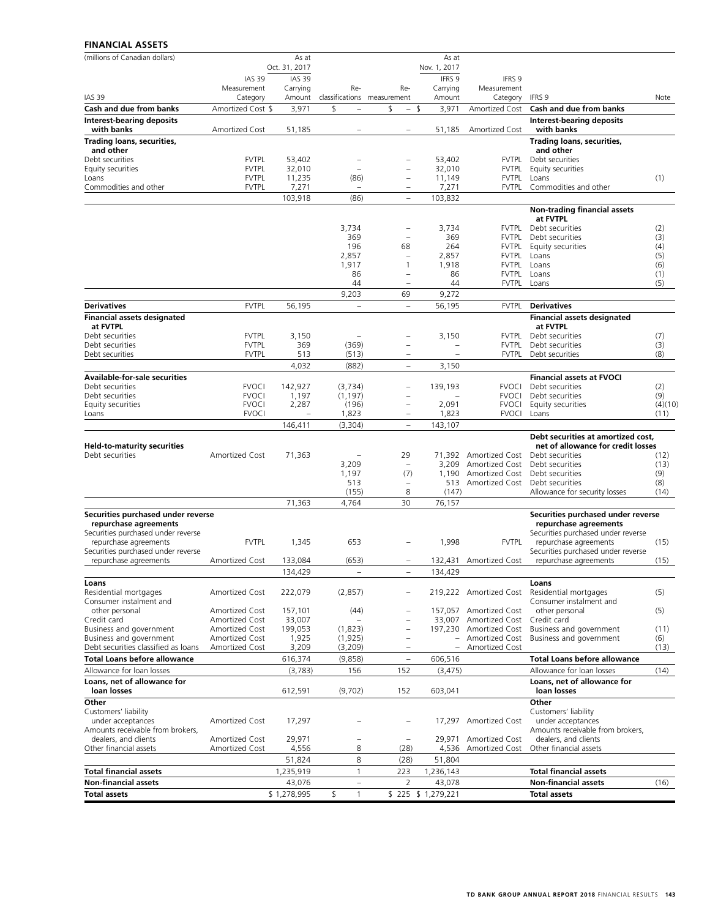## FINANCIAL ASSETS

| (millions of Canadian dollars) | | As at Oct. 31, 2017 | | | As at Nov. 1, 2017 | | | |
|---|---|---|---|---|---|---|---|---|
| IAS 39 | IAS 39 Measurement Category | IAS 39 Carrying Amount | Re-classifications | Re-measurement | IFRS 9 Carrying Amount | IFRS 9 Measurement Category | IFRS 9 | Note |
| **Cash and due from banks** | Amortized Cost | $ 3,971 | $ – | $ – | $ 3,971 | Amortized Cost | **Cash and due from banks** | |
| **Interest-bearing deposits with banks** | Amortized Cost | 51,185 | – | – | 51,185 | Amortized Cost | **Interest-bearing deposits with banks** | |
| **Trading loans, securities, and other** | | | | | | | **Trading loans, securities, and other** | |
| Debt securities | FVTPL | 53,402 | – | – | 53,402 | FVTPL | Debt securities | |
| Equity securities | FVTPL | 32,010 | – | – | 32,010 | FVTPL | Equity securities | |
| Loans | FVTPL | 11,235 | (86) | – | 11,149 | FVTPL | Loans | (1) |
| Commodities and other | FVTPL | 7,271 | – | – | 7,271 | FVTPL | Commodities and other | |
| | | 103,918 | (86) | – | 103,832 | | | |
| | | | | | | | **Non-trading financial assets at FVTPL** | |
| | | | 3,734 | – | 3,734 | FVTPL | Debt securities | (2) |
| | | | 369 | – | 369 | FVTPL | Debt securities | (3) |
| | | | 196 | 68 | 264 | FVTPL | Equity securities | (4) |
| | | | 2,857 | – | 2,857 | FVTPL | Loans | (5) |
| | | | 1,917 | 1 | 1,918 | FVTPL | Loans | (6) |
| | | | 86 | – | 86 | FVTPL | Loans | (1) |
| | | | 44 | – | 44 | FVTPL | Loans | (5) |
| | | | 9,203 | 69 | 9,272 | | | |
| **Derivatives** | FVTPL | 56,195 | – | – | 56,195 | FVTPL | **Derivatives** | |
| **Financial assets designated at FVTPL** | | | | | | | **Financial assets designated at FVTPL** | |
| Debt securities | FVTPL | 3,150 | – | – | 3,150 | FVTPL | Debt securities | (7) |
| Debt securities | FVTPL | 369 | (369) | – | – | FVTPL | Debt securities | (3) |
| Debt securities | FVTPL | 513 | (513) | – | – | FVTPL | Debt securities | (8) |
| | | 4,032 | (882) | – | 3,150 | | | |
| **Available-for-sale securities** | | | | | | | **Financial assets at FVOCI** | |
| Debt securities | FVOCI | 142,927 | (3,734) | – | 139,193 | FVOCI | Debt securities | (2) |
| Debt securities | FVOCI | 1,197 | (1,197) | – | – | FVOCI | Debt securities | (9) |
| Equity securities | FVOCI | 2,287 | (196) | – | 2,091 | FVOCI | Equity securities | (4)(10) |
| Loans | FVOCI | – | 1,823 | – | 1,823 | FVOCI | Loans | (11) |
| | | 146,411 | (3,304) | – | 143,107 | | | |
| **Held-to-maturity securities** | | | | | | | **Debt securities at amortized cost, net of allowance for credit losses** | |
| Debt securities | Amortized Cost | 71,363 | – | 29 | 71,392 | Amortized Cost | Debt securities | (12) |
| | | | 3,209 | – | 3,209 | Amortized Cost | Debt securities | (13) |
| | | | 1,197 | (7) | 1,190 | Amortized Cost | Debt securities | (9) |
| | | | 513 | – | 513 | Amortized Cost | Debt securities | (8) |
| | | | (155) | 8 | (147) | | Allowance for security losses | (14) |
| | | 71,363 | 4,764 | 30 | 76,157 | | | |
| **Securities purchased under reverse repurchase agreements** | | | | | | | **Securities purchased under reverse repurchase agreements** | |
| Securities purchased under reverse repurchase agreements | FVTPL | 1,345 | 653 | – | 1,998 | FVTPL | Securities purchased under reverse repurchase agreements | (15) |
| Securities purchased under reverse repurchase agreements | Amortized Cost | 133,084 | (653) | – | 132,431 | Amortized Cost | Securities purchased under reverse repurchase agreements | (15) |
| | | 134,429 | – | – | 134,429 | | | |
| **Loans** | | | | | | | **Loans** | |
| Residential mortgages | Amortized Cost | 222,079 | (2,857) | – | 219,222 | Amortized Cost | Residential mortgages | (5) |
| Consumer instalment and other personal | Amortized Cost | 157,101 | (44) | – | 157,057 | Amortized Cost | Consumer instalment and other personal | (5) |
| Credit card | Amortized Cost | 33,007 | – | – | 33,007 | Amortized Cost | Credit card | |
| Business and government | Amortized Cost | 199,053 | (1,823) | – | 197,230 | Amortized Cost | Business and government | (11) |
| Business and government | Amortized Cost | 1,925 | (1,925) | – | – | Amortized Cost | Business and government | (6) |
| Debt securities classified as loans | Amortized Cost | 3,209 | (3,209) | – | – | Amortized Cost | | (13) |
| **Total Loans before allowance** | | 616,374 | (9,858) | – | 606,516 | | **Total Loans before allowance** | |
| Allowance for loan losses | | (3,783) | 156 | 152 | (3,475) | | Allowance for loan losses | (14) |
| **Loans, net of allowance for loan losses** | | 612,591 | (9,702) | 152 | 603,041 | | **Loans, net of allowance for loan losses** | |
| **Other** | | | | | | | **Other** | |
| Customers' liability under acceptances | Amortized Cost | 17,297 | – | – | 17,297 | Amortized Cost | Customers' liability under acceptances | |
| Amounts receivable from brokers, dealers, and clients | Amortized Cost | 29,971 | – | – | 29,971 | Amortized Cost | Amounts receivable from brokers, dealers, and clients | |
| Other financial assets | Amortized Cost | 4,556 | 8 | (28) | 4,536 | Amortized Cost | Other financial assets | |
| | | 51,824 | 8 | (28) | 51,804 | | | |
| **Total financial assets** | | 1,235,919 | 1 | 223 | 1,236,143 | | **Total financial assets** | |
| **Non-financial assets** | | 43,076 | – | 2 | 43,078 | | **Non-financial assets** | (16) |
| **Total assets** | | $ 1,278,995 | $ 1 | $ 225 | $ 1,279,221 | | **Total assets** | |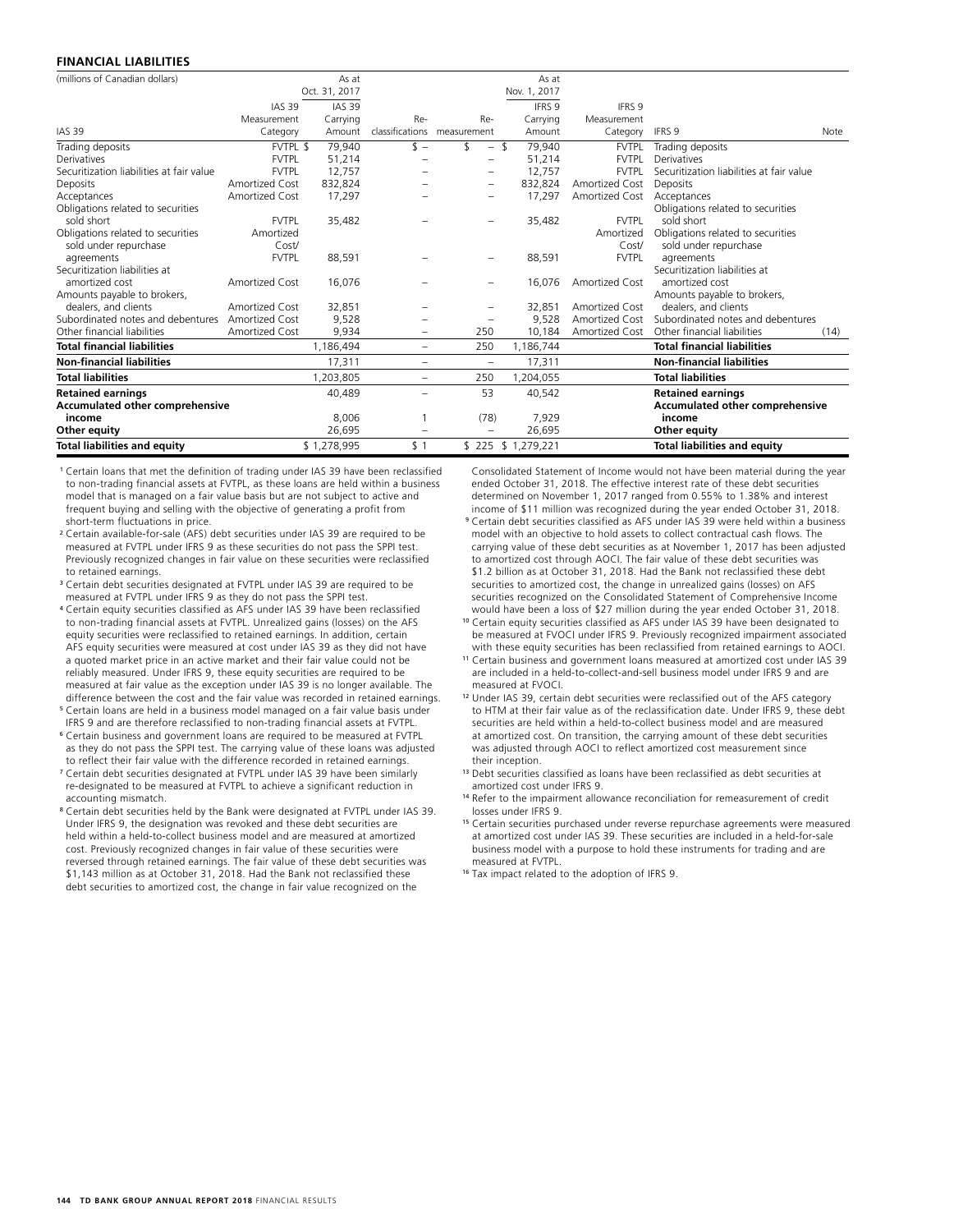## FINANCIAL LIABILITIES

| (millions of Canadian dollars) | | As at Oct. 31, 2017 | | | As at Nov. 1, 2017 | | | |
|---|---|---|---|---|---|---|---|---|
| IAS 39 | IAS 39 Measurement Category | IAS 39 Carrying Amount | Re-classifications | Re-measurement | IFRS 9 Carrying Amount | IFRS 9 Measurement Category | IFRS 9 | Note |
| Trading deposits | FVTPL | $ 79,940 | $ – | $ – | $ 79,940 | FVTPL | Trading deposits | |
| Derivatives | FVTPL | 51,214 | – | – | 51,214 | FVTPL | Derivatives | |
| Securitization liabilities at fair value | FVTPL | 12,757 | – | – | 12,757 | FVTPL | Securitization liabilities at fair value | |
| Deposits | Amortized Cost | 832,824 | – | – | 832,824 | Amortized Cost | Deposits | |
| Acceptances | Amortized Cost | 17,297 | – | – | 17,297 | Amortized Cost | Acceptances | |
| Obligations related to securities sold short | FVTPL | 35,482 | – | – | 35,482 | FVTPL | Obligations related to securities sold short | |
| Obligations related to securities sold under repurchase agreements | Amortized Cost/ FVTPL | 88,591 | – | – | 88,591 | Amortized Cost/ FVTPL | Obligations related to securities sold under repurchase agreements | |
| Securitization liabilities at amortized cost | Amortized Cost | 16,076 | – | – | 16,076 | Amortized Cost | Securitization liabilities at amortized cost | |
| Amounts payable to brokers, dealers, and clients | Amortized Cost | 32,851 | – | – | 32,851 | Amortized Cost | Amounts payable to brokers, dealers, and clients | |
| Subordinated notes and debentures | Amortized Cost | 9,528 | – | – | 9,528 | Amortized Cost | Subordinated notes and debentures | |
| Other financial liabilities | Amortized Cost | 9,934 | – | 250 | 10,184 | Amortized Cost | Other financial liabilities | (14) |
| **Total financial liabilities** | | 1,186,494 | – | 250 | 1,186,744 | | **Total financial liabilities** | |
| **Non-financial liabilities** | | 17,311 | – | – | 17,311 | | **Non-financial liabilities** | |
| **Total liabilities** | | 1,203,805 | – | 250 | 1,204,055 | | **Total liabilities** | |
| **Retained earnings** | | 40,489 | – | 53 | 40,542 | | **Retained earnings** | |
| **Accumulated other comprehensive income** | | 8,006 | 1 | (78) | 7,929 | | **Accumulated other comprehensive income** | |
| **Other equity** | | 26,695 | – | – | 26,695 | | **Other equity** | |
| **Total liabilities and equity** | | $ 1,278,995 | $ 1 | $ 225 | $ 1,279,221 | | **Total liabilities and equity** | |

[1] Certain loans that met the definition of trading under IAS 39 have been reclassified to non-trading financial assets at FVTPL, as these loans are held within a business model that is managed on a fair value basis but are not subject to active and frequent buying and selling with the objective of generating a profit from short-term fluctuations in price.

[2] Certain available-for-sale (AFS) debt securities under IAS 39 are required to be measured at FVTPL under IFRS 9 as these securities do not pass the SPPI test. Previously recognized changes in fair value on these securities were reclassified to retained earnings.

[3] Certain debt securities designated at FVTPL under IAS 39 are required to be measured at FVTPL under IFRS 9 as they do not pass the SPPI test.

[4] Certain equity securities classified as AFS under IAS 39 have been reclassified to non-trading financial assets at FVTPL. Unrealized gains (losses) on the AFS equity securities were reclassified to retained earnings. In addition, certain AFS equity securities were measured at cost under IAS 39 as they did not have a quoted market price in an active market and their fair value could not be reliably measured. Under IFRS 9, these equity securities are required to be measured at fair value as the exception under IAS 39 is no longer available. The difference between the cost and the fair value was recorded in retained earnings.

[5] Certain loans are held in a business model managed on a fair value basis under IFRS 9 and are therefore reclassified to non-trading financial assets at FVTPL.

[6] Certain business and government loans are required to be measured at FVTPL as they do not pass the SPPI test. The carrying value of these loans was adjusted to reflect their fair value with the difference recorded in retained earnings.

[7] Certain debt securities designated at FVTPL under IAS 39 have been similarly re-designated to be measured at FVTPL to achieve a significant reduction in accounting mismatch.

[8] Certain debt securities held by the Bank were designated at FVTPL under IAS 39. Under IFRS 9, the designation was revoked and these debt securities are held within a held-to-collect business model and are measured at amortized cost. Previously recognized changes in fair value of these securities were reversed through retained earnings. The fair value of these debt securities was $1,143 million as at October 31, 2018. Had the Bank not reclassified these debt securities to amortized cost, the change in fair value recognized on the Consolidated Statement of Income would not have been material during the year ended October 31, 2018. The effective interest rate of these debt securities determined on November 1, 2017 ranged from 0.55% to 1.38% and interest income of $11 million was recognized during the year ended October 31, 2018.

[9] Certain debt securities classified as AFS under IAS 39 were held within a business model with an objective to hold assets to collect contractual cash flows. The carrying value of these debt securities as at November 1, 2017 has been adjusted to amortized cost through AOCI. The fair value of these debt securities was $1.2 billion as at October 31, 2018. Had the Bank not reclassified these debt securities to amortized cost, the change in unrealized gains (losses) on AFS securities recognized on the Consolidated Statement of Comprehensive Income would have been a loss of $27 million during the year ended October 31, 2018.

[10] Certain equity securities classified as AFS under IAS 39 have been designated to be measured at FVOCI under IFRS 9. Previously recognized impairment associated with these equity securities has been reclassified from retained earnings to AOCI.

[11] Certain business and government loans measured at amortized cost under IAS 39 are included in a held-to-collect-and-sell business model under IFRS 9 and are measured at FVOCI.

[12] Under IAS 39, certain debt securities were reclassified out of the AFS category to HTM at their fair value as of the reclassification date. Under IFRS 9, these debt securities are held within a held-to-collect business model and are measured at amortized cost. On transition, the carrying amount of these debt securities was adjusted through AOCI to reflect amortized cost measurement since their inception.

[13] Debt securities classified as loans have been reclassified as debt securities at amortized cost under IFRS 9.

[14] Refer to the impairment allowance reconciliation for remeasurement of credit losses under IFRS 9.

[15] Certain securities purchased under reverse repurchase agreements were measured at amortized cost under IAS 39. These securities are included in a held-for-sale business model with a purpose to hold these instruments for trading and are measured at FVTPL.

[16] Tax impact related to the adoption of IFRS 9.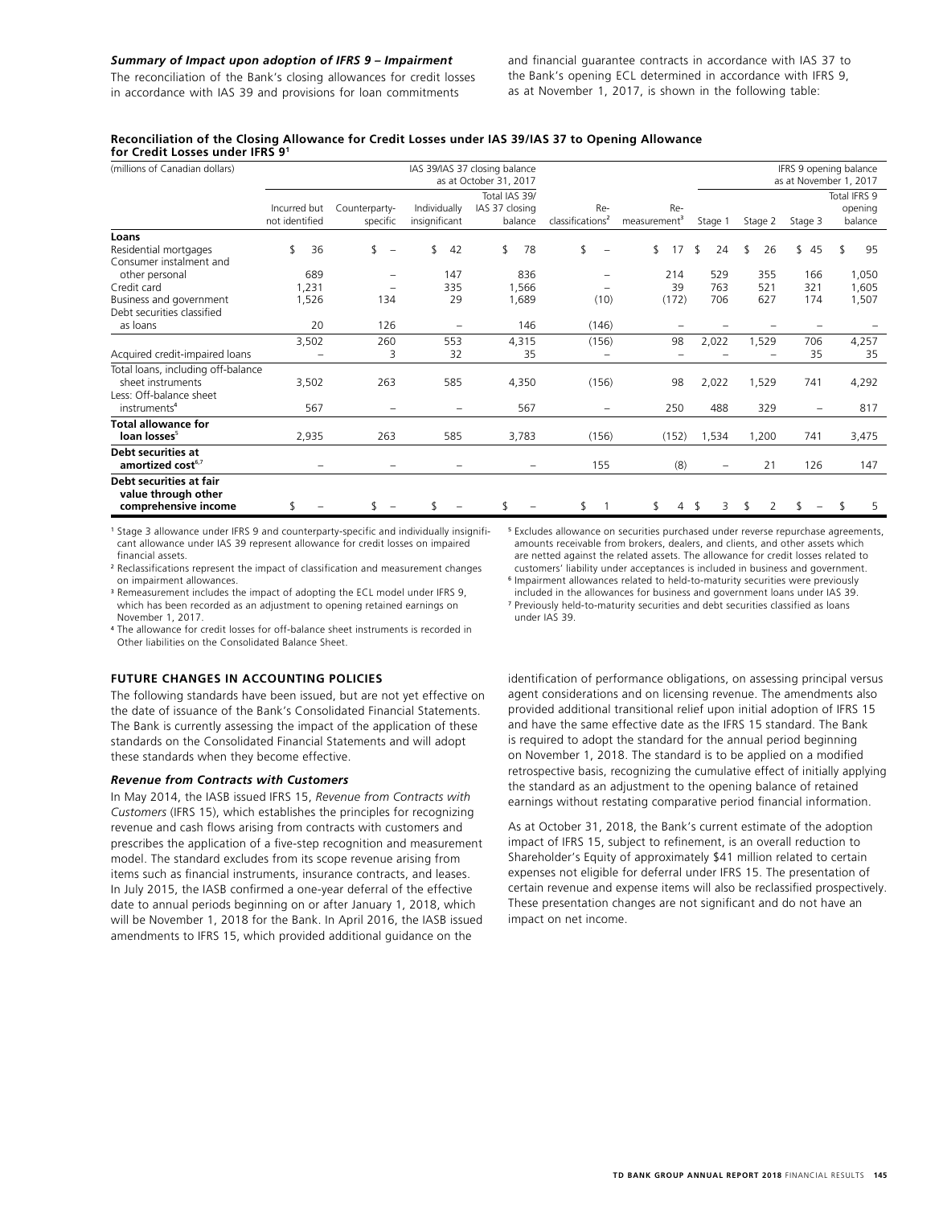***Summary of Impact upon adoption of IFRS 9 – Impairment***

The reconciliation of the Bank's closing allowances for credit losses in accordance with IAS 39 and provisions for loan commitments and financial guarantee contracts in accordance with IAS 37 to the Bank's opening ECL determined in accordance with IFRS 9, as at November 1, 2017, is shown in the following table:

**Reconciliation of the Closing Allowance for Credit Losses under IAS 39/IAS 37 to Opening Allowance for Credit Losses under IFRS 9[1]**

| (millions of Canadian dollars) | IAS 39/IAS 37 closing balance as at October 31, 2017 | | | | | | IFRS 9 opening balance as at November 1, 2017 | | | |
|---|---|---|---|---|---|---|---|---|---|---|
| | Incurred but not identified | Counterparty-specific | Individually insignificant | Total IAS 39/ IAS 37 closing balance | Re-classifications[2] | Re-measurement[3] | Stage 1 | Stage 2 | Stage 3 | Total IFRS 9 opening balance |
| **Loans** | | | | | | | | | | |
| Residential mortgages | $ 36 | $ – | $ 42 | $ 78 | $ – | $ 17 | $ 24 | $ 26 | $ 45 | $ 95 |
| Consumer instalment and other personal | 689 | – | 147 | 836 | – | 214 | 529 | 355 | 166 | 1,050 |
| Credit card | 1,231 | – | 335 | 1,566 | – | 39 | 763 | 521 | 321 | 1,605 |
| Business and government | 1,526 | 134 | 29 | 1,689 | (10) | (172) | 706 | 627 | 174 | 1,507 |
| Debt securities classified as loans | 20 | 126 | – | 146 | (146) | – | – | – | – | – |
| | 3,502 | 260 | 553 | 4,315 | (156) | 98 | 2,022 | 1,529 | 706 | 4,257 |
| Acquired credit-impaired loans | – | 3 | 32 | 35 | – | – | – | – | 35 | 35 |
| Total loans, including off-balance sheet instruments | 3,502 | 263 | 585 | 4,350 | (156) | 98 | 2,022 | 1,529 | 741 | 4,292 |
| Less: Off-balance sheet instruments[4] | 567 | – | – | 567 | – | 250 | 488 | 329 | – | 817 |
| **Total allowance for loan losses[5]** | 2,935 | 263 | 585 | 3,783 | (156) | (152) | 1,534 | 1,200 | 741 | 3,475 |
| **Debt securities at amortized cost[6,7]** | – | – | – | – | 155 | (8) | – | 21 | 126 | 147 |
| **Debt securities at fair value through other comprehensive income** | $ – | $ – | $ – | $ – | $ 1 | $ 4 | $ 3 | $ 2 | $ – | $ 5 |

[1] Stage 3 allowance under IFRS 9 and counterparty-specific and individually insignificant allowance under IAS 39 represent allowance for credit losses on impaired financial assets.

[2] Reclassifications represent the impact of classification and measurement changes on impairment allowances.

[3] Remeasurement includes the impact of adopting the ECL model under IFRS 9, which has been recorded as an adjustment to opening retained earnings on November 1, 2017.

[4] The allowance for credit losses for off-balance sheet instruments is recorded in Other liabilities on the Consolidated Balance Sheet.

[5] Excludes allowance on securities purchased under reverse repurchase agreements, amounts receivable from brokers, dealers, and clients, and other assets which are netted against the related assets. The allowance for credit losses related to customers' liability under acceptances is included in business and government.

[6] Impairment allowances related to held-to-maturity securities were previously included in the allowances for business and government loans under IAS 39.

[7] Previously held-to-maturity securities and debt securities classified as loans under IAS 39.

## FUTURE CHANGES IN ACCOUNTING POLICIES

The following standards have been issued, but are not yet effective on the date of issuance of the Bank's Consolidated Financial Statements. The Bank is currently assessing the impact of the application of these standards on the Consolidated Financial Statements and will adopt these standards when they become effective.

***Revenue from Contracts with Customers***

In May 2014, the IASB issued IFRS 15, *Revenue from Contracts with Customers* (IFRS 15), which establishes the principles for recognizing revenue and cash flows arising from contracts with customers and prescribes the application of a five-step recognition and measurement model. The standard excludes from its scope revenue arising from items such as financial instruments, insurance contracts, and leases. In July 2015, the IASB confirmed a one-year deferral of the effective date to annual periods beginning on or after January 1, 2018, which will be November 1, 2018 for the Bank. In April 2016, the IASB issued amendments to IFRS 15, which provided additional guidance on the identification of performance obligations, on assessing principal versus agent considerations and on licensing revenue. The amendments also provided additional transitional relief upon initial adoption of IFRS 15 and have the same effective date as the IFRS 15 standard. The Bank is required to adopt the standard for the annual period beginning on November 1, 2018. The standard is to be applied on a modified retrospective basis, recognizing the cumulative effect of initially applying the standard as an adjustment to the opening balance of retained earnings without restating comparative period financial information.

As at October 31, 2018, the Bank's current estimate of the adoption impact of IFRS 15, subject to refinement, is an overall reduction to Shareholder's Equity of approximately $41 million related to certain expenses not eligible for deferral under IFRS 15. The presentation of certain revenue and expense items will also be reclassified prospectively. These presentation changes are not significant and do not have an impact on net income.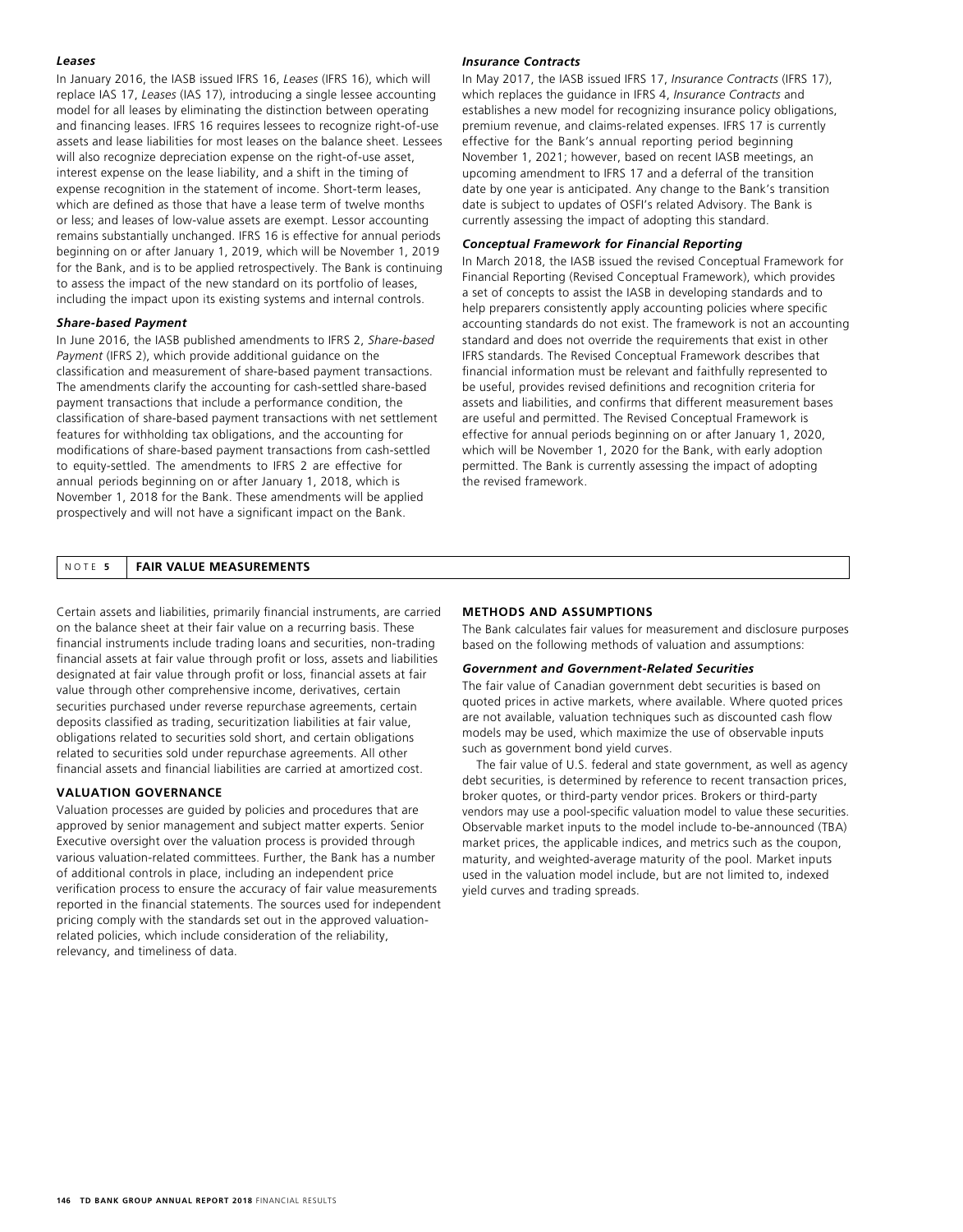### *Leases*

In January 2016, the IASB issued IFRS 16, *Leases* (IFRS 16), which will replace IAS 17, *Leases* (IAS 17), introducing a single lessee accounting model for all leases by eliminating the distinction between operating and financing leases. IFRS 16 requires lessees to recognize right-of-use assets and lease liabilities for most leases on the balance sheet. Lessees will also recognize depreciation expense on the right-of-use asset, interest expense on the lease liability, and a shift in the timing of expense recognition in the statement of income. Short-term leases, which are defined as those that have a lease term of twelve months or less; and leases of low-value assets are exempt. Lessor accounting remains substantially unchanged. IFRS 16 is effective for annual periods beginning on or after January 1, 2019, which will be November 1, 2019 for the Bank, and is to be applied retrospectively. The Bank is continuing to assess the impact of the new standard on its portfolio of leases, including the impact upon its existing systems and internal controls.

### *Share-based Payment*

In June 2016, the IASB published amendments to IFRS 2, *Share-based Payment* (IFRS 2), which provide additional guidance on the classification and measurement of share-based payment transactions. The amendments clarify the accounting for cash-settled share-based payment transactions that include a performance condition, the classification of share-based payment transactions with net settlement features for withholding tax obligations, and the accounting for modifications of share-based payment transactions from cash-settled to equity-settled. The amendments to IFRS 2 are effective for annual periods beginning on or after January 1, 2018, which is November 1, 2018 for the Bank. These amendments will be applied prospectively and will not have a significant impact on the Bank.

### *Insurance Contracts*

In May 2017, the IASB issued IFRS 17, *Insurance Contracts* (IFRS 17), which replaces the guidance in IFRS 4, *Insurance Contracts* and establishes a new model for recognizing insurance policy obligations, premium revenue, and claims-related expenses. IFRS 17 is currently effective for the Bank's annual reporting period beginning November 1, 2021; however, based on recent IASB meetings, an upcoming amendment to IFRS 17 and a deferral of the transition date by one year is anticipated. Any change to the Bank's transition date is subject to updates of OSFI's related Advisory. The Bank is currently assessing the impact of adopting this standard.

### *Conceptual Framework for Financial Reporting*

In March 2018, the IASB issued the revised Conceptual Framework for Financial Reporting (Revised Conceptual Framework), which provides a set of concepts to assist the IASB in developing standards and to help preparers consistently apply accounting policies where specific accounting standards do not exist. The framework is not an accounting standard and does not override the requirements that exist in other IFRS standards. The Revised Conceptual Framework describes that financial information must be relevant and faithfully represented to be useful, provides revised definitions and recognition criteria for assets and liabilities, and confirms that different measurement bases are useful and permitted. The Revised Conceptual Framework is effective for annual periods beginning on or after January 1, 2020, which will be November 1, 2020 for the Bank, with early adoption permitted. The Bank is currently assessing the impact of adopting the revised framework.

## NOTE 5 FAIR VALUE MEASUREMENTS

Certain assets and liabilities, primarily financial instruments, are carried on the balance sheet at their fair value on a recurring basis. These financial instruments include trading loans and securities, non-trading financial assets at fair value through profit or loss, assets and liabilities designated at fair value through profit or loss, financial assets at fair value through other comprehensive income, derivatives, certain securities purchased under reverse repurchase agreements, certain deposits classified as trading, securitization liabilities at fair value, obligations related to securities sold short, and certain obligations related to securities sold under repurchase agreements. All other financial assets and financial liabilities are carried at amortized cost.

### VALUATION GOVERNANCE

Valuation processes are guided by policies and procedures that are approved by senior management and subject matter experts. Senior Executive oversight over the valuation process is provided through various valuation-related committees. Further, the Bank has a number of additional controls in place, including an independent price verification process to ensure the accuracy of fair value measurements reported in the financial statements. The sources used for independent pricing comply with the standards set out in the approved valuation-related policies, which include consideration of the reliability, relevancy, and timeliness of data.

### METHODS AND ASSUMPTIONS

The Bank calculates fair values for measurement and disclosure purposes based on the following methods of valuation and assumptions:

### *Government and Government-Related Securities*

The fair value of Canadian government debt securities is based on quoted prices in active markets, where available. Where quoted prices are not available, valuation techniques such as discounted cash flow models may be used, which maximize the use of observable inputs such as government bond yield curves.

The fair value of U.S. federal and state government, as well as agency debt securities, is determined by reference to recent transaction prices, broker quotes, or third-party vendor prices. Brokers or third-party vendors may use a pool-specific valuation model to value these securities. Observable market inputs to the model include to-be-announced (TBA) market prices, the applicable indices, and metrics such as the coupon, maturity, and weighted-average maturity of the pool. Market inputs used in the valuation model include, but are not limited to, indexed yield curves and trading spreads.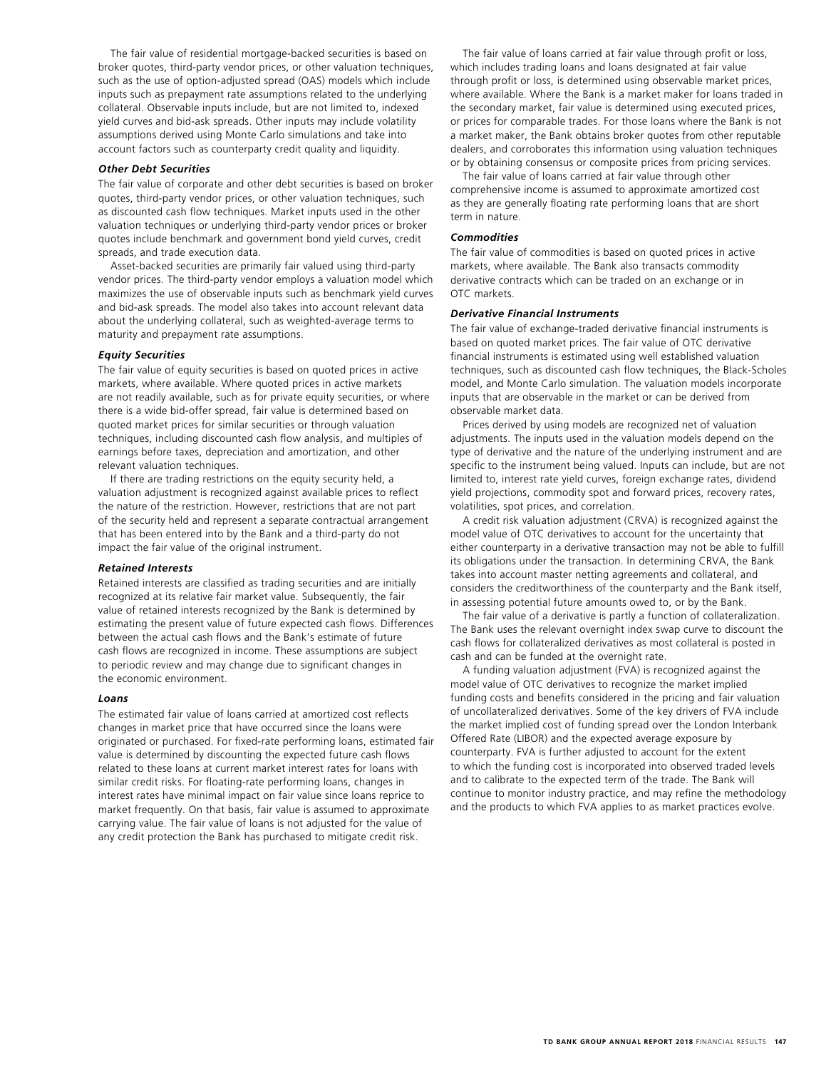The fair value of residential mortgage-backed securities is based on broker quotes, third-party vendor prices, or other valuation techniques, such as the use of option-adjusted spread (OAS) models which include inputs such as prepayment rate assumptions related to the underlying collateral. Observable inputs include, but are not limited to, indexed yield curves and bid-ask spreads. Other inputs may include volatility assumptions derived using Monte Carlo simulations and take into account factors such as counterparty credit quality and liquidity.

***Other Debt Securities***

The fair value of corporate and other debt securities is based on broker quotes, third-party vendor prices, or other valuation techniques, such as discounted cash flow techniques. Market inputs used in the other valuation techniques or underlying third-party vendor prices or broker quotes include benchmark and government bond yield curves, credit spreads, and trade execution data.

Asset-backed securities are primarily fair valued using third-party vendor prices. The third-party vendor employs a valuation model which maximizes the use of observable inputs such as benchmark yield curves and bid-ask spreads. The model also takes into account relevant data about the underlying collateral, such as weighted-average terms to maturity and prepayment rate assumptions.

***Equity Securities***

The fair value of equity securities is based on quoted prices in active markets, where available. Where quoted prices in active markets are not readily available, such as for private equity securities, or where there is a wide bid-offer spread, fair value is determined based on quoted market prices for similar securities or through valuation techniques, including discounted cash flow analysis, and multiples of earnings before taxes, depreciation and amortization, and other relevant valuation techniques.

If there are trading restrictions on the equity security held, a valuation adjustment is recognized against available prices to reflect the nature of the restriction. However, restrictions that are not part of the security held and represent a separate contractual arrangement that has been entered into by the Bank and a third-party do not impact the fair value of the original instrument.

***Retained Interests***

Retained interests are classified as trading securities and are initially recognized at its relative fair market value. Subsequently, the fair value of retained interests recognized by the Bank is determined by estimating the present value of future expected cash flows. Differences between the actual cash flows and the Bank's estimate of future cash flows are recognized in income. These assumptions are subject to periodic review and may change due to significant changes in the economic environment.

***Loans***

The estimated fair value of loans carried at amortized cost reflects changes in market price that have occurred since the loans were originated or purchased. For fixed-rate performing loans, estimated fair value is determined by discounting the expected future cash flows related to these loans at current market interest rates for loans with similar credit risks. For floating-rate performing loans, changes in interest rates have minimal impact on fair value since loans reprice to market frequently. On that basis, fair value is assumed to approximate carrying value. The fair value of loans is not adjusted for the value of any credit protection the Bank has purchased to mitigate credit risk.

The fair value of loans carried at fair value through profit or loss, which includes trading loans and loans designated at fair value through profit or loss, is determined using observable market prices, where available. Where the Bank is a market maker for loans traded in the secondary market, fair value is determined using executed prices, or prices for comparable trades. For those loans where the Bank is not a market maker, the Bank obtains broker quotes from other reputable dealers, and corroborates this information using valuation techniques or by obtaining consensus or composite prices from pricing services.

The fair value of loans carried at fair value through other comprehensive income is assumed to approximate amortized cost as they are generally floating rate performing loans that are short term in nature.

***Commodities***

The fair value of commodities is based on quoted prices in active markets, where available. The Bank also transacts commodity derivative contracts which can be traded on an exchange or in OTC markets.

***Derivative Financial Instruments***

The fair value of exchange-traded derivative financial instruments is based on quoted market prices. The fair value of OTC derivative financial instruments is estimated using well established valuation techniques, such as discounted cash flow techniques, the Black-Scholes model, and Monte Carlo simulation. The valuation models incorporate inputs that are observable in the market or can be derived from observable market data.

Prices derived by using models are recognized net of valuation adjustments. The inputs used in the valuation models depend on the type of derivative and the nature of the underlying instrument and are specific to the instrument being valued. Inputs can include, but are not limited to, interest rate yield curves, foreign exchange rates, dividend yield projections, commodity spot and forward prices, recovery rates, volatilities, spot prices, and correlation.

A credit risk valuation adjustment (CRVA) is recognized against the model value of OTC derivatives to account for the uncertainty that either counterparty in a derivative transaction may not be able to fulfill its obligations under the transaction. In determining CRVA, the Bank takes into account master netting agreements and collateral, and considers the creditworthiness of the counterparty and the Bank itself, in assessing potential future amounts owed to, or by the Bank.

The fair value of a derivative is partly a function of collateralization. The Bank uses the relevant overnight index swap curve to discount the cash flows for collateralized derivatives as most collateral is posted in cash and can be funded at the overnight rate.

A funding valuation adjustment (FVA) is recognized against the model value of OTC derivatives to recognize the market implied funding costs and benefits considered in the pricing and fair valuation of uncollateralized derivatives. Some of the key drivers of FVA include the market implied cost of funding spread over the London Interbank Offered Rate (LIBOR) and the expected average exposure by counterparty. FVA is further adjusted to account for the extent to which the funding cost is incorporated into observed traded levels and to calibrate to the expected term of the trade. The Bank will continue to monitor industry practice, and may refine the methodology and the products to which FVA applies to as market practices evolve.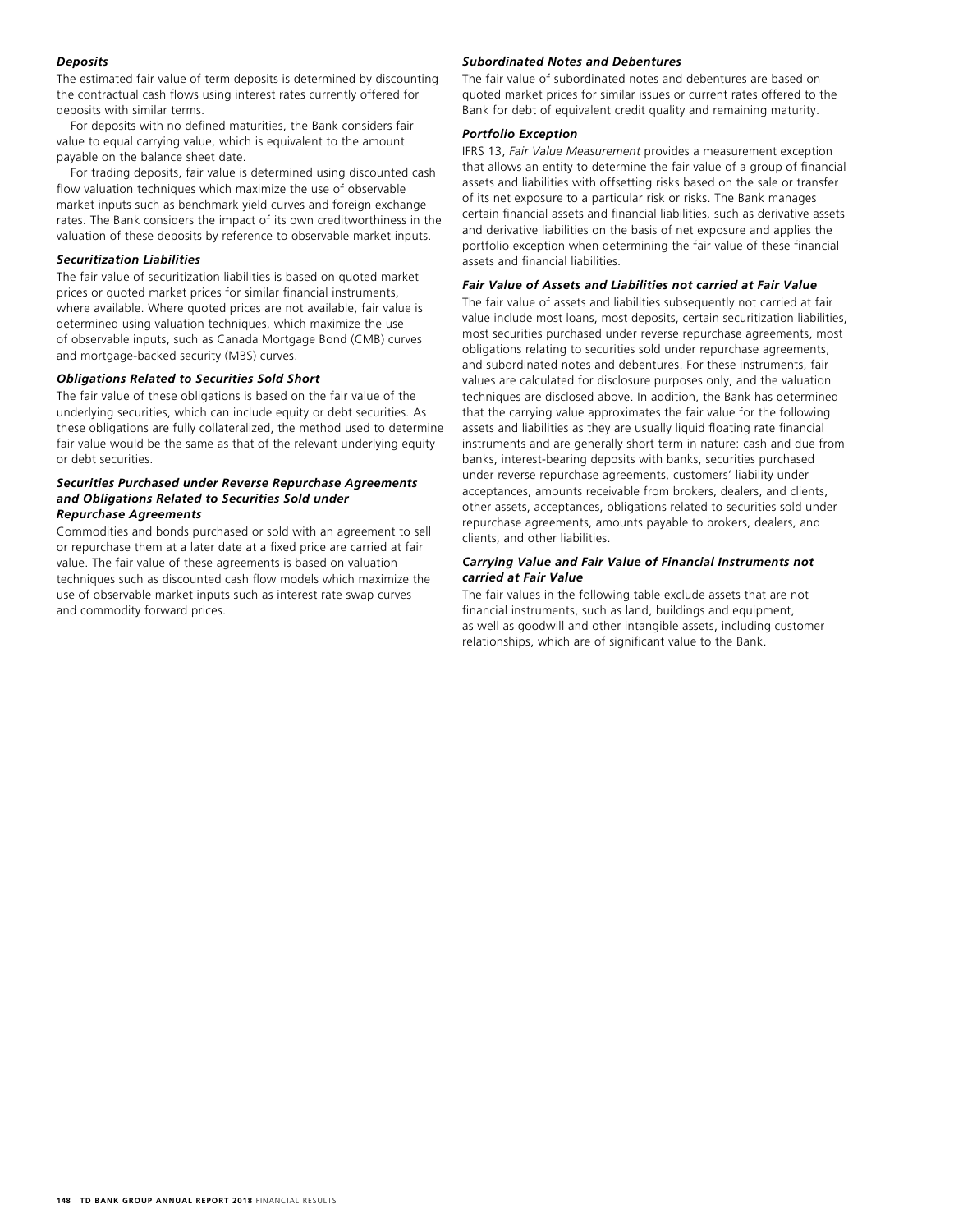***Deposits***

The estimated fair value of term deposits is determined by discounting the contractual cash flows using interest rates currently offered for deposits with similar terms.

For deposits with no defined maturities, the Bank considers fair value to equal carrying value, which is equivalent to the amount payable on the balance sheet date.

For trading deposits, fair value is determined using discounted cash flow valuation techniques which maximize the use of observable market inputs such as benchmark yield curves and foreign exchange rates. The Bank considers the impact of its own creditworthiness in the valuation of these deposits by reference to observable market inputs.

***Securitization Liabilities***

The fair value of securitization liabilities is based on quoted market prices or quoted market prices for similar financial instruments, where available. Where quoted prices are not available, fair value is determined using valuation techniques, which maximize the use of observable inputs, such as Canada Mortgage Bond (CMB) curves and mortgage-backed security (MBS) curves.

***Obligations Related to Securities Sold Short***

The fair value of these obligations is based on the fair value of the underlying securities, which can include equity or debt securities. As these obligations are fully collateralized, the method used to determine fair value would be the same as that of the relevant underlying equity or debt securities.

***Securities Purchased under Reverse Repurchase Agreements and Obligations Related to Securities Sold under Repurchase Agreements***

Commodities and bonds purchased or sold with an agreement to sell or repurchase them at a later date at a fixed price are carried at fair value. The fair value of these agreements is based on valuation techniques such as discounted cash flow models which maximize the use of observable market inputs such as interest rate swap curves and commodity forward prices.

***Subordinated Notes and Debentures***

The fair value of subordinated notes and debentures are based on quoted market prices for similar issues or current rates offered to the Bank for debt of equivalent credit quality and remaining maturity.

***Portfolio Exception***

IFRS 13, *Fair Value Measurement* provides a measurement exception that allows an entity to determine the fair value of a group of financial assets and liabilities with offsetting risks based on the sale or transfer of its net exposure to a particular risk or risks. The Bank manages certain financial assets and financial liabilities, such as derivative assets and derivative liabilities on the basis of net exposure and applies the portfolio exception when determining the fair value of these financial assets and financial liabilities.

***Fair Value of Assets and Liabilities not carried at Fair Value***

The fair value of assets and liabilities subsequently not carried at fair value include most loans, most deposits, certain securitization liabilities, most securities purchased under reverse repurchase agreements, most obligations relating to securities sold under repurchase agreements, and subordinated notes and debentures. For these instruments, fair values are calculated for disclosure purposes only, and the valuation techniques are disclosed above. In addition, the Bank has determined that the carrying value approximates the fair value for the following assets and liabilities as they are usually liquid floating rate financial instruments and are generally short term in nature: cash and due from banks, interest-bearing deposits with banks, securities purchased under reverse repurchase agreements, customers' liability under acceptances, amounts receivable from brokers, dealers, and clients, other assets, acceptances, obligations related to securities sold under repurchase agreements, amounts payable to brokers, dealers, and clients, and other liabilities.

***Carrying Value and Fair Value of Financial Instruments not carried at Fair Value***

The fair values in the following table exclude assets that are not financial instruments, such as land, buildings and equipment, as well as goodwill and other intangible assets, including customer relationships, which are of significant value to the Bank.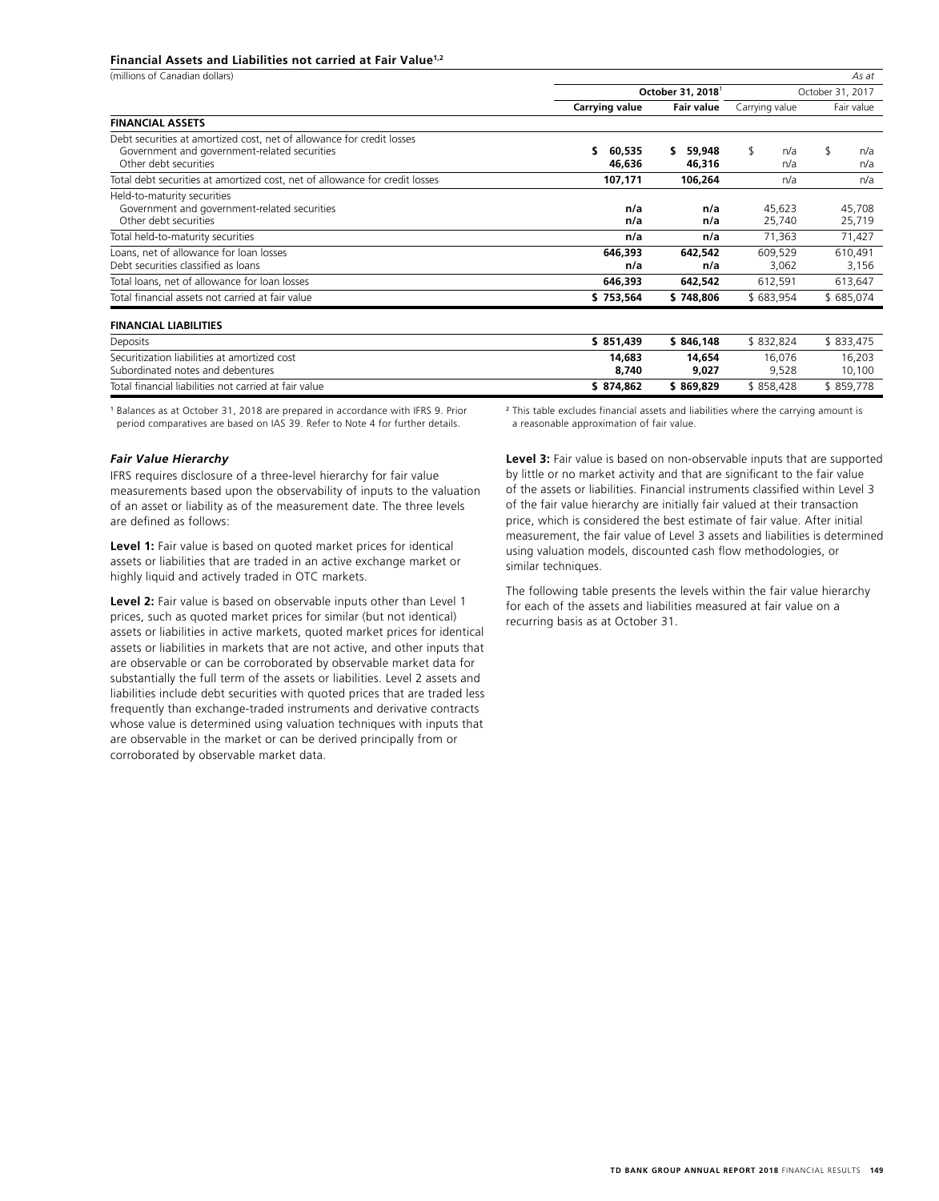**Financial Assets and Liabilities not carried at Fair Value[1,2]**

(millions of Canadian dollars) *As at*

| | October 31, 2018[1] | | October 31, 2017 | |
|---|---|---|---|---|
| | **Carrying value** | **Fair value** | Carrying value | Fair value |
| **FINANCIAL ASSETS** | | | | |
| Debt securities at amortized cost, net of allowance for credit losses | | | | |
| Government and government-related securities | **$ 60,535** | **$ 59,948** | $ n/a | $ n/a |
| Other debt securities | **46,636** | **46,316** | n/a | n/a |
| Total debt securities at amortized cost, net of allowance for credit losses | **107,171** | **106,264** | n/a | n/a |
| Held-to-maturity securities | | | | |
| Government and government-related securities | **n/a** | **n/a** | 45,623 | 45,708 |
| Other debt securities | **n/a** | **n/a** | 25,740 | 25,719 |
| Total held-to-maturity securities | **n/a** | **n/a** | 71,363 | 71,427 |
| Loans, net of allowance for loan losses | **646,393** | **642,542** | 609,529 | 610,491 |
| Debt securities classified as loans | **n/a** | **n/a** | 3,062 | 3,156 |
| Total loans, net of allowance for loan losses | **646,393** | **642,542** | 612,591 | 613,647 |
| Total financial assets not carried at fair value | **$ 753,564** | **$ 748,806** | $ 683,954 | $ 685,074 |
| **FINANCIAL LIABILITIES** | | | | |
| Deposits | **$ 851,439** | **$ 846,148** | $ 832,824 | $ 833,475 |
| Securitization liabilities at amortized cost | **14,683** | **14,654** | 16,076 | 16,203 |
| Subordinated notes and debentures | **8,740** | **9,027** | 9,528 | 10,100 |
| Total financial liabilities not carried at fair value | **$ 874,862** | **$ 869,829** | $ 858,428 | $ 859,778 |

[1] Balances as at October 31, 2018 are prepared in accordance with IFRS 9. Prior period comparatives are based on IAS 39. Refer to Note 4 for further details.

[2] This table excludes financial assets and liabilities where the carrying amount is a reasonable approximation of fair value.

### *Fair Value Hierarchy*

IFRS requires disclosure of a three-level hierarchy for fair value measurements based upon the observability of inputs to the valuation of an asset or liability as of the measurement date. The three levels are defined as follows:

**Level 1:** Fair value is based on quoted market prices for identical assets or liabilities that are traded in an active exchange market or highly liquid and actively traded in OTC markets.

**Level 2:** Fair value is based on observable inputs other than Level 1 prices, such as quoted market prices for similar (but not identical) assets or liabilities in active markets, quoted market prices for identical assets or liabilities in markets that are not active, and other inputs that are observable or can be corroborated by observable market data for substantially the full term of the assets or liabilities. Level 2 assets and liabilities include debt securities with quoted prices that are traded less frequently than exchange-traded instruments and derivative contracts whose value is determined using valuation techniques with inputs that are observable in the market or can be derived principally from or corroborated by observable market data.

**Level 3:** Fair value is based on non-observable inputs that are supported by little or no market activity and that are significant to the fair value of the assets or liabilities. Financial instruments classified within Level 3 of the fair value hierarchy are initially fair valued at their transaction price, which is considered the best estimate of fair value. After initial measurement, the fair value of Level 3 assets and liabilities is determined using valuation models, discounted cash flow methodologies, or similar techniques.

The following table presents the levels within the fair value hierarchy for each of the assets and liabilities measured at fair value on a recurring basis as at October 31.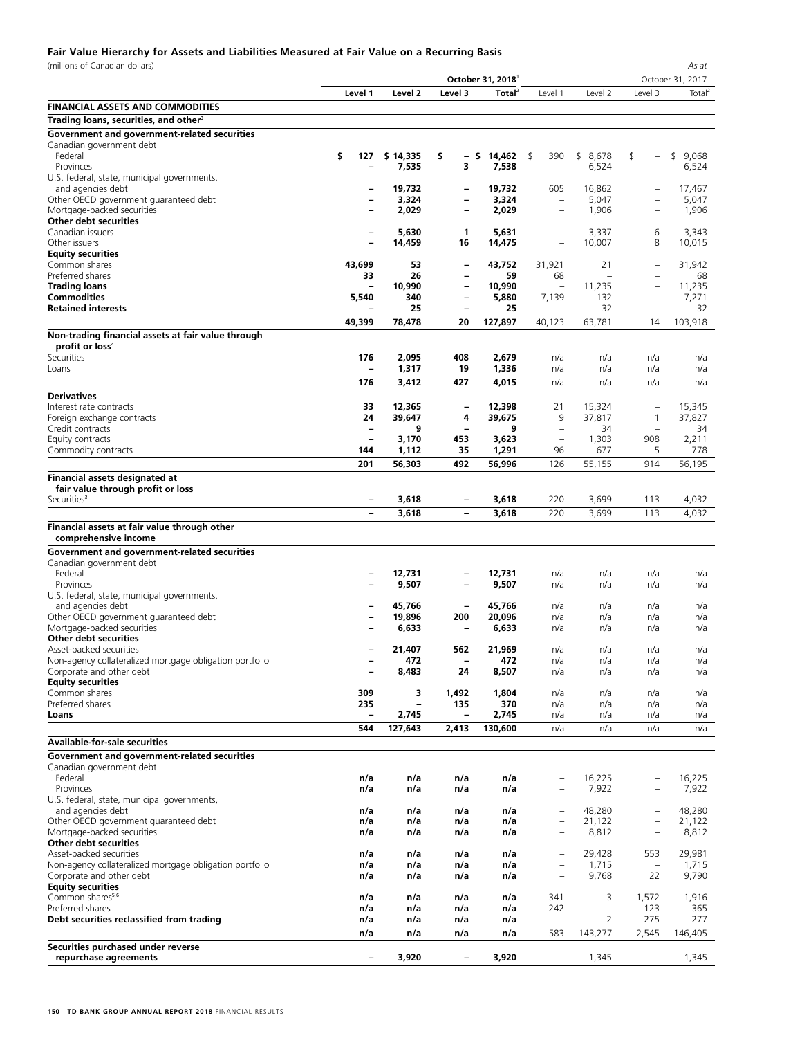## Fair Value Hierarchy for Assets and Liabilities Measured at Fair Value on a Recurring Basis

| (millions of Canadian dollars) | | | | | | | | *As at* |
|---|---|---|---|---|---|---|---|---|
| | | | | October 31, 2018[1] | | | | October 31, 2017 |
| | Level 1 | Level 2 | Level 3 | Total[2] | Level 1 | Level 2 | Level 3 | Total[2] |
| **FINANCIAL ASSETS AND COMMODITIES** | | | | | | | | |
| **Trading loans, securities, and other[3]** | | | | | | | | |
| **Government and government-related securities** | | | | | | | | |
| Canadian government debt | | | | | | | | |
| Federal | $ 127 | $ 14,335 | $ – | $ 14,462 | $ 390 | $ 8,678 | $ – | $ 9,068 |
| Provinces | – | 7,535 | 3 | 7,538 | – | 6,524 | – | 6,524 |
| U.S. federal, state, municipal governments, and agencies debt | – | 19,732 | – | 19,732 | 605 | 16,862 | – | 17,467 |
| Other OECD government guaranteed debt | – | 3,324 | – | 3,324 | – | 5,047 | – | 5,047 |
| Mortgage-backed securities | – | 2,029 | – | 2,029 | – | 1,906 | – | 1,906 |
| **Other debt securities** | | | | | | | | |
| Canadian issuers | – | 5,630 | 1 | 5,631 | – | 3,337 | 6 | 3,343 |
| Other issuers | – | 14,459 | 16 | 14,475 | – | 10,007 | 8 | 10,015 |
| **Equity securities** | | | | | | | | |
| Common shares | 43,699 | 53 | – | 43,752 | 31,921 | 21 | – | 31,942 |
| Preferred shares | 33 | 26 | – | 59 | 68 | – | – | 68 |
| **Trading loans** | – | 10,990 | – | 10,990 | – | 11,235 | – | 11,235 |
| **Commodities** | 5,540 | 340 | – | 5,880 | 7,139 | 132 | – | 7,271 |
| **Retained interests** | – | 25 | – | 25 | – | 32 | – | 32 |
| | 49,399 | 78,478 | 20 | 127,897 | 40,123 | 63,781 | 14 | 103,918 |
| **Non-trading financial assets at fair value through profit or loss[4]** | | | | | | | | |
| Securities | 176 | 2,095 | 408 | 2,679 | n/a | n/a | n/a | n/a |
| Loans | – | 1,317 | 19 | 1,336 | n/a | n/a | n/a | n/a |
| | 176 | 3,412 | 427 | 4,015 | n/a | n/a | n/a | n/a |
| **Derivatives** | | | | | | | | |
| Interest rate contracts | 33 | 12,365 | – | 12,398 | 21 | 15,324 | – | 15,345 |
| Foreign exchange contracts | 24 | 39,647 | 4 | 39,675 | 9 | 37,817 | 1 | 37,827 |
| Credit contracts | – | 9 | – | 9 | – | 34 | – | 34 |
| Equity contracts | – | 3,170 | 453 | 3,623 | – | 1,303 | 908 | 2,211 |
| Commodity contracts | 144 | 1,112 | 35 | 1,291 | 96 | 677 | 5 | 778 |
| | 201 | 56,303 | 492 | 56,996 | 126 | 55,155 | 914 | 56,195 |
| **Financial assets designated at fair value through profit or loss** | | | | | | | | |
| Securities[3] | – | 3,618 | – | 3,618 | 220 | 3,699 | 113 | 4,032 |
| | – | 3,618 | – | 3,618 | 220 | 3,699 | 113 | 4,032 |
| **Financial assets at fair value through other comprehensive income** | | | | | | | | |
| **Government and government-related securities** | | | | | | | | |
| Canadian government debt | | | | | | | | |
| Federal | – | 12,731 | – | 12,731 | n/a | n/a | n/a | n/a |
| Provinces | – | 9,507 | – | 9,507 | n/a | n/a | n/a | n/a |
| U.S. federal, state, municipal governments, and agencies debt | – | 45,766 | – | 45,766 | n/a | n/a | n/a | n/a |
| Other OECD government guaranteed debt | – | 19,896 | 200 | 20,096 | n/a | n/a | n/a | n/a |
| Mortgage-backed securities | – | 6,633 | – | 6,633 | n/a | n/a | n/a | n/a |
| **Other debt securities** | | | | | | | | |
| Asset-backed securities | – | 21,407 | 562 | 21,969 | n/a | n/a | n/a | n/a |
| Non-agency collateralized mortgage obligation portfolio | – | 472 | – | 472 | n/a | n/a | n/a | n/a |
| Corporate and other debt | – | 8,483 | 24 | 8,507 | n/a | n/a | n/a | n/a |
| **Equity securities** | | | | | | | | |
| Common shares | 309 | 3 | 1,492 | 1,804 | n/a | n/a | n/a | n/a |
| Preferred shares | 235 | – | 135 | 370 | n/a | n/a | n/a | n/a |
| **Loans** | – | 2,745 | – | 2,745 | n/a | n/a | n/a | n/a |
| | 544 | 127,643 | 2,413 | 130,600 | n/a | n/a | n/a | n/a |
| **Available-for-sale securities** | | | | | | | | |
| **Government and government-related securities** | | | | | | | | |
| Canadian government debt | | | | | | | | |
| Federal | n/a | n/a | n/a | n/a | – | 16,225 | – | 16,225 |
| Provinces | n/a | n/a | n/a | n/a | – | 7,922 | – | 7,922 |
| U.S. federal, state, municipal governments, and agencies debt | n/a | n/a | n/a | n/a | – | 48,280 | – | 48,280 |
| Other OECD government guaranteed debt | n/a | n/a | n/a | n/a | – | 21,122 | – | 21,122 |
| Mortgage-backed securities | n/a | n/a | n/a | n/a | – | 8,812 | – | 8,812 |
| **Other debt securities** | | | | | | | | |
| Asset-backed securities | n/a | n/a | n/a | n/a | – | 29,428 | 553 | 29,981 |
| Non-agency collateralized mortgage obligation portfolio | n/a | n/a | n/a | n/a | – | 1,715 | – | 1,715 |
| Corporate and other debt | n/a | n/a | n/a | n/a | – | 9,768 | 22 | 9,790 |
| **Equity securities** | | | | | | | | |
| Common shares[5,6] | n/a | n/a | n/a | n/a | 341 | 3 | 1,572 | 1,916 |
| Preferred shares | n/a | n/a | n/a | n/a | 242 | – | 123 | 365 |
| **Debt securities reclassified from trading** | n/a | n/a | n/a | n/a | – | 2 | 275 | 277 |
| | n/a | n/a | n/a | n/a | 583 | 143,277 | 2,545 | 146,405 |
| **Securities purchased under reverse repurchase agreements** | – | 3,920 | – | 3,920 | – | 1,345 | – | 1,345 |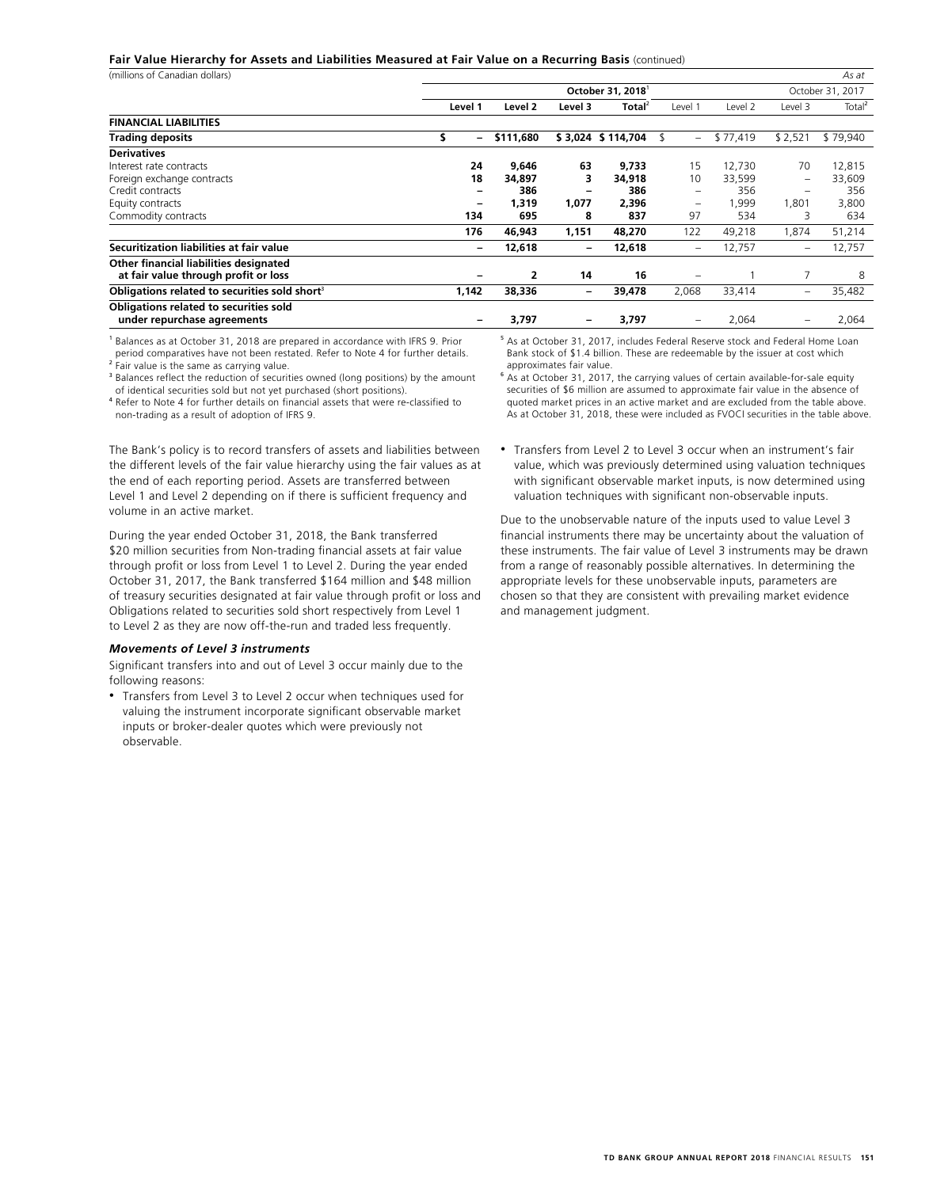**Fair Value Hierarchy for Assets and Liabilities Measured at Fair Value on a Recurring Basis** (continued)

(millions of Canadian dollars) *As at*

| | October 31, 2018[1] | | | | October 31, 2017 | | | |
|---|---|---|---|---|---|---|---|---|
| | **Level 1** | **Level 2** | **Level 3** | **Total[2]** | Level 1 | Level 2 | Level 3 | Total[2] |
| **FINANCIAL LIABILITIES** | | | | | | | | |
| **Trading deposits** | **$ –** | **$111,680** | **$ 3,024** | **$ 114,704** | $ – | $ 77,419 | $ 2,521 | $ 79,940 |
| **Derivatives** | | | | | | | | |
| Interest rate contracts | **24** | **9,646** | **63** | **9,733** | 15 | 12,730 | 70 | 12,815 |
| Foreign exchange contracts | **18** | **34,897** | **3** | **34,918** | 10 | 33,599 | – | 33,609 |
| Credit contracts | **–** | **386** | **–** | **386** | – | 356 | – | 356 |
| Equity contracts | **–** | **1,319** | **1,077** | **2,396** | – | 1,999 | 1,801 | 3,800 |
| Commodity contracts | **134** | **695** | **8** | **837** | 97 | 534 | 3 | 634 |
| | **176** | **46,943** | **1,151** | **48,270** | 122 | 49,218 | 1,874 | 51,214 |
| **Securitization liabilities at fair value** | **–** | **12,618** | **–** | **12,618** | – | 12,757 | – | 12,757 |
| **Other financial liabilities designated at fair value through profit or loss** | **–** | **2** | **14** | **16** | – | 1 | 7 | 8 |
| **Obligations related to securities sold short[3]** | **1,142** | **38,336** | **–** | **39,478** | 2,068 | 33,414 | – | 35,482 |
| **Obligations related to securities sold under repurchase agreements** | **–** | **3,797** | **–** | **3,797** | – | 2,064 | – | 2,064 |

[1] Balances as at October 31, 2018 are prepared in accordance with IFRS 9. Prior period comparatives have not been restated. Refer to Note 4 for further details.

[2] Fair value is the same as carrying value.

[3] Balances reflect the reduction of securities owned (long positions) by the amount of identical securities sold but not yet purchased (short positions).

[4] Refer to Note 4 for further details on financial assets that were re-classified to non-trading as a result of adoption of IFRS 9.

[5] As at October 31, 2017, includes Federal Reserve stock and Federal Home Loan Bank stock of $1.4 billion. These are redeemable by the issuer at cost which approximates fair value.

[6] As at October 31, 2017, the carrying values of certain available-for-sale equity securities of $6 million are assumed to approximate fair value in the absence of quoted market prices in an active market and are excluded from the table above. As at October 31, 2018, these were included as FVOCI securities in the table above.

The Bank's policy is to record transfers of assets and liabilities between the different levels of the fair value hierarchy using the fair values as at the end of each reporting period. Assets are transferred between Level 1 and Level 2 depending on if there is sufficient frequency and volume in an active market.

During the year ended October 31, 2018, the Bank transferred $20 million securities from Non-trading financial assets at fair value through profit or loss from Level 1 to Level 2. During the year ended October 31, 2017, the Bank transferred $164 million and $48 million of treasury securities designated at fair value through profit or loss and Obligations related to securities sold short respectively from Level 1 to Level 2 as they are now off-the-run and traded less frequently.

***Movements of Level 3 instruments***

Significant transfers into and out of Level 3 occur mainly due to the following reasons:

- Transfers from Level 3 to Level 2 occur when techniques used for valuing the instrument incorporate significant observable market inputs or broker-dealer quotes which were previously not observable.
- Transfers from Level 2 to Level 3 occur when an instrument's fair value, which was previously determined using valuation techniques with significant observable market inputs, is now determined using valuation techniques with significant non-observable inputs.

Due to the unobservable nature of the inputs used to value Level 3 financial instruments there may be uncertainty about the valuation of these instruments. The fair value of Level 3 instruments may be drawn from a range of reasonably possible alternatives. In determining the appropriate levels for these unobservable inputs, parameters are chosen so that they are consistent with prevailing market evidence and management judgment.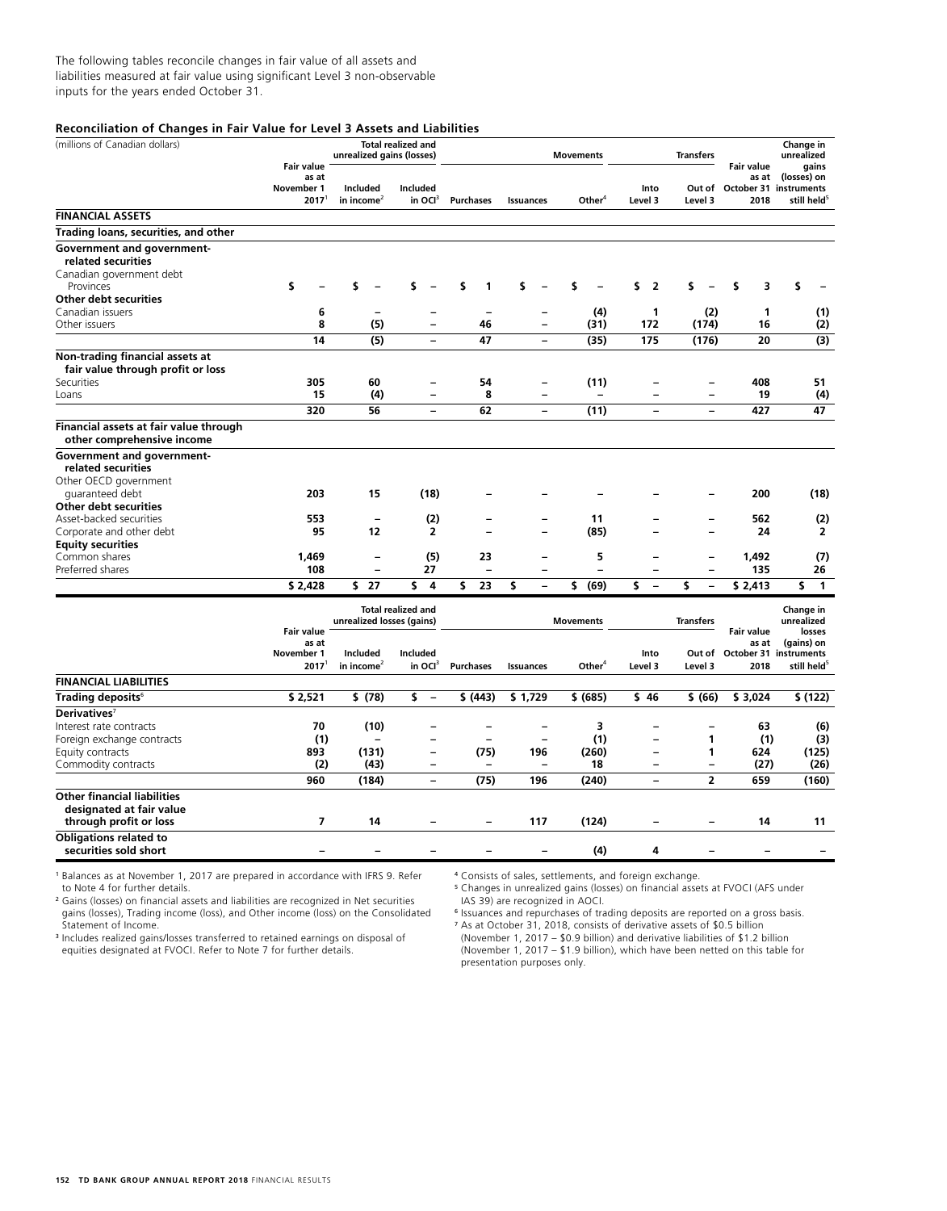The following tables reconcile changes in fair value of all assets and liabilities measured at fair value using significant Level 3 non-observable inputs for the years ended October 31.

**Reconciliation of Changes in Fair Value for Level 3 Assets and Liabilities**

| (millions of Canadian dollars) | | Total realized and unrealized gains (losses) | | Movements | | | Transfers | | | |
|---|---|---|---|---|---|---|---|---|---|---|
| | Fair value as at November 1 2017[1] | Included in income[2] | Included in OCI[3] | Purchases | Issuances | Other[4] | Into Level 3 | Out of Level 3 | Fair value as at October 31 2018 | Change in unrealized gains (losses) on instruments still held[5] |
| **FINANCIAL ASSETS** | | | | | | | | | | |
| **Trading loans, securities, and other** | | | | | | | | | | |
| **Government and government-related securities** | | | | | | | | | | |
| Canadian government debt | | | | | | | | | | |
| Provinces | $ – | $ – | $ – | $ 1 | $ – | $ – | $ 2 | $ – | $ 3 | $ – |
| **Other debt securities** | | | | | | | | | | |
| Canadian issuers | 6 | – | – | – | – | (4) | 1 | (2) | 1 | (1) |
| Other issuers | 8 | (5) | – | 46 | – | (31) | 172 | (174) | 16 | (2) |
| | 14 | (5) | – | 47 | – | (35) | 175 | (176) | 20 | (3) |
| **Non-trading financial assets at fair value through profit or loss** | | | | | | | | | | |
| Securities | 305 | 60 | – | 54 | – | (11) | – | – | 408 | 51 |
| Loans | 15 | (4) | – | 8 | – | – | – | – | 19 | (4) |
| | 320 | 56 | – | 62 | – | (11) | – | – | 427 | 47 |
| **Financial assets at fair value through other comprehensive income** | | | | | | | | | | |
| **Government and government-related securities** | | | | | | | | | | |
| Other OECD government guaranteed debt | 203 | 15 | (18) | – | – | – | – | – | 200 | (18) |
| **Other debt securities** | | | | | | | | | | |
| Asset-backed securities | 553 | – | (2) | – | – | 11 | – | – | 562 | (2) |
| Corporate and other debt | 95 | 12 | 2 | – | – | (85) | – | – | 24 | 2 |
| **Equity securities** | | | | | | | | | | |
| Common shares | 1,469 | – | (5) | 23 | – | 5 | – | – | 1,492 | (7) |
| Preferred shares | 108 | – | 27 | – | – | – | – | – | 135 | 26 |
| | $ 2,428 | $ 27 | $ 4 | $ 23 | $ – | $ (69) | $ – | $ – | $ 2,413 | $ 1 |

| | | Total realized and unrealized losses (gains) | | Movements | | | Transfers | | | |
|---|---|---|---|---|---|---|---|---|---|---|
| | Fair value as at November 1 2017[1] | Included in income[2] | Included in OCI[3] | Purchases | Issuances | Other[4] | Into Level 3 | Out of Level 3 | Fair value as at October 31 2018 | Change in unrealized losses (gains) on instruments still held[5] |
| **FINANCIAL LIABILITIES** | | | | | | | | | | |
| **Trading deposits**[6] | $ 2,521 | $ (78) | $ – | $ (443) | $ 1,729 | $ (685) | $ 46 | $ (66) | $ 3,024 | $ (122) |
| **Derivatives**[7] | | | | | | | | | | |
| Interest rate contracts | 70 | (10) | – | – | – | 3 | – | – | 63 | (6) |
| Foreign exchange contracts | (1) | – | – | – | – | (1) | – | 1 | (1) | (3) |
| Equity contracts | 893 | (131) | – | (75) | 196 | (260) | – | 1 | 624 | (125) |
| Commodity contracts | (2) | (43) | – | – | – | 18 | – | – | (27) | (26) |
| | 960 | (184) | – | (75) | 196 | (240) | – | 2 | 659 | (160) |
| **Other financial liabilities designated at fair value through profit or loss** | 7 | 14 | – | – | 117 | (124) | – | – | 14 | 11 |
| **Obligations related to securities sold short** | – | – | – | – | – | (4) | 4 | – | – | – |

[1] Balances as at November 1, 2017 are prepared in accordance with IFRS 9. Refer to Note 4 for further details.

[2] Gains (losses) on financial assets and liabilities are recognized in Net securities gains (losses), Trading income (loss), and Other income (loss) on the Consolidated Statement of Income.

[3] Includes realized gains/losses transferred to retained earnings on disposal of equities designated at FVOCI. Refer to Note 7 for further details.

[4] Consists of sales, settlements, and foreign exchange.

[5] Changes in unrealized gains (losses) on financial assets at FVOCI (AFS under IAS 39) are recognized in AOCI.

[6] Issuances and repurchases of trading deposits are reported on a gross basis.

[7] As at October 31, 2018, consists of derivative assets of $0.5 billion (November 1, 2017 – $0.9 billion) and derivative liabilities of $1.2 billion (November 1, 2017 – $1.9 billion), which have been netted on this table for presentation purposes only.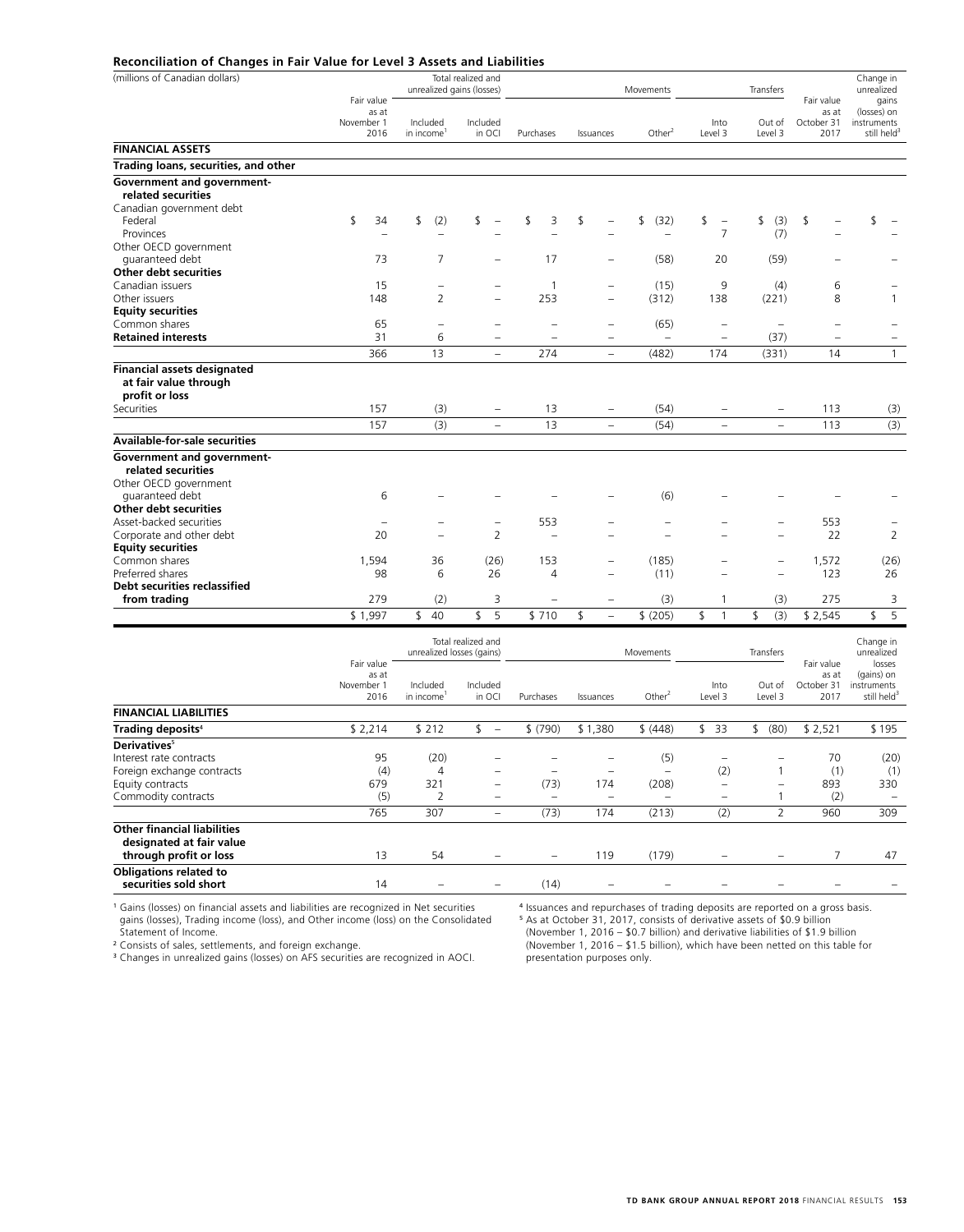**Reconciliation of Changes in Fair Value for Level 3 Assets and Liabilities**

| (millions of Canadian dollars) | Fair value as at November 1 2016 | Total realized and unrealized gains (losses) | | Movements | | | Transfers | | Fair value as at October 31 2017 | Change in unrealized gains (losses) on instruments still held[3] |
|---|---|---|---|---|---|---|---|---|---|---|
| | | Included in income[1] | Included in OCI | Purchases | Issuances | Other[2] | Into Level 3 | Out of Level 3 | | |
| **FINANCIAL ASSETS** | | | | | | | | | | |
| **Trading loans, securities, and other** | | | | | | | | | | |
| **Government and government-related securities** | | | | | | | | | | |
| Canadian government debt | | | | | | | | | | |
| Federal | $ 34 | $ (2) | $ – | $ 3 | $ – | $ (32) | $ – | $ (3) | $ – | $ – |
| Provinces | – | – | – | – | – | – | 7 | (7) | – | – |
| Other OECD government guaranteed debt | 73 | 7 | – | 17 | – | (58) | 20 | (59) | – | – |
| **Other debt securities** | | | | | | | | | | |
| Canadian issuers | 15 | – | – | 1 | – | (15) | 9 | (4) | 6 | – |
| Other issuers | 148 | 2 | – | 253 | – | (312) | 138 | (221) | 8 | 1 |
| **Equity securities** | | | | | | | | | | |
| Common shares | 65 | – | – | – | – | (65) | – | – | – | – |
| **Retained interests** | 31 | 6 | – | – | – | – | – | (37) | – | – |
| | 366 | 13 | – | 274 | – | (482) | 174 | (331) | 14 | 1 |
| **Financial assets designated at fair value through profit or loss** | | | | | | | | | | |
| Securities | 157 | (3) | – | 13 | – | (54) | – | – | 113 | (3) |
| | 157 | (3) | – | 13 | – | (54) | – | – | 113 | (3) |
| **Available-for-sale securities** | | | | | | | | | | |
| **Government and government-related securities** | | | | | | | | | | |
| Other OECD government guaranteed debt | 6 | – | – | – | – | (6) | – | – | – | – |
| **Other debt securities** | | | | | | | | | | |
| Asset-backed securities | – | – | – | 553 | – | – | – | – | 553 | – |
| Corporate and other debt | 20 | – | 2 | – | – | – | – | – | 22 | 2 |
| **Equity securities** | | | | | | | | | | |
| Common shares | 1,594 | 36 | (26) | 153 | – | (185) | – | – | 1,572 | (26) |
| Preferred shares | 98 | 6 | 26 | 4 | – | (11) | – | – | 123 | 26 |
| **Debt securities reclassified from trading** | 279 | (2) | 3 | – | – | (3) | 1 | (3) | 275 | 3 |
| | $ 1,997 | $ 40 | $ 5 | $ 710 | $ – | $ (205) | $ 1 | $ (3) | $ 2,545 | $ 5 |

| | Fair value as at November 1 2016 | Total realized and unrealized losses (gains) | | Movements | | | Transfers | | Fair value as at October 31 2017 | Change in unrealized losses (gains) on instruments still held[3] |
|---|---|---|---|---|---|---|---|---|---|---|
| | | Included in income[1] | Included in OCI | Purchases | Issuances | Other[2] | Into Level 3 | Out of Level 3 | | |
| **FINANCIAL LIABILITIES** | | | | | | | | | | |
| **Trading deposits**[4] | $ 2,214 | $ 212 | $ – | $ (790) | $ 1,380 | $ (448) | $ 33 | $ (80) | $ 2,521 | $ 195 |
| **Derivatives**[5] | | | | | | | | | | |
| Interest rate contracts | 95 | (20) | – | – | – | (5) | – | – | 70 | (20) |
| Foreign exchange contracts | (4) | 4 | – | – | – | – | (2) | 1 | (1) | (1) |
| Equity contracts | 679 | 321 | – | (73) | 174 | (208) | – | – | 893 | 330 |
| Commodity contracts | (5) | 2 | – | – | – | – | – | 1 | (2) | – |
| | 765 | 307 | – | (73) | 174 | (213) | (2) | 2 | 960 | 309 |
| **Other financial liabilities designated at fair value through profit or loss** | 13 | 54 | – | – | 119 | (179) | – | – | 7 | 47 |
| **Obligations related to securities sold short** | 14 | – | – | (14) | – | – | – | – | – | – |

[1] Gains (losses) on financial assets and liabilities are recognized in Net securities gains (losses), Trading income (loss), and Other income (loss) on the Consolidated Statement of Income.

[2] Consists of sales, settlements, and foreign exchange.

[3] Changes in unrealized gains (losses) on AFS securities are recognized in AOCI.

[4] Issuances and repurchases of trading deposits are reported on a gross basis.

[5] As at October 31, 2017, consists of derivative assets of $0.9 billion (November 1, 2016 – $0.7 billion) and derivative liabilities of $1.9 billion (November 1, 2016 – $1.5 billion), which have been netted on this table for presentation purposes only.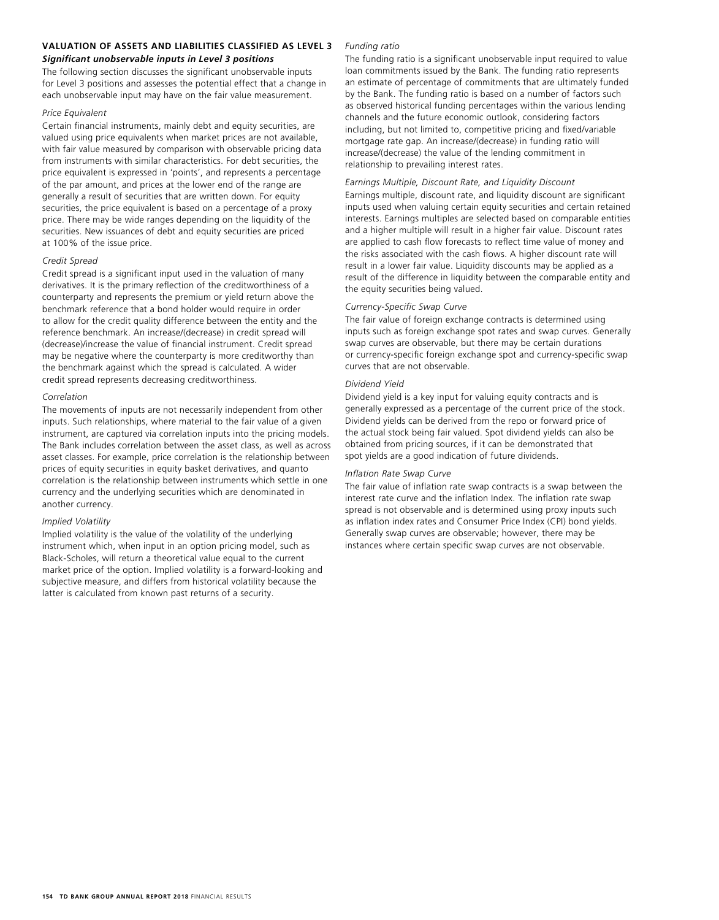## VALUATION OF ASSETS AND LIABILITIES CLASSIFIED AS LEVEL 3

### *Significant unobservable inputs in Level 3 positions*

The following section discusses the significant unobservable inputs for Level 3 positions and assesses the potential effect that a change in each unobservable input may have on the fair value measurement.

*Price Equivalent*

Certain financial instruments, mainly debt and equity securities, are valued using price equivalents when market prices are not available, with fair value measured by comparison with observable pricing data from instruments with similar characteristics. For debt securities, the price equivalent is expressed in 'points', and represents a percentage of the par amount, and prices at the lower end of the range are generally a result of securities that are written down. For equity securities, the price equivalent is based on a percentage of a proxy price. There may be wide ranges depending on the liquidity of the securities. New issuances of debt and equity securities are priced at 100% of the issue price.

*Credit Spread*

Credit spread is a significant input used in the valuation of many derivatives. It is the primary reflection of the creditworthiness of a counterparty and represents the premium or yield return above the benchmark reference that a bond holder would require in order to allow for the credit quality difference between the entity and the reference benchmark. An increase/(decrease) in credit spread will (decrease)/increase the value of financial instrument. Credit spread may be negative where the counterparty is more creditworthy than the benchmark against which the spread is calculated. A wider credit spread represents decreasing creditworthiness.

*Correlation*

The movements of inputs are not necessarily independent from other inputs. Such relationships, where material to the fair value of a given instrument, are captured via correlation inputs into the pricing models. The Bank includes correlation between the asset class, as well as across asset classes. For example, price correlation is the relationship between prices of equity securities in equity basket derivatives, and quanto correlation is the relationship between instruments which settle in one currency and the underlying securities which are denominated in another currency.

*Implied Volatility*

Implied volatility is the value of the volatility of the underlying instrument which, when input in an option pricing model, such as Black-Scholes, will return a theoretical value equal to the current market price of the option. Implied volatility is a forward-looking and subjective measure, and differs from historical volatility because the latter is calculated from known past returns of a security.

*Funding ratio*

The funding ratio is a significant unobservable input required to value loan commitments issued by the Bank. The funding ratio represents an estimate of percentage of commitments that are ultimately funded by the Bank. The funding ratio is based on a number of factors such as observed historical funding percentages within the various lending channels and the future economic outlook, considering factors including, but not limited to, competitive pricing and fixed/variable mortgage rate gap. An increase/(decrease) in funding ratio will increase/(decrease) the value of the lending commitment in relationship to prevailing interest rates.

*Earnings Multiple, Discount Rate, and Liquidity Discount*

Earnings multiple, discount rate, and liquidity discount are significant inputs used when valuing certain equity securities and certain retained interests. Earnings multiples are selected based on comparable entities and a higher multiple will result in a higher fair value. Discount rates are applied to cash flow forecasts to reflect time value of money and the risks associated with the cash flows. A higher discount rate will result in a lower fair value. Liquidity discounts may be applied as a result of the difference in liquidity between the comparable entity and the equity securities being valued.

*Currency-Specific Swap Curve*

The fair value of foreign exchange contracts is determined using inputs such as foreign exchange spot rates and swap curves. Generally swap curves are observable, but there may be certain durations or currency-specific foreign exchange spot and currency-specific swap curves that are not observable.

*Dividend Yield*

Dividend yield is a key input for valuing equity contracts and is generally expressed as a percentage of the current price of the stock. Dividend yields can be derived from the repo or forward price of the actual stock being fair valued. Spot dividend yields can also be obtained from pricing sources, if it can be demonstrated that spot yields are a good indication of future dividends.

*Inflation Rate Swap Curve*

The fair value of inflation rate swap contracts is a swap between the interest rate curve and the inflation Index. The inflation rate swap spread is not observable and is determined using proxy inputs such as inflation index rates and Consumer Price Index (CPI) bond yields. Generally swap curves are observable; however, there may be instances where certain specific swap curves are not observable.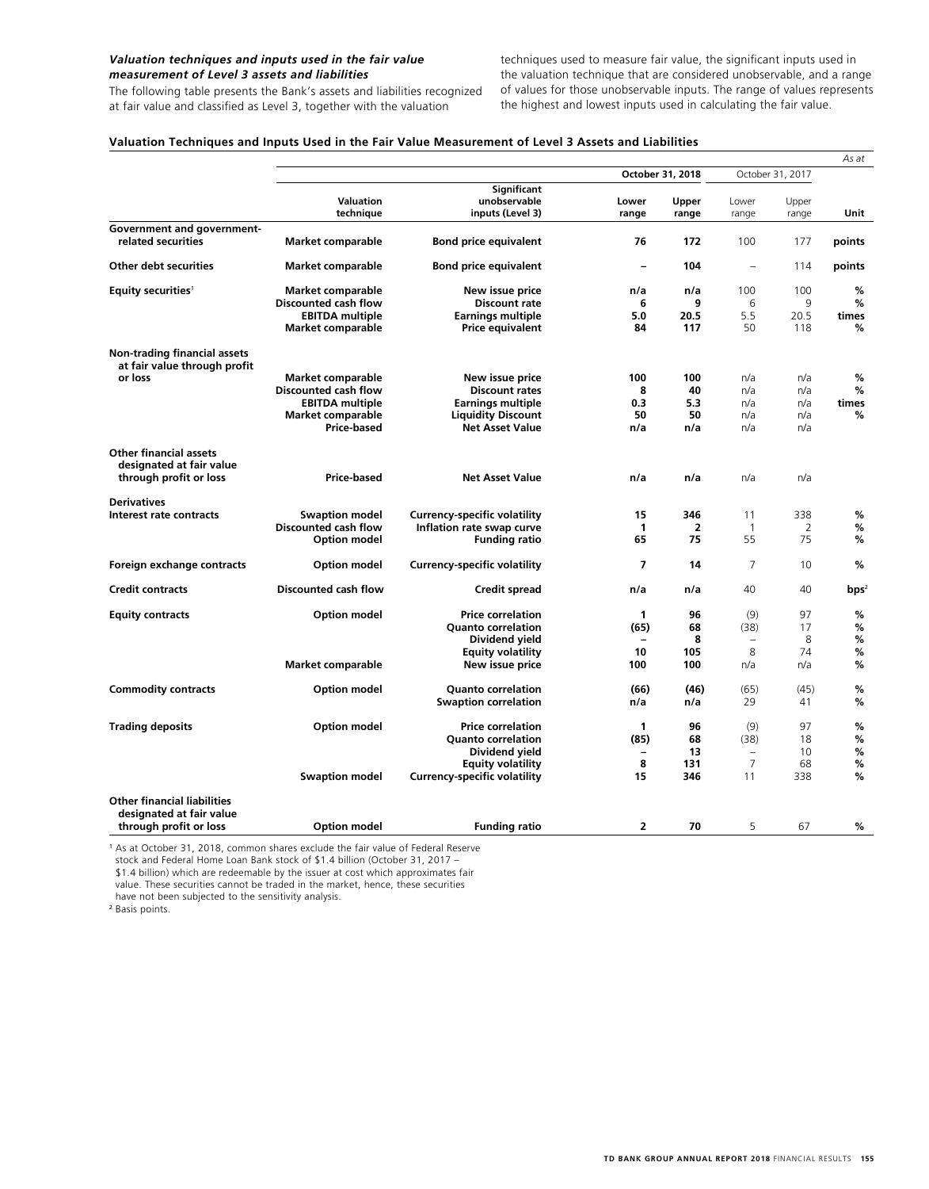### *Valuation techniques and inputs used in the fair value measurement of Level 3 assets and liabilities*

The following table presents the Bank's assets and liabilities recognized at fair value and classified as Level 3, together with the valuation techniques used to measure fair value, the significant inputs used in the valuation technique that are considered unobservable, and a range of values for those unobservable inputs. The range of values represents the highest and lowest inputs used in calculating the fair value.

**Valuation Techniques and Inputs Used in the Fair Value Measurement of Level 3 Assets and Liabilities**

*As at*

| | | | October 31, 2018 | | October 31, 2017 | | |
|---|---|---|---|---|---|---|---|
| | **Valuation technique** | **Significant unobservable inputs (Level 3)** | **Lower range** | **Upper range** | Lower range | Upper range | **Unit** |
| **Government and government-related securities** | **Market comparable** | **Bond price equivalent** | **76** | **172** | 100 | 177 | **points** |
| **Other debt securities** | **Market comparable** | **Bond price equivalent** | **–** | **104** | – | 114 | **points** |
| **Equity securities**[1] | **Market comparable** | **New issue price** | **n/a** | **n/a** | 100 | 100 | **%** |
| | **Discounted cash flow** | **Discount rate** | **6** | **9** | 6 | 9 | **%** |
| | **EBITDA multiple** | **Earnings multiple** | **5.0** | **20.5** | 5.5 | 20.5 | **times** |
| | **Market comparable** | **Price equivalent** | **84** | **117** | 50 | 118 | **%** |
| **Non-trading financial assets at fair value through profit or loss** | **Market comparable** | **New issue price** | **100** | **100** | n/a | n/a | **%** |
| | **Discounted cash flow** | **Discount rates** | **8** | **40** | n/a | n/a | **%** |
| | **EBITDA multiple** | **Earnings multiple** | **0.3** | **5.3** | n/a | n/a | **times** |
| | **Market comparable** | **Liquidity Discount** | **50** | **50** | n/a | n/a | **%** |
| | **Price-based** | **Net Asset Value** | **n/a** | **n/a** | n/a | n/a | |
| **Other financial assets designated at fair value through profit or loss** | **Price-based** | **Net Asset Value** | **n/a** | **n/a** | n/a | n/a | |
| **Derivatives** | | | | | | | |
| **Interest rate contracts** | **Swaption model** | **Currency-specific volatility** | **15** | **346** | 11 | 338 | **%** |
| | **Discounted cash flow** | **Inflation rate swap curve** | **1** | **2** | 1 | 2 | **%** |
| | **Option model** | **Funding ratio** | **65** | **75** | 55 | 75 | **%** |
| **Foreign exchange contracts** | **Option model** | **Currency-specific volatility** | **7** | **14** | 7 | 10 | **%** |
| **Credit contracts** | **Discounted cash flow** | **Credit spread** | **n/a** | **n/a** | 40 | 40 | **bps**[2] |
| **Equity contracts** | **Option model** | **Price correlation** | **1** | **96** | (9) | 97 | **%** |
| | | **Quanto correlation** | **(65)** | **68** | (38) | 17 | **%** |
| | | **Dividend yield** | **–** | **8** | – | 8 | **%** |
| | | **Equity volatility** | **10** | **105** | 8 | 74 | **%** |
| | **Market comparable** | **New issue price** | **100** | **100** | n/a | n/a | **%** |
| **Commodity contracts** | **Option model** | **Quanto correlation** | **(66)** | **(46)** | (65) | (45) | **%** |
| | | **Swaption correlation** | **n/a** | **n/a** | 29 | 41 | **%** |
| **Trading deposits** | **Option model** | **Price correlation** | **1** | **96** | (9) | 97 | **%** |
| | | **Quanto correlation** | **(85)** | **68** | (38) | 18 | **%** |
| | | **Dividend yield** | **–** | **13** | – | 10 | **%** |
| | | **Equity volatility** | **8** | **131** | 7 | 68 | **%** |
| | **Swaption model** | **Currency-specific volatility** | **15** | **346** | 11 | 338 | **%** |
| **Other financial liabilities designated at fair value through profit or loss** | **Option model** | **Funding ratio** | **2** | **70** | 5 | 67 | **%** |

[1] As at October 31, 2018, common shares exclude the fair value of Federal Reserve stock and Federal Home Loan Bank stock of $1.4 billion (October 31, 2017 – $1.4 billion) which are redeemable by the issuer at cost which approximates fair value. These securities cannot be traded in the market, hence, these securities have not been subjected to the sensitivity analysis.

[2] Basis points.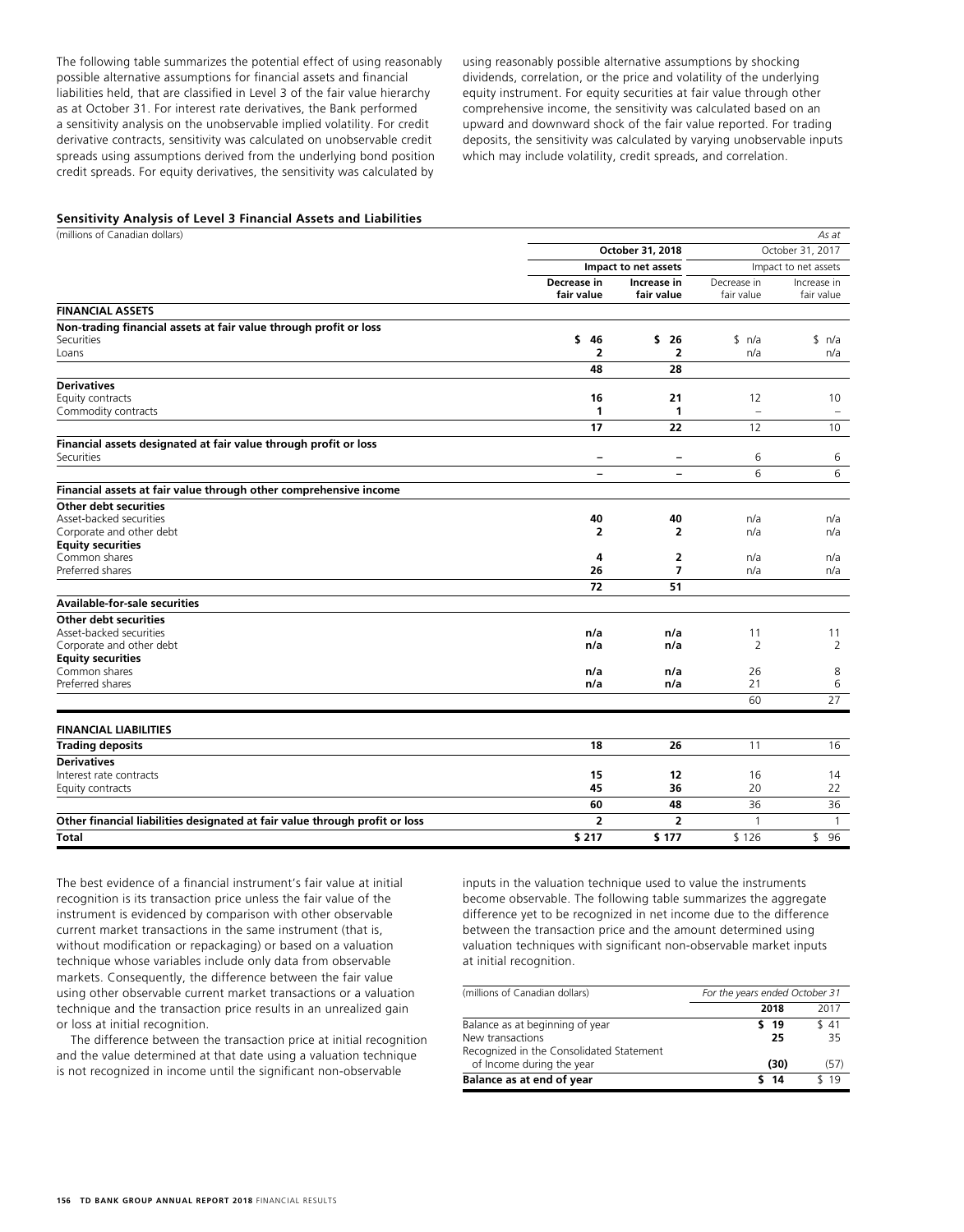The following table summarizes the potential effect of using reasonably possible alternative assumptions for financial assets and financial liabilities held, that are classified in Level 3 of the fair value hierarchy as at October 31. For interest rate derivatives, the Bank performed a sensitivity analysis on the unobservable implied volatility. For credit derivative contracts, sensitivity was calculated on unobservable credit spreads using assumptions derived from the underlying bond position credit spreads. For equity derivatives, the sensitivity was calculated by using reasonably possible alternative assumptions by shocking dividends, correlation, or the price and volatility of the underlying equity instrument. For equity securities at fair value through other comprehensive income, the sensitivity was calculated based on an upward and downward shock of the fair value reported. For trading deposits, the sensitivity was calculated by varying unobservable inputs which may include volatility, credit spreads, and correlation.

**Sensitivity Analysis of Level 3 Financial Assets and Liabilities**

| (millions of Canadian dollars) | | | | *As at* |
|---|---|---|---|---|
| | **October 31, 2018** | | October 31, 2017 | |
| | **Impact to net assets** | | Impact to net assets | |
| | **Decrease in fair value** | **Increase in fair value** | Decrease in fair value | Increase in fair value |
| **FINANCIAL ASSETS** | | | | |
| **Non-trading financial assets at fair value through profit or loss** | | | | |
| Securities | **$ 46** | **$ 26** | $ n/a | $ n/a |
| Loans | **2** | **2** | n/a | n/a |
| | **48** | **28** | | |
| **Derivatives** | | | | |
| Equity contracts | **16** | **21** | 12 | 10 |
| Commodity contracts | **1** | **1** | – | – |
| | **17** | **22** | 12 | 10 |
| **Financial assets designated at fair value through profit or loss** | | | | |
| Securities | **–** | **–** | 6 | 6 |
| | **–** | **–** | 6 | 6 |
| **Financial assets at fair value through other comprehensive income** | | | | |
| **Other debt securities** | | | | |
| Asset-backed securities | **40** | **40** | n/a | n/a |
| Corporate and other debt | **2** | **2** | n/a | n/a |
| **Equity securities** | | | | |
| Common shares | **4** | **2** | n/a | n/a |
| Preferred shares | **26** | **7** | n/a | n/a |
| | **72** | **51** | | |
| **Available-for-sale securities** | | | | |
| **Other debt securities** | | | | |
| Asset-backed securities | **n/a** | **n/a** | 11 | 11 |
| Corporate and other debt | **n/a** | **n/a** | 2 | 2 |
| **Equity securities** | | | | |
| Common shares | **n/a** | **n/a** | 26 | 8 |
| Preferred shares | **n/a** | **n/a** | 21 | 6 |
| | | | 60 | 27 |
| **FINANCIAL LIABILITIES** | | | | |
| **Trading deposits** | **18** | **26** | 11 | 16 |
| **Derivatives** | | | | |
| Interest rate contracts | **15** | **12** | 16 | 14 |
| Equity contracts | **45** | **36** | 20 | 22 |
| | **60** | **48** | 36 | 36 |
| **Other financial liabilities designated at fair value through profit or loss** | **2** | **2** | 1 | 1 |
| **Total** | **$ 217** | **$ 177** | $ 126 | $ 96 |

The best evidence of a financial instrument's fair value at initial recognition is its transaction price unless the fair value of the instrument is evidenced by comparison with other observable current market transactions in the same instrument (that is, without modification or repackaging) or based on a valuation technique whose variables include only data from observable markets. Consequently, the difference between the fair value using other observable current market transactions or a valuation technique and the transaction price results in an unrealized gain or loss at initial recognition.

The difference between the transaction price at initial recognition and the value determined at that date using a valuation technique is not recognized in income until the significant non-observable inputs in the valuation technique used to value the instruments become observable. The following table summarizes the aggregate difference yet to be recognized in net income due to the difference between the transaction price and the amount determined using valuation techniques with significant non-observable market inputs at initial recognition.

| (millions of Canadian dollars) | *For the years ended October 31* | |
|---|---|---|
| | **2018** | 2017 |
| Balance as at beginning of year | **$ 19** | $ 41 |
| New transactions | **25** | 35 |
| Recognized in the Consolidated Statement of Income during the year | **(30)** | (57) |
| **Balance as at end of year** | **$ 14** | $ 19 |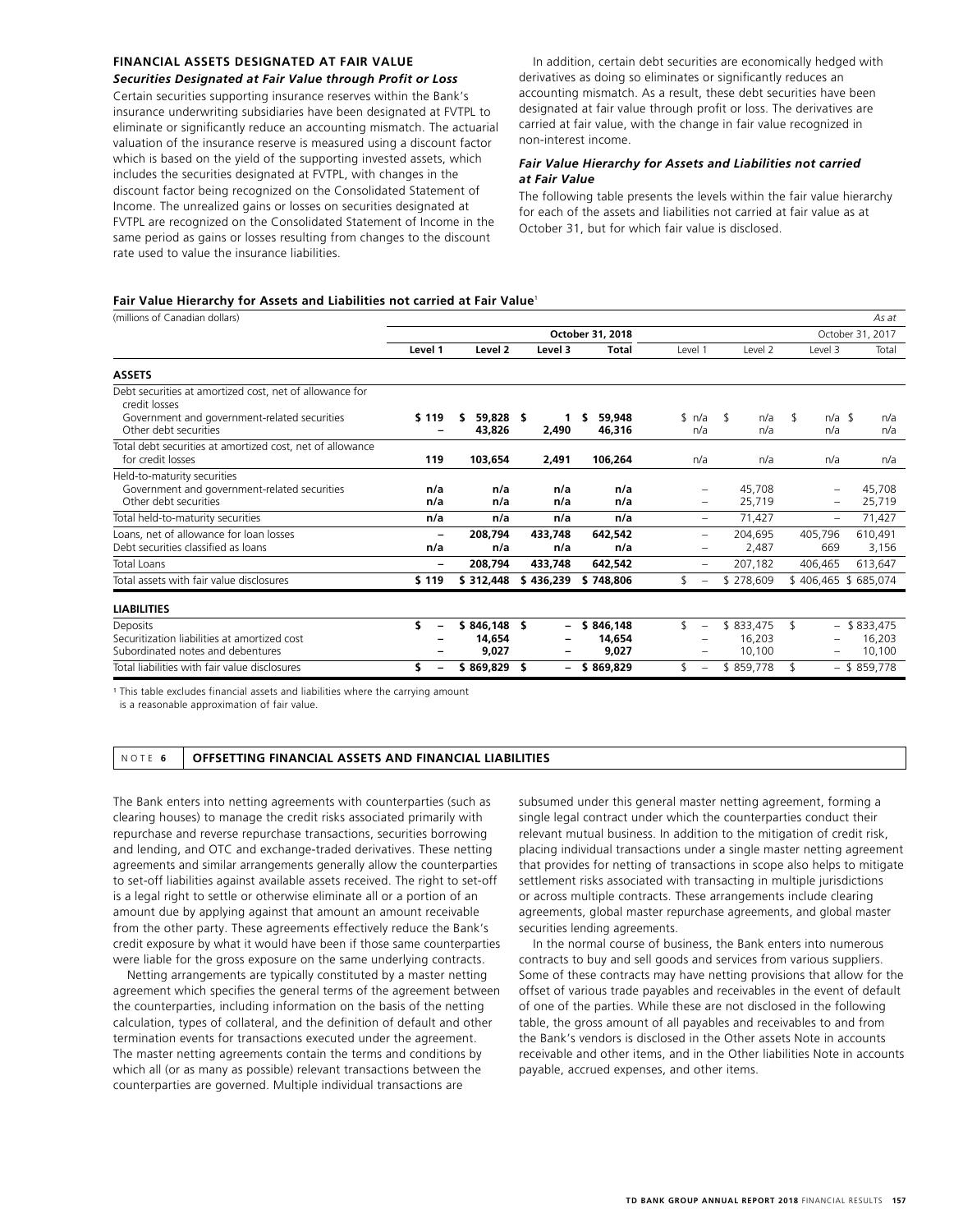### FINANCIAL ASSETS DESIGNATED AT FAIR VALUE

***Securities Designated at Fair Value through Profit or Loss***

Certain securities supporting insurance reserves within the Bank's insurance underwriting subsidiaries have been designated at FVTPL to eliminate or significantly reduce an accounting mismatch. The actuarial valuation of the insurance reserve is measured using a discount factor which is based on the yield of the supporting invested assets, which includes the securities designated at FVTPL, with changes in the discount factor being recognized on the Consolidated Statement of Income. The unrealized gains or losses on securities designated at FVTPL are recognized on the Consolidated Statement of Income in the same period as gains or losses resulting from changes to the discount rate used to value the insurance liabilities.

In addition, certain debt securities are economically hedged with derivatives as doing so eliminates or significantly reduces an accounting mismatch. As a result, these debt securities have been designated at fair value through profit or loss. The derivatives are carried at fair value, with the change in fair value recognized in non-interest income.

***Fair Value Hierarchy for Assets and Liabilities not carried at Fair Value***

The following table presents the levels within the fair value hierarchy for each of the assets and liabilities not carried at fair value as at October 31, but for which fair value is disclosed.

**Fair Value Hierarchy for Assets and Liabilities not carried at Fair Value**[1]

| (millions of Canadian dollars) | | | | | | | | *As at* |
|---|---|---|---|---|---|---|---|---|
| | October 31, 2018 | | | | October 31, 2017 | | | |
| | **Level 1** | **Level 2** | **Level 3** | **Total** | Level 1 | Level 2 | Level 3 | Total |
| **ASSETS** | | | | | | | | |
| Debt securities at amortized cost, net of allowance for credit losses | | | | | | | | |
| Government and government-related securities | **$ 119** | **$ 59,828** | **$ 1** | **$ 59,948** | $ n/a | $ n/a | $ n/a | $ n/a |
| Other debt securities | **–** | **43,826** | **2,490** | **46,316** | n/a | n/a | n/a | n/a |
| Total debt securities at amortized cost, net of allowance for credit losses | **119** | **103,654** | **2,491** | **106,264** | n/a | n/a | n/a | n/a |
| Held-to-maturity securities | | | | | | | | |
| Government and government-related securities | **n/a** | **n/a** | **n/a** | **n/a** | – | 45,708 | – | 45,708 |
| Other debt securities | **n/a** | **n/a** | **n/a** | **n/a** | – | 25,719 | – | 25,719 |
| Total held-to-maturity securities | **n/a** | **n/a** | **n/a** | **n/a** | – | 71,427 | – | 71,427 |
| Loans, net of allowance for loan losses | **–** | **208,794** | **433,748** | **642,542** | – | 204,695 | 405,796 | 610,491 |
| Debt securities classified as loans | **n/a** | **n/a** | **n/a** | **n/a** | – | 2,487 | 669 | 3,156 |
| Total Loans | **–** | **208,794** | **433,748** | **642,542** | – | 207,182 | 406,465 | 613,647 |
| Total assets with fair value disclosures | **$ 119** | **$ 312,448** | **$ 436,239** | **$ 748,806** | $ – | $ 278,609 | $ 406,465 | $ 685,074 |
| **LIABILITIES** | | | | | | | | |
| Deposits | **$ –** | **$ 846,148** | **$ –** | **$ 846,148** | $ – | $ 833,475 | $ – | $ 833,475 |
| Securitization liabilities at amortized cost | **–** | **14,654** | **–** | **14,654** | – | 16,203 | – | 16,203 |
| Subordinated notes and debentures | **–** | **9,027** | **–** | **9,027** | – | 10,100 | – | 10,100 |
| Total liabilities with fair value disclosures | **$ –** | **$ 869,829** | **$ –** | **$ 869,829** | $ – | $ 859,778 | $ – | $ 859,778 |

[1] This table excludes financial assets and liabilities where the carrying amount is a reasonable approximation of fair value.

## NOTE 6 OFFSETTING FINANCIAL ASSETS AND FINANCIAL LIABILITIES

The Bank enters into netting agreements with counterparties (such as clearing houses) to manage the credit risks associated primarily with repurchase and reverse repurchase transactions, securities borrowing and lending, and OTC and exchange-traded derivatives. These netting agreements and similar arrangements generally allow the counterparties to set-off liabilities against available assets received. The right to set-off is a legal right to settle or otherwise eliminate all or a portion of an amount due by applying against that amount an amount receivable from the other party. These agreements effectively reduce the Bank's credit exposure by what it would have been if those same counterparties were liable for the gross exposure on the same underlying contracts.

Netting arrangements are typically constituted by a master netting agreement which specifies the general terms of the agreement between the counterparties, including information on the basis of the netting calculation, types of collateral, and the definition of default and other termination events for transactions executed under the agreement. The master netting agreements contain the terms and conditions by which all (or as many as possible) relevant transactions between the counterparties are governed. Multiple individual transactions are subsumed under this general master netting agreement, forming a single legal contract under which the counterparties conduct their relevant mutual business. In addition to the mitigation of credit risk, placing individual transactions under a single master netting agreement that provides for netting of transactions in scope also helps to mitigate settlement risks associated with transacting in multiple jurisdictions or across multiple contracts. These arrangements include clearing agreements, global master repurchase agreements, and global master securities lending agreements.

In the normal course of business, the Bank enters into numerous contracts to buy and sell goods and services from various suppliers. Some of these contracts may have netting provisions that allow for the offset of various trade payables and receivables in the event of default of one of the parties. While these are not disclosed in the following table, the gross amount of all payables and receivables to and from the Bank's vendors is disclosed in the Other assets Note in accounts receivable and other items, and in the Other liabilities Note in accounts payable, accrued expenses, and other items.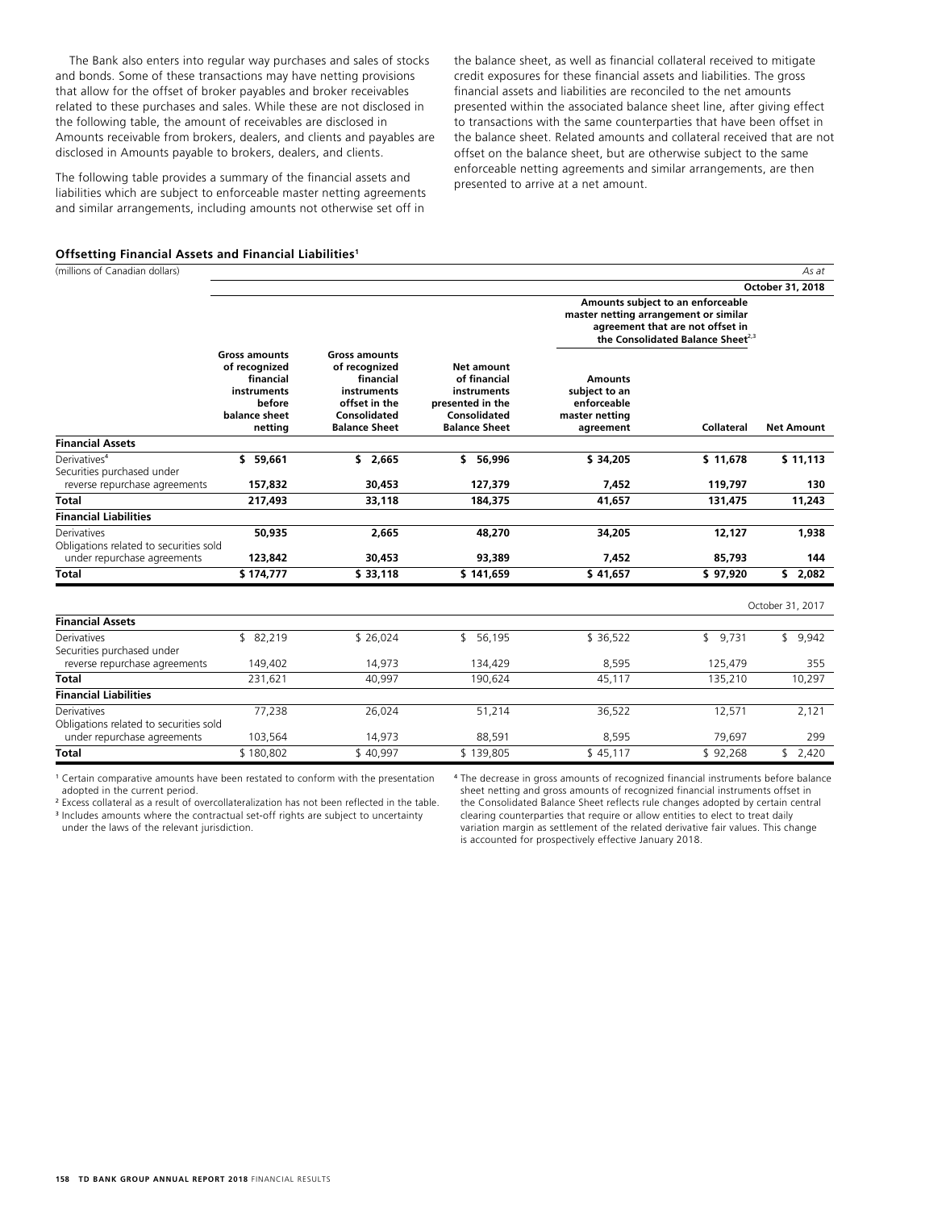The Bank also enters into regular way purchases and sales of stocks and bonds. Some of these transactions may have netting provisions that allow for the offset of broker payables and broker receivables related to these purchases and sales. While these are not disclosed in the following table, the amount of receivables are disclosed in Amounts receivable from brokers, dealers, and clients and payables are disclosed in Amounts payable to brokers, dealers, and clients.

The following table provides a summary of the financial assets and liabilities which are subject to enforceable master netting agreements and similar arrangements, including amounts not otherwise set off in the balance sheet, as well as financial collateral received to mitigate credit exposures for these financial assets and liabilities. The gross financial assets and liabilities are reconciled to the net amounts presented within the associated balance sheet line, after giving effect to transactions with the same counterparties that have been offset in the balance sheet. Related amounts and collateral received that are not offset on the balance sheet, but are otherwise subject to the same enforceable netting agreements and similar arrangements, are then presented to arrive at a net amount.

**Offsetting Financial Assets and Financial Liabilities**[1]

(millions of Canadian dollars) *As at*

| | | | | Amounts subject to an enforceable master netting arrangement or similar agreement that are not offset in the Consolidated Balance Sheet[2,3] | | |
|---|---|---|---|---|---|---|
| **October 31, 2018** | Gross amounts of recognized financial instruments before balance sheet netting | Gross amounts of recognized financial instruments offset in the Consolidated Balance Sheet | Net amount of financial instruments presented in the Consolidated Balance Sheet | Amounts subject to an enforceable master netting agreement | Collateral | Net Amount |
| **Financial Assets** | | | | | | |
| Derivatives[4] | **$ 59,661** | **$ 2,665** | **$ 56,996** | **$ 34,205** | **$ 11,678** | **$ 11,113** |
| Securities purchased under reverse repurchase agreements | **157,832** | **30,453** | **127,379** | **7,452** | **119,797** | **130** |
| **Total** | **217,493** | **33,118** | **184,375** | **41,657** | **131,475** | **11,243** |
| **Financial Liabilities** | | | | | | |
| Derivatives | **50,935** | **2,665** | **48,270** | **34,205** | **12,127** | **1,938** |
| Obligations related to securities sold under repurchase agreements | **123,842** | **30,453** | **93,389** | **7,452** | **85,793** | **144** |
| **Total** | **$ 174,777** | **$ 33,118** | **$ 141,659** | **$ 41,657** | **$ 97,920** | **$ 2,082** |
| **October 31, 2017** | | | | | | |
| **Financial Assets** | | | | | | |
| Derivatives | $ 82,219 | $ 26,024 | $ 56,195 | $ 36,522 | $ 9,731 | $ 9,942 |
| Securities purchased under reverse repurchase agreements | 149,402 | 14,973 | 134,429 | 8,595 | 125,479 | 355 |
| **Total** | 231,621 | 40,997 | 190,624 | 45,117 | 135,210 | 10,297 |
| **Financial Liabilities** | | | | | | |
| Derivatives | 77,238 | 26,024 | 51,214 | 36,522 | 12,571 | 2,121 |
| Obligations related to securities sold under repurchase agreements | 103,564 | 14,973 | 88,591 | 8,595 | 79,697 | 299 |
| **Total** | $ 180,802 | $ 40,997 | $ 139,805 | $ 45,117 | $ 92,268 | $ 2,420 |

[1] Certain comparative amounts have been restated to conform with the presentation adopted in the current period.

[2] Excess collateral as a result of overcollateralization has not been reflected in the table.

[3] Includes amounts where the contractual set-off rights are subject to uncertainty under the laws of the relevant jurisdiction.

[4] The decrease in gross amounts of recognized financial instruments before balance sheet netting and gross amounts of recognized financial instruments offset in the Consolidated Balance Sheet reflects rule changes adopted by certain central clearing counterparties that require or allow entities to elect to treat daily variation margin as settlement of the related derivative fair values. This change is accounted for prospectively effective January 2018.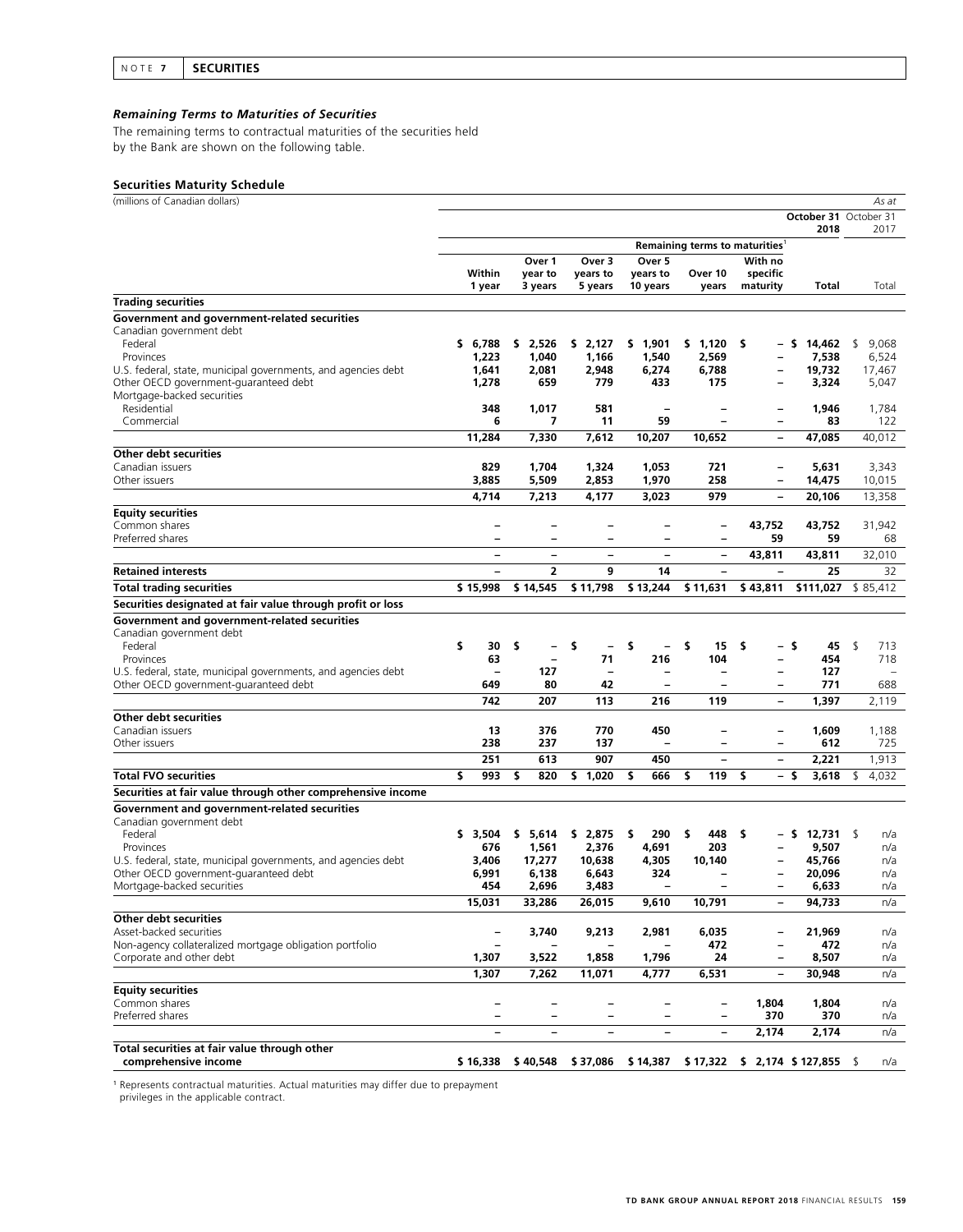NOTE 7 **SECURITIES**

### *Remaining Terms to Maturities of Securities*

The remaining terms to contractual maturities of the securities held by the Bank are shown on the following table.

**Securities Maturity Schedule**

(millions of Canadian dollars) *As at*

| | Remaining terms to maturities[1] | | | | | | October 31 2018 | October 31 2017 |
|---|---|---|---|---|---|---|---|---|
| | Within 1 year | Over 1 year to 3 years | Over 3 years to 5 years | Over 5 years to 10 years | Over 10 years | With no specific maturity | Total | Total |
| **Trading securities** | | | | | | | | |
| **Government and government-related securities** | | | | | | | | |
| Canadian government debt | | | | | | | | |
| Federal | $ 6,788 | $ 2,526 | $ 2,127 | $ 1,901 | $ 1,120 | $ – | $ 14,462 | $ 9,068 |
| Provinces | 1,223 | 1,040 | 1,166 | 1,540 | 2,569 | – | 7,538 | 6,524 |
| U.S. federal, state, municipal governments, and agencies debt | 1,641 | 2,081 | 2,948 | 6,274 | 6,788 | – | 19,732 | 17,467 |
| Other OECD government-guaranteed debt | 1,278 | 659 | 779 | 433 | 175 | – | 3,324 | 5,047 |
| Mortgage-backed securities | | | | | | | | |
| Residential | 348 | 1,017 | 581 | – | – | – | 1,946 | 1,784 |
| Commercial | 6 | 7 | 11 | 59 | – | – | 83 | 122 |
| | 11,284 | 7,330 | 7,612 | 10,207 | 10,652 | – | 47,085 | 40,012 |
| **Other debt securities** | | | | | | | | |
| Canadian issuers | 829 | 1,704 | 1,324 | 1,053 | 721 | – | 5,631 | 3,343 |
| Other issuers | 3,885 | 5,509 | 2,853 | 1,970 | 258 | – | 14,475 | 10,015 |
| | 4,714 | 7,213 | 4,177 | 3,023 | 979 | – | 20,106 | 13,358 |
| **Equity securities** | | | | | | | | |
| Common shares | – | – | – | – | – | 43,752 | 43,752 | 31,942 |
| Preferred shares | – | – | – | – | – | 59 | 59 | 68 |
| | – | – | – | – | – | 43,811 | 43,811 | 32,010 |
| **Retained interests** | – | 2 | 9 | 14 | – | – | 25 | 32 |
| **Total trading securities** | $ 15,998 | $ 14,545 | $ 11,798 | $ 13,244 | $ 11,631 | $ 43,811 | $111,027 | $ 85,412 |
| **Securities designated at fair value through profit or loss** | | | | | | | | |
| **Government and government-related securities** | | | | | | | | |
| Canadian government debt | | | | | | | | |
| Federal | $ 30 | $ – | $ – | $ – | $ 15 | $ – | $ 45 | $ 713 |
| Provinces | 63 | – | 71 | 216 | 104 | – | 454 | 718 |
| U.S. federal, state, municipal governments, and agencies debt | – | 127 | – | – | – | – | 127 | – |
| Other OECD government-guaranteed debt | 649 | 80 | 42 | – | – | – | 771 | 688 |
| | 742 | 207 | 113 | 216 | 119 | – | 1,397 | 2,119 |
| **Other debt securities** | | | | | | | | |
| Canadian issuers | 13 | 376 | 770 | 450 | – | – | 1,609 | 1,188 |
| Other issuers | 238 | 237 | 137 | – | – | – | 612 | 725 |
| | 251 | 613 | 907 | 450 | – | – | 2,221 | 1,913 |
| **Total FVO securities** | $ 993 | $ 820 | $ 1,020 | $ 666 | $ 119 | $ – | $ 3,618 | $ 4,032 |
| **Securities at fair value through other comprehensive income** | | | | | | | | |
| **Government and government-related securities** | | | | | | | | |
| Canadian government debt | | | | | | | | |
| Federal | $ 3,504 | $ 5,614 | $ 2,875 | $ 290 | $ 448 | $ – | $ 12,731 | $ n/a |
| Provinces | 676 | 1,561 | 2,376 | 4,691 | 203 | – | 9,507 | n/a |
| U.S. federal, state, municipal governments, and agencies debt | 3,406 | 17,277 | 10,638 | 4,305 | 10,140 | – | 45,766 | n/a |
| Other OECD government-guaranteed debt | 6,991 | 6,138 | 6,643 | 324 | – | – | 20,096 | n/a |
| Mortgage-backed securities | 454 | 2,696 | 3,483 | – | – | – | 6,633 | n/a |
| | 15,031 | 33,286 | 26,015 | 9,610 | 10,791 | – | 94,733 | n/a |
| **Other debt securities** | | | | | | | | |
| Asset-backed securities | – | 3,740 | 9,213 | 2,981 | 6,035 | – | 21,969 | n/a |
| Non-agency collateralized mortgage obligation portfolio | – | – | – | – | 472 | – | 472 | n/a |
| Corporate and other debt | 1,307 | 3,522 | 1,858 | 1,796 | 24 | – | 8,507 | n/a |
| | 1,307 | 7,262 | 11,071 | 4,777 | 6,531 | – | 30,948 | n/a |
| **Equity securities** | | | | | | | | |
| Common shares | – | – | – | – | – | 1,804 | 1,804 | n/a |
| Preferred shares | – | – | – | – | – | 370 | 370 | n/a |
| | – | – | – | – | – | 2,174 | 2,174 | n/a |
| **Total securities at fair value through other comprehensive income** | $ 16,338 | $ 40,548 | $ 37,086 | $ 14,387 | $ 17,322 | $ 2,174 | $ 127,855 | $ n/a |

[1] Represents contractual maturities. Actual maturities may differ due to prepayment privileges in the applicable contract.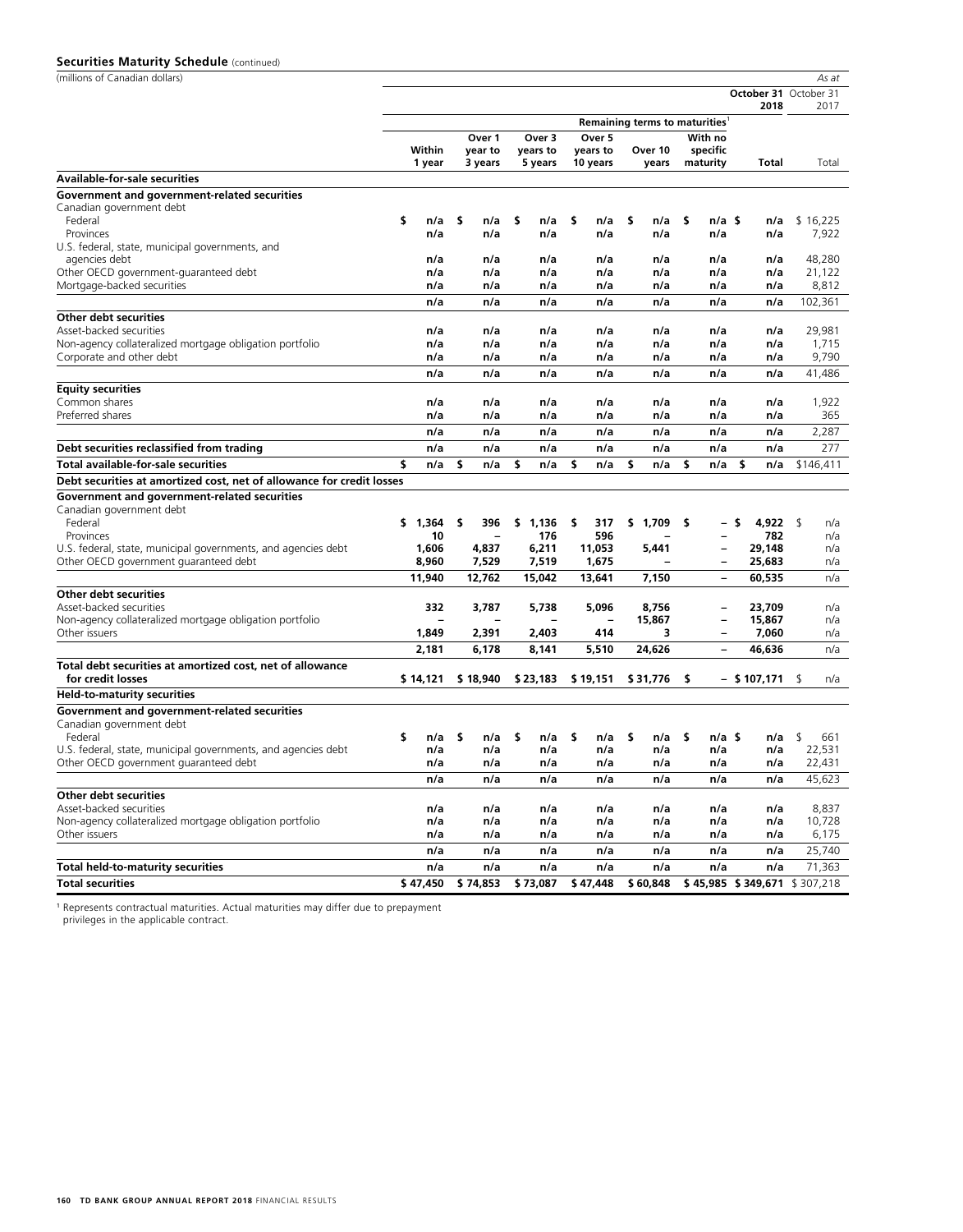## Securities Maturity Schedule (continued)

(millions of Canadian dollars) *As at*

| | Remaining terms to maturities[1] | | | | | | | | |
|---|---|---|---|---|---|---|---|---|---|
| | | | | | | | **October 31 2018** | | October 31 2017 |
| | **Within 1 year** | **Over 1 year to 3 years** | **Over 3 years to 5 years** | **Over 5 years to 10 years** | **Over 10 years** | **With no specific maturity** | **Total** | | Total |
| **Available-for-sale securities** | | | | | | | | | |
| **Government and government-related securities** | | | | | | | | | |
| Canadian government debt | | | | | | | | | |
| Federal | **$ n/a** | **$ n/a** | **$ n/a** | **$ n/a** | **$ n/a** | **$ n/a** | **$ n/a** | | $ 16,225 |
| Provinces | **n/a** | **n/a** | **n/a** | **n/a** | **n/a** | **n/a** | **n/a** | | 7,922 |
| U.S. federal, state, municipal governments, and agencies debt | **n/a** | **n/a** | **n/a** | **n/a** | **n/a** | **n/a** | **n/a** | | 48,280 |
| Other OECD government-guaranteed debt | **n/a** | **n/a** | **n/a** | **n/a** | **n/a** | **n/a** | **n/a** | | 21,122 |
| Mortgage-backed securities | **n/a** | **n/a** | **n/a** | **n/a** | **n/a** | **n/a** | **n/a** | | 8,812 |
| | **n/a** | **n/a** | **n/a** | **n/a** | **n/a** | **n/a** | **n/a** | | 102,361 |
| **Other debt securities** | | | | | | | | | |
| Asset-backed securities | **n/a** | **n/a** | **n/a** | **n/a** | **n/a** | **n/a** | **n/a** | | 29,981 |
| Non-agency collateralized mortgage obligation portfolio | **n/a** | **n/a** | **n/a** | **n/a** | **n/a** | **n/a** | **n/a** | | 1,715 |
| Corporate and other debt | **n/a** | **n/a** | **n/a** | **n/a** | **n/a** | **n/a** | **n/a** | | 9,790 |
| | **n/a** | **n/a** | **n/a** | **n/a** | **n/a** | **n/a** | **n/a** | | 41,486 |
| **Equity securities** | | | | | | | | | |
| Common shares | **n/a** | **n/a** | **n/a** | **n/a** | **n/a** | **n/a** | **n/a** | | 1,922 |
| Preferred shares | **n/a** | **n/a** | **n/a** | **n/a** | **n/a** | **n/a** | **n/a** | | 365 |
| | **n/a** | **n/a** | **n/a** | **n/a** | **n/a** | **n/a** | **n/a** | | 2,287 |
| **Debt securities reclassified from trading** | **n/a** | **n/a** | **n/a** | **n/a** | **n/a** | **n/a** | **n/a** | | 277 |
| **Total available-for-sale securities** | **$ n/a** | **$ n/a** | **$ n/a** | **$ n/a** | **$ n/a** | **$ n/a** | **$ n/a** | | $146,411 |
| **Debt securities at amortized cost, net of allowance for credit losses** | | | | | | | | | |
| **Government and government-related securities** | | | | | | | | | |
| Canadian government debt | | | | | | | | | |
| Federal | **$ 1,364** | **$ 396** | **$ 1,136** | **$ 317** | **$ 1,709** | **$ –** | **$ 4,922** | | $ n/a |
| Provinces | **10** | **–** | **176** | **596** | **–** | **–** | **782** | | n/a |
| U.S. federal, state, municipal governments, and agencies debt | **1,606** | **4,837** | **6,211** | **11,053** | **5,441** | **–** | **29,148** | | n/a |
| Other OECD government guaranteed debt | **8,960** | **7,529** | **7,519** | **1,675** | **–** | **–** | **25,683** | | n/a |
| | **11,940** | **12,762** | **15,042** | **13,641** | **7,150** | **–** | **60,535** | | n/a |
| **Other debt securities** | | | | | | | | | |
| Asset-backed securities | **332** | **3,787** | **5,738** | **5,096** | **8,756** | **–** | **23,709** | | n/a |
| Non-agency collateralized mortgage obligation portfolio | **–** | **–** | **–** | **–** | **15,867** | **–** | **15,867** | | n/a |
| Other issuers | **1,849** | **2,391** | **2,403** | **414** | **3** | **–** | **7,060** | | n/a |
| | **2,181** | **6,178** | **8,141** | **5,510** | **24,626** | **–** | **46,636** | | n/a |
| **Total debt securities at amortized cost, net of allowance for credit losses** | **$ 14,121** | **$ 18,940** | **$ 23,183** | **$ 19,151** | **$ 31,776** | **$ –** | **$ 107,171** | | $ n/a |
| **Held-to-maturity securities** | | | | | | | | | |
| **Government and government-related securities** | | | | | | | | | |
| Canadian government debt | | | | | | | | | |
| Federal | **$ n/a** | **$ n/a** | **$ n/a** | **$ n/a** | **$ n/a** | **$ n/a** | **$ n/a** | | $ 661 |
| U.S. federal, state, municipal governments, and agencies debt | **n/a** | **n/a** | **n/a** | **n/a** | **n/a** | **n/a** | **n/a** | | 22,531 |
| Other OECD government guaranteed debt | **n/a** | **n/a** | **n/a** | **n/a** | **n/a** | **n/a** | **n/a** | | 22,431 |
| | **n/a** | **n/a** | **n/a** | **n/a** | **n/a** | **n/a** | **n/a** | | 45,623 |
| **Other debt securities** | | | | | | | | | |
| Asset-backed securities | **n/a** | **n/a** | **n/a** | **n/a** | **n/a** | **n/a** | **n/a** | | 8,837 |
| Non-agency collateralized mortgage obligation portfolio | **n/a** | **n/a** | **n/a** | **n/a** | **n/a** | **n/a** | **n/a** | | 10,728 |
| Other issuers | **n/a** | **n/a** | **n/a** | **n/a** | **n/a** | **n/a** | **n/a** | | 6,175 |
| | **n/a** | **n/a** | **n/a** | **n/a** | **n/a** | **n/a** | **n/a** | | 25,740 |
| **Total held-to-maturity securities** | **n/a** | **n/a** | **n/a** | **n/a** | **n/a** | **n/a** | **n/a** | | 71,363 |
| **Total securities** | **$ 47,450** | **$ 74,853** | **$ 73,087** | **$ 47,448** | **$ 60,848** | **$ 45,985** | **$ 349,671** | | $ 307,218 |

[1] Represents contractual maturities. Actual maturities may differ due to prepayment privileges in the applicable contract.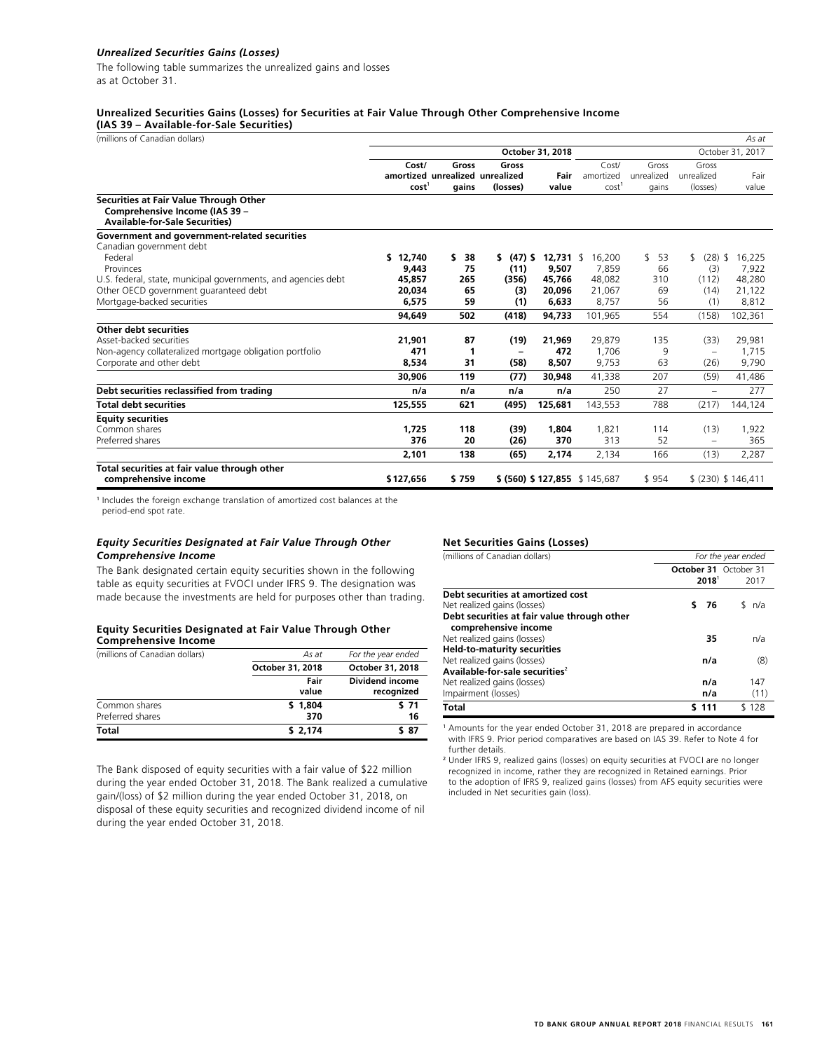### *Unrealized Securities Gains (Losses)*

The following table summarizes the unrealized gains and losses as at October 31.

**Unrealized Securities Gains (Losses) for Securities at Fair Value Through Other Comprehensive Income (IAS 39 – Available-for-Sale Securities)**

| (millions of Canadian dollars) | | | | | | | | *As at* |
|---|---|---|---|---|---|---|---|---|
| | October 31, 2018 | | | | October 31, 2017 | | | |
| | **Cost/ amortized cost[1]** | **Gross unrealized gains** | **Gross unrealized (losses)** | **Fair value** | Cost/ amortized cost[1] | Gross unrealized gains | Gross unrealized (losses) | Fair value |
| **Securities at Fair Value Through Other Comprehensive Income (IAS 39 – Available-for-Sale Securities)** | | | | | | | | |
| **Government and government-related securities** | | | | | | | | |
| Canadian government debt | | | | | | | | |
| Federal | **$ 12,740** | **$ 38** | **$ (47)** | **$ 12,731** | $ 16,200 | $ 53 | $ (28) | $ 16,225 |
| Provinces | **9,443** | **75** | **(11)** | **9,507** | 7,859 | 66 | (3) | 7,922 |
| U.S. federal, state, municipal governments, and agencies debt | **45,857** | **265** | **(356)** | **45,766** | 48,082 | 310 | (112) | 48,280 |
| Other OECD government guaranteed debt | **20,034** | **65** | **(3)** | **20,096** | 21,067 | 69 | (14) | 21,122 |
| Mortgage-backed securities | **6,575** | **59** | **(1)** | **6,633** | 8,757 | 56 | (1) | 8,812 |
| | **94,649** | **502** | **(418)** | **94,733** | 101,965 | 554 | (158) | 102,361 |
| **Other debt securities** | | | | | | | | |
| Asset-backed securities | **21,901** | **87** | **(19)** | **21,969** | 29,879 | 135 | (33) | 29,981 |
| Non-agency collateralized mortgage obligation portfolio | **471** | **1** | **–** | **472** | 1,706 | 9 | – | 1,715 |
| Corporate and other debt | **8,534** | **31** | **(58)** | **8,507** | 9,753 | 63 | (26) | 9,790 |
| | **30,906** | **119** | **(77)** | **30,948** | 41,338 | 207 | (59) | 41,486 |
| **Debt securities reclassified from trading** | **n/a** | **n/a** | **n/a** | **n/a** | 250 | 27 | – | 277 |
| **Total debt securities** | **125,555** | **621** | **(495)** | **125,681** | 143,553 | 788 | (217) | 144,124 |
| **Equity securities** | | | | | | | | |
| Common shares | **1,725** | **118** | **(39)** | **1,804** | 1,821 | 114 | (13) | 1,922 |
| Preferred shares | **376** | **20** | **(26)** | **370** | 313 | 52 | – | 365 |
| | **2,101** | **138** | **(65)** | **2,174** | 2,134 | 166 | (13) | 2,287 |
| **Total securities at fair value through other comprehensive income** | **$ 127,656** | **$ 759** | **$ (560)** | **$ 127,855** | $ 145,687 | $ 954 | $ (230) | $ 146,411 |

[1] Includes the foreign exchange translation of amortized cost balances at the period-end spot rate.

### *Equity Securities Designated at Fair Value Through Other Comprehensive Income*

The Bank designated certain equity securities shown in the following table as equity securities at FVOCI under IFRS 9. The designation was made because the investments are held for purposes other than trading.

**Equity Securities Designated at Fair Value Through Other Comprehensive Income**

| (millions of Canadian dollars) | *As at* | *For the year ended* |
|---|---|---|
| | **October 31, 2018** | **October 31, 2018** |
| | **Fair value** | **Dividend income recognized** |
| Common shares | **$ 1,804** | **$ 71** |
| Preferred shares | **370** | **16** |
| **Total** | **$ 2,174** | **$ 87** |

The Bank disposed of equity securities with a fair value of $22 million during the year ended October 31, 2018. The Bank realized a cumulative gain/(loss) of $2 million during the year ended October 31, 2018, on disposal of these equity securities and recognized dividend income of nil during the year ended October 31, 2018.

**Net Securities Gains (Losses)**

| (millions of Canadian dollars) | *For the year ended* | |
|---|---|---|
| | **October 31 2018[1]** | October 31 2017 |
| **Debt securities at amortized cost** | | |
| Net realized gains (losses) | **$ 76** | $ n/a |
| **Debt securities at fair value through other comprehensive income** | | |
| Net realized gains (losses) | **35** | n/a |
| **Held-to-maturity securities** | | |
| Net realized gains (losses) | **n/a** | (8) |
| **Available-for-sale securities[2]** | | |
| Net realized gains (losses) | **n/a** | 147 |
| Impairment (losses) | **n/a** | (11) |
| **Total** | **$ 111** | $ 128 |

[1] Amounts for the year ended October 31, 2018 are prepared in accordance with IFRS 9. Prior period comparatives are based on IAS 39. Refer to Note 4 for further details.

[2] Under IFRS 9, realized gains (losses) on equity securities at FVOCI are no longer recognized in income, rather they are recognized in Retained earnings. Prior to the adoption of IFRS 9, realized gains (losses) from AFS equity securities were included in Net securities gain (loss).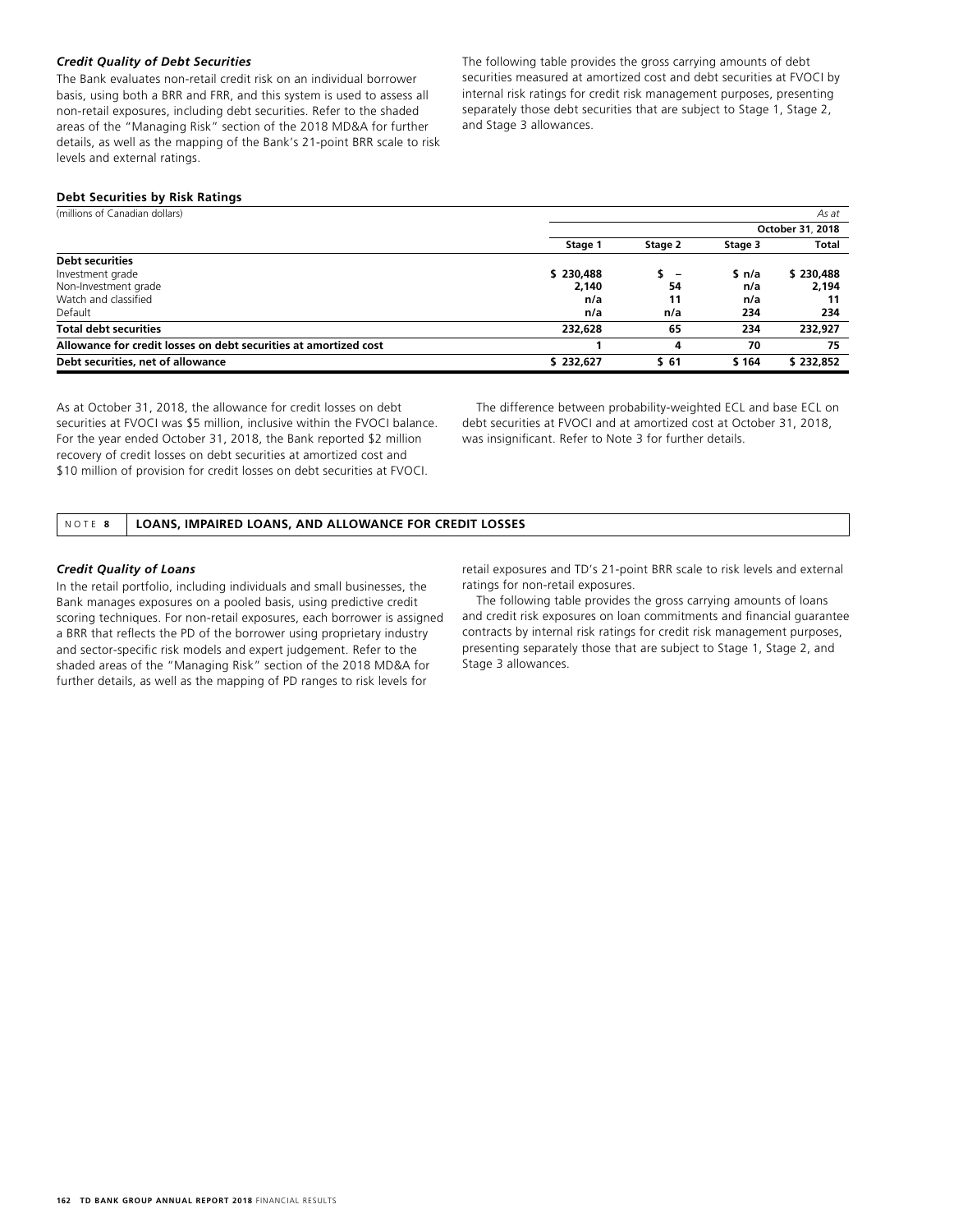### *Credit Quality of Debt Securities*

The Bank evaluates non-retail credit risk on an individual borrower basis, using both a BRR and FRR, and this system is used to assess all non-retail exposures, including debt securities. Refer to the shaded areas of the "Managing Risk" section of the 2018 MD&A for further details, as well as the mapping of the Bank's 21-point BRR scale to risk levels and external ratings.

The following table provides the gross carrying amounts of debt securities measured at amortized cost and debt securities at FVOCI by internal risk ratings for credit risk management purposes, presenting separately those debt securities that are subject to Stage 1, Stage 2, and Stage 3 allowances.

**Debt Securities by Risk Ratings**

| (millions of Canadian dollars) | | | | *As at* |
|---|---|---|---|---|
| | | | | **October 31, 2018** |
| | **Stage 1** | **Stage 2** | **Stage 3** | **Total** |
| **Debt securities** | | | | |
| Investment grade | **$ 230,488** | **$ –** | **$ n/a** | **$ 230,488** |
| Non-Investment grade | **2,140** | **54** | **n/a** | **2,194** |
| Watch and classified | **n/a** | **11** | **n/a** | **11** |
| Default | **n/a** | **n/a** | **234** | **234** |
| **Total debt securities** | **232,628** | **65** | **234** | **232,927** |
| **Allowance for credit losses on debt securities at amortized cost** | **1** | **4** | **70** | **75** |
| **Debt securities, net of allowance** | **$ 232,627** | **$ 61** | **$ 164** | **$ 232,852** |

As at October 31, 2018, the allowance for credit losses on debt securities at FVOCI was $5 million, inclusive within the FVOCI balance. For the year ended October 31, 2018, the Bank reported $2 million recovery of credit losses on debt securities at amortized cost and $10 million of provision for credit losses on debt securities at FVOCI.

The difference between probability-weighted ECL and base ECL on debt securities at FVOCI and at amortized cost at October 31, 2018, was insignificant. Refer to Note 3 for further details.

## NOTE 8 LOANS, IMPAIRED LOANS, AND ALLOWANCE FOR CREDIT LOSSES

### *Credit Quality of Loans*

In the retail portfolio, including individuals and small businesses, the Bank manages exposures on a pooled basis, using predictive credit scoring techniques. For non-retail exposures, each borrower is assigned a BRR that reflects the PD of the borrower using proprietary industry and sector-specific risk models and expert judgement. Refer to the shaded areas of the "Managing Risk" section of the 2018 MD&A for further details, as well as the mapping of PD ranges to risk levels for retail exposures and TD's 21-point BRR scale to risk levels and external ratings for non-retail exposures.

The following table provides the gross carrying amounts of loans and credit risk exposures on loan commitments and financial guarantee contracts by internal risk ratings for credit risk management purposes, presenting separately those that are subject to Stage 1, Stage 2, and Stage 3 allowances.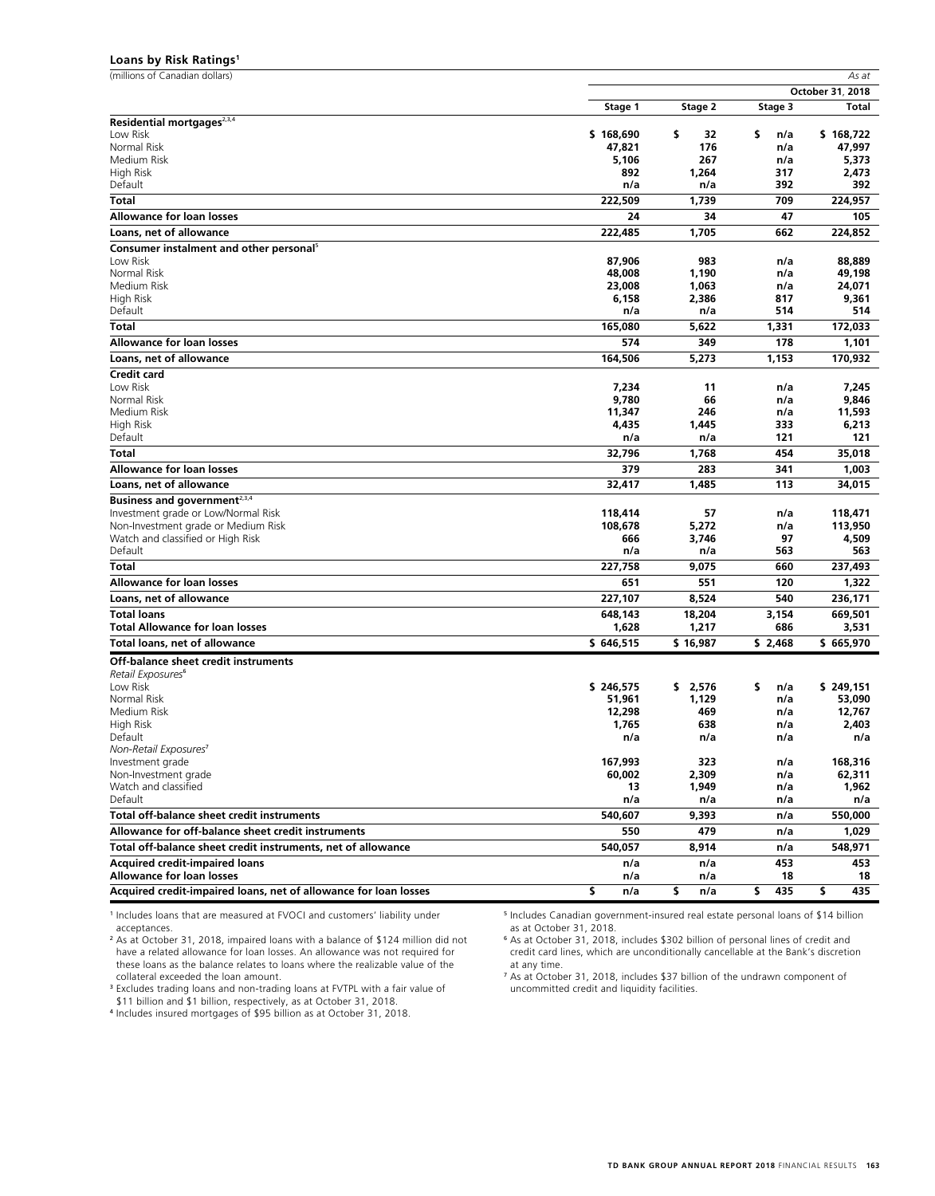**Loans by Risk Ratings**[1]

| (millions of Canadian dollars) | | | | As at |
|---|---|---|---|---|
| | | | | October 31, 2018 |
| | Stage 1 | Stage 2 | Stage 3 | Total |
| **Residential mortgages**[2,3,4] | | | | |
| Low Risk | $ 168,690 | $ 32 | $ n/a | $ 168,722 |
| Normal Risk | 47,821 | 176 | n/a | 47,997 |
| Medium Risk | 5,106 | 267 | n/a | 5,373 |
| High Risk | 892 | 1,264 | 317 | 2,473 |
| Default | n/a | n/a | 392 | 392 |
| **Total** | 222,509 | 1,739 | 709 | 224,957 |
| **Allowance for loan losses** | 24 | 34 | 47 | 105 |
| **Loans, net of allowance** | 222,485 | 1,705 | 662 | 224,852 |
| **Consumer instalment and other personal**[5] | | | | |
| Low Risk | 87,906 | 983 | n/a | 88,889 |
| Normal Risk | 48,008 | 1,190 | n/a | 49,198 |
| Medium Risk | 23,008 | 1,063 | n/a | 24,071 |
| High Risk | 6,158 | 2,386 | 817 | 9,361 |
| Default | n/a | n/a | 514 | 514 |
| **Total** | 165,080 | 5,622 | 1,331 | 172,033 |
| **Allowance for loan losses** | 574 | 349 | 178 | 1,101 |
| **Loans, net of allowance** | 164,506 | 5,273 | 1,153 | 170,932 |
| **Credit card** | | | | |
| Low Risk | 7,234 | 11 | n/a | 7,245 |
| Normal Risk | 9,780 | 66 | n/a | 9,846 |
| Medium Risk | 11,347 | 246 | n/a | 11,593 |
| High Risk | 4,435 | 1,445 | 333 | 6,213 |
| Default | n/a | n/a | 121 | 121 |
| **Total** | 32,796 | 1,768 | 454 | 35,018 |
| **Allowance for loan losses** | 379 | 283 | 341 | 1,003 |
| **Loans, net of allowance** | 32,417 | 1,485 | 113 | 34,015 |
| **Business and government**[2,3,4] | | | | |
| Investment grade or Low/Normal Risk | 118,414 | 57 | n/a | 118,471 |
| Non-Investment grade or Medium Risk | 108,678 | 5,272 | n/a | 113,950 |
| Watch and classified or High Risk | 666 | 3,746 | 97 | 4,509 |
| Default | n/a | n/a | 563 | 563 |
| **Total** | 227,758 | 9,075 | 660 | 237,493 |
| **Allowance for loan losses** | 651 | 551 | 120 | 1,322 |
| **Loans, net of allowance** | 227,107 | 8,524 | 540 | 236,171 |
| **Total loans** | 648,143 | 18,204 | 3,154 | 669,501 |
| **Total Allowance for loan losses** | 1,628 | 1,217 | 686 | 3,531 |
| **Total loans, net of allowance** | $ 646,515 | $ 16,987 | $ 2,468 | $ 665,970 |
| **Off-balance sheet credit instruments** | | | | |
| *Retail Exposures*[6] | | | | |
| Low Risk | $ 246,575 | $ 2,576 | $ n/a | $ 249,151 |
| Normal Risk | 51,961 | 1,129 | n/a | 53,090 |
| Medium Risk | 12,298 | 469 | n/a | 12,767 |
| High Risk | 1,765 | 638 | n/a | 2,403 |
| Default | n/a | n/a | n/a | n/a |
| *Non-Retail Exposures*[7] | | | | |
| Investment grade | 167,993 | 323 | n/a | 168,316 |
| Non-Investment grade | 60,002 | 2,309 | n/a | 62,311 |
| Watch and classified | 13 | 1,949 | n/a | 1,962 |
| Default | n/a | n/a | n/a | n/a |
| **Total off-balance sheet credit instruments** | 540,607 | 9,393 | n/a | 550,000 |
| **Allowance for off-balance sheet credit instruments** | 550 | 479 | n/a | 1,029 |
| **Total off-balance sheet credit instruments, net of allowance** | 540,057 | 8,914 | n/a | 548,971 |
| **Acquired credit-impaired loans** | n/a | n/a | 453 | 453 |
| **Allowance for loan losses** | n/a | n/a | 18 | 18 |
| **Acquired credit-impaired loans, net of allowance for loan losses** | $ n/a | $ n/a | $ 435 | $ 435 |

[1] Includes loans that are measured at FVOCI and customers' liability under acceptances.

[2] As at October 31, 2018, impaired loans with a balance of $124 million did not have a related allowance for loan losses. An allowance was not required for these loans as the balance relates to loans where the realizable value of the collateral exceeded the loan amount.

[3] Excludes trading loans and non-trading loans at FVTPL with a fair value of $11 billion and $1 billion, respectively, as at October 31, 2018.

[4] Includes insured mortgages of $95 billion as at October 31, 2018.

[5] Includes Canadian government-insured real estate personal loans of $14 billion as at October 31, 2018.

[6] As at October 31, 2018, includes $302 billion of personal lines of credit and credit card lines, which are unconditionally cancellable at the Bank's discretion at any time.

[7] As at October 31, 2018, includes $37 billion of the undrawn component of uncommitted credit and liquidity facilities.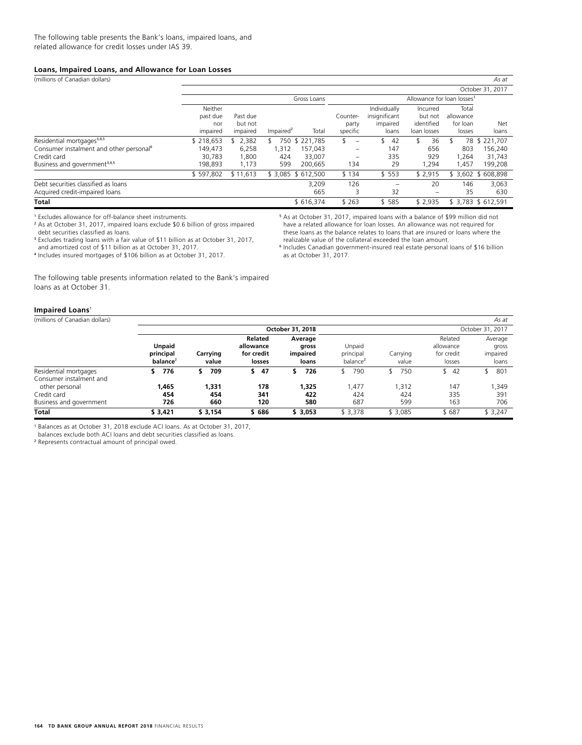The following table presents the Bank's loans, impaired loans, and related allowance for credit losses under IAS 39.

### Loans, Impaired Loans, and Allowance for Loan Losses

(millions of Canadian dollars) *As at*

| | October 31, 2017 | | | | | | | | | |
|---|---|---|---|---|---|---|---|---|---|---|
| | Gross Loans | | | | Allowance for loan losses[1] | | | | | |
| | Neither past due nor impaired | Past due but not impaired | Impaired[2] | Total | Counter-party specific | Individually insignificant impaired loans | Incurred but not identified loan losses | Total allowance for loan losses | Net loans |
| Residential mortgages[3,4,5] | $ 218,653 | $ 2,382 | $ 750 | $ 221,785 | $ – | $ 42 | $ 36 | $ 78 | $ 221,707 |
| Consumer instalment and other personal[6] | 149,473 | 6,258 | 1,312 | 157,043 | – | 147 | 656 | 803 | 156,240 |
| Credit card | 30,783 | 1,800 | 424 | 33,007 | – | 335 | 929 | 1,264 | 31,743 |
| Business and government[3,4,5] | 198,893 | 1,173 | 599 | 200,665 | 134 | 29 | 1,294 | 1,457 | 199,208 |
| | $ 597,802 | $ 11,613 | $ 3,085 | $ 612,500 | $ 134 | $ 553 | $ 2,915 | $ 3,602 | $ 608,898 |
| Debt securities classified as loans | | | | 3,209 | 126 | – | 20 | 146 | 3,063 |
| Acquired credit-impaired loans | | | | 665 | 3 | 32 | – | 35 | 630 |
| **Total** | | | | $ 616,374 | $ 263 | $ 585 | $ 2,935 | $ 3,783 | $ 612,591 |

[1] Excludes allowance for off-balance sheet instruments.

[2] As at October 31, 2017, impaired loans exclude $0.6 billion of gross impaired debt securities classified as loans.

[3] Excludes trading loans with a fair value of $11 billion as at October 31, 2017, and amortized cost of $11 billion as at October 31, 2017.

[4] Includes insured mortgages of $106 billion as at October 31, 2017.

[5] As at October 31, 2017, impaired loans with a balance of $99 million did not have a related allowance for loan losses. An allowance was not required for these loans as the balance relates to loans that are insured or loans where the realizable value of the collateral exceeded the loan amount.

[6] Includes Canadian government-insured real estate personal loans of $16 billion as at October 31, 2017.

The following table presents information related to the Bank's impaired loans as at October 31.

### Impaired Loans[1]

(millions of Canadian dollars) *As at*

| | **October 31, 2018** | | | | October 31, 2017 | | | |
|---|---|---|---|---|---|---|---|---|
| | **Unpaid principal balance[2]** | **Carrying value** | **Related allowance for credit losses** | **Average gross impaired loans** | Unpaid principal balance[2] | Carrying value | Related allowance for credit losses | Average gross impaired loans |
| Residential mortgages | **$ 776** | **$ 709** | **$ 47** | **$ 726** | $ 790 | $ 750 | $ 42 | $ 801 |
| Consumer instalment and other personal | **1,465** | **1,331** | **178** | **1,325** | 1,477 | 1,312 | 147 | 1,349 |
| Credit card | **454** | **454** | **341** | **422** | 424 | 424 | 335 | 391 |
| Business and government | **726** | **660** | **120** | **580** | 687 | 599 | 163 | 706 |
| **Total** | **$ 3,421** | **$ 3,154** | **$ 686** | **$ 3,053** | $ 3,378 | $ 3,085 | $ 687 | $ 3,247 |

[1] Balances as at October 31, 2018 exclude ACI loans. As at October 31, 2017, balances exclude both ACI loans and debt securities classified as loans.

[2] Represents contractual amount of principal owed.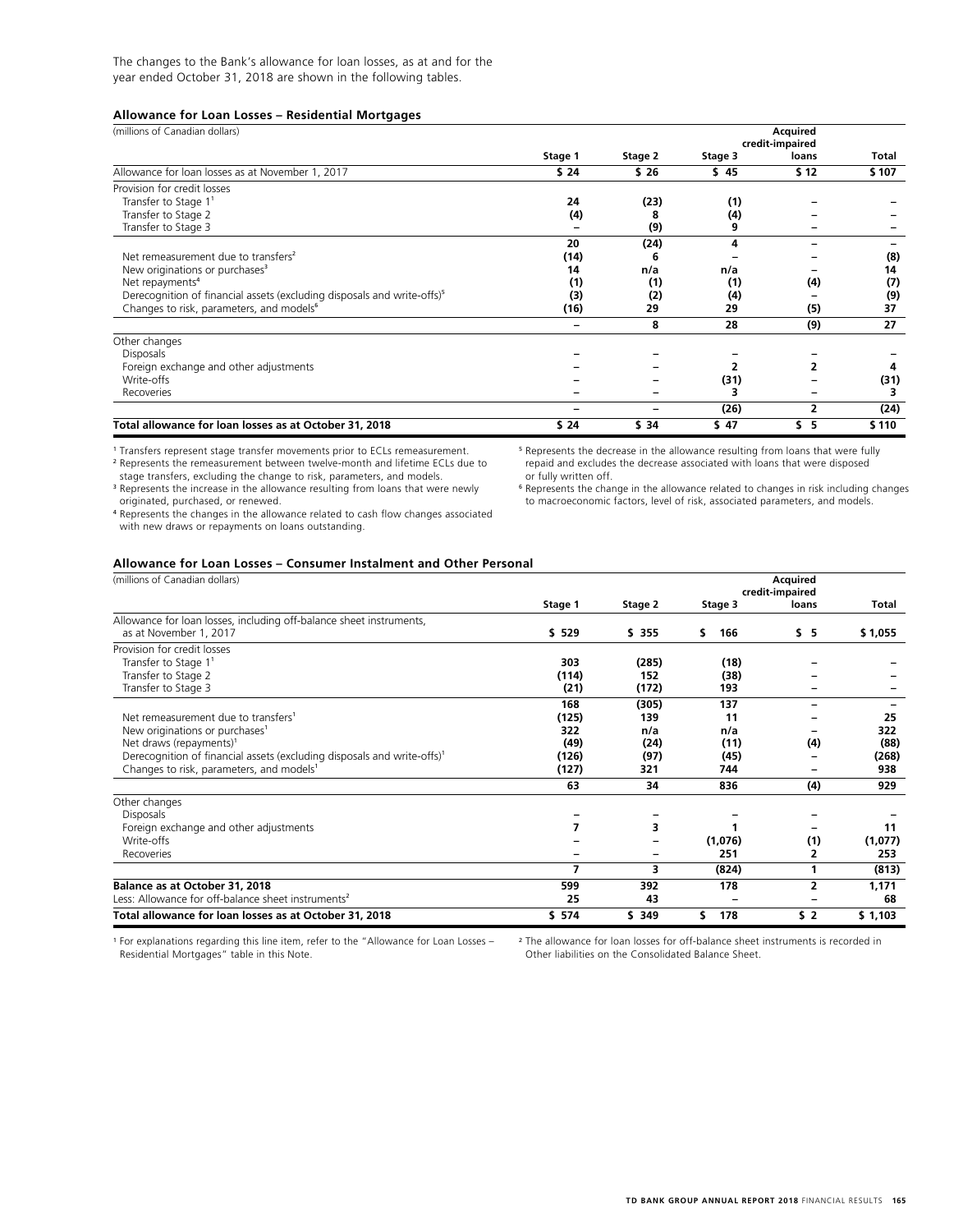The changes to the Bank's allowance for loan losses, as at and for the year ended October 31, 2018 are shown in the following tables.

### Allowance for Loan Losses – Residential Mortgages

| (millions of Canadian dollars) | Stage 1 | Stage 2 | Stage 3 | Acquired credit-impaired loans | Total |
|---|---|---|---|---|---|
| Allowance for loan losses as at November 1, 2017 | $ 24 | $ 26 | $ 45 | $ 12 | $ 107 |
| Provision for credit losses | | | | | |
| Transfer to Stage 1[1] | 24 | (23) | (1) | – | – |
| Transfer to Stage 2 | (4) | 8 | (4) | – | – |
| Transfer to Stage 3 | – | (9) | 9 | – | – |
| | 20 | (24) | 4 | – | – |
| Net remeasurement due to transfers[2] | (14) | 6 | – | – | (8) |
| New originations or purchases[3] | 14 | n/a | n/a | – | 14 |
| Net repayments[4] | (1) | (1) | (1) | (4) | (7) |
| Derecognition of financial assets (excluding disposals and write-offs)[5] | (3) | (2) | (4) | – | (9) |
| Changes to risk, parameters, and models[6] | (16) | 29 | 29 | (5) | 37 |
| | – | 8 | 28 | (9) | 27 |
| Other changes | | | | | |
| Disposals | – | – | – | – | – |
| Foreign exchange and other adjustments | – | – | 2 | 2 | 4 |
| Write-offs | – | – | (31) | – | (31) |
| Recoveries | – | – | 3 | – | 3 |
| | – | – | (26) | 2 | (24) |
| **Total allowance for loan losses as at October 31, 2018** | **$ 24** | **$ 34** | **$ 47** | **$ 5** | **$ 110** |

[1] Transfers represent stage transfer movements prior to ECLs remeasurement.
[2] Represents the remeasurement between twelve-month and lifetime ECLs due to stage transfers, excluding the change to risk, parameters, and models.
[3] Represents the increase in the allowance resulting from loans that were newly originated, purchased, or renewed.
[4] Represents the changes in the allowance related to cash flow changes associated with new draws or repayments on loans outstanding.
[5] Represents the decrease in the allowance resulting from loans that were fully repaid and excludes the decrease associated with loans that were disposed or fully written off.
[6] Represents the change in the allowance related to changes in risk including changes to macroeconomic factors, level of risk, associated parameters, and models.

### Allowance for Loan Losses – Consumer Instalment and Other Personal

| (millions of Canadian dollars) | Stage 1 | Stage 2 | Stage 3 | Acquired credit-impaired loans | Total |
|---|---|---|---|---|---|
| Allowance for loan losses, including off-balance sheet instruments, as at November 1, 2017 | $ 529 | $ 355 | $ 166 | $ 5 | $ 1,055 |
| Provision for credit losses | | | | | |
| Transfer to Stage 1[1] | 303 | (285) | (18) | – | – |
| Transfer to Stage 2 | (114) | 152 | (38) | – | – |
| Transfer to Stage 3 | (21) | (172) | 193 | – | – |
| | 168 | (305) | 137 | – | – |
| Net remeasurement due to transfers[1] | (125) | 139 | 11 | – | 25 |
| New originations or purchases[1] | 322 | n/a | n/a | – | 322 |
| Net draws (repayments)[1] | (49) | (24) | (11) | (4) | (88) |
| Derecognition of financial assets (excluding disposals and write-offs)[1] | (126) | (97) | (45) | – | (268) |
| Changes to risk, parameters, and models[1] | (127) | 321 | 744 | – | 938 |
| | 63 | 34 | 836 | (4) | 929 |
| Other changes | | | | | |
| Disposals | – | – | – | – | – |
| Foreign exchange and other adjustments | 7 | 3 | 1 | – | 11 |
| Write-offs | – | – | (1,076) | (1) | (1,077) |
| Recoveries | – | – | 251 | 2 | 253 |
| | 7 | 3 | (824) | 1 | (813) |
| **Balance as at October 31, 2018** | **599** | **392** | **178** | **2** | **1,171** |
| **Less: Allowance for off-balance sheet instruments[2]** | **25** | **43** | **–** | **–** | **68** |
| **Total allowance for loan losses as at October 31, 2018** | **$ 574** | **$ 349** | **$ 178** | **$ 2** | **$ 1,103** |

[1] For explanations regarding this line item, refer to the "Allowance for Loan Losses – Residential Mortgages" table in this Note.
[2] The allowance for loan losses for off-balance sheet instruments is recorded in Other liabilities on the Consolidated Balance Sheet.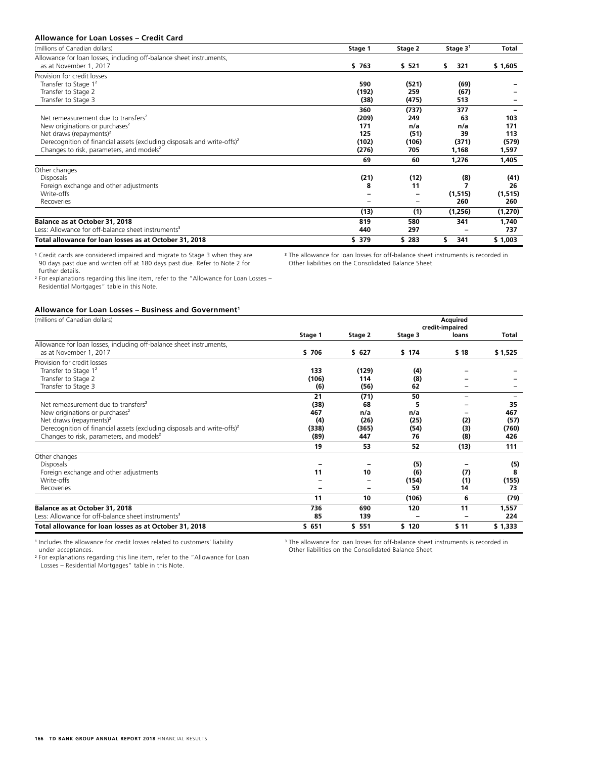### Allowance for Loan Losses – Credit Card

| (millions of Canadian dollars) | Stage 1 | Stage 2 | Stage 3[1] | Total |
|---|---|---|---|---|
| Allowance for loan losses, including off-balance sheet instruments, as at November 1, 2017 | $ 763 | $ 521 | $ 321 | $ 1,605 |
| Provision for credit losses | | | | |
| Transfer to Stage 1[2] | 590 | (521) | (69) | – |
| Transfer to Stage 2 | (192) | 259 | (67) | – |
| Transfer to Stage 3 | (38) | (475) | 513 | – |
| | 360 | (737) | 377 | – |
| Net remeasurement due to transfers[2] | (209) | 249 | 63 | 103 |
| New originations or purchases[2] | 171 | n/a | n/a | 171 |
| Net draws (repayments)[2] | 125 | (51) | 39 | 113 |
| Derecognition of financial assets (excluding disposals and write-offs)[2] | (102) | (106) | (371) | (579) |
| Changes to risk, parameters, and models[2] | (276) | 705 | 1,168 | 1,597 |
| | 69 | 60 | 1,276 | 1,405 |
| Other changes | | | | |
| Disposals | (21) | (12) | (8) | (41) |
| Foreign exchange and other adjustments | 8 | 11 | 7 | 26 |
| Write-offs | – | – | (1,515) | (1,515) |
| Recoveries | – | – | 260 | 260 |
| | (13) | (1) | (1,256) | (1,270) |
| **Balance as at October 31, 2018** | 819 | 580 | 341 | 1,740 |
| Less: Allowance for off-balance sheet instruments[3] | 440 | 297 | – | 737 |
| **Total allowance for loan losses as at October 31, 2018** | $ 379 | $ 283 | $ 341 | $ 1,003 |

[1] Credit cards are considered impaired and migrate to Stage 3 when they are 90 days past due and written off at 180 days past due. Refer to Note 2 for further details.

[2] For explanations regarding this line item, refer to the "Allowance for Loan Losses – Residential Mortgages" table in this Note.

[3] The allowance for loan losses for off-balance sheet instruments is recorded in Other liabilities on the Consolidated Balance Sheet.

### Allowance for Loan Losses – Business and Government[1]

| (millions of Canadian dollars) | Stage 1 | Stage 2 | Stage 3 | Acquired credit-impaired loans | Total |
|---|---|---|---|---|---|
| Allowance for loan losses, including off-balance sheet instruments, as at November 1, 2017 | $ 706 | $ 627 | $ 174 | $ 18 | $ 1,525 |
| Provision for credit losses | | | | | |
| Transfer to Stage 1[2] | 133 | (129) | (4) | – | – |
| Transfer to Stage 2 | (106) | 114 | (8) | – | – |
| Transfer to Stage 3 | (6) | (56) | 62 | – | – |
| | 21 | (71) | 50 | – | – |
| Net remeasurement due to transfers[2] | (38) | 68 | 5 | – | 35 |
| New originations or purchases[2] | 467 | n/a | n/a | – | 467 |
| Net draws (repayments)[2] | (4) | (26) | (25) | (2) | (57) |
| Derecognition of financial assets (excluding disposals and write-offs)[2] | (338) | (365) | (54) | (3) | (760) |
| Changes to risk, parameters, and models[2] | (89) | 447 | 76 | (8) | 426 |
| | 19 | 53 | 52 | (13) | 111 |
| Other changes | | | | | |
| Disposals | – | – | (5) | – | (5) |
| Foreign exchange and other adjustments | 11 | 10 | (6) | (7) | 8 |
| Write-offs | – | – | (154) | (1) | (155) |
| Recoveries | – | – | 59 | 14 | 73 |
| | 11 | 10 | (106) | 6 | (79) |
| **Balance as at October 31, 2018** | 736 | 690 | 120 | 11 | 1,557 |
| Less: Allowance for off-balance sheet instruments[3] | 85 | 139 | – | – | 224 |
| **Total allowance for loan losses as at October 31, 2018** | $ 651 | $ 551 | $ 120 | $ 11 | $ 1,333 |

[1] Includes the allowance for credit losses related to customers' liability under acceptances.

[2] For explanations regarding this line item, refer to the "Allowance for Loan Losses – Residential Mortgages" table in this Note.

[3] The allowance for loan losses for off-balance sheet instruments is recorded in Other liabilities on the Consolidated Balance Sheet.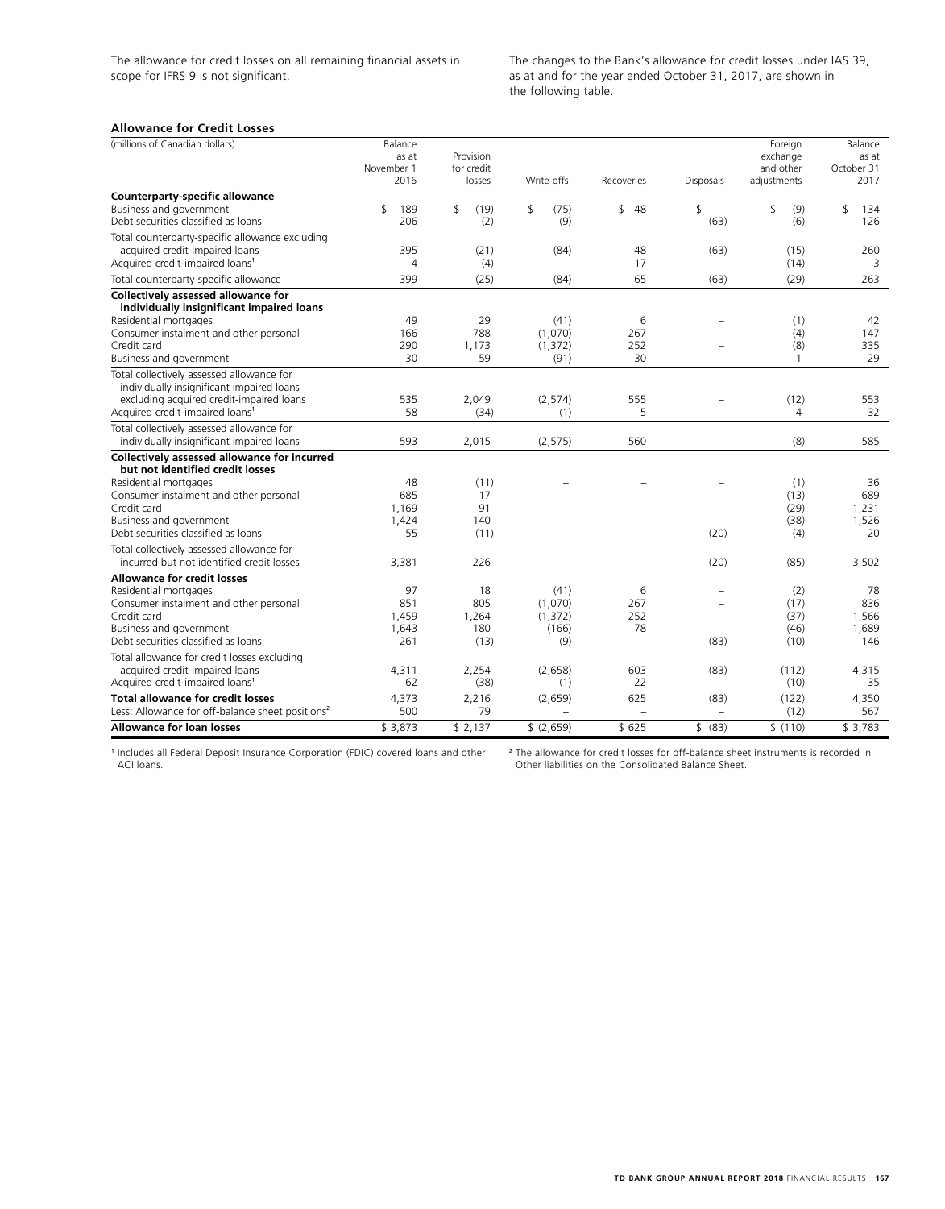The allowance for credit losses on all remaining financial assets in scope for IFRS 9 is not significant.

The changes to the Bank's allowance for credit losses under IAS 39, as at and for the year ended October 31, 2017, are shown in the following table.

**Allowance for Credit Losses**

| (millions of Canadian dollars) | Balance as at November 1 2016 | Provision for credit losses | Write-offs | Recoveries | Disposals | Foreign exchange and other adjustments | Balance as at October 31 2017 |
|---|---|---|---|---|---|---|---|
| **Counterparty-specific allowance** | | | | | | | |
| Business and government | $ 189 | $ (19) | $ (75) | $ 48 | $ – | $ (9) | $ 134 |
| Debt securities classified as loans | 206 | (2) | (9) | – | (63) | (6) | 126 |
| Total counterparty-specific allowance excluding acquired credit-impaired loans | 395 | (21) | (84) | 48 | (63) | (15) | 260 |
| Acquired credit-impaired loans[1] | 4 | (4) | – | 17 | – | (14) | 3 |
| Total counterparty-specific allowance | 399 | (25) | (84) | 65 | (63) | (29) | 263 |
| **Collectively assessed allowance for individually insignificant impaired loans** | | | | | | | |
| Residential mortgages | 49 | 29 | (41) | 6 | – | (1) | 42 |
| Consumer instalment and other personal | 166 | 788 | (1,070) | 267 | – | (4) | 147 |
| Credit card | 290 | 1,173 | (1,372) | 252 | – | (8) | 335 |
| Business and government | 30 | 59 | (91) | 30 | – | 1 | 29 |
| Total collectively assessed allowance for individually insignificant impaired loans excluding acquired credit-impaired loans | 535 | 2,049 | (2,574) | 555 | – | (12) | 553 |
| Acquired credit-impaired loans[1] | 58 | (34) | (1) | 5 | – | 4 | 32 |
| Total collectively assessed allowance for individually insignificant impaired loans | 593 | 2,015 | (2,575) | 560 | – | (8) | 585 |
| **Collectively assessed allowance for incurred but not identified credit losses** | | | | | | | |
| Residential mortgages | 48 | (11) | – | – | – | (1) | 36 |
| Consumer instalment and other personal | 685 | 17 | – | – | – | (13) | 689 |
| Credit card | 1,169 | 91 | – | – | – | (29) | 1,231 |
| Business and government | 1,424 | 140 | – | – | – | (38) | 1,526 |
| Debt securities classified as loans | 55 | (11) | – | – | (20) | (4) | 20 |
| Total collectively assessed allowance for incurred but not identified credit losses | 3,381 | 226 | – | – | (20) | (85) | 3,502 |
| **Allowance for credit losses** | | | | | | | |
| Residential mortgages | 97 | 18 | (41) | 6 | – | (2) | 78 |
| Consumer instalment and other personal | 851 | 805 | (1,070) | 267 | – | (17) | 836 |
| Credit card | 1,459 | 1,264 | (1,372) | 252 | – | (37) | 1,566 |
| Business and government | 1,643 | 180 | (166) | 78 | – | (46) | 1,689 |
| Debt securities classified as loans | 261 | (13) | (9) | – | (83) | (10) | 146 |
| Total allowance for credit losses excluding acquired credit-impaired loans | 4,311 | 2,254 | (2,658) | 603 | (83) | (112) | 4,315 |
| Acquired credit-impaired loans[1] | 62 | (38) | (1) | 22 | – | (10) | 35 |
| **Total allowance for credit losses** | 4,373 | 2,216 | (2,659) | 625 | (83) | (122) | 4,350 |
| Less: Allowance for off-balance sheet positions[2] | 500 | 79 | – | – | – | (12) | 567 |
| **Allowance for loan losses** | $ 3,873 | $ 2,137 | $ (2,659) | $ 625 | $ (83) | $ (110) | $ 3,783 |

[1] Includes all Federal Deposit Insurance Corporation (FDIC) covered loans and other ACI loans.

[2] The allowance for credit losses for off-balance sheet instruments is recorded in Other liabilities on the Consolidated Balance Sheet.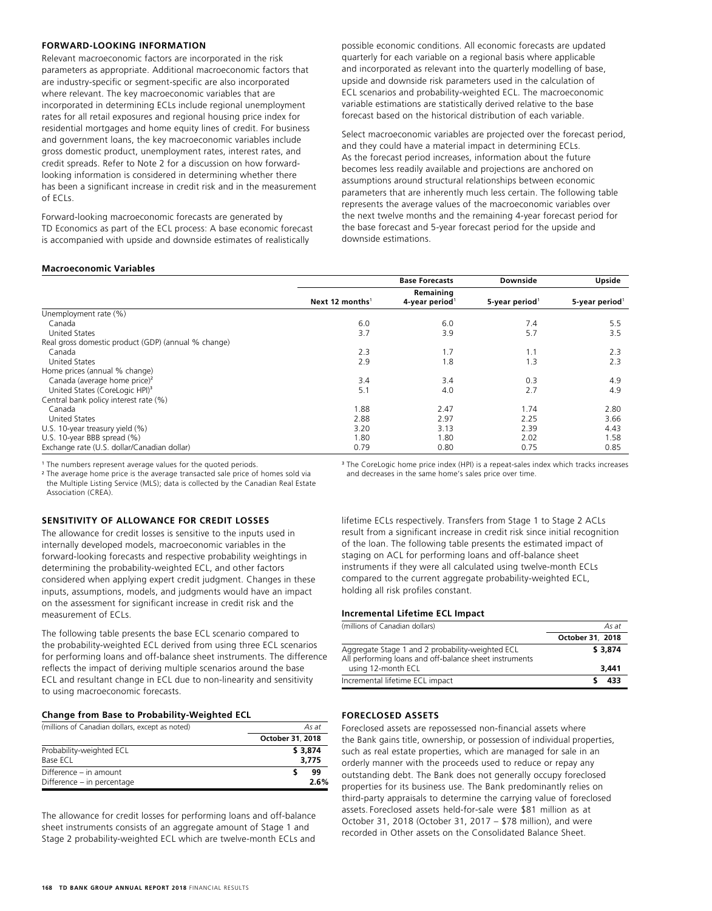### FORWARD-LOOKING INFORMATION

Relevant macroeconomic factors are incorporated in the risk parameters as appropriate. Additional macroeconomic factors that are industry-specific or segment-specific are also incorporated where relevant. The key macroeconomic variables that are incorporated in determining ECLs include regional unemployment rates for all retail exposures and regional housing price index for residential mortgages and home equity lines of credit. For business and government loans, the key macroeconomic variables include gross domestic product, unemployment rates, interest rates, and credit spreads. Refer to Note 2 for a discussion on how forward-looking information is considered in determining whether there has been a significant increase in credit risk and in the measurement of ECLs.

Forward-looking macroeconomic forecasts are generated by TD Economics as part of the ECL process: A base economic forecast is accompanied with upside and downside estimates of realistically possible economic conditions. All economic forecasts are updated quarterly for each variable on a regional basis where applicable and incorporated as relevant into the quarterly modelling of base, upside and downside risk parameters used in the calculation of ECL scenarios and probability-weighted ECL. The macroeconomic variable estimations are statistically derived relative to the base forecast based on the historical distribution of each variable.

Select macroeconomic variables are projected over the forecast period, and they could have a material impact in determining ECLs. As the forecast period increases, information about the future becomes less readily available and projections are anchored on assumptions around structural relationships between economic parameters that are inherently much less certain. The following table represents the average values of the macroeconomic variables over the next twelve months and the remaining 4-year forecast period for the base forecast and 5-year forecast period for the upside and downside estimations.

**Macroeconomic Variables**

| | Base Forecasts | | Downside | Upside |
|---|---|---|---|---|
| | Next 12 months[1] | Remaining 4-year period[1] | 5-year period[1] | 5-year period[1] |
| Unemployment rate (%) | | | | |
| Canada | 6.0 | 6.0 | 7.4 | 5.5 |
| United States | 3.7 | 3.9 | 5.7 | 3.5 |
| Real gross domestic product (GDP) (annual % change) | | | | |
| Canada | 2.3 | 1.7 | 1.1 | 2.3 |
| United States | 2.9 | 1.8 | 1.3 | 2.3 |
| Home prices (annual % change) | | | | |
| Canada (average home price)[2] | 3.4 | 3.4 | 0.3 | 4.9 |
| United States (CoreLogic HPI)[3] | 5.1 | 4.0 | 2.7 | 4.9 |
| Central bank policy interest rate (%) | | | | |
| Canada | 1.88 | 2.47 | 1.74 | 2.80 |
| United States | 2.88 | 2.97 | 2.25 | 3.66 |
| U.S. 10-year treasury yield (%) | 3.20 | 3.13 | 2.39 | 4.43 |
| U.S. 10-year BBB spread (%) | 1.80 | 1.80 | 2.02 | 1.58 |
| Exchange rate (U.S. dollar/Canadian dollar) | 0.79 | 0.80 | 0.75 | 0.85 |

[1] The numbers represent average values for the quoted periods.

[2] The average home price is the average transacted sale price of homes sold via the Multiple Listing Service (MLS); data is collected by the Canadian Real Estate Association (CREA).

[3] The CoreLogic home price index (HPI) is a repeat-sales index which tracks increases and decreases in the same home's sales price over time.

### SENSITIVITY OF ALLOWANCE FOR CREDIT LOSSES

The allowance for credit losses is sensitive to the inputs used in internally developed models, macroeconomic variables in the forward-looking forecasts and respective probability weightings in determining the probability-weighted ECL, and other factors considered when applying expert credit judgment. Changes in these inputs, assumptions, models, and judgments would have an impact on the assessment for significant increase in credit risk and the measurement of ECLs.

The following table presents the base ECL scenario compared to the probability-weighted ECL derived from using three ECL scenarios for performing loans and off-balance sheet instruments. The difference reflects the impact of deriving multiple scenarios around the base ECL and resultant change in ECL due to non-linearity and sensitivity to using macroeconomic forecasts.

**Change from Base to Probability-Weighted ECL**

| (millions of Canadian dollars, except as noted) | As at |
|---|---|
| | October 31, 2018 |
| Probability-weighted ECL | $ 3,874 |
| Base ECL | 3,775 |
| Difference – in amount | $ 99 |
| Difference – in percentage | 2.6% |

The allowance for credit losses for performing loans and off-balance sheet instruments consists of an aggregate amount of Stage 1 and Stage 2 probability-weighted ECL which are twelve-month ECLs and lifetime ECLs respectively. Transfers from Stage 1 to Stage 2 ACLs result from a significant increase in credit risk since initial recognition of the loan. The following table presents the estimated impact of staging on ACL for performing loans and off-balance sheet instruments if they were all calculated using twelve-month ECLs compared to the current aggregate probability-weighted ECL, holding all risk profiles constant.

**Incremental Lifetime ECL Impact**

| (millions of Canadian dollars) | As at |
|---|---|
| | October 31, 2018 |
| Aggregate Stage 1 and 2 probability-weighted ECL | $ 3,874 |
| All performing loans and off-balance sheet instruments using 12-month ECL | 3,441 |
| Incremental lifetime ECL impact | $ 433 |

### FORECLOSED ASSETS

Foreclosed assets are repossessed non-financial assets where the Bank gains title, ownership, or possession of individual properties, such as real estate properties, which are managed for sale in an orderly manner with the proceeds used to reduce or repay any outstanding debt. The Bank does not generally occupy foreclosed properties for its business use. The Bank predominantly relies on third-party appraisals to determine the carrying value of foreclosed assets. Foreclosed assets held-for-sale were $81 million as at October 31, 2018 (October 31, 2017 – $78 million), and were recorded in Other assets on the Consolidated Balance Sheet.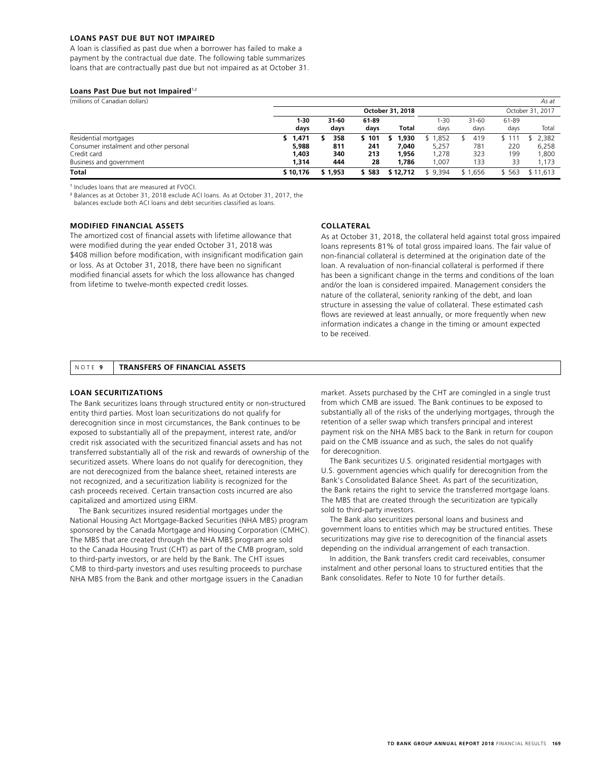### LOANS PAST DUE BUT NOT IMPAIRED

A loan is classified as past due when a borrower has failed to make a payment by the contractual due date. The following table summarizes loans that are contractually past due but not impaired as at October 31.

**Loans Past Due but not Impaired**[1,2]

(millions of Canadian dollars) *As at*

| | October 31, 2018 | | | | October 31, 2017 | | | |
|---|---|---|---|---|---|---|---|---|
| | **1-30 days** | **31-60 days** | **61-89 days** | **Total** | 1-30 days | 31-60 days | 61-89 days | Total |
| Residential mortgages | **$ 1,471** | **$ 358** | **$ 101** | **$ 1,930** | $ 1,852 | $ 419 | $ 111 | $ 2,382 |
| Consumer instalment and other personal | **5,988** | **811** | **241** | **7,040** | 5,257 | 781 | 220 | 6,258 |
| Credit card | **1,403** | **340** | **213** | **1,956** | 1,278 | 323 | 199 | 1,800 |
| Business and government | **1,314** | **444** | **28** | **1,786** | 1,007 | 133 | 33 | 1,173 |
| **Total** | **$ 10,176** | **$ 1,953** | **$ 583** | **$ 12,712** | $ 9,394 | $ 1,656 | $ 563 | $ 11,613 |

[1] Includes loans that are measured at FVOCI.

[2] Balances as at October 31, 2018 exclude ACI loans. As at October 31, 2017, the balances exclude both ACI loans and debt securities classified as loans.

### MODIFIED FINANCIAL ASSETS

The amortized cost of financial assets with lifetime allowance that were modified during the year ended October 31, 2018 was $408 million before modification, with insignificant modification gain or loss. As at October 31, 2018, there have been no significant modified financial assets for which the loss allowance has changed from lifetime to twelve-month expected credit losses.

### COLLATERAL

As at October 31, 2018, the collateral held against total gross impaired loans represents 81% of total gross impaired loans. The fair value of non-financial collateral is determined at the origination date of the loan. A revaluation of non-financial collateral is performed if there has been a significant change in the terms and conditions of the loan and/or the loan is considered impaired. Management considers the nature of the collateral, seniority ranking of the debt, and loan structure in assessing the value of collateral. These estimated cash flows are reviewed at least annually, or more frequently when new information indicates a change in the timing or amount expected to be received.

## NOTE 9 TRANSFERS OF FINANCIAL ASSETS

### LOAN SECURITIZATIONS

The Bank securitizes loans through structured entity or non-structured entity third parties. Most loan securitizations do not qualify for derecognition since in most circumstances, the Bank continues to be exposed to substantially all of the prepayment, interest rate, and/or credit risk associated with the securitized financial assets and has not transferred substantially all of the risk and rewards of ownership of the securitized assets. Where loans do not qualify for derecognition, they are not derecognized from the balance sheet, retained interests are not recognized, and a securitization liability is recognized for the cash proceeds received. Certain transaction costs incurred are also capitalized and amortized using EIRM.

The Bank securitizes insured residential mortgages under the National Housing Act Mortgage-Backed Securities (NHA MBS) program sponsored by the Canada Mortgage and Housing Corporation (CMHC). The MBS that are created through the NHA MBS program are sold to the Canada Housing Trust (CHT) as part of the CMB program, sold to third-party investors, or are held by the Bank. The CHT issues CMB to third-party investors and uses resulting proceeds to purchase NHA MBS from the Bank and other mortgage issuers in the Canadian market. Assets purchased by the CHT are comingled in a single trust from which CMB are issued. The Bank continues to be exposed to substantially all of the risks of the underlying mortgages, through the retention of a seller swap which transfers principal and interest payment risk on the NHA MBS back to the Bank in return for coupon paid on the CMB issuance and as such, the sales do not qualify for derecognition.

The Bank securitizes U.S. originated residential mortgages with U.S. government agencies which qualify for derecognition from the Bank's Consolidated Balance Sheet. As part of the securitization, the Bank retains the right to service the transferred mortgage loans. The MBS that are created through the securitization are typically sold to third-party investors.

The Bank also securitizes personal loans and business and government loans to entities which may be structured entities. These securitizations may give rise to derecognition of the financial assets depending on the individual arrangement of each transaction.

In addition, the Bank transfers credit card receivables, consumer instalment and other personal loans to structured entities that the Bank consolidates. Refer to Note 10 for further details.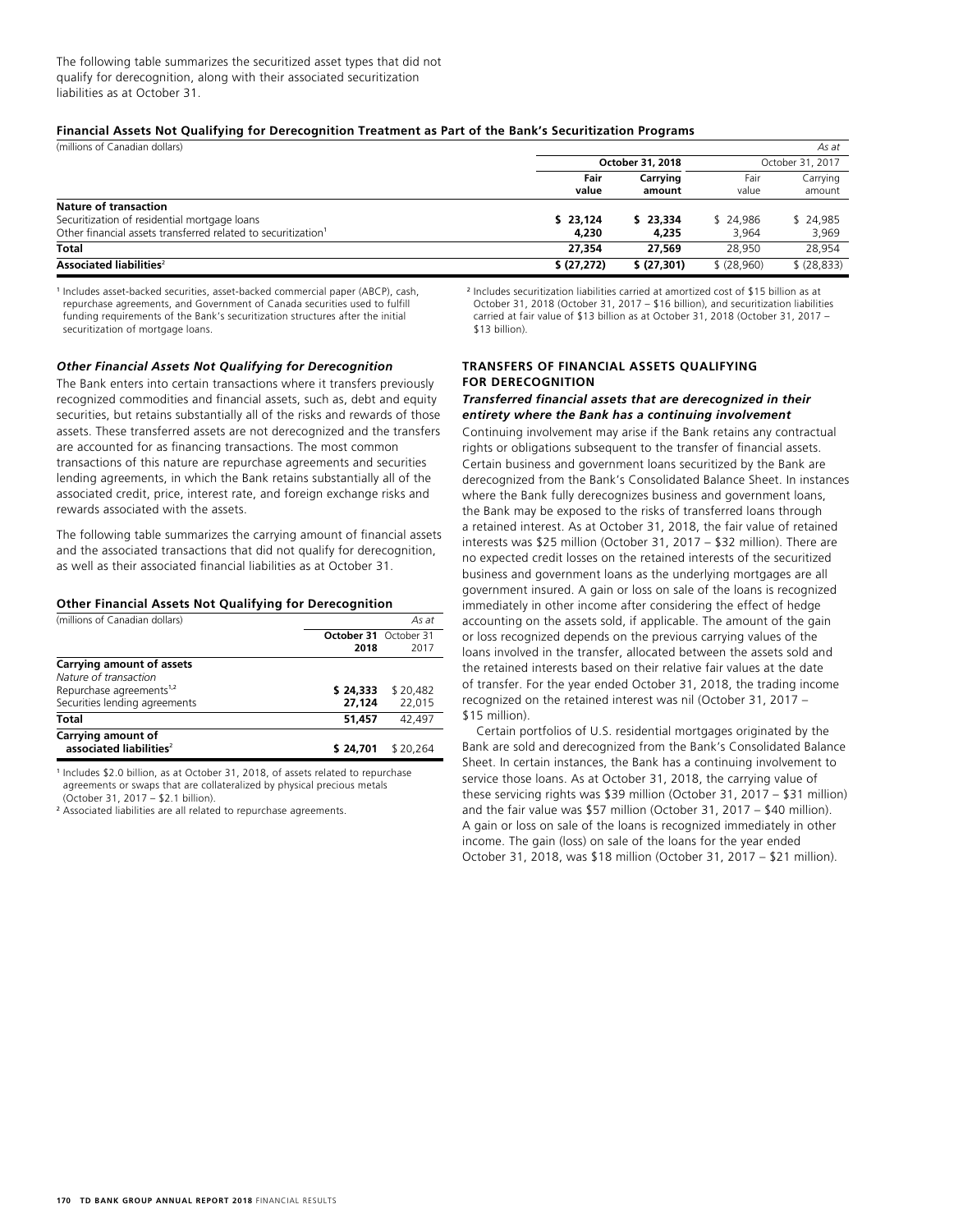The following table summarizes the securitized asset types that did not qualify for derecognition, along with their associated securitization liabilities as at October 31.

**Financial Assets Not Qualifying for Derecognition Treatment as Part of the Bank's Securitization Programs**

| (millions of Canadian dollars) | | | | *As at* |
|---|---|---|---|---|
| | **October 31, 2018** | | October 31, 2017 | |
| | **Fair value** | **Carrying amount** | Fair value | Carrying amount |
| **Nature of transaction** | | | | |
| Securitization of residential mortgage loans | **$ 23,124** | **$ 23,334** | $ 24,986 | $ 24,985 |
| Other financial assets transferred related to securitization[1] | **4,230** | **4,235** | 3,964 | 3,969 |
| **Total** | **27,354** | **27,569** | 28,950 | 28,954 |
| **Associated liabilities**[2] | **$ (27,272)** | **$ (27,301)** | $ (28,960) | $ (28,833) |

[1] Includes asset-backed securities, asset-backed commercial paper (ABCP), cash, repurchase agreements, and Government of Canada securities used to fulfill funding requirements of the Bank's securitization structures after the initial securitization of mortgage loans.

[2] Includes securitization liabilities carried at amortized cost of $15 billion as at October 31, 2018 (October 31, 2017 – $16 billion), and securitization liabilities carried at fair value of $13 billion as at October 31, 2018 (October 31, 2017 – $13 billion).

***Other Financial Assets Not Qualifying for Derecognition***

The Bank enters into certain transactions where it transfers previously recognized commodities and financial assets, such as, debt and equity securities, but retains substantially all of the risks and rewards of those assets. These transferred assets are not derecognized and the transfers are accounted for as financing transactions. The most common transactions of this nature are repurchase agreements and securities lending agreements, in which the Bank retains substantially all of the associated credit, price, interest rate, and foreign exchange risks and rewards associated with the assets.

The following table summarizes the carrying amount of financial assets and the associated transactions that did not qualify for derecognition, as well as their associated financial liabilities as at October 31.

**Other Financial Assets Not Qualifying for Derecognition**

| (millions of Canadian dollars) | | *As at* |
|---|---|---|
| | **October 31 2018** | October 31 2017 |
| **Carrying amount of assets** | | |
| *Nature of transaction* | | |
| Repurchase agreements[1,2] | **$ 24,333** | $ 20,482 |
| Securities lending agreements | **27,124** | 22,015 |
| **Total** | **51,457** | 42,497 |
| **Carrying amount of associated liabilities**[2] | **$ 24,701** | $ 20,264 |

[1] Includes $2.0 billion, as at October 31, 2018, of assets related to repurchase agreements or swaps that are collateralized by physical precious metals (October 31, 2017 – $2.1 billion).

[2] Associated liabilities are all related to repurchase agreements.

**TRANSFERS OF FINANCIAL ASSETS QUALIFYING FOR DERECOGNITION**

***Transferred financial assets that are derecognized in their entirety where the Bank has a continuing involvement***

Continuing involvement may arise if the Bank retains any contractual rights or obligations subsequent to the transfer of financial assets. Certain business and government loans securitized by the Bank are derecognized from the Bank's Consolidated Balance Sheet. In instances where the Bank fully derecognizes business and government loans, the Bank may be exposed to the risks of transferred loans through a retained interest. As at October 31, 2018, the fair value of retained interests was $25 million (October 31, 2017 – $32 million). There are no expected credit losses on the retained interests of the securitized business and government loans as the underlying mortgages are all government insured. A gain or loss on sale of the loans is recognized immediately in other income after considering the effect of hedge accounting on the assets sold, if applicable. The amount of the gain or loss recognized depends on the previous carrying values of the loans involved in the transfer, allocated between the assets sold and the retained interests based on their relative fair values at the date of transfer. For the year ended October 31, 2018, the trading income recognized on the retained interest was nil (October 31, 2017 – $15 million).

Certain portfolios of U.S. residential mortgages originated by the Bank are sold and derecognized from the Bank's Consolidated Balance Sheet. In certain instances, the Bank has a continuing involvement to service those loans. As at October 31, 2018, the carrying value of these servicing rights was $39 million (October 31, 2017 – $31 million) and the fair value was $57 million (October 31, 2017 – $40 million). A gain or loss on sale of the loans is recognized immediately in other income. The gain (loss) on sale of the loans for the year ended October 31, 2018, was $18 million (October 31, 2017 – $21 million).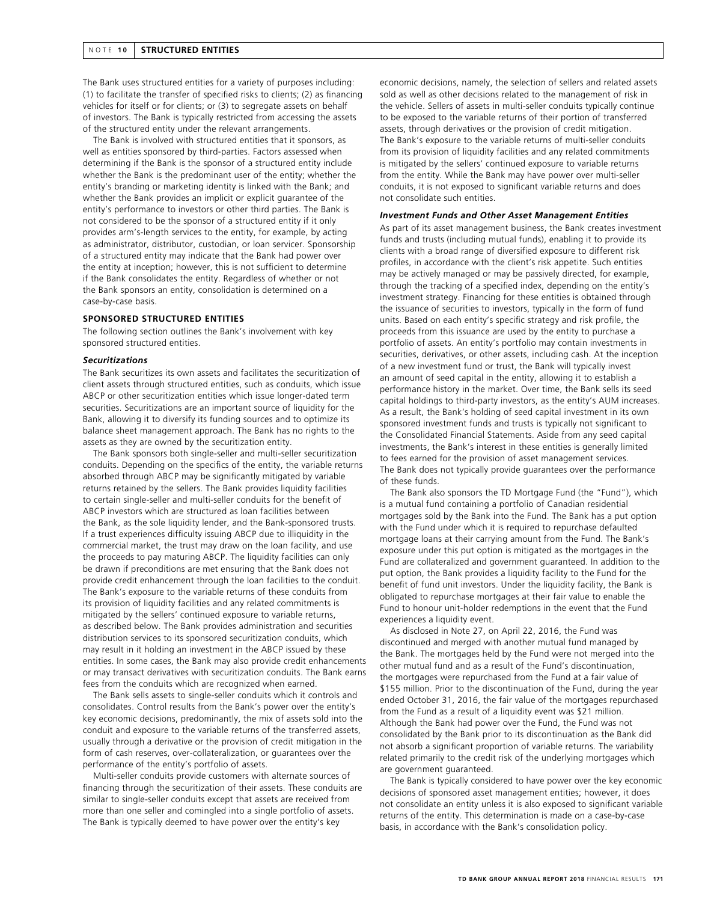# NOTE 10 STRUCTURED ENTITIES

The Bank uses structured entities for a variety of purposes including: (1) to facilitate the transfer of specified risks to clients; (2) as financing vehicles for itself or for clients; or (3) to segregate assets on behalf of investors. The Bank is typically restricted from accessing the assets of the structured entity under the relevant arrangements.

The Bank is involved with structured entities that it sponsors, as well as entities sponsored by third-parties. Factors assessed when determining if the Bank is the sponsor of a structured entity include whether the Bank is the predominant user of the entity; whether the entity's branding or marketing identity is linked with the Bank; and whether the Bank provides an implicit or explicit guarantee of the entity's performance to investors or other third parties. The Bank is not considered to be the sponsor of a structured entity if it only provides arm's-length services to the entity, for example, by acting as administrator, distributor, custodian, or loan servicer. Sponsorship of a structured entity may indicate that the Bank had power over the entity at inception; however, this is not sufficient to determine if the Bank consolidates the entity. Regardless of whether or not the Bank sponsors an entity, consolidation is determined on a case-by-case basis.

## SPONSORED STRUCTURED ENTITIES

The following section outlines the Bank's involvement with key sponsored structured entities.

### *Securitizations*

The Bank securitizes its own assets and facilitates the securitization of client assets through structured entities, such as conduits, which issue ABCP or other securitization entities which issue longer-dated term securities. Securitizations are an important source of liquidity for the Bank, allowing it to diversify its funding sources and to optimize its balance sheet management approach. The Bank has no rights to the assets as they are owned by the securitization entity.

The Bank sponsors both single-seller and multi-seller securitization conduits. Depending on the specifics of the entity, the variable returns absorbed through ABCP may be significantly mitigated by variable returns retained by the sellers. The Bank provides liquidity facilities to certain single-seller and multi-seller conduits for the benefit of ABCP investors which are structured as loan facilities between the Bank, as the sole liquidity lender, and the Bank-sponsored trusts. If a trust experiences difficulty issuing ABCP due to illiquidity in the commercial market, the trust may draw on the loan facility, and use the proceeds to pay maturing ABCP. The liquidity facilities can only be drawn if preconditions are met ensuring that the Bank does not provide credit enhancement through the loan facilities to the conduit. The Bank's exposure to the variable returns of these conduits from its provision of liquidity facilities and any related commitments is mitigated by the sellers' continued exposure to variable returns, as described below. The Bank provides administration and securities distribution services to its sponsored securitization conduits, which may result in it holding an investment in the ABCP issued by these entities. In some cases, the Bank may also provide credit enhancements or may transact derivatives with securitization conduits. The Bank earns fees from the conduits which are recognized when earned.

The Bank sells assets to single-seller conduits which it controls and consolidates. Control results from the Bank's power over the entity's key economic decisions, predominantly, the mix of assets sold into the conduit and exposure to the variable returns of the transferred assets, usually through a derivative or the provision of credit mitigation in the form of cash reserves, over-collateralization, or guarantees over the performance of the entity's portfolio of assets.

Multi-seller conduits provide customers with alternate sources of financing through the securitization of their assets. These conduits are similar to single-seller conduits except that assets are received from more than one seller and comingled into a single portfolio of assets. The Bank is typically deemed to have power over the entity's key economic decisions, namely, the selection of sellers and related assets sold as well as other decisions related to the management of risk in the vehicle. Sellers of assets in multi-seller conduits typically continue to be exposed to the variable returns of their portion of transferred assets, through derivatives or the provision of credit mitigation. The Bank's exposure to the variable returns of multi-seller conduits from its provision of liquidity facilities and any related commitments is mitigated by the sellers' continued exposure to variable returns from the entity. While the Bank may have power over multi-seller conduits, it is not exposed to significant variable returns and does not consolidate such entities.

### *Investment Funds and Other Asset Management Entities*

As part of its asset management business, the Bank creates investment funds and trusts (including mutual funds), enabling it to provide its clients with a broad range of diversified exposure to different risk profiles, in accordance with the client's risk appetite. Such entities may be actively managed or may be passively directed, for example, through the tracking of a specified index, depending on the entity's investment strategy. Financing for these entities is obtained through the issuance of securities to investors, typically in the form of fund units. Based on each entity's specific strategy and risk profile, the proceeds from this issuance are used by the entity to purchase a portfolio of assets. An entity's portfolio may contain investments in securities, derivatives, or other assets, including cash. At the inception of a new investment fund or trust, the Bank will typically invest an amount of seed capital in the entity, allowing it to establish a performance history in the market. Over time, the Bank sells its seed capital holdings to third-party investors, as the entity's AUM increases. As a result, the Bank's holding of seed capital investment in its own sponsored investment funds and trusts is typically not significant to the Consolidated Financial Statements. Aside from any seed capital investments, the Bank's interest in these entities is generally limited to fees earned for the provision of asset management services. The Bank does not typically provide guarantees over the performance of these funds.

The Bank also sponsors the TD Mortgage Fund (the "Fund"), which is a mutual fund containing a portfolio of Canadian residential mortgages sold by the Bank into the Fund. The Bank has a put option with the Fund under which it is required to repurchase defaulted mortgage loans at their carrying amount from the Fund. The Bank's exposure under this put option is mitigated as the mortgages in the Fund are collateralized and government guaranteed. In addition to the put option, the Bank provides a liquidity facility to the Fund for the benefit of fund unit investors. Under the liquidity facility, the Bank is obligated to repurchase mortgages at their fair value to enable the Fund to honour unit-holder redemptions in the event that the Fund experiences a liquidity event.

As disclosed in Note 27, on April 22, 2016, the Fund was discontinued and merged with another mutual fund managed by the Bank. The mortgages held by the Fund were not merged into the other mutual fund and as a result of the Fund's discontinuation, the mortgages were repurchased from the Fund at a fair value of $155 million. Prior to the discontinuation of the Fund, during the year ended October 31, 2016, the fair value of the mortgages repurchased from the Fund as a result of a liquidity event was $21 million. Although the Bank had power over the Fund, the Fund was not consolidated by the Bank prior to its discontinuation as the Bank did not absorb a significant proportion of variable returns. The variability related primarily to the credit risk of the underlying mortgages which are government guaranteed.

The Bank is typically considered to have power over the key economic decisions of sponsored asset management entities; however, it does not consolidate an entity unless it is also exposed to significant variable returns of the entity. This determination is made on a case-by-case basis, in accordance with the Bank's consolidation policy.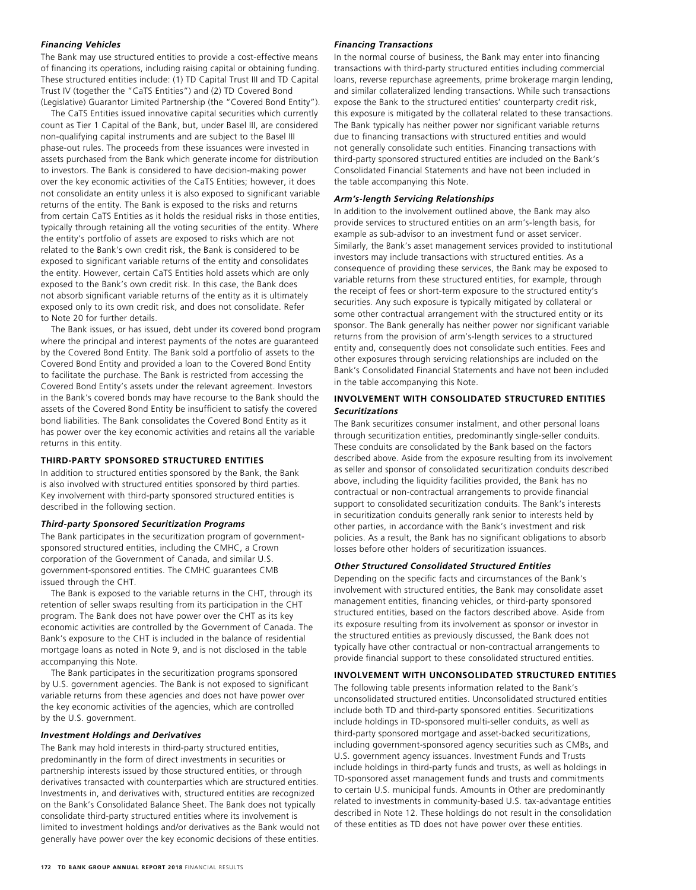### *Financing Vehicles*

The Bank may use structured entities to provide a cost-effective means of financing its operations, including raising capital or obtaining funding. These structured entities include: (1) TD Capital Trust III and TD Capital Trust IV (together the "CaTS Entities") and (2) TD Covered Bond (Legislative) Guarantor Limited Partnership (the "Covered Bond Entity").

The CaTS Entities issued innovative capital securities which currently count as Tier 1 Capital of the Bank, but, under Basel III, are considered non-qualifying capital instruments and are subject to the Basel III phase-out rules. The proceeds from these issuances were invested in assets purchased from the Bank which generate income for distribution to investors. The Bank is considered to have decision-making power over the key economic activities of the CaTS Entities; however, it does not consolidate an entity unless it is also exposed to significant variable returns of the entity. The Bank is exposed to the risks and returns from certain CaTS Entities as it holds the residual risks in those entities, typically through retaining all the voting securities of the entity. Where the entity's portfolio of assets are exposed to risks which are not related to the Bank's own credit risk, the Bank is considered to be exposed to significant variable returns of the entity and consolidates the entity. However, certain CaTS Entities hold assets which are only exposed to the Bank's own credit risk. In this case, the Bank does not absorb significant variable returns of the entity as it is ultimately exposed only to its own credit risk, and does not consolidate. Refer to Note 20 for further details.

The Bank issues, or has issued, debt under its covered bond program where the principal and interest payments of the notes are guaranteed by the Covered Bond Entity. The Bank sold a portfolio of assets to the Covered Bond Entity and provided a loan to the Covered Bond Entity to facilitate the purchase. The Bank is restricted from accessing the Covered Bond Entity's assets under the relevant agreement. Investors in the Bank's covered bonds may have recourse to the Bank should the assets of the Covered Bond Entity be insufficient to satisfy the covered bond liabilities. The Bank consolidates the Covered Bond Entity as it has power over the key economic activities and retains all the variable returns in this entity.

## THIRD-PARTY SPONSORED STRUCTURED ENTITIES

In addition to structured entities sponsored by the Bank, the Bank is also involved with structured entities sponsored by third parties. Key involvement with third-party sponsored structured entities is described in the following section.

### *Third-party Sponsored Securitization Programs*

The Bank participates in the securitization program of government-sponsored structured entities, including the CMHC, a Crown corporation of the Government of Canada, and similar U.S. government-sponsored entities. The CMHC guarantees CMB issued through the CHT.

The Bank is exposed to the variable returns in the CHT, through its retention of seller swaps resulting from its participation in the CHT program. The Bank does not have power over the CHT as its key economic activities are controlled by the Government of Canada. The Bank's exposure to the CHT is included in the balance of residential mortgage loans as noted in Note 9, and is not disclosed in the table accompanying this Note.

The Bank participates in the securitization programs sponsored by U.S. government agencies. The Bank is not exposed to significant variable returns from these agencies and does not have power over the key economic activities of the agencies, which are controlled by the U.S. government.

### *Investment Holdings and Derivatives*

The Bank may hold interests in third-party structured entities, predominantly in the form of direct investments in securities or partnership interests issued by those structured entities, or through derivatives transacted with counterparties which are structured entities. Investments in, and derivatives with, structured entities are recognized on the Bank's Consolidated Balance Sheet. The Bank does not typically consolidate third-party structured entities where its involvement is limited to investment holdings and/or derivatives as the Bank would not generally have power over the key economic decisions of these entities.

### *Financing Transactions*

In the normal course of business, the Bank may enter into financing transactions with third-party structured entities including commercial loans, reverse repurchase agreements, prime brokerage margin lending, and similar collateralized lending transactions. While such transactions expose the Bank to the structured entities' counterparty credit risk, this exposure is mitigated by the collateral related to these transactions. The Bank typically has neither power nor significant variable returns due to financing transactions with structured entities and would not generally consolidate such entities. Financing transactions with third-party sponsored structured entities are included on the Bank's Consolidated Financial Statements and have not been included in the table accompanying this Note.

### *Arm's-length Servicing Relationships*

In addition to the involvement outlined above, the Bank may also provide services to structured entities on an arm's-length basis, for example as sub-advisor to an investment fund or asset servicer. Similarly, the Bank's asset management services provided to institutional investors may include transactions with structured entities. As a consequence of providing these services, the Bank may be exposed to variable returns from these structured entities, for example, through the receipt of fees or short-term exposure to the structured entity's securities. Any such exposure is typically mitigated by collateral or some other contractual arrangement with the structured entity or its sponsor. The Bank generally has neither power nor significant variable returns from the provision of arm's-length services to a structured entity and, consequently does not consolidate such entities. Fees and other exposures through servicing relationships are included on the Bank's Consolidated Financial Statements and have not been included in the table accompanying this Note.

## INVOLVEMENT WITH CONSOLIDATED STRUCTURED ENTITIES

### *Securitizations*

The Bank securitizes consumer instalment, and other personal loans through securitization entities, predominantly single-seller conduits. These conduits are consolidated by the Bank based on the factors described above. Aside from the exposure resulting from its involvement as seller and sponsor of consolidated securitization conduits described above, including the liquidity facilities provided, the Bank has no contractual or non-contractual arrangements to provide financial support to consolidated securitization conduits. The Bank's interests in securitization conduits generally rank senior to interests held by other parties, in accordance with the Bank's investment and risk policies. As a result, the Bank has no significant obligations to absorb losses before other holders of securitization issuances.

### *Other Structured Consolidated Structured Entities*

Depending on the specific facts and circumstances of the Bank's involvement with structured entities, the Bank may consolidate asset management entities, financing vehicles, or third-party sponsored structured entities, based on the factors described above. Aside from its exposure resulting from its involvement as sponsor or investor in the structured entities as previously discussed, the Bank does not typically have other contractual or non-contractual arrangements to provide financial support to these consolidated structured entities.

## INVOLVEMENT WITH UNCONSOLIDATED STRUCTURED ENTITIES

The following table presents information related to the Bank's unconsolidated structured entities. Unconsolidated structured entities include both TD and third-party sponsored entities. Securitizations include holdings in TD-sponsored multi-seller conduits, as well as third-party sponsored mortgage and asset-backed securitizations, including government-sponsored agency securities such as CMBs, and U.S. government agency issuances. Investment Funds and Trusts include holdings in third-party funds and trusts, as well as holdings in TD-sponsored asset management funds and trusts and commitments to certain U.S. municipal funds. Amounts in Other are predominantly related to investments in community-based U.S. tax-advantage entities described in Note 12. These holdings do not result in the consolidation of these entities as TD does not have power over these entities.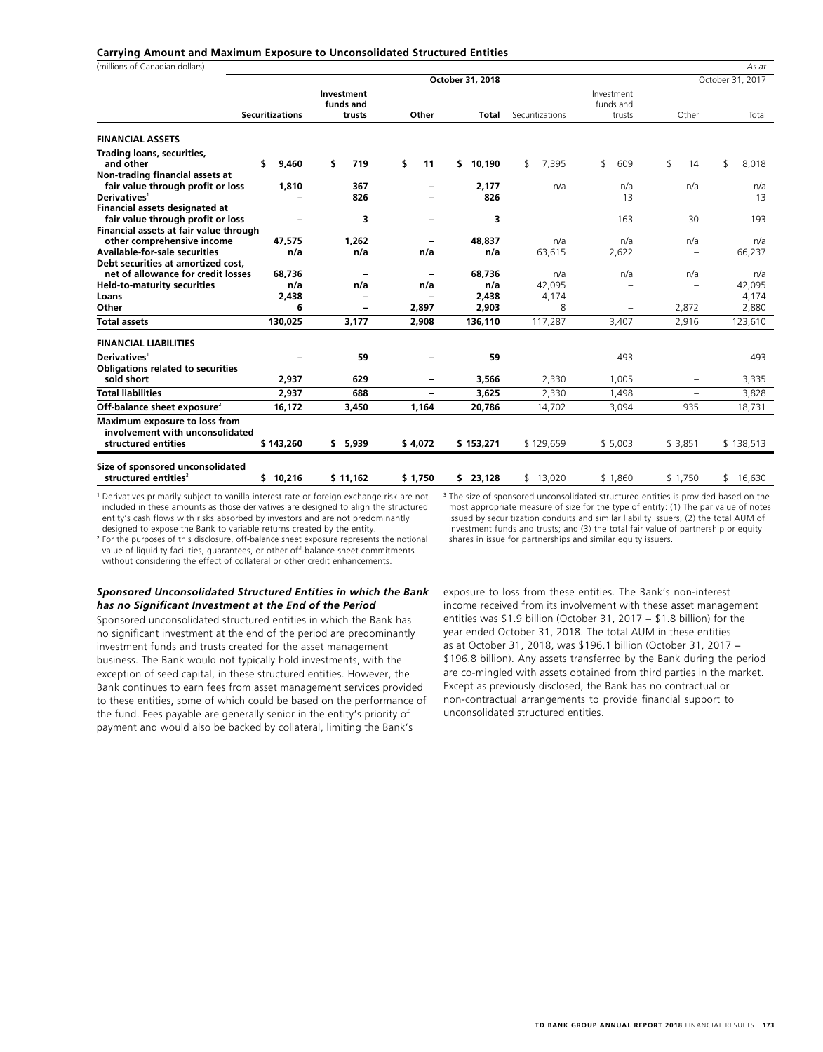#### Carrying Amount and Maximum Exposure to Unconsolidated Structured Entities

(millions of Canadian dollars) *As at*

| | October 31, 2018 | | | | October 31, 2017 | | | |
|---|---|---|---|---|---|---|---|---|
| | **Securitizations** | **Investment funds and trusts** | **Other** | **Total** | Securitizations | Investment funds and trusts | Other | Total |
| **FINANCIAL ASSETS** | | | | | | | | |
| **Trading loans, securities, and other** | **$ 9,460** | **$ 719** | **$ 11** | **$ 10,190** | $ 7,395 | $ 609 | $ 14 | $ 8,018 |
| **Non-trading financial assets at fair value through profit or loss** | **1,810** | **367** | **–** | **2,177** | n/a | n/a | n/a | n/a |
| **Derivatives**[1] | **–** | **826** | **–** | **826** | – | 13 | – | 13 |
| **Financial assets designated at fair value through profit or loss** | **–** | **3** | **–** | **3** | – | 163 | 30 | 193 |
| **Financial assets at fair value through other comprehensive income** | **47,575** | **1,262** | **–** | **48,837** | n/a | n/a | n/a | n/a |
| **Available-for-sale securities** | **n/a** | **n/a** | **n/a** | **n/a** | 63,615 | 2,622 | – | 66,237 |
| **Debt securities at amortized cost, net of allowance for credit losses** | **68,736** | **–** | **–** | **68,736** | n/a | n/a | n/a | n/a |
| **Held-to-maturity securities** | **n/a** | **n/a** | **n/a** | **n/a** | 42,095 | – | – | 42,095 |
| **Loans** | **2,438** | **–** | **–** | **2,438** | 4,174 | – | – | 4,174 |
| **Other** | **6** | **–** | **2,897** | **2,903** | 8 | – | 2,872 | 2,880 |
| **Total assets** | **130,025** | **3,177** | **2,908** | **136,110** | 117,287 | 3,407 | 2,916 | 123,610 |
| **FINANCIAL LIABILITIES** | | | | | | | | |
| **Derivatives**[1] | **–** | **59** | **–** | **59** | – | 493 | – | 493 |
| **Obligations related to securities sold short** | **2,937** | **629** | **–** | **3,566** | 2,330 | 1,005 | – | 3,335 |
| **Total liabilities** | **2,937** | **688** | **–** | **3,625** | 2,330 | 1,498 | – | 3,828 |
| **Off-balance sheet exposure**[2] | **16,172** | **3,450** | **1,164** | **20,786** | 14,702 | 3,094 | 935 | 18,731 |
| **Maximum exposure to loss from involvement with unconsolidated structured entities** | **$ 143,260** | **$ 5,939** | **$ 4,072** | **$ 153,271** | $ 129,659 | $ 5,003 | $ 3,851 | $ 138,513 |
| **Size of sponsored unconsolidated structured entities**[3] | **$ 10,216** | **$ 11,162** | **$ 1,750** | **$ 23,128** | $ 13,020 | $ 1,860 | $ 1,750 | $ 16,630 |

[1] Derivatives primarily subject to vanilla interest rate or foreign exchange risk are not included in these amounts as those derivatives are designed to align the structured entity's cash flows with risks absorbed by investors and are not predominantly designed to expose the Bank to variable returns created by the entity.

[2] For the purposes of this disclosure, off-balance sheet exposure represents the notional value of liquidity facilities, guarantees, or other off-balance sheet commitments without considering the effect of collateral or other credit enhancements.

[3] The size of sponsored unconsolidated structured entities is provided based on the most appropriate measure of size for the type of entity: (1) The par value of notes issued by securitization conduits and similar liability issuers; (2) the total AUM of investment funds and trusts; and (3) the total fair value of partnership or equity shares in issue for partnerships and similar equity issuers.

#### *Sponsored Unconsolidated Structured Entities in which the Bank has no Significant Investment at the End of the Period*

Sponsored unconsolidated structured entities in which the Bank has no significant investment at the end of the period are predominantly investment funds and trusts created for the asset management business. The Bank would not typically hold investments, with the exception of seed capital, in these structured entities. However, the Bank continues to earn fees from asset management services provided to these entities, some of which could be based on the performance of the fund. Fees payable are generally senior in the entity's priority of payment and would also be backed by collateral, limiting the Bank's exposure to loss from these entities. The Bank's non-interest income received from its involvement with these asset management entities was $1.9 billion (October 31, 2017 – $1.8 billion) for the year ended October 31, 2018. The total AUM in these entities as at October 31, 2018, was $196.1 billion (October 31, 2017 – $196.8 billion). Any assets transferred by the Bank during the period are co-mingled with assets obtained from third parties in the market. Except as previously disclosed, the Bank has no contractual or non-contractual arrangements to provide financial support to unconsolidated structured entities.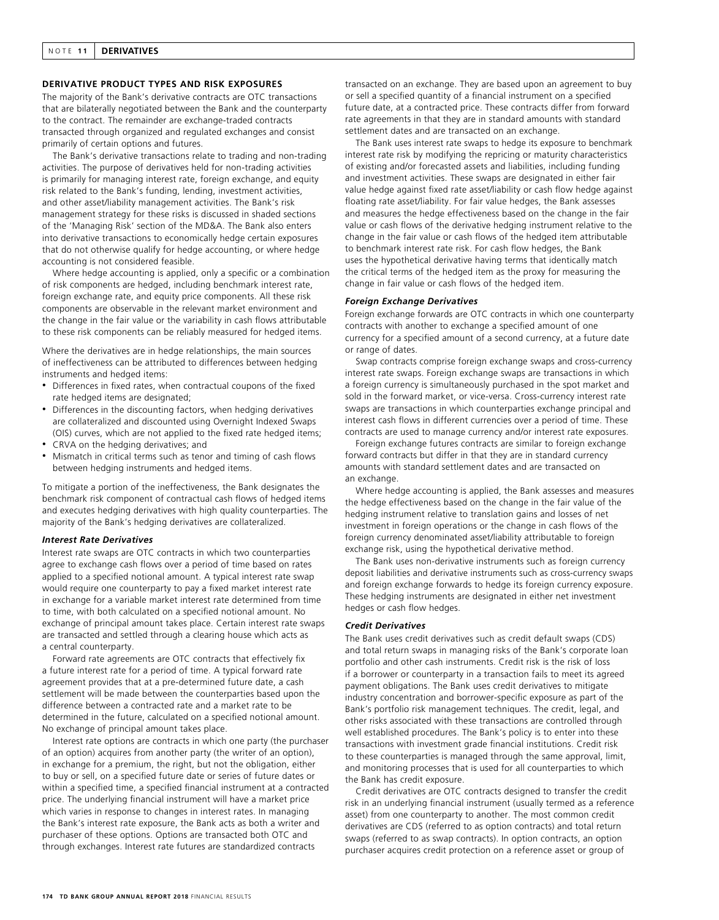## DERIVATIVE PRODUCT TYPES AND RISK EXPOSURES

The majority of the Bank's derivative contracts are OTC transactions that are bilaterally negotiated between the Bank and the counterparty to the contract. The remainder are exchange-traded contracts transacted through organized and regulated exchanges and consist primarily of certain options and futures.

The Bank's derivative transactions relate to trading and non-trading activities. The purpose of derivatives held for non-trading activities is primarily for managing interest rate, foreign exchange, and equity risk related to the Bank's funding, lending, investment activities, and other asset/liability management activities. The Bank's risk management strategy for these risks is discussed in shaded sections of the 'Managing Risk' section of the MD&A. The Bank also enters into derivative transactions to economically hedge certain exposures that do not otherwise qualify for hedge accounting, or where hedge accounting is not considered feasible.

Where hedge accounting is applied, only a specific or a combination of risk components are hedged, including benchmark interest rate, foreign exchange rate, and equity price components. All these risk components are observable in the relevant market environment and the change in the fair value or the variability in cash flows attributable to these risk components can be reliably measured for hedged items.

Where the derivatives are in hedge relationships, the main sources of ineffectiveness can be attributed to differences between hedging instruments and hedged items:

- Differences in fixed rates, when contractual coupons of the fixed rate hedged items are designated;
- Differences in the discounting factors, when hedging derivatives are collateralized and discounted using Overnight Indexed Swaps (OIS) curves, which are not applied to the fixed rate hedged items;
- CRVA on the hedging derivatives; and
- Mismatch in critical terms such as tenor and timing of cash flows between hedging instruments and hedged items.

To mitigate a portion of the ineffectiveness, the Bank designates the benchmark risk component of contractual cash flows of hedged items and executes hedging derivatives with high quality counterparties. The majority of the Bank's hedging derivatives are collateralized.

### *Interest Rate Derivatives*

Interest rate swaps are OTC contracts in which two counterparties agree to exchange cash flows over a period of time based on rates applied to a specified notional amount. A typical interest rate swap would require one counterparty to pay a fixed market interest rate in exchange for a variable market interest rate determined from time to time, with both calculated on a specified notional amount. No exchange of principal amount takes place. Certain interest rate swaps are transacted and settled through a clearing house which acts as a central counterparty.

Forward rate agreements are OTC contracts that effectively fix a future interest rate for a period of time. A typical forward rate agreement provides that at a pre-determined future date, a cash settlement will be made between the counterparties based upon the difference between a contracted rate and a market rate to be determined in the future, calculated on a specified notional amount. No exchange of principal amount takes place.

Interest rate options are contracts in which one party (the purchaser of an option) acquires from another party (the writer of an option), in exchange for a premium, the right, but not the obligation, either to buy or sell, on a specified future date or series of future dates or within a specified time, a specified financial instrument at a contracted price. The underlying financial instrument will have a market price which varies in response to changes in interest rates. In managing the Bank's interest rate exposure, the Bank acts as both a writer and purchaser of these options. Options are transacted both OTC and through exchanges. Interest rate futures are standardized contracts transacted on an exchange. They are based upon an agreement to buy or sell a specified quantity of a financial instrument on a specified future date, at a contracted price. These contracts differ from forward rate agreements in that they are in standard amounts with standard settlement dates and are transacted on an exchange.

The Bank uses interest rate swaps to hedge its exposure to benchmark interest rate risk by modifying the repricing or maturity characteristics of existing and/or forecasted assets and liabilities, including funding and investment activities. These swaps are designated in either fair value hedge against fixed rate asset/liability or cash flow hedge against floating rate asset/liability. For fair value hedges, the Bank assesses and measures the hedge effectiveness based on the change in the fair value or cash flows of the derivative hedging instrument relative to the change in the fair value or cash flows of the hedged item attributable to benchmark interest rate risk. For cash flow hedges, the Bank uses the hypothetical derivative having terms that identically match the critical terms of the hedged item as the proxy for measuring the change in fair value or cash flows of the hedged item.

### *Foreign Exchange Derivatives*

Foreign exchange forwards are OTC contracts in which one counterparty contracts with another to exchange a specified amount of one currency for a specified amount of a second currency, at a future date or range of dates.

Swap contracts comprise foreign exchange swaps and cross-currency interest rate swaps. Foreign exchange swaps are transactions in which a foreign currency is simultaneously purchased in the spot market and sold in the forward market, or vice-versa. Cross-currency interest rate swaps are transactions in which counterparties exchange principal and interest cash flows in different currencies over a period of time. These contracts are used to manage currency and/or interest rate exposures.

Foreign exchange futures contracts are similar to foreign exchange forward contracts but differ in that they are in standard currency amounts with standard settlement dates and are transacted on an exchange.

Where hedge accounting is applied, the Bank assesses and measures the hedge effectiveness based on the change in the fair value of the hedging instrument relative to translation gains and losses of net investment in foreign operations or the change in cash flows of the foreign currency denominated asset/liability attributable to foreign exchange risk, using the hypothetical derivative method.

The Bank uses non-derivative instruments such as foreign currency deposit liabilities and derivative instruments such as cross-currency swaps and foreign exchange forwards to hedge its foreign currency exposure. These hedging instruments are designated in either net investment hedges or cash flow hedges.

### *Credit Derivatives*

The Bank uses credit derivatives such as credit default swaps (CDS) and total return swaps in managing risks of the Bank's corporate loan portfolio and other cash instruments. Credit risk is the risk of loss if a borrower or counterparty in a transaction fails to meet its agreed payment obligations. The Bank uses credit derivatives to mitigate industry concentration and borrower-specific exposure as part of the Bank's portfolio risk management techniques. The credit, legal, and other risks associated with these transactions are controlled through well established procedures. The Bank's policy is to enter into these transactions with investment grade financial institutions. Credit risk to these counterparties is managed through the same approval, limit, and monitoring processes that is used for all counterparties to which the Bank has credit exposure.

Credit derivatives are OTC contracts designed to transfer the credit risk in an underlying financial instrument (usually termed as a reference asset) from one counterparty to another. The most common credit derivatives are CDS (referred to as option contracts) and total return swaps (referred to as swap contracts). In option contracts, an option purchaser acquires credit protection on a reference asset or group of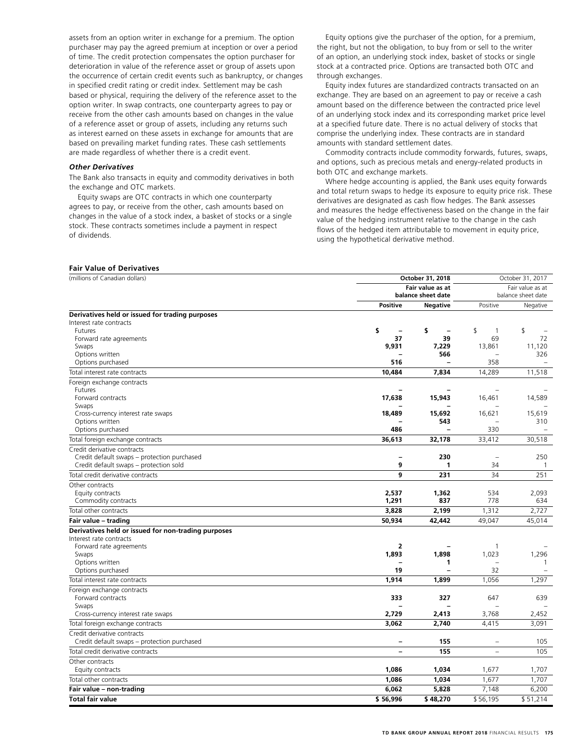assets from an option writer in exchange for a premium. The option purchaser may pay the agreed premium at inception or over a period of time. The credit protection compensates the option purchaser for deterioration in value of the reference asset or group of assets upon the occurrence of certain credit events such as bankruptcy, or changes in specified credit rating or credit index. Settlement may be cash based or physical, requiring the delivery of the reference asset to the option writer. In swap contracts, one counterparty agrees to pay or receive from the other cash amounts based on changes in the value of a reference asset or group of assets, including any returns such as interest earned on these assets in exchange for amounts that are based on prevailing market funding rates. These cash settlements are made regardless of whether there is a credit event.

***Other Derivatives***

The Bank also transacts in equity and commodity derivatives in both the exchange and OTC markets.

Equity swaps are OTC contracts in which one counterparty agrees to pay, or receive from the other, cash amounts based on changes in the value of a stock index, a basket of stocks or a single stock. These contracts sometimes include a payment in respect of dividends.

Equity options give the purchaser of the option, for a premium, the right, but not the obligation, to buy from or sell to the writer of an option, an underlying stock index, basket of stocks or single stock at a contracted price. Options are transacted both OTC and through exchanges.

Equity index futures are standardized contracts transacted on an exchange. They are based on an agreement to pay or receive a cash amount based on the difference between the contracted price level of an underlying stock index and its corresponding market price level at a specified future date. There is no actual delivery of stocks that comprise the underlying index. These contracts are in standard amounts with standard settlement dates.

Commodity contracts include commodity forwards, futures, swaps, and options, such as precious metals and energy-related products in both OTC and exchange markets.

Where hedge accounting is applied, the Bank uses equity forwards and total return swaps to hedge its exposure to equity price risk. These derivatives are designated as cash flow hedges. The Bank assesses and measures the hedge effectiveness based on the change in the fair value of the hedging instrument relative to the change in the cash flows of the hedged item attributable to movement in equity price, using the hypothetical derivative method.

**Fair Value of Derivatives**

| (millions of Canadian dollars) | **October 31, 2018** | | October 31, 2017 | |
|---|---|---|---|---|
| | **Fair value as at balance sheet date** | | Fair value as at balance sheet date | |
| | **Positive** | **Negative** | Positive | Negative |
| **Derivatives held or issued for trading purposes** | | | | |
| Interest rate contracts | | | | |
| Futures | **$ –** | **$ –** | $ 1 | $ – |
| Forward rate agreements | **37** | **39** | 69 | 72 |
| Swaps | **9,931** | **7,229** | 13,861 | 11,120 |
| Options written | **–** | **566** | – | 326 |
| Options purchased | **516** | **–** | 358 | – |
| Total interest rate contracts | **10,484** | **7,834** | 14,289 | 11,518 |
| Foreign exchange contracts | | | | |
| Futures | **–** | **–** | – | – |
| Forward contracts | **17,638** | **15,943** | 16,461 | 14,589 |
| Swaps | **–** | **–** | – | – |
| Cross-currency interest rate swaps | **18,489** | **15,692** | 16,621 | 15,619 |
| Options written | **–** | **543** | – | 310 |
| Options purchased | **486** | **–** | 330 | – |
| Total foreign exchange contracts | **36,613** | **32,178** | 33,412 | 30,518 |
| Credit derivative contracts | | | | |
| Credit default swaps – protection purchased | **–** | **230** | – | 250 |
| Credit default swaps – protection sold | **9** | **1** | 34 | 1 |
| Total credit derivative contracts | **9** | **231** | 34 | 251 |
| Other contracts | | | | |
| Equity contracts | **2,537** | **1,362** | 534 | 2,093 |
| Commodity contracts | **1,291** | **837** | 778 | 634 |
| Total other contracts | **3,828** | **2,199** | 1,312 | 2,727 |
| **Fair value – trading** | **50,934** | **42,442** | 49,047 | 45,014 |
| **Derivatives held or issued for non-trading purposes** | | | | |
| Interest rate contracts | | | | |
| Forward rate agreements | **2** | **–** | 1 | – |
| Swaps | **1,893** | **1,898** | 1,023 | 1,296 |
| Options written | **–** | **1** | – | 1 |
| Options purchased | **19** | **–** | 32 | – |
| Total interest rate contracts | **1,914** | **1,899** | 1,056 | 1,297 |
| Foreign exchange contracts | | | | |
| Forward contracts | **333** | **327** | 647 | 639 |
| Swaps | **–** | **–** | – | – |
| Cross-currency interest rate swaps | **2,729** | **2,413** | 3,768 | 2,452 |
| Total foreign exchange contracts | **3,062** | **2,740** | 4,415 | 3,091 |
| Credit derivative contracts | | | | |
| Credit default swaps – protection purchased | **–** | **155** | – | 105 |
| Total credit derivative contracts | **–** | **155** | – | 105 |
| Other contracts | | | | |
| Equity contracts | **1,086** | **1,034** | 1,677 | 1,707 |
| Total other contracts | **1,086** | **1,034** | 1,677 | 1,707 |
| **Fair value – non-trading** | **6,062** | **5,828** | 7,148 | 6,200 |
| **Total fair value** | **$ 56,996** | **$ 48,270** | $ 56,195 | $ 51,214 |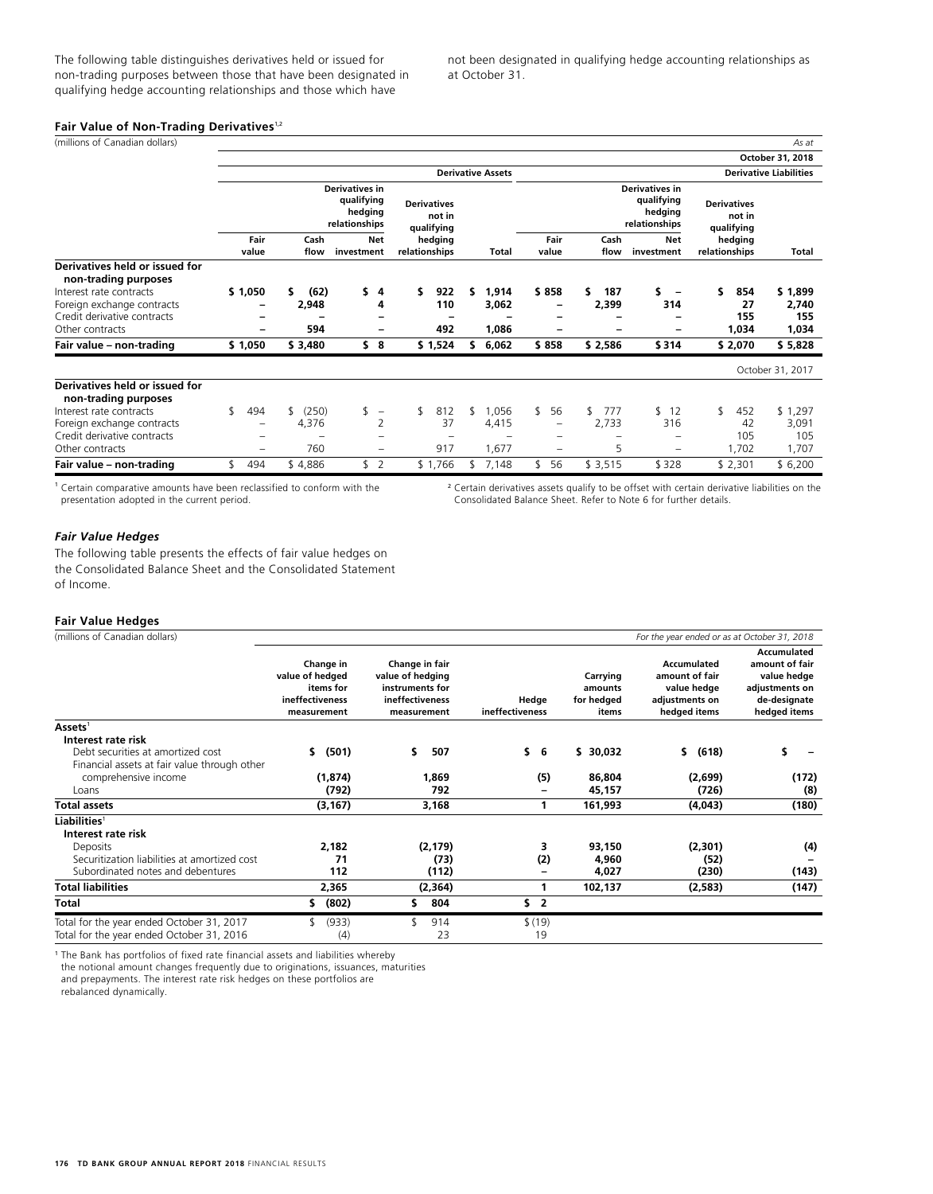The following table distinguishes derivatives held or issued for non-trading purposes between those that have been designated in qualifying hedge accounting relationships and those which have not been designated in qualifying hedge accounting relationships as at October 31.

**Fair Value of Non-Trading Derivatives**[1,2]

(millions of Canadian dollars) *As at*

| | | | | | | | | | | **October 31, 2018** |
|---|---|---|---|---|---|---|---|---|---|---|
| | **Derivative Assets** | | | | | **Derivative Liabilities** | | | | |
| | **Derivatives in qualifying hedging relationships** | | | **Derivatives not in qualifying hedging relationships** | | **Derivatives in qualifying hedging relationships** | | | **Derivatives not in qualifying hedging relationships** | |
| | **Fair value** | **Cash flow** | **Net investment** | | **Total** | **Fair value** | **Cash flow** | **Net investment** | | **Total** |
| **Derivatives held or issued for non-trading purposes** | | | | | | | | | | |
| Interest rate contracts | **$ 1,050** | **$ (62)** | **$ 4** | **$ 922** | **$ 1,914** | **$ 858** | **$ 187** | **$ –** | **$ 854** | **$ 1,899** |
| Foreign exchange contracts | **–** | **2,948** | **4** | **110** | **3,062** | **–** | **2,399** | **314** | **27** | **2,740** |
| Credit derivative contracts | **–** | **–** | **–** | **–** | **–** | **–** | **–** | **–** | **155** | **155** |
| Other contracts | **–** | **594** | **–** | **492** | **1,086** | **–** | **–** | **–** | **1,034** | **1,034** |
| **Fair value – non-trading** | **$ 1,050** | **$ 3,480** | **$ 8** | **$ 1,524** | **$ 6,062** | **$ 858** | **$ 2,586** | **$ 314** | **$ 2,070** | **$ 5,828** |
| | | | | | | | | | | October 31, 2017 |
| **Derivatives held or issued for non-trading purposes** | | | | | | | | | | |
| Interest rate contracts | $ 494 | $ (250) | $ – | $ 812 | $ 1,056 | $ 56 | $ 777 | $ 12 | $ 452 | $ 1,297 |
| Foreign exchange contracts | – | 4,376 | 2 | 37 | 4,415 | – | 2,733 | 316 | 42 | 3,091 |
| Credit derivative contracts | – | – | – | – | – | – | – | – | 105 | 105 |
| Other contracts | – | 760 | – | 917 | 1,677 | – | 5 | – | 1,702 | 1,707 |
| **Fair value – non-trading** | $ 494 | $ 4,886 | $ 2 | $ 1,766 | $ 7,148 | $ 56 | $ 3,515 | $ 328 | $ 2,301 | $ 6,200 |

[1] Certain comparative amounts have been reclassified to conform with the presentation adopted in the current period.

[2] Certain derivatives assets qualify to be offset with certain derivative liabilities on the Consolidated Balance Sheet. Refer to Note 6 for further details.

### *Fair Value Hedges*

The following table presents the effects of fair value hedges on the Consolidated Balance Sheet and the Consolidated Statement of Income.

**Fair Value Hedges**

(millions of Canadian dollars) *For the year ended or as at October 31, 2018*

| | **Change in value of hedged items for ineffectiveness measurement** | **Change in fair value of hedging instruments for ineffectiveness measurement** | **Hedge ineffectiveness** | **Carrying amounts for hedged items** | **Accumulated amount of fair value hedge adjustments on hedged items** | **Accumulated amount of fair value hedge adjustments on de-designate hedged items** |
|---|---|---|---|---|---|---|
| **Assets**[1] | | | | | | |
| **Interest rate risk** | | | | | | |
| Debt securities at amortized cost | **$ (501)** | **$ 507** | **$ 6** | **$ 30,032** | **$ (618)** | **$ –** |
| Financial assets at fair value through other comprehensive income | **(1,874)** | **1,869** | **(5)** | **86,804** | **(2,699)** | **(172)** |
| Loans | **(792)** | **792** | **–** | **45,157** | **(726)** | **(8)** |
| **Total assets** | **(3,167)** | **3,168** | **1** | **161,993** | **(4,043)** | **(180)** |
| **Liabilities**[1] | | | | | | |
| **Interest rate risk** | | | | | | |
| Deposits | **2,182** | **(2,179)** | **3** | **93,150** | **(2,301)** | **(4)** |
| Securitization liabilities at amortized cost | **71** | **(73)** | **(2)** | **4,960** | **(52)** | **–** |
| Subordinated notes and debentures | **112** | **(112)** | **–** | **4,027** | **(230)** | **(143)** |
| **Total liabilities** | **2,365** | **(2,364)** | **1** | **102,137** | **(2,583)** | **(147)** |
| **Total** | **$ (802)** | **$ 804** | **$ 2** | | | |
| Total for the year ended October 31, 2017 | $ (933) | $ 914 | $ (19) | | | |
| Total for the year ended October 31, 2016 | (4) | 23 | 19 | | | |

[1] The Bank has portfolios of fixed rate financial assets and liabilities whereby the notional amount changes frequently due to originations, issuances, maturities and prepayments. The interest rate risk hedges on these portfolios are rebalanced dynamically.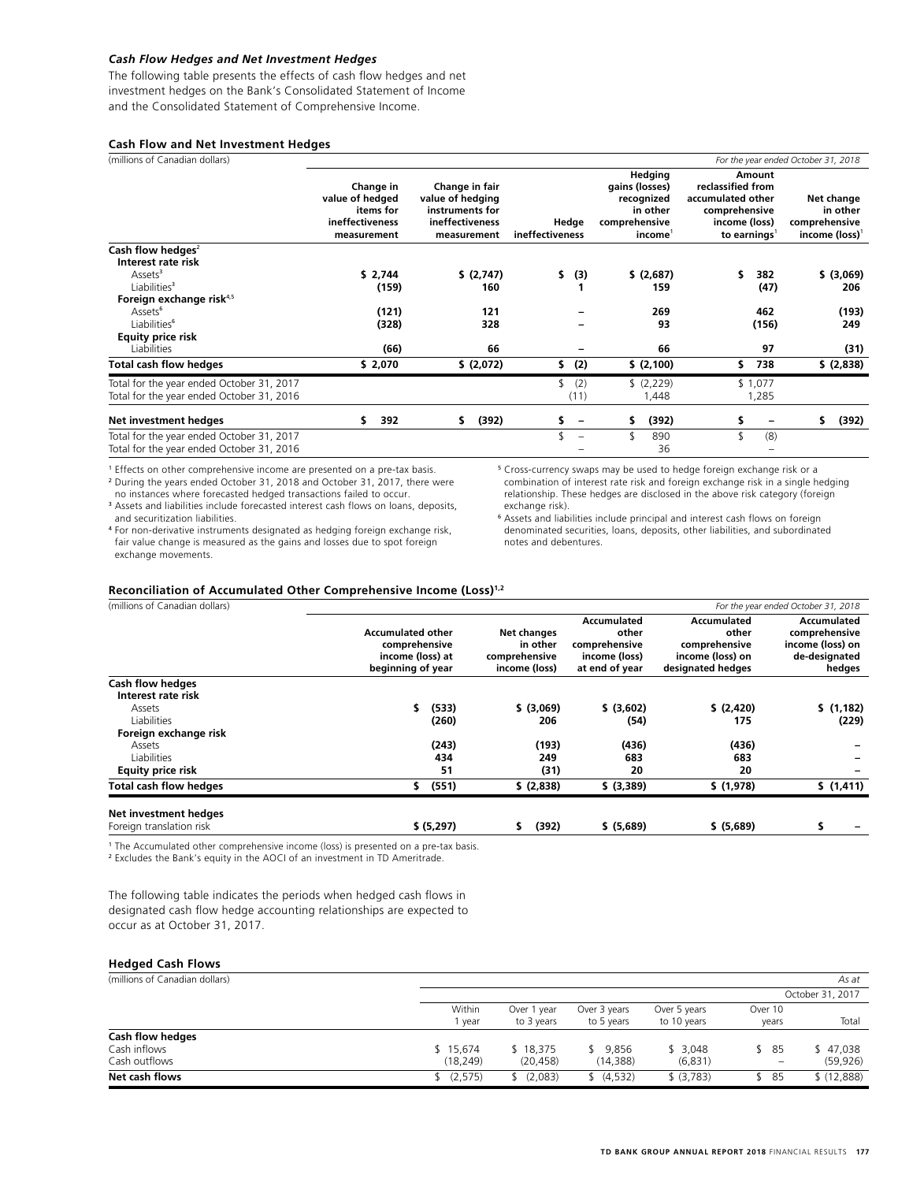### *Cash Flow Hedges and Net Investment Hedges*

The following table presents the effects of cash flow hedges and net investment hedges on the Bank's Consolidated Statement of Income and the Consolidated Statement of Comprehensive Income.

**Cash Flow and Net Investment Hedges**

| (millions of Canadian dollars) | | | | | | *For the year ended October 31, 2018* |
|---|---|---|---|---|---|---|
| | Change in value of hedged items for ineffectiveness measurement | Change in fair value of hedging instruments for ineffectiveness measurement | Hedge ineffectiveness | Hedging gains (losses) recognized in other comprehensive income[1] | Amount reclassified from accumulated other comprehensive income (loss) to earnings[1] | Net change in other comprehensive income (loss)[1] |
| **Cash flow hedges**[2] | | | | | | |
| **Interest rate risk** | | | | | | |
| Assets[3] | **$ 2,744** | **$ (2,747)** | **$ (3)** | **$ (2,687)** | **$ 382** | **$ (3,069)** |
| Liabilities[3] | **(159)** | **160** | **1** | **159** | **(47)** | **206** |
| **Foreign exchange risk**[4,5] | | | | | | |
| Assets[6] | **(121)** | **121** | **–** | **269** | **462** | **(193)** |
| Liabilities[6] | **(328)** | **328** | **–** | **93** | **(156)** | **249** |
| **Equity price risk** | | | | | | |
| Liabilities | **(66)** | **66** | **–** | **66** | **97** | **(31)** |
| **Total cash flow hedges** | **$ 2,070** | **$ (2,072)** | **$ (2)** | **$ (2,100)** | **$ 738** | **$ (2,838)** |
| Total for the year ended October 31, 2017 | | | $ (2) | $ (2,229) | $ 1,077 | |
| Total for the year ended October 31, 2016 | | | (11) | 1,448 | 1,285 | |
| **Net investment hedges** | **$ 392** | **$ (392)** | **$ –** | **$ (392)** | **$ –** | **$ (392)** |
| Total for the year ended October 31, 2017 | | | $ – | $ 890 | $ (8) | |
| Total for the year ended October 31, 2016 | | | – | 36 | – | |

[1] Effects on other comprehensive income are presented on a pre-tax basis.
[2] During the years ended October 31, 2018 and October 31, 2017, there were no instances where forecasted hedged transactions failed to occur.
[3] Assets and liabilities include forecasted interest cash flows on loans, deposits, and securitization liabilities.
[4] For non-derivative instruments designated as hedging foreign exchange risk, fair value change is measured as the gains and losses due to spot foreign exchange movements.
[5] Cross-currency swaps may be used to hedge foreign exchange risk or a combination of interest rate risk and foreign exchange risk in a single hedging relationship. These hedges are disclosed in the above risk category (foreign exchange risk).
[6] Assets and liabilities include principal and interest cash flows on foreign denominated securities, loans, deposits, other liabilities, and subordinated notes and debentures.

**Reconciliation of Accumulated Other Comprehensive Income (Loss)[1,2]**

| (millions of Canadian dollars) | | | | | *For the year ended October 31, 2018* |
|---|---|---|---|---|---|
| | Accumulated other comprehensive income (loss) at beginning of year | Net changes in other comprehensive income (loss) | Accumulated other comprehensive income (loss) at end of year | Accumulated other comprehensive income (loss) on designated hedges | Accumulated comprehensive income (loss) on de-designated hedges |
| **Cash flow hedges** | | | | | |
| **Interest rate risk** | | | | | |
| Assets | **$ (533)** | **$ (3,069)** | **$ (3,602)** | **$ (2,420)** | **$ (1,182)** |
| Liabilities | **(260)** | **206** | **(54)** | **175** | **(229)** |
| **Foreign exchange risk** | | | | | |
| Assets | **(243)** | **(193)** | **(436)** | **(436)** | **–** |
| Liabilities | **434** | **249** | **683** | **683** | **–** |
| **Equity price risk** | **51** | **(31)** | **20** | **20** | **–** |
| **Total cash flow hedges** | **$ (551)** | **$ (2,838)** | **$ (3,389)** | **$ (1,978)** | **$ (1,411)** |
| **Net investment hedges** | | | | | |
| Foreign translation risk | **$ (5,297)** | **$ (392)** | **$ (5,689)** | **$ (5,689)** | **$ –** |

[1] The Accumulated other comprehensive income (loss) is presented on a pre-tax basis.
[2] Excludes the Bank's equity in the AOCI of an investment in TD Ameritrade.

The following table indicates the periods when hedged cash flows in designated cash flow hedge accounting relationships are expected to occur as at October 31, 2017.

**Hedged Cash Flows**

| (millions of Canadian dollars) | | | | | | *As at* |
|---|---|---|---|---|---|---|
| | | | | | | October 31, 2017 |
| | Within 1 year | Over 1 year to 3 years | Over 3 years to 5 years | Over 5 years to 10 years | Over 10 years | Total |
| **Cash flow hedges** | | | | | | |
| Cash inflows | $ 15,674 | $ 18,375 | $ 9,856 | $ 3,048 | $ 85 | $ 47,038 |
| Cash outflows | (18,249) | (20,458) | (14,388) | (6,831) | – | (59,926) |
| **Net cash flows** | $ (2,575) | $ (2,083) | $ (4,532) | $ (3,783) | $ 85 | $ (12,888) |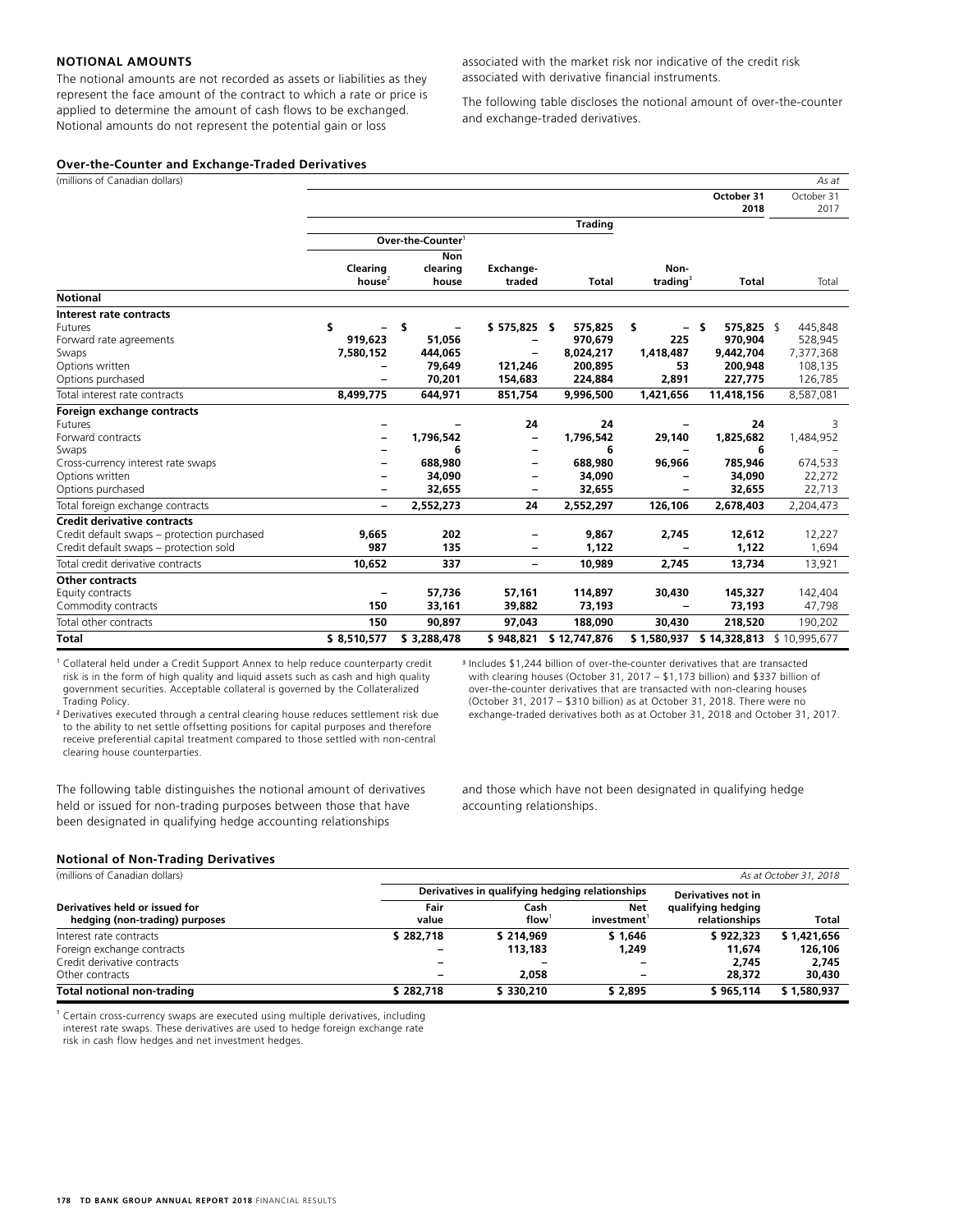### NOTIONAL AMOUNTS

The notional amounts are not recorded as assets or liabilities as they represent the face amount of the contract to which a rate or price is applied to determine the amount of cash flows to be exchanged. Notional amounts do not represent the potential gain or loss associated with the market risk nor indicative of the credit risk associated with derivative financial instruments.

The following table discloses the notional amount of over-the-counter and exchange-traded derivatives.

**Over-the-Counter and Exchange-Traded Derivatives**

| (millions of Canadian dollars) | | | | | | | *As at* |
|---|---|---|---|---|---|---|---|
| | | | | | | **October 31 2018** | October 31 2017 |
| | | | | **Trading** | | | |
| | **Over-the-Counter**[1] | | | | | | |
| | **Clearing house**[2] | **Non clearing house** | **Exchange-traded** | **Total** | **Non-trading**[3] | **Total** | Total |
| **Notional** | | | | | | | |
| **Interest rate contracts** | | | | | | | |
| Futures | **$ –** | **$ –** | **$ 575,825** | **$ 575,825** | **$ –** | **$ 575,825** | $ 445,848 |
| Forward rate agreements | **919,623** | **51,056** | **–** | **970,679** | **225** | **970,904** | 528,945 |
| Swaps | **7,580,152** | **444,065** | **–** | **8,024,217** | **1,418,487** | **9,442,704** | 7,377,368 |
| Options written | **–** | **79,649** | **121,246** | **200,895** | **53** | **200,948** | 108,135 |
| Options purchased | **–** | **70,201** | **154,683** | **224,884** | **2,891** | **227,775** | 126,785 |
| Total interest rate contracts | **8,499,775** | **644,971** | **851,754** | **9,996,500** | **1,421,656** | **11,418,156** | 8,587,081 |
| **Foreign exchange contracts** | | | | | | | |
| Futures | **–** | **–** | **24** | **24** | **–** | **24** | 3 |
| Forward contracts | **–** | **1,796,542** | **–** | **1,796,542** | **29,140** | **1,825,682** | 1,484,952 |
| Swaps | **–** | **6** | **–** | **6** | **–** | **6** | – |
| Cross-currency interest rate swaps | **–** | **688,980** | **–** | **688,980** | **96,966** | **785,946** | 674,533 |
| Options written | **–** | **34,090** | **–** | **34,090** | **–** | **34,090** | 22,272 |
| Options purchased | **–** | **32,655** | **–** | **32,655** | **–** | **32,655** | 22,713 |
| Total foreign exchange contracts | **–** | **2,552,273** | **24** | **2,552,297** | **126,106** | **2,678,403** | 2,204,473 |
| **Credit derivative contracts** | | | | | | | |
| Credit default swaps – protection purchased | **9,665** | **202** | **–** | **9,867** | **2,745** | **12,612** | 12,227 |
| Credit default swaps – protection sold | **987** | **135** | **–** | **1,122** | **–** | **1,122** | 1,694 |
| Total credit derivative contracts | **10,652** | **337** | **–** | **10,989** | **2,745** | **13,734** | 13,921 |
| **Other contracts** | | | | | | | |
| Equity contracts | **–** | **57,736** | **57,161** | **114,897** | **30,430** | **145,327** | 142,404 |
| Commodity contracts | **150** | **33,161** | **39,882** | **73,193** | **–** | **73,193** | 47,798 |
| Total other contracts | **150** | **90,897** | **97,043** | **188,090** | **30,430** | **218,520** | 190,202 |
| **Total** | **$ 8,510,577** | **$ 3,288,478** | **$ 948,821** | **$ 12,747,876** | **$ 1,580,937** | **$ 14,328,813** | $ 10,995,677 |

[1] Collateral held under a Credit Support Annex to help reduce counterparty credit risk is in the form of high quality and liquid assets such as cash and high quality government securities. Acceptable collateral is governed by the Collateralized Trading Policy.

[2] Derivatives executed through a central clearing house reduces settlement risk due to the ability to net settle offsetting positions for capital purposes and therefore receive preferential capital treatment compared to those settled with non-central clearing house counterparties.

[3] Includes $1,244 billion of over-the-counter derivatives that are transacted with clearing houses (October 31, 2017 – $1,173 billion) and $337 billion of over-the-counter derivatives that are transacted with non-clearing houses (October 31, 2017 – $310 billion) as at October 31, 2018. There were no exchange-traded derivatives both as at October 31, 2018 and October 31, 2017.

The following table distinguishes the notional amount of derivatives held or issued for non-trading purposes between those that have been designated in qualifying hedge accounting relationships and those which have not been designated in qualifying hedge accounting relationships.

**Notional of Non-Trading Derivatives**

| (millions of Canadian dollars) | | | | | *As at October 31, 2018* |
|---|---|---|---|---|---|
| | Derivatives in qualifying hedging relationships | | | Derivatives not in qualifying hedging relationships | |
| **Derivatives held or issued for hedging (non-trading) purposes** | **Fair value** | **Cash flow**[1] | **Net investment**[1] | | **Total** |
| Interest rate contracts | **$ 282,718** | **$ 214,969** | **$ 1,646** | **$ 922,323** | **$ 1,421,656** |
| Foreign exchange contracts | **–** | **113,183** | **1,249** | **11,674** | **126,106** |
| Credit derivative contracts | **–** | **–** | **–** | **2,745** | **2,745** |
| Other contracts | **–** | **2,058** | **–** | **28,372** | **30,430** |
| **Total notional non-trading** | **$ 282,718** | **$ 330,210** | **$ 2,895** | **$ 965,114** | **$ 1,580,937** |

[1] Certain cross-currency swaps are executed using multiple derivatives, including interest rate swaps. These derivatives are used to hedge foreign exchange rate risk in cash flow hedges and net investment hedges.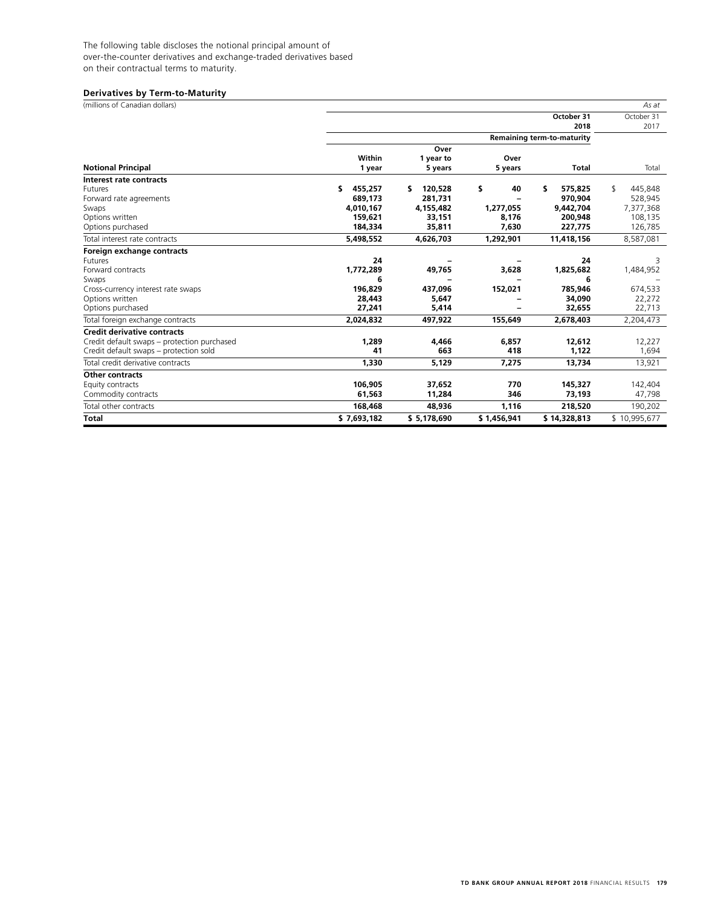The following table discloses the notional principal amount of over-the-counter derivatives and exchange-traded derivatives based on their contractual terms to maturity.

**Derivatives by Term-to-Maturity**

| (millions of Canadian dollars) | | | | | *As at* |
|---|---|---|---|---|---|
| | | | | **October 31 2018** | October 31 2017 |
| | | | | **Remaining term-to-maturity** | |
| **Notional Principal** | **Within 1 year** | **Over 1 year to 5 years** | **Over 5 years** | **Total** | Total |
| **Interest rate contracts** | | | | | |
| Futures | **$ 455,257** | **$ 120,528** | **$ 40** | **$ 575,825** | $ 445,848 |
| Forward rate agreements | **689,173** | **281,731** | **–** | **970,904** | 528,945 |
| Swaps | **4,010,167** | **4,155,482** | **1,277,055** | **9,442,704** | 7,377,368 |
| Options written | **159,621** | **33,151** | **8,176** | **200,948** | 108,135 |
| Options purchased | **184,334** | **35,811** | **7,630** | **227,775** | 126,785 |
| Total interest rate contracts | **5,498,552** | **4,626,703** | **1,292,901** | **11,418,156** | 8,587,081 |
| **Foreign exchange contracts** | | | | | |
| Futures | **24** | **–** | **–** | **24** | 3 |
| Forward contracts | **1,772,289** | **49,765** | **3,628** | **1,825,682** | 1,484,952 |
| Swaps | **6** | **–** | **–** | **6** | – |
| Cross-currency interest rate swaps | **196,829** | **437,096** | **152,021** | **785,946** | 674,533 |
| Options written | **28,443** | **5,647** | **–** | **34,090** | 22,272 |
| Options purchased | **27,241** | **5,414** | **–** | **32,655** | 22,713 |
| Total foreign exchange contracts | **2,024,832** | **497,922** | **155,649** | **2,678,403** | 2,204,473 |
| **Credit derivative contracts** | | | | | |
| Credit default swaps – protection purchased | **1,289** | **4,466** | **6,857** | **12,612** | 12,227 |
| Credit default swaps – protection sold | **41** | **663** | **418** | **1,122** | 1,694 |
| Total credit derivative contracts | **1,330** | **5,129** | **7,275** | **13,734** | 13,921 |
| **Other contracts** | | | | | |
| Equity contracts | **106,905** | **37,652** | **770** | **145,327** | 142,404 |
| Commodity contracts | **61,563** | **11,284** | **346** | **73,193** | 47,798 |
| Total other contracts | **168,468** | **48,936** | **1,116** | **218,520** | 190,202 |
| **Total** | **$ 7,693,182** | **$ 5,178,690** | **$ 1,456,941** | **$ 14,328,813** | $ 10,995,677 |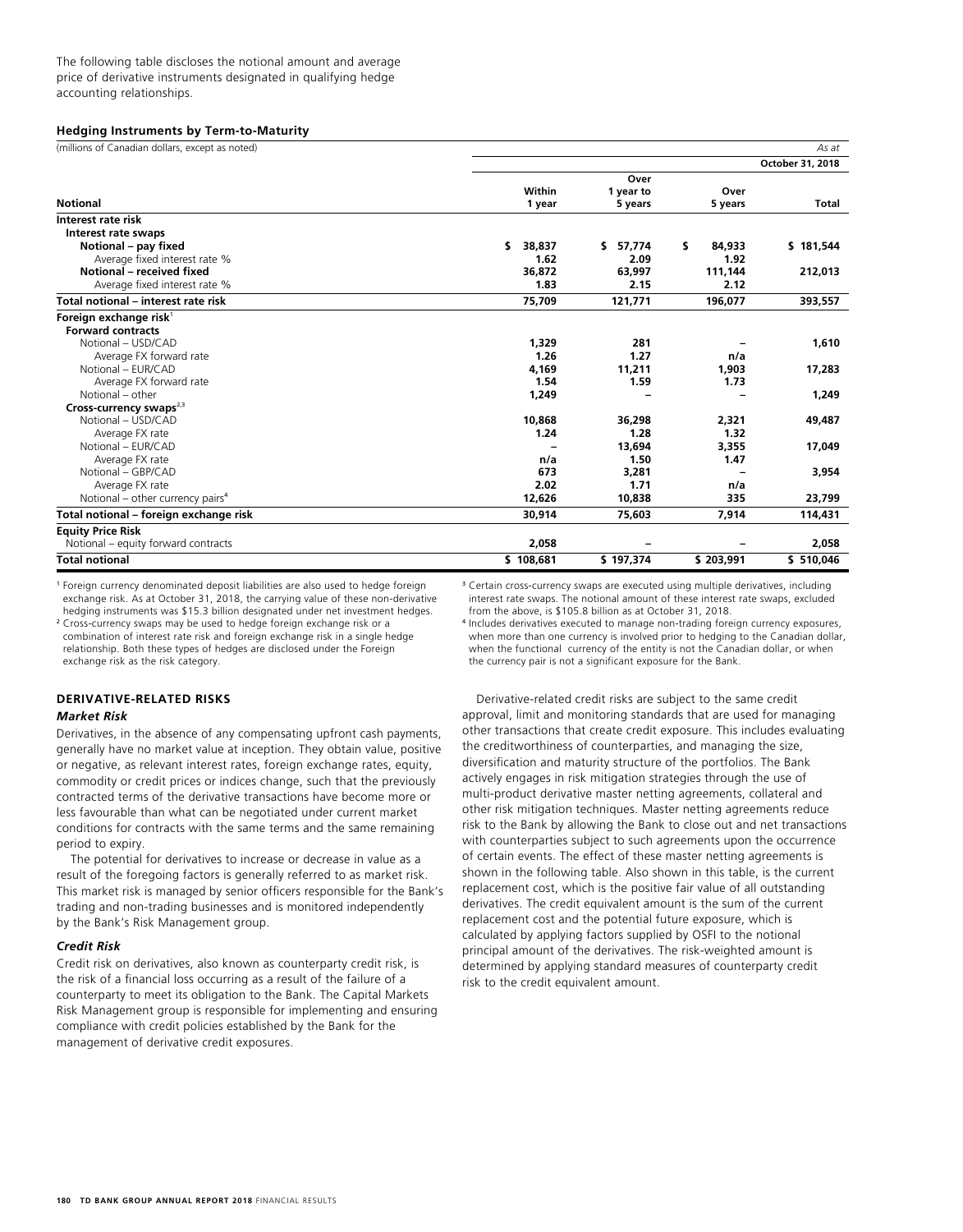The following table discloses the notional amount and average price of derivative instruments designated in qualifying hedge accounting relationships.

**Hedging Instruments by Term-to-Maturity**

| (millions of Canadian dollars, except as noted) | | | | As at |
|---|---|---|---|---|
| | | | | **October 31, 2018** |
| **Notional** | **Within 1 year** | **Over 1 year to 5 years** | **Over 5 years** | **Total** |
| **Interest rate risk** | | | | |
| **Interest rate swaps** | | | | |
| **Notional – pay fixed** | **$ 38,837** | **$ 57,774** | **$ 84,933** | **$ 181,544** |
| Average fixed interest rate % | **1.62** | **2.09** | **1.92** | |
| **Notional – received fixed** | **36,872** | **63,997** | **111,144** | **212,013** |
| Average fixed interest rate % | **1.83** | **2.15** | **2.12** | |
| **Total notional – interest rate risk** | **75,709** | **121,771** | **196,077** | **393,557** |
| **Foreign exchange risk**[1] | | | | |
| **Forward contracts** | | | | |
| Notional – USD/CAD | **1,329** | **281** | **–** | **1,610** |
| Average FX forward rate | **1.26** | **1.27** | **n/a** | |
| Notional – EUR/CAD | **4,169** | **11,211** | **1,903** | **17,283** |
| Average FX forward rate | **1.54** | **1.59** | **1.73** | |
| Notional – other | **1,249** | **–** | **–** | **1,249** |
| **Cross-currency swaps**[2,3] | | | | |
| Notional – USD/CAD | **10,868** | **36,298** | **2,321** | **49,487** |
| Average FX rate | **1.24** | **1.28** | **1.32** | |
| Notional – EUR/CAD | **–** | **13,694** | **3,355** | **17,049** |
| Average FX rate | **n/a** | **1.50** | **1.47** | |
| Notional – GBP/CAD | **673** | **3,281** | **–** | **3,954** |
| Average FX rate | **2.02** | **1.71** | **n/a** | |
| Notional – other currency pairs[4] | **12,626** | **10,838** | **335** | **23,799** |
| **Total notional – foreign exchange risk** | **30,914** | **75,603** | **7,914** | **114,431** |
| **Equity Price Risk** | | | | |
| Notional – equity forward contracts | **2,058** | **–** | **–** | **2,058** |
| **Total notional** | **$ 108,681** | **$ 197,374** | **$ 203,991** | **$ 510,046** |

[1] Foreign currency denominated deposit liabilities are also used to hedge foreign exchange risk. As at October 31, 2018, the carrying value of these non-derivative hedging instruments was $15.3 billion designated under net investment hedges.

[2] Cross-currency swaps may be used to hedge foreign exchange risk or a combination of interest rate risk and foreign exchange risk in a single hedge relationship. Both these types of hedges are disclosed under the Foreign exchange risk as the risk category.

[3] Certain cross-currency swaps are executed using multiple derivatives, including interest rate swaps. The notional amount of these interest rate swaps, excluded from the above, is $105.8 billion as at October 31, 2018.

[4] Includes derivatives executed to manage non-trading foreign currency exposures, when more than one currency is involved prior to hedging to the Canadian dollar, when the functional currency of the entity is not the Canadian dollar, or when the currency pair is not a significant exposure for the Bank.

## DERIVATIVE-RELATED RISKS

### *Market Risk*

Derivatives, in the absence of any compensating upfront cash payments, generally have no market value at inception. They obtain value, positive or negative, as relevant interest rates, foreign exchange rates, equity, commodity or credit prices or indices change, such that the previously contracted terms of the derivative transactions have become more or less favourable than what can be negotiated under current market conditions for contracts with the same terms and the same remaining period to expiry.

The potential for derivatives to increase or decrease in value as a result of the foregoing factors is generally referred to as market risk. This market risk is managed by senior officers responsible for the Bank's trading and non-trading businesses and is monitored independently by the Bank's Risk Management group.

### *Credit Risk*

Credit risk on derivatives, also known as counterparty credit risk, is the risk of a financial loss occurring as a result of the failure of a counterparty to meet its obligation to the Bank. The Capital Markets Risk Management group is responsible for implementing and ensuring compliance with credit policies established by the Bank for the management of derivative credit exposures.

Derivative-related credit risks are subject to the same credit approval, limit and monitoring standards that are used for managing other transactions that create credit exposure. This includes evaluating the creditworthiness of counterparties, and managing the size, diversification and maturity structure of the portfolios. The Bank actively engages in risk mitigation strategies through the use of multi-product derivative master netting agreements, collateral and other risk mitigation techniques. Master netting agreements reduce risk to the Bank by allowing the Bank to close out and net transactions with counterparties subject to such agreements upon the occurrence of certain events. The effect of these master netting agreements is shown in the following table. Also shown in this table, is the current replacement cost, which is the positive fair value of all outstanding derivatives. The credit equivalent amount is the sum of the current replacement cost and the potential future exposure, which is calculated by applying factors supplied by OSFI to the notional principal amount of the derivatives. The risk-weighted amount is determined by applying standard measures of counterparty credit risk to the credit equivalent amount.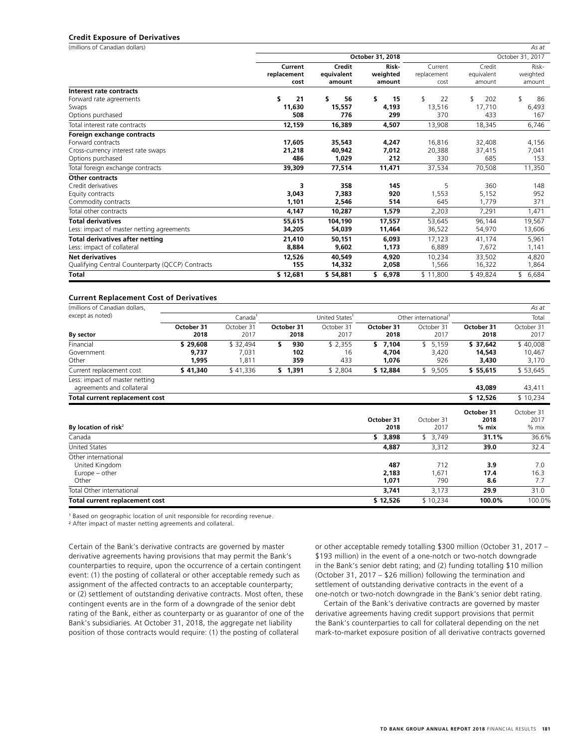### Credit Exposure of Derivatives

| (millions of Canadian dollars) | | | | | | As at |
|---|---|---|---|---|---|---|
| | | | **October 31, 2018** | | | October 31, 2017 |
| | **Current replacement cost** | **Credit equivalent amount** | **Risk-weighted amount** | Current replacement cost | Credit equivalent amount | Risk-weighted amount |
| **Interest rate contracts** | | | | | | |
| Forward rate agreements | **$ 21** | **$ 56** | **$ 15** | $ 22 | $ 202 | $ 86 |
| Swaps | **11,630** | **15,557** | **4,193** | 13,516 | 17,710 | 6,493 |
| Options purchased | **508** | **776** | **299** | 370 | 433 | 167 |
| Total interest rate contracts | **12,159** | **16,389** | **4,507** | 13,908 | 18,345 | 6,746 |
| **Foreign exchange contracts** | | | | | | |
| Forward contracts | **17,605** | **35,543** | **4,247** | 16,816 | 32,408 | 4,156 |
| Cross-currency interest rate swaps | **21,218** | **40,942** | **7,012** | 20,388 | 37,415 | 7,041 |
| Options purchased | **486** | **1,029** | **212** | 330 | 685 | 153 |
| Total foreign exchange contracts | **39,309** | **77,514** | **11,471** | 37,534 | 70,508 | 11,350 |
| **Other contracts** | | | | | | |
| Credit derivatives | **3** | **358** | **145** | 5 | 360 | 148 |
| Equity contracts | **3,043** | **7,383** | **920** | 1,553 | 5,152 | 952 |
| Commodity contracts | **1,101** | **2,546** | **514** | 645 | 1,779 | 371 |
| Total other contracts | **4,147** | **10,287** | **1,579** | 2,203 | 7,291 | 1,471 |
| **Total derivatives** | **55,615** | **104,190** | **17,557** | 53,645 | 96,144 | 19,567 |
| Less: impact of master netting agreements | **34,205** | **54,039** | **11,464** | 36,522 | 54,970 | 13,606 |
| **Total derivatives after netting** | **21,410** | **50,151** | **6,093** | 17,123 | 41,174 | 5,961 |
| Less: impact of collateral | **8,884** | **9,602** | **1,173** | 6,889 | 7,672 | 1,141 |
| **Net derivatives** | **12,526** | **40,549** | **4,920** | 10,234 | 33,502 | 4,820 |
| Qualifying Central Counterparty (QCCP) Contracts | **155** | **14,332** | **2,058** | 1,566 | 16,322 | 1,864 |
| **Total** | **$ 12,681** | **$ 54,881** | **$ 6,978** | $ 11,800 | $ 49,824 | $ 6,684 |

### Current Replacement Cost of Derivatives

| (millions of Canadian dollars, except as noted) | | | | | | | | As at |
|---|---|---|---|---|---|---|---|---|
| | | Canada[1] | | United States[1] | | Other international[1] | | Total |
| **By sector** | **October 31 2018** | October 31 2017 | **October 31 2018** | October 31 2017 | **October 31 2018** | October 31 2017 | **October 31 2018** | October 31 2017 |
| Financial | **$ 29,608** | $ 32,494 | **$ 930** | $ 2,355 | **$ 7,104** | $ 5,159 | **$ 37,642** | $ 40,008 |
| Government | **9,737** | 7,031 | **102** | 16 | **4,704** | 3,420 | **14,543** | 10,467 |
| Other | **1,995** | 1,811 | **359** | 433 | **1,076** | 926 | **3,430** | 3,170 |
| Current replacement cost | **$ 41,340** | $ 41,336 | **$ 1,391** | $ 2,804 | **$ 12,884** | $ 9,505 | **$ 55,615** | $ 53,645 |
| Less: impact of master netting agreements and collateral | | | | | | | **43,089** | 43,411 |
| **Total current replacement cost** | | | | | | | **$ 12,526** | $ 10,234 |

| **By location of risk**[2] | **October 31 2018** | October 31 2017 | **October 31 2018 % mix** | October 31 2017 % mix |
|---|---|---|---|---|
| Canada | **$ 3,898** | $ 3,749 | **31.1%** | 36.6% |
| United States | **4,887** | 3,312 | **39.0** | 32.4 |
| Other international | | | | |
| United Kingdom | **487** | 712 | **3.9** | 7.0 |
| Europe – other | **2,183** | 1,671 | **17.4** | 16.3 |
| Other | **1,071** | 790 | **8.6** | 7.7 |
| Total Other international | **3,741** | 3,173 | **29.9** | 31.0 |
| **Total current replacement cost** | **$ 12,526** | $ 10,234 | **100.0%** | 100.0% |

[1] Based on geographic location of unit responsible for recording revenue.

[2] After impact of master netting agreements and collateral.

Certain of the Bank's derivative contracts are governed by master derivative agreements having provisions that may permit the Bank's counterparties to require, upon the occurrence of a certain contingent event: (1) the posting of collateral or other acceptable remedy such as assignment of the affected contracts to an acceptable counterparty; or (2) settlement of outstanding derivative contracts. Most often, these contingent events are in the form of a downgrade of the senior debt rating of the Bank, either as counterparty or as guarantor of one of the Bank's subsidiaries. At October 31, 2018, the aggregate net liability position of those contracts would require: (1) the posting of collateral or other acceptable remedy totalling $300 million (October 31, 2017 – $193 million) in the event of a one-notch or two-notch downgrade in the Bank's senior debt rating; and (2) funding totalling $10 million (October 31, 2017 – $26 million) following the termination and settlement of outstanding derivative contracts in the event of a one-notch or two-notch downgrade in the Bank's senior debt rating.

Certain of the Bank's derivative contracts are governed by master derivative agreements having credit support provisions that permit the Bank's counterparties to call for collateral depending on the net mark-to-market exposure position of all derivative contracts governed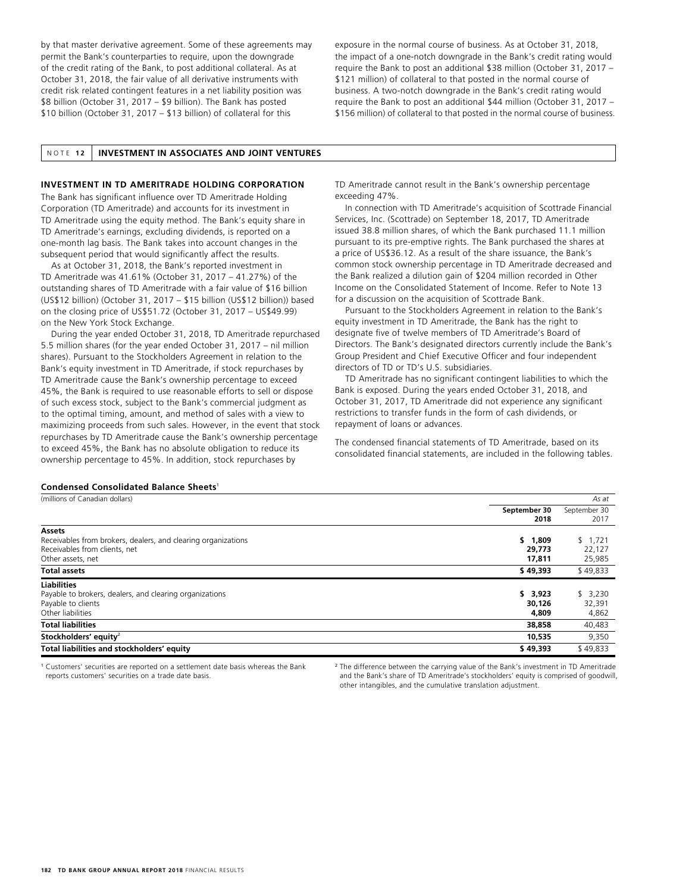by that master derivative agreement. Some of these agreements may permit the Bank's counterparties to require, upon the downgrade of the credit rating of the Bank, to post additional collateral. As at October 31, 2018, the fair value of all derivative instruments with credit risk related contingent features in a net liability position was $8 billion (October 31, 2017 – $9 billion). The Bank has posted $10 billion (October 31, 2017 – $13 billion) of collateral for this exposure in the normal course of business. As at October 31, 2018, the impact of a one-notch downgrade in the Bank's credit rating would require the Bank to post an additional $38 million (October 31, 2017 – $121 million) of collateral to that posted in the normal course of business. A two-notch downgrade in the Bank's credit rating would require the Bank to post an additional $44 million (October 31, 2017 – $156 million) of collateral to that posted in the normal course of business.

## NOTE 12 INVESTMENT IN ASSOCIATES AND JOINT VENTURES

### INVESTMENT IN TD AMERITRADE HOLDING CORPORATION

The Bank has significant influence over TD Ameritrade Holding Corporation (TD Ameritrade) and accounts for its investment in TD Ameritrade using the equity method. The Bank's equity share in TD Ameritrade's earnings, excluding dividends, is reported on a one-month lag basis. The Bank takes into account changes in the subsequent period that would significantly affect the results.

As at October 31, 2018, the Bank's reported investment in TD Ameritrade was 41.61% (October 31, 2017 – 41.27%) of the outstanding shares of TD Ameritrade with a fair value of $16 billion (US$12 billion) (October 31, 2017 – $15 billion (US$12 billion)) based on the closing price of US$51.72 (October 31, 2017 – US$49.99) on the New York Stock Exchange.

During the year ended October 31, 2018, TD Ameritrade repurchased 5.5 million shares (for the year ended October 31, 2017 – nil million shares). Pursuant to the Stockholders Agreement in relation to the Bank's equity investment in TD Ameritrade, if stock repurchases by TD Ameritrade cause the Bank's ownership percentage to exceed 45%, the Bank is required to use reasonable efforts to sell or dispose of such excess stock, subject to the Bank's commercial judgment as to the optimal timing, amount, and method of sales with a view to maximizing proceeds from such sales. However, in the event that stock repurchases by TD Ameritrade cause the Bank's ownership percentage to exceed 45%, the Bank has no absolute obligation to reduce its ownership percentage to 45%. In addition, stock repurchases by TD Ameritrade cannot result in the Bank's ownership percentage exceeding 47%.

In connection with TD Ameritrade's acquisition of Scottrade Financial Services, Inc. (Scottrade) on September 18, 2017, TD Ameritrade issued 38.8 million shares, of which the Bank purchased 11.1 million pursuant to its pre-emptive rights. The Bank purchased the shares at a price of US$36.12. As a result of the share issuance, the Bank's common stock ownership percentage in TD Ameritrade decreased and the Bank realized a dilution gain of $204 million recorded in Other Income on the Consolidated Statement of Income. Refer to Note 13 for a discussion on the acquisition of Scottrade Bank.

Pursuant to the Stockholders Agreement in relation to the Bank's equity investment in TD Ameritrade, the Bank has the right to designate five of twelve members of TD Ameritrade's Board of Directors. The Bank's designated directors currently include the Bank's Group President and Chief Executive Officer and four independent directors of TD or TD's U.S. subsidiaries.

TD Ameritrade has no significant contingent liabilities to which the Bank is exposed. During the years ended October 31, 2018, and October 31, 2017, TD Ameritrade did not experience any significant restrictions to transfer funds in the form of cash dividends, or repayment of loans or advances.

The condensed financial statements of TD Ameritrade, based on its consolidated financial statements, are included in the following tables.

**Condensed Consolidated Balance Sheets**[1]

| (millions of Canadian dollars) | | *As at* |
|---|---|---|
| | **September 30 2018** | September 30 2017 |
| **Assets** | | |
| Receivables from brokers, dealers, and clearing organizations | **$ 1,809** | $ 1,721 |
| Receivables from clients, net | **29,773** | 22,127 |
| Other assets, net | **17,811** | 25,985 |
| **Total assets** | **$ 49,393** | $ 49,833 |
| **Liabilities** | | |
| Payable to brokers, dealers, and clearing organizations | **$ 3,923** | $ 3,230 |
| Payable to clients | **30,126** | 32,391 |
| Other liabilities | **4,809** | 4,862 |
| **Total liabilities** | **38,858** | 40,483 |
| **Stockholders' equity**[2] | **10,535** | 9,350 |
| **Total liabilities and stockholders' equity** | **$ 49,393** | $ 49,833 |

[1] Customers' securities are reported on a settlement date basis whereas the Bank reports customers' securities on a trade date basis.

[2] The difference between the carrying value of the Bank's investment in TD Ameritrade and the Bank's share of TD Ameritrade's stockholders' equity is comprised of goodwill, other intangibles, and the cumulative translation adjustment.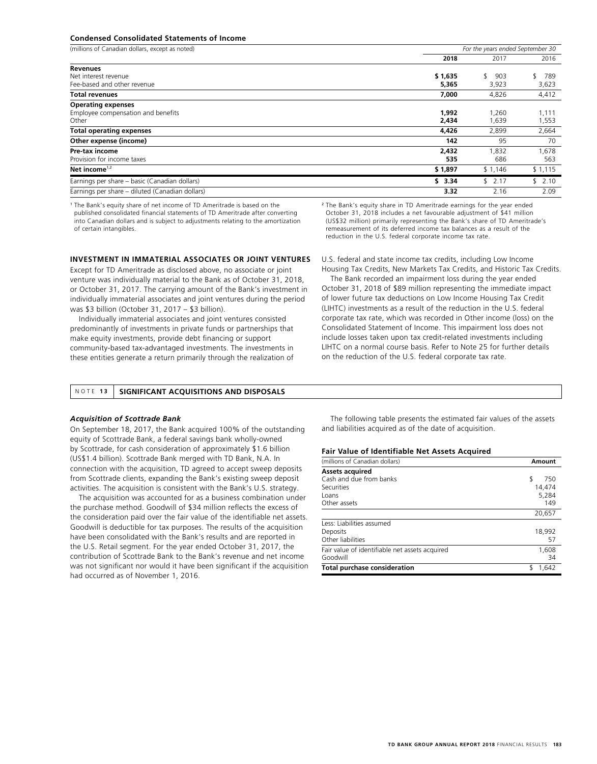#### Condensed Consolidated Statements of Income

| (millions of Canadian dollars, except as noted) | For the years ended September 30 | | |
|---|---|---|---|
| | **2018** | 2017 | 2016 |
| **Revenues** | | | |
| Net interest revenue | **$ 1,635** | $ 903 | $ 789 |
| Fee-based and other revenue | **5,365** | 3,923 | 3,623 |
| **Total revenues** | **7,000** | 4,826 | 4,412 |
| **Operating expenses** | | | |
| Employee compensation and benefits | **1,992** | 1,260 | 1,111 |
| Other | **2,434** | 1,639 | 1,553 |
| **Total operating expenses** | **4,426** | 2,899 | 2,664 |
| **Other expense (income)** | **142** | 95 | 70 |
| **Pre-tax income** | **2,432** | 1,832 | 1,678 |
| Provision for income taxes | **535** | 686 | 563 |
| **Net income**[1,2] | **$ 1,897** | $ 1,146 | $ 1,115 |
| Earnings per share – basic (Canadian dollars) | **$ 3.34** | $ 2.17 | $ 2.10 |
| Earnings per share – diluted (Canadian dollars) | **3.32** | 2.16 | 2.09 |

[1] The Bank's equity share of net income of TD Ameritrade is based on the published consolidated financial statements of TD Ameritrade after converting into Canadian dollars and is subject to adjustments relating to the amortization of certain intangibles.

[2] The Bank's equity share in TD Ameritrade earnings for the year ended October 31, 2018 includes a net favourable adjustment of $41 million (US$32 million) primarily representing the Bank's share of TD Ameritrade's remeasurement of its deferred income tax balances as a result of the reduction in the U.S. federal corporate income tax rate.

### INVESTMENT IN IMMATERIAL ASSOCIATES OR JOINT VENTURES

Except for TD Ameritrade as disclosed above, no associate or joint venture was individually material to the Bank as of October 31, 2018, or October 31, 2017. The carrying amount of the Bank's investment in individually immaterial associates and joint ventures during the period was $3 billion (October 31, 2017 – $3 billion).

Individually immaterial associates and joint ventures consisted predominantly of investments in private funds or partnerships that make equity investments, provide debt financing or support community-based tax-advantaged investments. The investments in these entities generate a return primarily through the realization of U.S. federal and state income tax credits, including Low Income Housing Tax Credits, New Markets Tax Credits, and Historic Tax Credits.

The Bank recorded an impairment loss during the year ended October 31, 2018 of $89 million representing the immediate impact of lower future tax deductions on Low Income Housing Tax Credit (LIHTC) investments as a result of the reduction in the U.S. federal corporate tax rate, which was recorded in Other income (loss) on the Consolidated Statement of Income. This impairment loss does not include losses taken upon tax credit-related investments including LIHTC on a normal course basis. Refer to Note 25 for further details on the reduction of the U.S. federal corporate tax rate.

## NOTE 13 SIGNIFICANT ACQUISITIONS AND DISPOSALS

***Acquisition of Scottrade Bank***

On September 18, 2017, the Bank acquired 100% of the outstanding equity of Scottrade Bank, a federal savings bank wholly-owned by Scottrade, for cash consideration of approximately $1.6 billion (US$1.4 billion). Scottrade Bank merged with TD Bank, N.A. In connection with the acquisition, TD agreed to accept sweep deposits from Scottrade clients, expanding the Bank's existing sweep deposit activities. The acquisition is consistent with the Bank's U.S. strategy.

The acquisition was accounted for as a business combination under the purchase method. Goodwill of $34 million reflects the excess of the consideration paid over the fair value of the identifiable net assets. Goodwill is deductible for tax purposes. The results of the acquisition have been consolidated with the Bank's results and are reported in the U.S. Retail segment. For the year ended October 31, 2017, the contribution of Scottrade Bank to the Bank's revenue and net income was not significant nor would it have been significant if the acquisition had occurred as of November 1, 2016.

The following table presents the estimated fair values of the assets and liabilities acquired as of the date of acquisition.

#### Fair Value of Identifiable Net Assets Acquired

| (millions of Canadian dollars) | Amount |
|---|---|
| **Assets acquired** | |
| Cash and due from banks | $ 750 |
| Securities | 14,474 |
| Loans | 5,284 |
| Other assets | 149 |
| | 20,657 |
| Less: Liabilities assumed | |
| Deposits | 18,992 |
| Other liabilities | 57 |
| Fair value of identifiable net assets acquired | 1,608 |
| Goodwill | 34 |
| **Total purchase consideration** | $ 1,642 |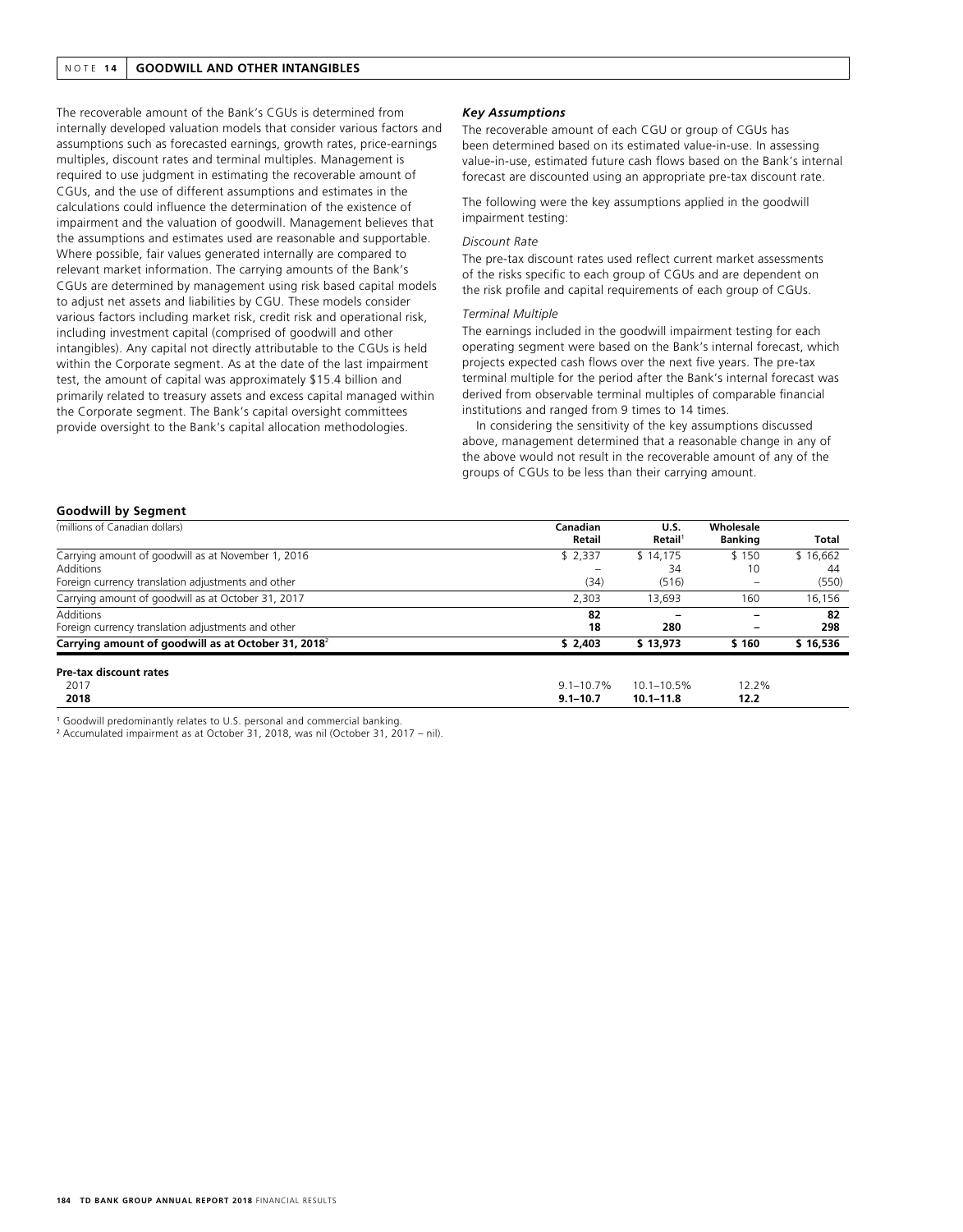## NOTE 14 GOODWILL AND OTHER INTANGIBLES

The recoverable amount of the Bank's CGUs is determined from internally developed valuation models that consider various factors and assumptions such as forecasted earnings, growth rates, price-earnings multiples, discount rates and terminal multiples. Management is required to use judgment in estimating the recoverable amount of CGUs, and the use of different assumptions and estimates in the calculations could influence the determination of the existence of impairment and the valuation of goodwill. Management believes that the assumptions and estimates used are reasonable and supportable. Where possible, fair values generated internally are compared to relevant market information. The carrying amounts of the Bank's CGUs are determined by management using risk based capital models to adjust net assets and liabilities by CGU. These models consider various factors including market risk, credit risk and operational risk, including investment capital (comprised of goodwill and other intangibles). Any capital not directly attributable to the CGUs is held within the Corporate segment. As at the date of the last impairment test, the amount of capital was approximately $15.4 billion and primarily related to treasury assets and excess capital managed within the Corporate segment. The Bank's capital oversight committees provide oversight to the Bank's capital allocation methodologies.

### *Key Assumptions*

The recoverable amount of each CGU or group of CGUs has been determined based on its estimated value-in-use. In assessing value-in-use, estimated future cash flows based on the Bank's internal forecast are discounted using an appropriate pre-tax discount rate.

The following were the key assumptions applied in the goodwill impairment testing:

*Discount Rate*

The pre-tax discount rates used reflect current market assessments of the risks specific to each group of CGUs and are dependent on the risk profile and capital requirements of each group of CGUs.

*Terminal Multiple*

The earnings included in the goodwill impairment testing for each operating segment were based on the Bank's internal forecast, which projects expected cash flows over the next five years. The pre-tax terminal multiple for the period after the Bank's internal forecast was derived from observable terminal multiples of comparable financial institutions and ranged from 9 times to 14 times.

In considering the sensitivity of the key assumptions discussed above, management determined that a reasonable change in any of the above would not result in the recoverable amount of any of the groups of CGUs to be less than their carrying amount.

**Goodwill by Segment**

| (millions of Canadian dollars) | Canadian Retail | U.S. Retail[1] | Wholesale Banking | Total |
|---|---|---|---|---|
| Carrying amount of goodwill as at November 1, 2016 | $ 2,337 | $ 14,175 | $ 150 | $ 16,662 |
| Additions | – | 34 | 10 | 44 |
| Foreign currency translation adjustments and other | (34) | (516) | – | (550) |
| Carrying amount of goodwill as at October 31, 2017 | 2,303 | 13,693 | 160 | 16,156 |
| Additions | **82** | **–** | **–** | **82** |
| Foreign currency translation adjustments and other | **18** | **280** | **–** | **298** |
| **Carrying amount of goodwill as at October 31, 2018**[2] | **$ 2,403** | **$ 13,973** | **$ 160** | **$ 16,536** |
| **Pre-tax discount rates** | | | | |
| 2017 | 9.1–10.7% | 10.1–10.5% | 12.2% | |
| **2018** | **9.1–10.7** | **10.1–11.8** | **12.2** | |

[1] Goodwill predominantly relates to U.S. personal and commercial banking.

[2] Accumulated impairment as at October 31, 2018, was nil (October 31, 2017 – nil).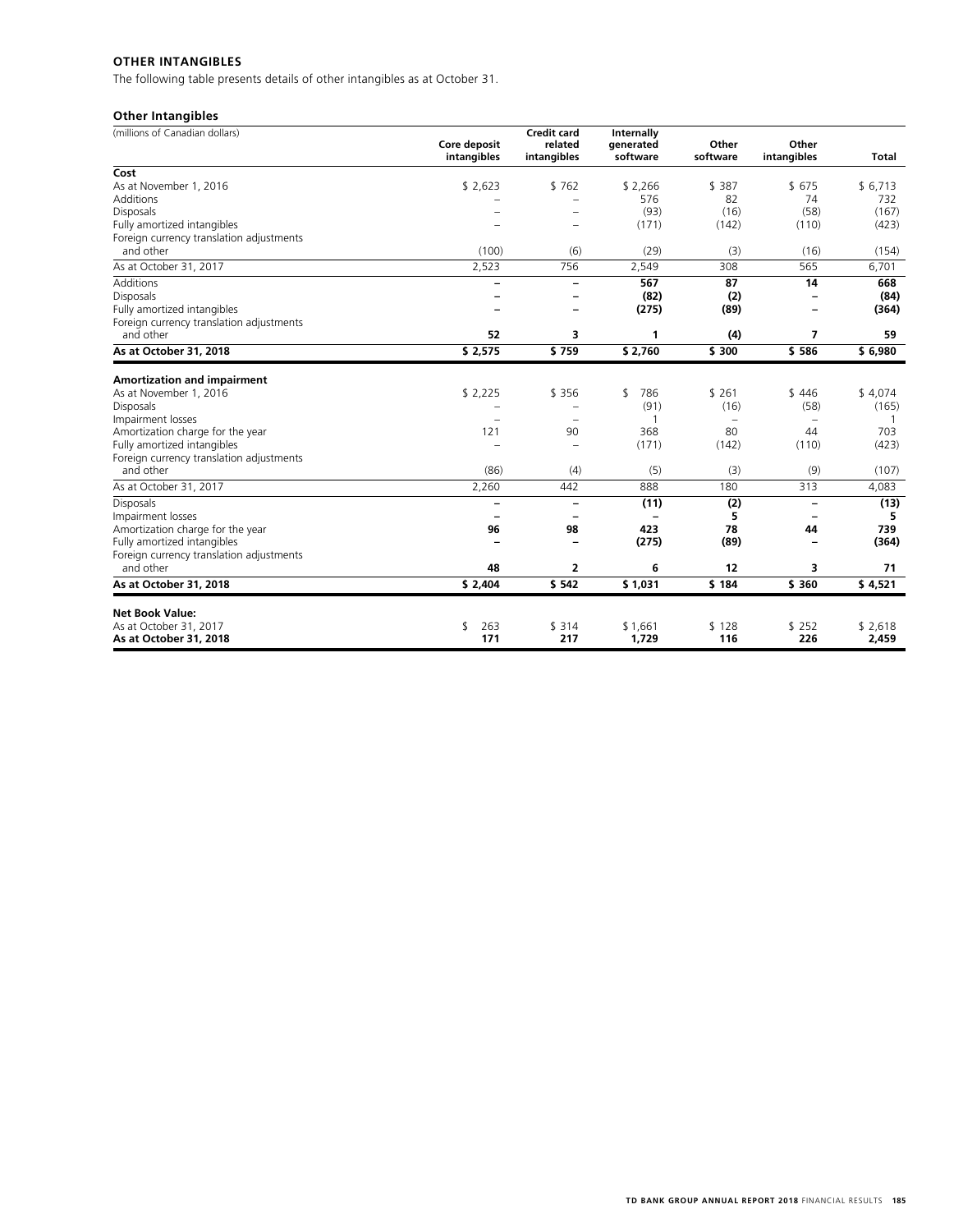**OTHER INTANGIBLES**

The following table presents details of other intangibles as at October 31.

**Other Intangibles**

| (millions of Canadian dollars) | Core deposit intangibles | Credit card related intangibles | Internally generated software | Other software | Other intangibles | Total |
|---|---|---|---|---|---|---|
| **Cost** | | | | | | |
| As at November 1, 2016 | $ 2,623 | $ 762 | $ 2,266 | $ 387 | $ 675 | $ 6,713 |
| Additions | – | – | 576 | 82 | 74 | 732 |
| Disposals | – | – | (93) | (16) | (58) | (167) |
| Fully amortized intangibles | – | – | (171) | (142) | (110) | (423) |
| Foreign currency translation adjustments and other | (100) | (6) | (29) | (3) | (16) | (154) |
| As at October 31, 2017 | 2,523 | 756 | 2,549 | 308 | 565 | 6,701 |
| Additions | **–** | **–** | **567** | **87** | **14** | **668** |
| Disposals | **–** | **–** | **(82)** | **(2)** | **–** | **(84)** |
| Fully amortized intangibles | **–** | **–** | **(275)** | **(89)** | **–** | **(364)** |
| Foreign currency translation adjustments and other | **52** | **3** | **1** | **(4)** | **7** | **59** |
| **As at October 31, 2018** | **$ 2,575** | **$ 759** | **$ 2,760** | **$ 300** | **$ 586** | **$ 6,980** |
| **Amortization and impairment** | | | | | | |
| As at November 1, 2016 | $ 2,225 | $ 356 | $ 786 | $ 261 | $ 446 | $ 4,074 |
| Disposals | – | – | (91) | (16) | (58) | (165) |
| Impairment losses | – | – | 1 | – | – | 1 |
| Amortization charge for the year | 121 | 90 | 368 | 80 | 44 | 703 |
| Fully amortized intangibles | – | – | (171) | (142) | (110) | (423) |
| Foreign currency translation adjustments and other | (86) | (4) | (5) | (3) | (9) | (107) |
| As at October 31, 2017 | 2,260 | 442 | 888 | 180 | 313 | 4,083 |
| Disposals | **–** | **–** | **(11)** | **(2)** | **–** | **(13)** |
| Impairment losses | **–** | **–** | **–** | **5** | **–** | **5** |
| Amortization charge for the year | **96** | **98** | **423** | **78** | **44** | **739** |
| Fully amortized intangibles | **–** | **–** | **(275)** | **(89)** | **–** | **(364)** |
| Foreign currency translation adjustments and other | **48** | **2** | **6** | **12** | **3** | **71** |
| **As at October 31, 2018** | **$ 2,404** | **$ 542** | **$ 1,031** | **$ 184** | **$ 360** | **$ 4,521** |
| **Net Book Value:** | | | | | | |
| As at October 31, 2017 | $ 263 | $ 314 | $ 1,661 | $ 128 | $ 252 | $ 2,618 |
| **As at October 31, 2018** | **171** | **217** | **1,729** | **116** | **226** | **2,459** |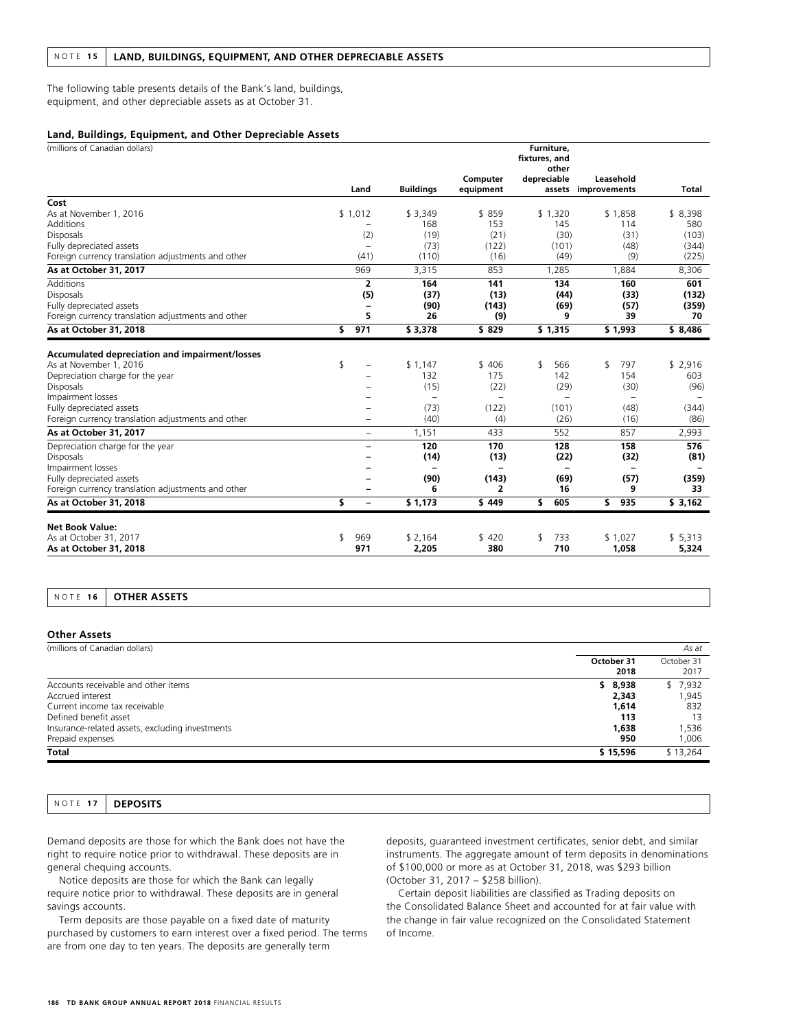## NOTE 15 LAND, BUILDINGS, EQUIPMENT, AND OTHER DEPRECIABLE ASSETS

The following table presents details of the Bank's land, buildings, equipment, and other depreciable assets as at October 31.

### Land, Buildings, Equipment, and Other Depreciable Assets

| (millions of Canadian dollars) | Land | Buildings | Computer equipment | Furniture, fixtures, and other depreciable assets | Leasehold improvements | Total |
|---|---|---|---|---|---|---|
| **Cost** | | | | | | |
| As at November 1, 2016 | $ 1,012 | $ 3,349 | $ 859 | $ 1,320 | $ 1,858 | $ 8,398 |
| Additions | – | 168 | 153 | 145 | 114 | 580 |
| Disposals | (2) | (19) | (21) | (30) | (31) | (103) |
| Fully depreciated assets | – | (73) | (122) | (101) | (48) | (344) |
| Foreign currency translation adjustments and other | (41) | (110) | (16) | (49) | (9) | (225) |
| **As at October 31, 2017** | 969 | 3,315 | 853 | 1,285 | 1,884 | 8,306 |
| Additions | **2** | **164** | **141** | **134** | **160** | **601** |
| Disposals | **(5)** | **(37)** | **(13)** | **(44)** | **(33)** | **(132)** |
| Fully depreciated assets | **–** | **(90)** | **(143)** | **(69)** | **(57)** | **(359)** |
| Foreign currency translation adjustments and other | **5** | **26** | **(9)** | **9** | **39** | **70** |
| **As at October 31, 2018** | **$ 971** | **$ 3,378** | **$ 829** | **$ 1,315** | **$ 1,993** | **$ 8,486** |
| **Accumulated depreciation and impairment/losses** | | | | | | |
| As at November 1, 2016 | $ – | $ 1,147 | $ 406 | $ 566 | $ 797 | $ 2,916 |
| Depreciation charge for the year | – | 132 | 175 | 142 | 154 | 603 |
| Disposals | – | (15) | (22) | (29) | (30) | (96) |
| Impairment losses | – | – | – | – | – | – |
| Fully depreciated assets | – | (73) | (122) | (101) | (48) | (344) |
| Foreign currency translation adjustments and other | – | (40) | (4) | (26) | (16) | (86) |
| **As at October 31, 2017** | – | 1,151 | 433 | 552 | 857 | 2,993 |
| Depreciation charge for the year | **–** | **120** | **170** | **128** | **158** | **576** |
| Disposals | **–** | **(14)** | **(13)** | **(22)** | **(32)** | **(81)** |
| Impairment losses | **–** | **–** | **–** | **–** | **–** | **–** |
| Fully depreciated assets | **–** | **(90)** | **(143)** | **(69)** | **(57)** | **(359)** |
| Foreign currency translation adjustments and other | **–** | **6** | **2** | **16** | **9** | **33** |
| **As at October 31, 2018** | **$ –** | **$ 1,173** | **$ 449** | **$ 605** | **$ 935** | **$ 3,162** |
| **Net Book Value:** | | | | | | |
| As at October 31, 2017 | $ 969 | $ 2,164 | $ 420 | $ 733 | $ 1,027 | $ 5,313 |
| **As at October 31, 2018** | **971** | **2,205** | **380** | **710** | **1,058** | **5,324** |

## NOTE 16 OTHER ASSETS

### Other Assets

| (millions of Canadian dollars) | *As at* | |
|---|---|---|
| | **October 31 2018** | October 31 2017 |
| Accounts receivable and other items | **$ 8,938** | $ 7,932 |
| Accrued interest | **2,343** | 1,945 |
| Current income tax receivable | **1,614** | 832 |
| Defined benefit asset | **113** | 13 |
| Insurance-related assets, excluding investments | **1,638** | 1,536 |
| Prepaid expenses | **950** | 1,006 |
| **Total** | **$ 15,596** | $ 13,264 |

## NOTE 17 DEPOSITS

Demand deposits are those for which the Bank does not have the right to require notice prior to withdrawal. These deposits are in general chequing accounts.

Notice deposits are those for which the Bank can legally require notice prior to withdrawal. These deposits are in general savings accounts.

Term deposits are those payable on a fixed date of maturity purchased by customers to earn interest over a fixed period. The terms are from one day to ten years. The deposits are generally term deposits, guaranteed investment certificates, senior debt, and similar instruments. The aggregate amount of term deposits in denominations of $100,000 or more as at October 31, 2018, was $293 billion (October 31, 2017 – $258 billion).

Certain deposit liabilities are classified as Trading deposits on the Consolidated Balance Sheet and accounted for at fair value with the change in fair value recognized on the Consolidated Statement of Income.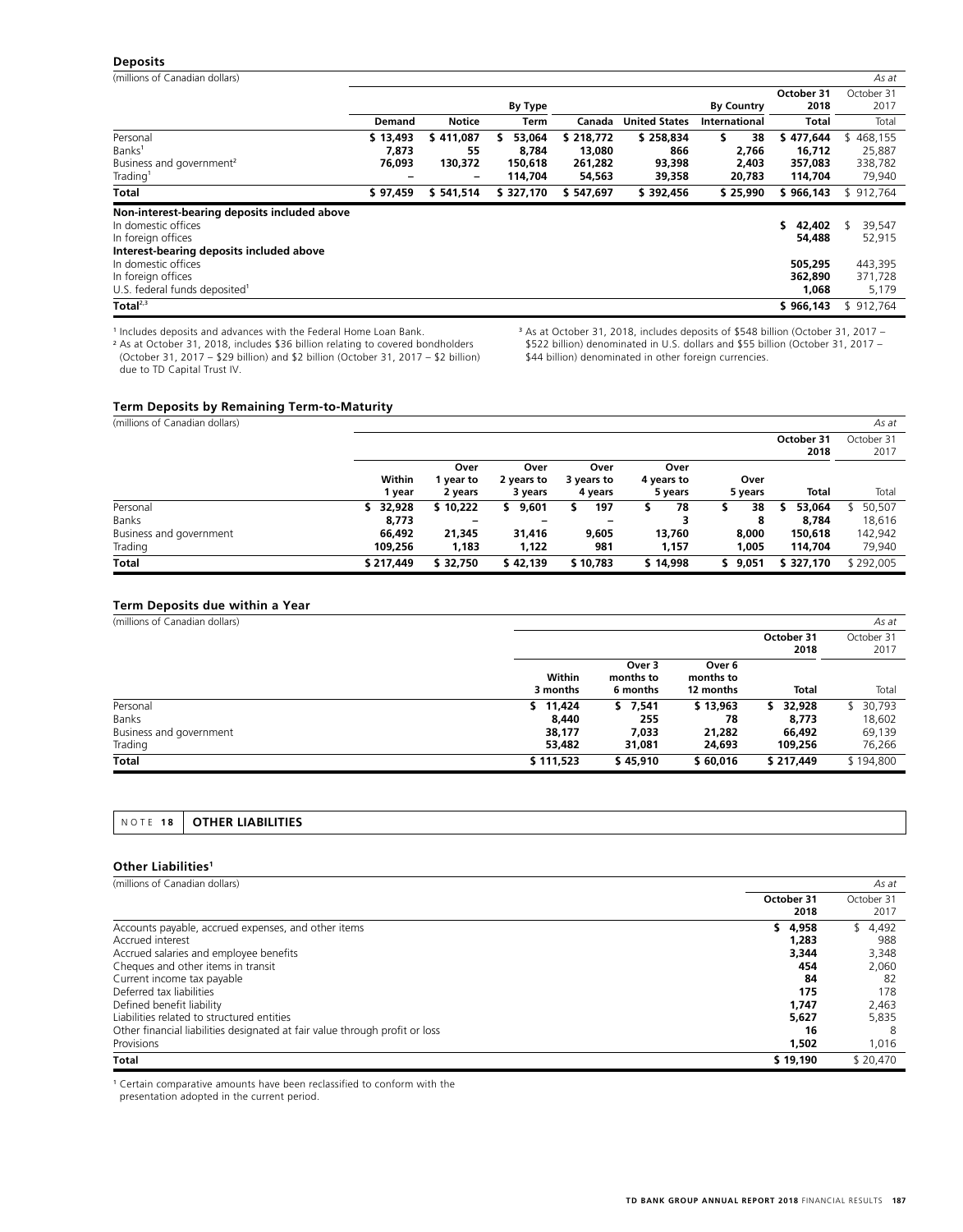### Deposits

| (millions of Canadian dollars) | | | | | | | | *As at* |
|---|---|---|---|---|---|---|---|---|
| | | | | | | | **October 31 2018** | October 31 2017 |
| | | | **By Type** | | | **By Country** | | |
| | **Demand** | **Notice** | **Term** | **Canada** | **United States** | **International** | **Total** | Total |
| Personal | **$ 13,493** | **$ 411,087** | **$ 53,064** | **$ 218,772** | **$ 258,834** | **$ 38** | **$ 477,644** | $ 468,155 |
| Banks[1] | **7,873** | **55** | **8,784** | **13,080** | **866** | **2,766** | **16,712** | 25,887 |
| Business and government[2] | **76,093** | **130,372** | **150,618** | **261,282** | **93,398** | **2,403** | **357,083** | 338,782 |
| Trading[1] | **–** | **–** | **114,704** | **54,563** | **39,358** | **20,783** | **114,704** | 79,940 |
| **Total** | **$ 97,459** | **$ 541,514** | **$ 327,170** | **$ 547,697** | **$ 392,456** | **$ 25,990** | **$ 966,143** | $ 912,764 |
| **Non-interest-bearing deposits included above** | | | | | | | | |
| In domestic offices | | | | | | | **$ 42,402** | $ 39,547 |
| In foreign offices | | | | | | | **54,488** | 52,915 |
| **Interest-bearing deposits included above** | | | | | | | | |
| In domestic offices | | | | | | | **505,295** | 443,395 |
| In foreign offices | | | | | | | **362,890** | 371,728 |
| U.S. federal funds deposited[1] | | | | | | | **1,068** | 5,179 |
| **Total**[2,3] | | | | | | | **$ 966,143** | $ 912,764 |

[1] Includes deposits and advances with the Federal Home Loan Bank.

[2] As at October 31, 2018, includes $36 billion relating to covered bondholders (October 31, 2017 – $29 billion) and $2 billion (October 31, 2017 – $2 billion) due to TD Capital Trust IV.

[3] As at October 31, 2018, includes deposits of $548 billion (October 31, 2017 – $522 billion) denominated in U.S. dollars and $55 billion (October 31, 2017 – $44 billion) denominated in other foreign currencies.

### Term Deposits by Remaining Term-to-Maturity

| (millions of Canadian dollars) | | | | | | | | *As at* |
|---|---|---|---|---|---|---|---|---|
| | | | | | | | **October 31 2018** | October 31 2017 |
| | **Within 1 year** | **Over 1 year to 2 years** | **Over 2 years to 3 years** | **Over 3 years to 4 years** | **Over 4 years to 5 years** | **Over 5 years** | **Total** | Total |
| Personal | **$ 32,928** | **$ 10,222** | **$ 9,601** | **$ 197** | **$ 78** | **$ 38** | **$ 53,064** | $ 50,507 |
| Banks | **8,773** | **–** | **–** | **–** | **3** | **8** | **8,784** | 18,616 |
| Business and government | **66,492** | **21,345** | **31,416** | **9,605** | **13,760** | **8,000** | **150,618** | 142,942 |
| Trading | **109,256** | **1,183** | **1,122** | **981** | **1,157** | **1,005** | **114,704** | 79,940 |
| **Total** | **$ 217,449** | **$ 32,750** | **$ 42,139** | **$ 10,783** | **$ 14,998** | **$ 9,051** | **$ 327,170** | $ 292,005 |

### Term Deposits due within a Year

| (millions of Canadian dollars) | | | | | *As at* |
|---|---|---|---|---|---|
| | | | | **October 31 2018** | October 31 2017 |
| | **Within 3 months** | **Over 3 months to 6 months** | **Over 6 months to 12 months** | **Total** | Total |
| Personal | **$ 11,424** | **$ 7,541** | **$ 13,963** | **$ 32,928** | $ 30,793 |
| Banks | **8,440** | **255** | **78** | **8,773** | 18,602 |
| Business and government | **38,177** | **7,033** | **21,282** | **66,492** | 69,139 |
| Trading | **53,482** | **31,081** | **24,693** | **109,256** | 76,266 |
| **Total** | **$ 111,523** | **$ 45,910** | **$ 60,016** | **$ 217,449** | $ 194,800 |

## NOTE 18 OTHER LIABILITIES

### Other Liabilities[1]

| (millions of Canadian dollars) | | *As at* |
|---|---|---|
| | **October 31 2018** | October 31 2017 |
| Accounts payable, accrued expenses, and other items | **$ 4,958** | $ 4,492 |
| Accrued interest | **1,283** | 988 |
| Accrued salaries and employee benefits | **3,344** | 3,348 |
| Cheques and other items in transit | **454** | 2,060 |
| Current income tax payable | **84** | 82 |
| Deferred tax liabilities | **175** | 178 |
| Defined benefit liability | **1,747** | 2,463 |
| Liabilities related to structured entities | **5,627** | 5,835 |
| Other financial liabilities designated at fair value through profit or loss | **16** | 8 |
| Provisions | **1,502** | 1,016 |
| **Total** | **$ 19,190** | $ 20,470 |

[1] Certain comparative amounts have been reclassified to conform with the presentation adopted in the current period.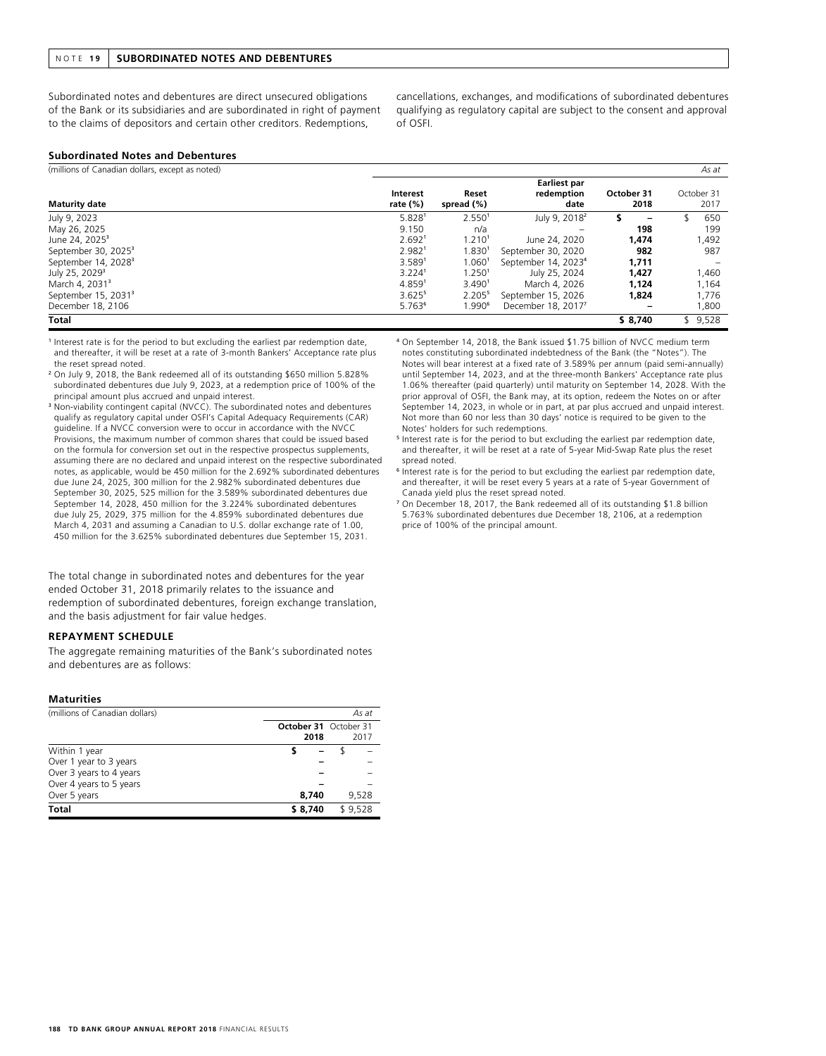## NOTE 19 SUBORDINATED NOTES AND DEBENTURES

Subordinated notes and debentures are direct unsecured obligations of the Bank or its subsidiaries and are subordinated in right of payment to the claims of depositors and certain other creditors. Redemptions, cancellations, exchanges, and modifications of subordinated debentures qualifying as regulatory capital are subject to the consent and approval of OSFI.

**Subordinated Notes and Debentures**

(millions of Canadian dollars, except as noted) *As at*

| Maturity date | Interest rate (%) | Reset spread (%) | Earliest par redemption date | October 31 2018 | October 31 2017 |
|---|---|---|---|---|---|
| July 9, 2023 | 5.828[1] | 2.550[1] | July 9, 2018[2] | $ – | $ 650 |
| May 26, 2025 | 9.150 | n/a | – | 198 | 199 |
| June 24, 2025[3] | 2.692[1] | 1.210[1] | June 24, 2020 | 1,474 | 1,492 |
| September 30, 2025[3] | 2.982[1] | 1.830[1] | September 30, 2020 | 982 | 987 |
| September 14, 2028[3] | 3.589[1] | 1.060[1] | September 14, 2023[4] | 1,711 | – |
| July 25, 2029[3] | 3.224[1] | 1.250[1] | July 25, 2024 | 1,427 | 1,460 |
| March 4, 2031[3] | 4.859[1] | 3.490[1] | March 4, 2026 | 1,124 | 1,164 |
| September 15, 2031[3] | 3.625[5] | 2.205[5] | September 15, 2026 | 1,824 | 1,776 |
| December 18, 2106 | 5.763[6] | 1.990[6] | December 18, 2017[7] | – | 1,800 |
| **Total** | | | | **$ 8,740** | $ 9,528 |

[1] Interest rate is for the period to but excluding the earliest par redemption date, and thereafter, it will be reset at a rate of 3-month Bankers' Acceptance rate plus the reset spread noted.

[2] On July 9, 2018, the Bank redeemed all of its outstanding $650 million 5.828% subordinated debentures due July 9, 2023, at a redemption price of 100% of the principal amount plus accrued and unpaid interest.

[3] Non-viability contingent capital (NVCC). The subordinated notes and debentures qualify as regulatory capital under OSFI's Capital Adequacy Requirements (CAR) guideline. If a NVCC conversion were to occur in accordance with the NVCC Provisions, the maximum number of common shares that could be issued based on the formula for conversion set out in the respective prospectus supplements, assuming there are no declared and unpaid interest on the respective subordinated notes, as applicable, would be 450 million for the 2.692% subordinated debentures due June 24, 2025, 300 million for the 2.982% subordinated debentures due September 30, 2025, 525 million for the 3.589% subordinated debentures due September 14, 2028, 450 million for the 3.224% subordinated debentures due July 25, 2029, 375 million for the 4.859% subordinated debentures due March 4, 2031 and assuming a Canadian to U.S. dollar exchange rate of 1.00, 450 million for the 3.625% subordinated debentures due September 15, 2031.

[4] On September 14, 2018, the Bank issued $1.75 billion of NVCC medium term notes constituting subordinated indebtedness of the Bank (the "Notes"). The Notes will bear interest at a fixed rate of 3.589% per annum (paid semi-annually) until September 14, 2023, and at the three-month Bankers' Acceptance rate plus 1.06% thereafter (paid quarterly) until maturity on September 14, 2028. With the prior approval of OSFI, the Bank may, at its option, redeem the Notes on or after September 14, 2023, in whole or in part, at par plus accrued and unpaid interest. Not more than 60 nor less than 30 days' notice is required to be given to the Notes' holders for such redemptions.

[5] Interest rate is for the period to but excluding the earliest par redemption date, and thereafter, it will be reset at a rate of 5-year Mid-Swap Rate plus the reset spread noted.

[6] Interest rate is for the period to but excluding the earliest par redemption date, and thereafter, it will be reset every 5 years at a rate of 5-year Government of Canada yield plus the reset spread noted.

[7] On December 18, 2017, the Bank redeemed all of its outstanding $1.8 billion 5.763% subordinated debentures due December 18, 2106, at a redemption price of 100% of the principal amount.

The total change in subordinated notes and debentures for the year ended October 31, 2018 primarily relates to the issuance and redemption of subordinated debentures, foreign exchange translation, and the basis adjustment for fair value hedges.

### REPAYMENT SCHEDULE

The aggregate remaining maturities of the Bank's subordinated notes and debentures are as follows:

**Maturities**

(millions of Canadian dollars) *As at*

| | October 31 2018 | October 31 2017 |
|---|---|---|
| Within 1 year | $ – | $ – |
| Over 1 year to 3 years | – | – |
| Over 3 years to 4 years | – | – |
| Over 4 years to 5 years | – | – |
| Over 5 years | 8,740 | 9,528 |
| **Total** | **$ 8,740** | $ 9,528 |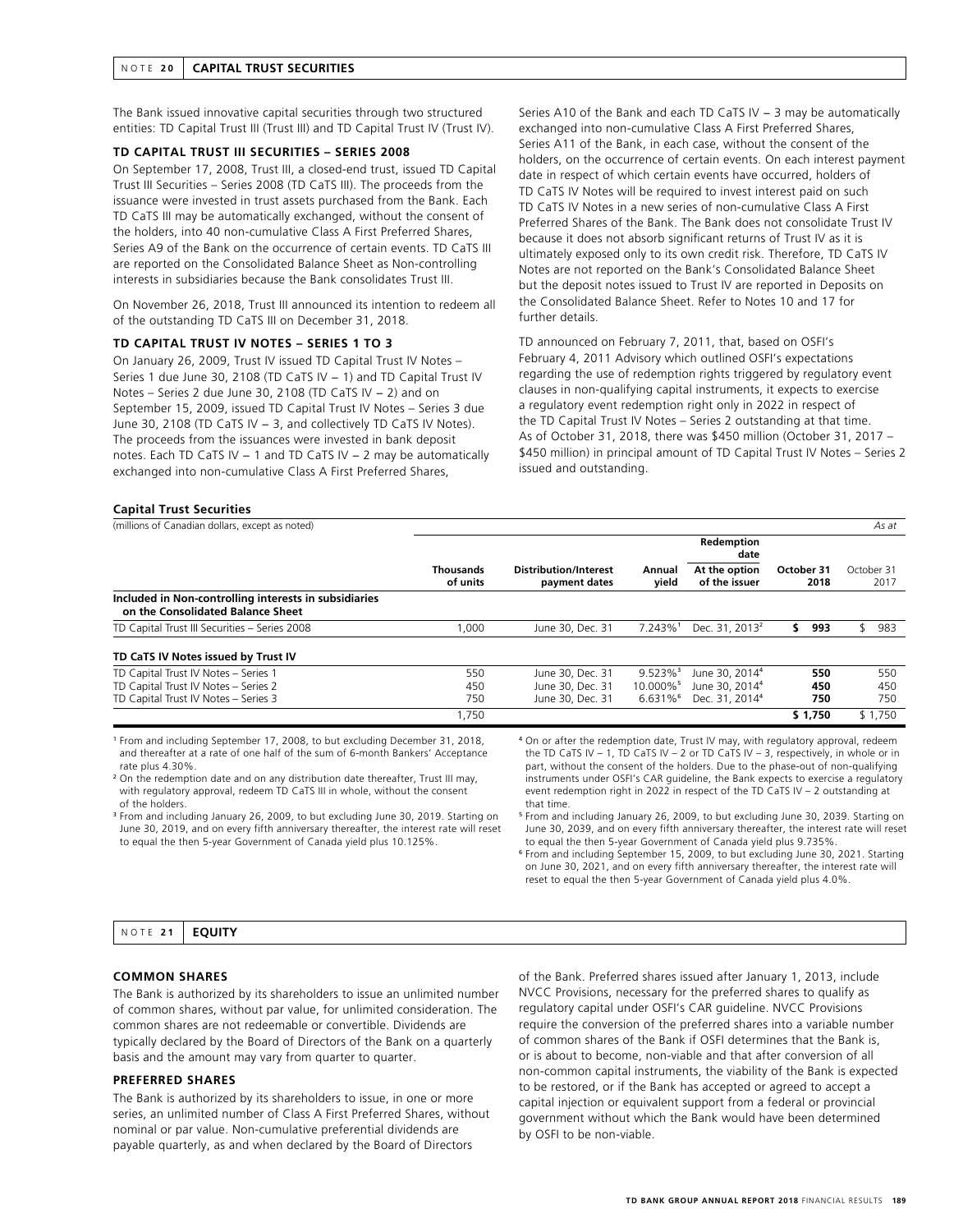## NOTE 20 CAPITAL TRUST SECURITIES

The Bank issued innovative capital securities through two structured entities: TD Capital Trust III (Trust III) and TD Capital Trust IV (Trust IV).

### TD CAPITAL TRUST III SECURITIES – SERIES 2008

On September 17, 2008, Trust III, a closed-end trust, issued TD Capital Trust III Securities – Series 2008 (TD CaTS III). The proceeds from the issuance were invested in trust assets purchased from the Bank. Each TD CaTS III may be automatically exchanged, without the consent of the holders, into 40 non-cumulative Class A First Preferred Shares, Series A9 of the Bank on the occurrence of certain events. TD CaTS III are reported on the Consolidated Balance Sheet as Non-controlling interests in subsidiaries because the Bank consolidates Trust III.

On November 26, 2018, Trust III announced its intention to redeem all of the outstanding TD CaTS III on December 31, 2018.

### TD CAPITAL TRUST IV NOTES – SERIES 1 TO 3

On January 26, 2009, Trust IV issued TD Capital Trust IV Notes – Series 1 due June 30, 2108 (TD CaTS IV – 1) and TD Capital Trust IV Notes – Series 2 due June 30, 2108 (TD CaTS IV – 2) and on September 15, 2009, issued TD Capital Trust IV Notes – Series 3 due June 30, 2108 (TD CaTS IV – 3, and collectively TD CaTS IV Notes). The proceeds from the issuances were invested in bank deposit notes. Each TD CaTS IV – 1 and TD CaTS IV – 2 may be automatically exchanged into non-cumulative Class A First Preferred Shares, Series A10 of the Bank and each TD CaTS IV – 3 may be automatically exchanged into non-cumulative Class A First Preferred Shares, Series A11 of the Bank, in each case, without the consent of the holders, on the occurrence of certain events. On each interest payment date in respect of which certain events have occurred, holders of TD CaTS IV Notes will be required to invest interest paid on such TD CaTS IV Notes in a new series of non-cumulative Class A First Preferred Shares of the Bank. The Bank does not consolidate Trust IV because it does not absorb significant returns of Trust IV as it is ultimately exposed only to its own credit risk. Therefore, TD CaTS IV Notes are not reported on the Bank's Consolidated Balance Sheet but the deposit notes issued to Trust IV are reported in Deposits on the Consolidated Balance Sheet. Refer to Notes 10 and 17 for further details.

TD announced on February 7, 2011, that, based on OSFI's February 4, 2011 Advisory which outlined OSFI's expectations regarding the use of redemption rights triggered by regulatory event clauses in non-qualifying capital instruments, it expects to exercise a regulatory event redemption right only in 2022 in respect of the TD Capital Trust IV Notes – Series 2 outstanding at that time. As of October 31, 2018, there was $450 million (October 31, 2017 – $450 million) in principal amount of TD Capital Trust IV Notes – Series 2 issued and outstanding.

**Capital Trust Securities**

(millions of Canadian dollars, except as noted) *As at*

| | Thousands of units | Distribution/Interest payment dates | Annual yield | Redemption date At the option of the issuer | October 31 2018 | October 31 2017 |
|---|---|---|---|---|---|---|
| **Included in Non-controlling interests in subsidiaries on the Consolidated Balance Sheet** | | | | | | |
| TD Capital Trust III Securities – Series 2008 | 1,000 | June 30, Dec. 31 | 7.243%[1] | Dec. 31, 2013[2] | **$ 993** | $ 983 |
| **TD CaTS IV Notes issued by Trust IV** | | | | | | |
| TD Capital Trust IV Notes – Series 1 | 550 | June 30, Dec. 31 | 9.523%[3] | June 30, 2014[4] | **550** | 550 |
| TD Capital Trust IV Notes – Series 2 | 450 | June 30, Dec. 31 | 10.000%[5] | June 30, 2014[4] | **450** | 450 |
| TD Capital Trust IV Notes – Series 3 | 750 | June 30, Dec. 31 | 6.631%[6] | Dec. 31, 2014[4] | **750** | 750 |
| | 1,750 | | | | **$ 1,750** | $ 1,750 |

[1] From and including September 17, 2008, to but excluding December 31, 2018, and thereafter at a rate of one half of the sum of 6-month Bankers' Acceptance rate plus 4.30%.

[2] On the redemption date and on any distribution date thereafter, Trust III may, with regulatory approval, redeem TD CaTS III in whole, without the consent of the holders.

[3] From and including January 26, 2009, to but excluding June 30, 2019. Starting on June 30, 2019, and on every fifth anniversary thereafter, the interest rate will reset to equal the then 5-year Government of Canada yield plus 10.125%.

[4] On or after the redemption date, Trust IV may, with regulatory approval, redeem the TD CaTS IV – 1, TD CaTS IV – 2 or TD CaTS IV – 3, respectively, in whole or in part, without the consent of the holders. Due to the phase-out of non-qualifying instruments under OSFI's CAR guideline, the Bank expects to exercise a regulatory event redemption right in 2022 in respect of the TD CaTS IV – 2 outstanding at that time.

[5] From and including January 26, 2009, to but excluding June 30, 2039. Starting on June 30, 2039, and on every fifth anniversary thereafter, the interest rate will reset to equal the then 5-year Government of Canada yield plus 9.735%.

[6] From and including September 15, 2009, to but excluding June 30, 2021. Starting on June 30, 2021, and on every fifth anniversary thereafter, the interest rate will reset to equal the then 5-year Government of Canada yield plus 4.0%.

## NOTE 21 EQUITY

### COMMON SHARES

The Bank is authorized by its shareholders to issue an unlimited number of common shares, without par value, for unlimited consideration. The common shares are not redeemable or convertible. Dividends are typically declared by the Board of Directors of the Bank on a quarterly basis and the amount may vary from quarter to quarter.

### PREFERRED SHARES

The Bank is authorized by its shareholders to issue, in one or more series, an unlimited number of Class A First Preferred Shares, without nominal or par value. Non-cumulative preferential dividends are payable quarterly, as and when declared by the Board of Directors of the Bank. Preferred shares issued after January 1, 2013, include NVCC Provisions, necessary for the preferred shares to qualify as regulatory capital under OSFI's CAR guideline. NVCC Provisions require the conversion of the preferred shares into a variable number of common shares of the Bank if OSFI determines that the Bank is, or is about to become, non-viable and that after conversion of all non-common capital instruments, the viability of the Bank is expected to be restored, or if the Bank has accepted or agreed to accept a capital injection or equivalent support from a federal or provincial government without which the Bank would have been determined by OSFI to be non-viable.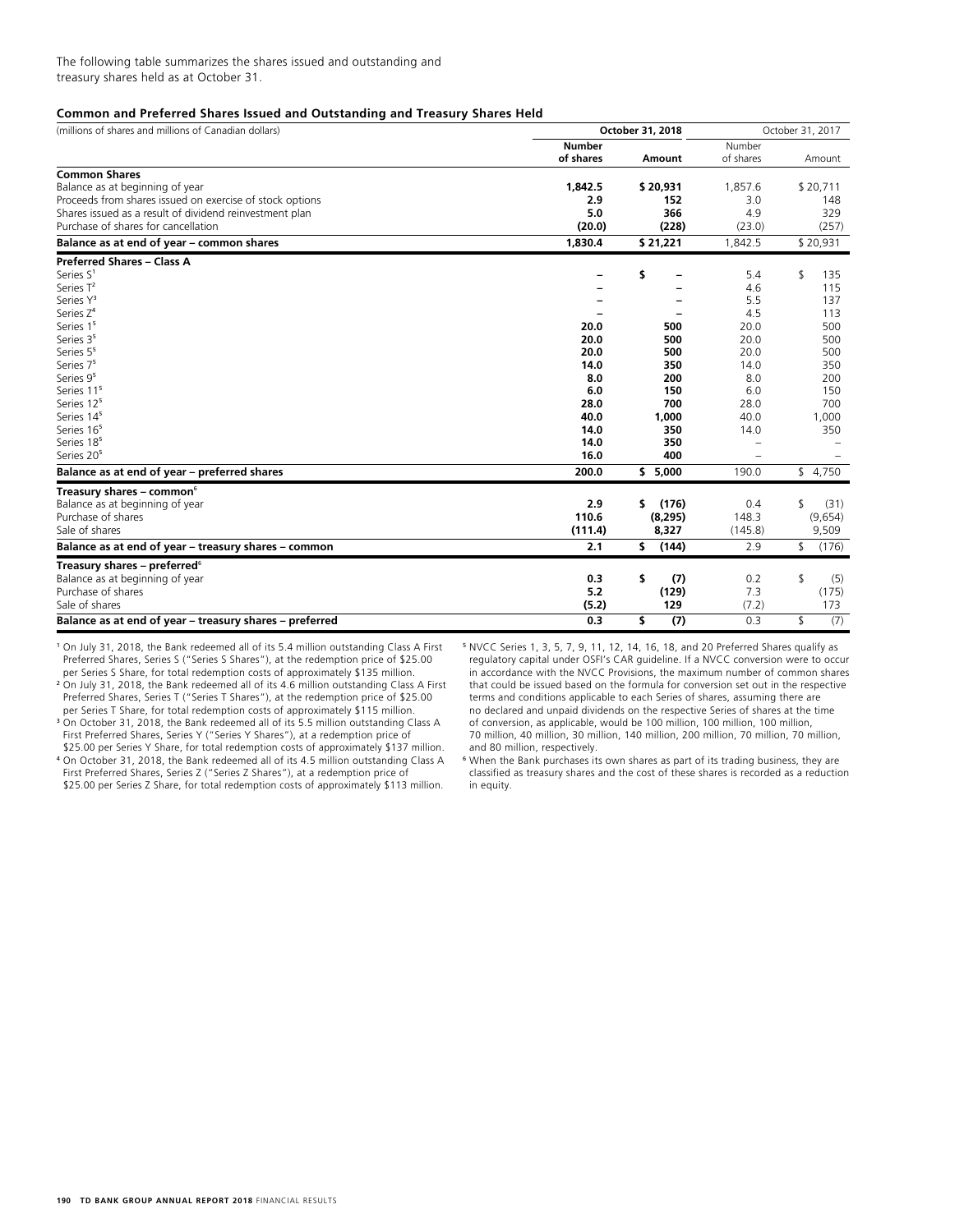The following table summarizes the shares issued and outstanding and treasury shares held as at October 31.

**Common and Preferred Shares Issued and Outstanding and Treasury Shares Held**

| (millions of shares and millions of Canadian dollars) | October 31, 2018 | | October 31, 2017 | |
|---|---|---|---|---|
| | **Number of shares** | **Amount** | Number of shares | Amount |
| **Common Shares** | | | | |
| Balance as at beginning of year | **1,842.5** | **$ 20,931** | 1,857.6 | $ 20,711 |
| Proceeds from shares issued on exercise of stock options | **2.9** | **152** | 3.0 | 148 |
| Shares issued as a result of dividend reinvestment plan | **5.0** | **366** | 4.9 | 329 |
| Purchase of shares for cancellation | **(20.0)** | **(228)** | (23.0) | (257) |
| **Balance as at end of year – common shares** | **1,830.4** | **$ 21,221** | 1,842.5 | $ 20,931 |
| **Preferred Shares – Class A** | | | | |
| Series S[1] | **–** | **$ –** | 5.4 | $ 135 |
| Series T[2] | **–** | **–** | 4.6 | 115 |
| Series Y[3] | **–** | **–** | 5.5 | 137 |
| Series Z[4] | **–** | **–** | 4.5 | 113 |
| Series 1[5] | **20.0** | **500** | 20.0 | 500 |
| Series 3[5] | **20.0** | **500** | 20.0 | 500 |
| Series 5[5] | **20.0** | **500** | 20.0 | 500 |
| Series 7[5] | **14.0** | **350** | 14.0 | 350 |
| Series 9[5] | **8.0** | **200** | 8.0 | 200 |
| Series 11[5] | **6.0** | **150** | 6.0 | 150 |
| Series 12[5] | **28.0** | **700** | 28.0 | 700 |
| Series 14[5] | **40.0** | **1,000** | 40.0 | 1,000 |
| Series 16[5] | **14.0** | **350** | 14.0 | 350 |
| Series 18[5] | **14.0** | **350** | – | – |
| Series 20[5] | **16.0** | **400** | – | – |
| **Balance as at end of year – preferred shares** | **200.0** | **$ 5,000** | 190.0 | $ 4,750 |
| **Treasury shares – common**[6] | | | | |
| Balance as at beginning of year | **2.9** | **$ (176)** | 0.4 | $ (31) |
| Purchase of shares | **110.6** | **(8,295)** | 148.3 | (9,654) |
| Sale of shares | **(111.4)** | **8,327** | (145.8) | 9,509 |
| **Balance as at end of year – treasury shares – common** | **2.1** | **$ (144)** | 2.9 | $ (176) |
| **Treasury shares – preferred**[6] | | | | |
| Balance as at beginning of year | **0.3** | **$ (7)** | 0.2 | $ (5) |
| Purchase of shares | **5.2** | **(129)** | 7.3 | (175) |
| Sale of shares | **(5.2)** | **129** | (7.2) | 173 |
| **Balance as at end of year – treasury shares – preferred** | **0.3** | **$ (7)** | 0.3 | $ (7) |

[1] On July 31, 2018, the Bank redeemed all of its 5.4 million outstanding Class A First Preferred Shares, Series S ("Series S Shares"), at the redemption price of $25.00 per Series S Share, for total redemption costs of approximately $135 million.

[2] On July 31, 2018, the Bank redeemed all of its 4.6 million outstanding Class A First Preferred Shares, Series T ("Series T Shares"), at the redemption price of $25.00 per Series T Share, for total redemption costs of approximately $115 million.

[3] On October 31, 2018, the Bank redeemed all of its 5.5 million outstanding Class A First Preferred Shares, Series Y ("Series Y Shares"), at a redemption price of $25.00 per Series Y Share, for total redemption costs of approximately $137 million.

[4] On October 31, 2018, the Bank redeemed all of its 4.5 million outstanding Class A First Preferred Shares, Series Z ("Series Z Shares"), at a redemption price of $25.00 per Series Z Share, for total redemption costs of approximately $113 million.

[5] NVCC Series 1, 3, 5, 7, 9, 11, 12, 14, 16, 18, and 20 Preferred Shares qualify as regulatory capital under OSFI's CAR guideline. If a NVCC conversion were to occur in accordance with the NVCC Provisions, the maximum number of common shares that could be issued based on the formula for conversion set out in the respective terms and conditions applicable to each Series of shares, assuming there are no declared and unpaid dividends on the respective Series of shares at the time of conversion, as applicable, would be 100 million, 100 million, 100 million, 70 million, 40 million, 30 million, 140 million, 200 million, 70 million, 70 million, and 80 million, respectively.

[6] When the Bank purchases its own shares as part of its trading business, they are classified as treasury shares and the cost of these shares is recorded as a reduction in equity.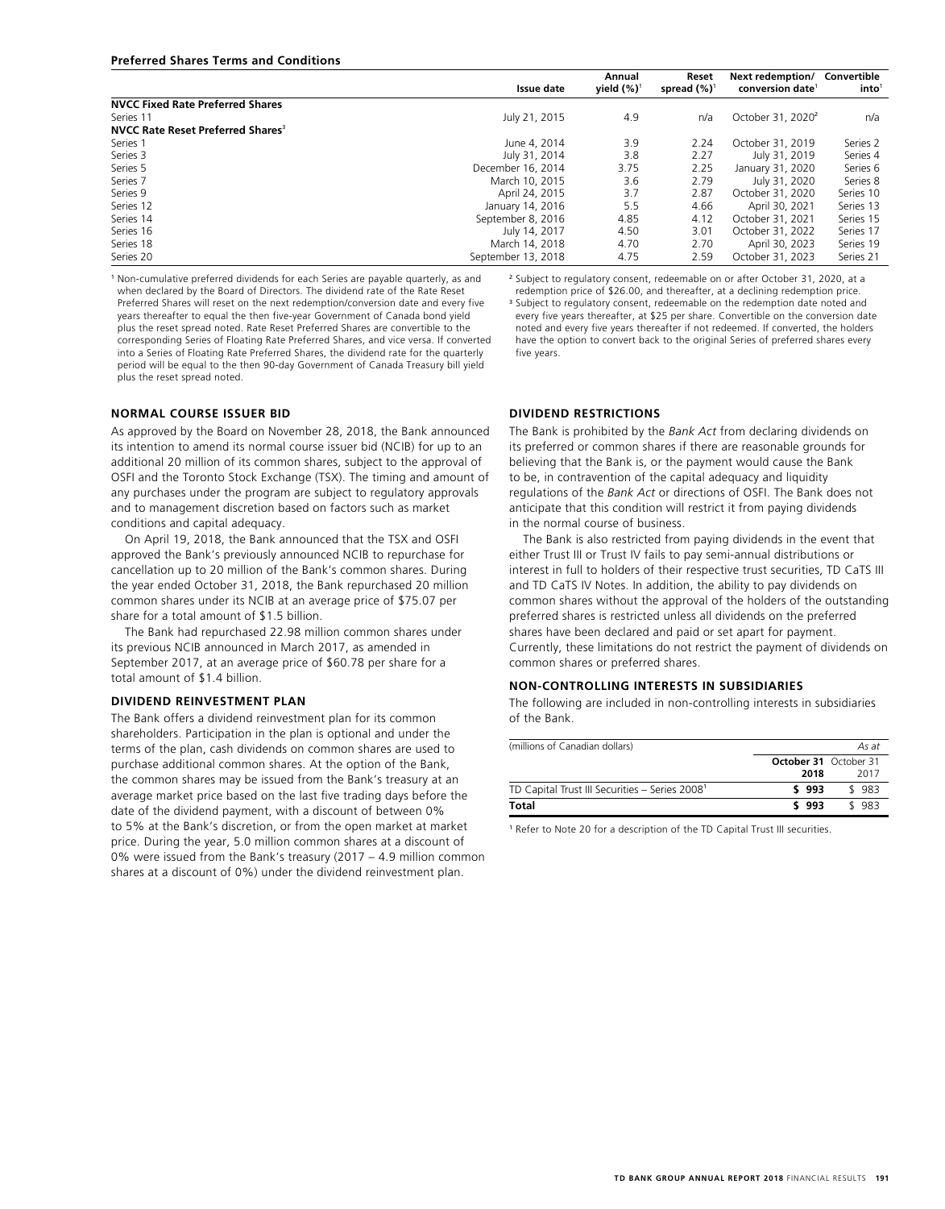**Preferred Shares Terms and Conditions**

| | Issue date | Annual yield (%)[1] | Reset spread (%)[1] | Next redemption/ conversion date[1] | Convertible into[1] |
|---|---|---|---|---|---|
| **NVCC Fixed Rate Preferred Shares** | | | | | |
| Series 11 | July 21, 2015 | 4.9 | n/a | October 31, 2020[2] | n/a |
| **NVCC Rate Reset Preferred Shares[3]** | | | | | |
| Series 1 | June 4, 2014 | 3.9 | 2.24 | October 31, 2019 | Series 2 |
| Series 3 | July 31, 2014 | 3.8 | 2.27 | July 31, 2019 | Series 4 |
| Series 5 | December 16, 2014 | 3.75 | 2.25 | January 31, 2020 | Series 6 |
| Series 7 | March 10, 2015 | 3.6 | 2.79 | July 31, 2020 | Series 8 |
| Series 9 | April 24, 2015 | 3.7 | 2.87 | October 31, 2020 | Series 10 |
| Series 12 | January 14, 2016 | 5.5 | 4.66 | April 30, 2021 | Series 13 |
| Series 14 | September 8, 2016 | 4.85 | 4.12 | October 31, 2021 | Series 15 |
| Series 16 | July 14, 2017 | 4.50 | 3.01 | October 31, 2022 | Series 17 |
| Series 18 | March 14, 2018 | 4.70 | 2.70 | April 30, 2023 | Series 19 |
| Series 20 | September 13, 2018 | 4.75 | 2.59 | October 31, 2023 | Series 21 |

[1] Non-cumulative preferred dividends for each Series are payable quarterly, as and when declared by the Board of Directors. The dividend rate of the Rate Reset Preferred Shares will reset on the next redemption/conversion date and every five years thereafter to equal the then five-year Government of Canada bond yield plus the reset spread noted. Rate Reset Preferred Shares are convertible to the corresponding Series of Floating Rate Preferred Shares, and vice versa. If converted into a Series of Floating Rate Preferred Shares, the dividend rate for the quarterly period will be equal to the then 90-day Government of Canada Treasury bill yield plus the reset spread noted.

[2] Subject to regulatory consent, redeemable on or after October 31, 2020, at a redemption price of $26.00, and thereafter, at a declining redemption price.

[3] Subject to regulatory consent, redeemable on the redemption date noted and every five years thereafter, at $25 per share. Convertible on the conversion date noted and every five years thereafter if not redeemed. If converted, the holders have the option to convert back to the original Series of preferred shares every five years.

## NORMAL COURSE ISSUER BID

As approved by the Board on November 28, 2018, the Bank announced its intention to amend its normal course issuer bid (NCIB) for up to an additional 20 million of its common shares, subject to the approval of OSFI and the Toronto Stock Exchange (TSX). The timing and amount of any purchases under the program are subject to regulatory approvals and to management discretion based on factors such as market conditions and capital adequacy.

On April 19, 2018, the Bank announced that the TSX and OSFI approved the Bank's previously announced NCIB to repurchase for cancellation up to 20 million of the Bank's common shares. During the year ended October 31, 2018, the Bank repurchased 20 million common shares under its NCIB at an average price of $75.07 per share for a total amount of $1.5 billion.

The Bank had repurchased 22.98 million common shares under its previous NCIB announced in March 2017, as amended in September 2017, at an average price of $60.78 per share for a total amount of $1.4 billion.

## DIVIDEND REINVESTMENT PLAN

The Bank offers a dividend reinvestment plan for its common shareholders. Participation in the plan is optional and under the terms of the plan, cash dividends on common shares are used to purchase additional common shares. At the option of the Bank, the common shares may be issued from the Bank's treasury at an average market price based on the last five trading days before the date of the dividend payment, with a discount of between 0% to 5% at the Bank's discretion, or from the open market at market price. During the year, 5.0 million common shares at a discount of 0% were issued from the Bank's treasury (2017 – 4.9 million common shares at a discount of 0%) under the dividend reinvestment plan.

## DIVIDEND RESTRICTIONS

The Bank is prohibited by the *Bank Act* from declaring dividends on its preferred or common shares if there are reasonable grounds for believing that the Bank is, or the payment would cause the Bank to be, in contravention of the capital adequacy and liquidity regulations of the *Bank Act* or directions of OSFI. The Bank does not anticipate that this condition will restrict it from paying dividends in the normal course of business.

The Bank is also restricted from paying dividends in the event that either Trust III or Trust IV fails to pay semi-annual distributions or interest in full to holders of their respective trust securities, TD CaTS III and TD CaTS IV Notes. In addition, the ability to pay dividends on common shares without the approval of the holders of the outstanding preferred shares is restricted unless all dividends on the preferred shares have been declared and paid or set apart for payment. Currently, these limitations do not restrict the payment of dividends on common shares or preferred shares.

## NON-CONTROLLING INTERESTS IN SUBSIDIARIES

The following are included in non-controlling interests in subsidiaries of the Bank.

| (millions of Canadian dollars) | | *As at* |
|---|---|---|
| | **October 31 2018** | October 31 2017 |
| TD Capital Trust III Securities – Series 2008[1] | **$ 993** | $ 983 |
| **Total** | **$ 993** | $ 983 |

[1] Refer to Note 20 for a description of the TD Capital Trust III securities.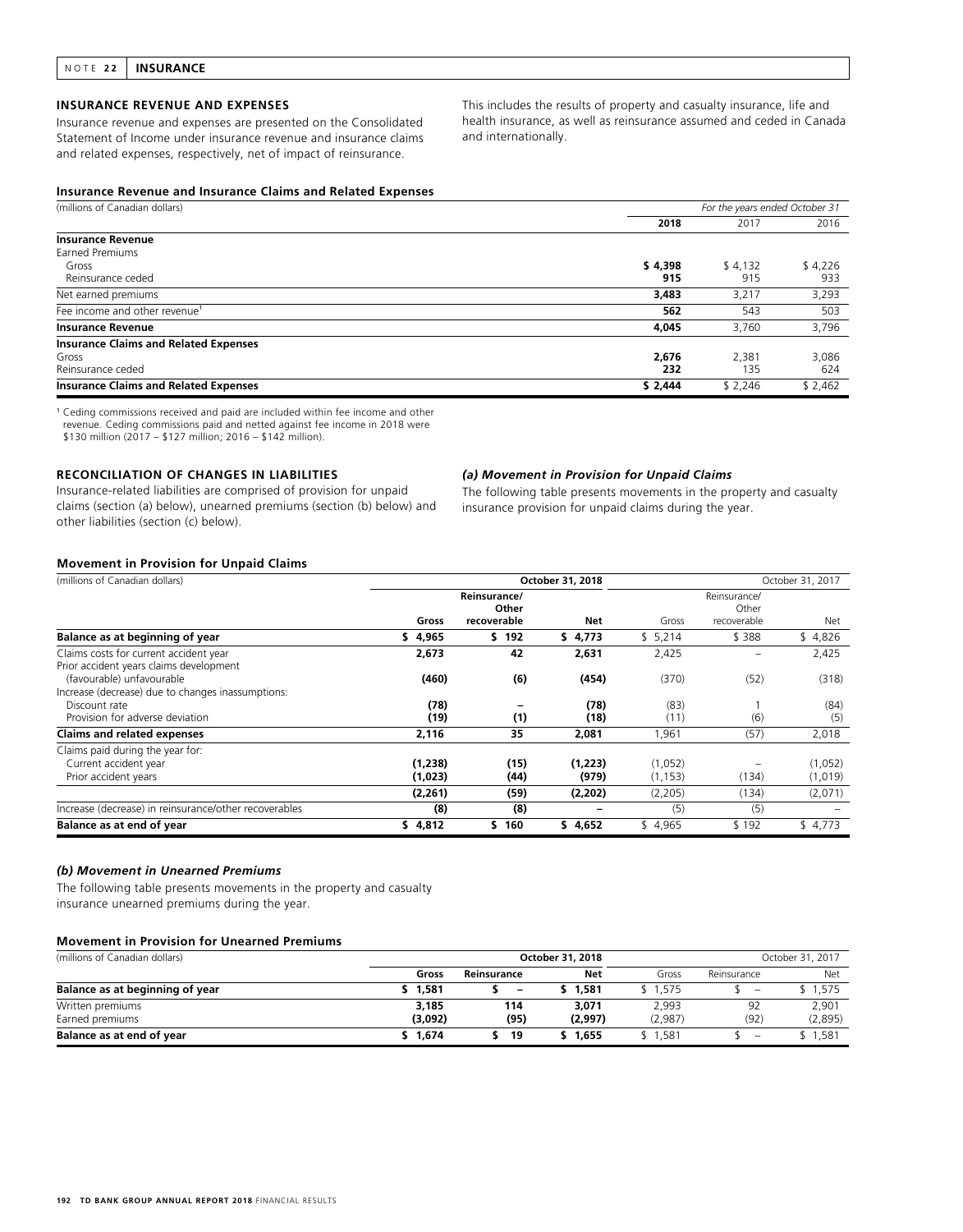## NOTE 22 INSURANCE

### INSURANCE REVENUE AND EXPENSES

Insurance revenue and expenses are presented on the Consolidated Statement of Income under insurance revenue and insurance claims and related expenses, respectively, net of impact of reinsurance. This includes the results of property and casualty insurance, life and health insurance, as well as reinsurance assumed and ceded in Canada and internationally.

**Insurance Revenue and Insurance Claims and Related Expenses**

| (millions of Canadian dollars) | *For the years ended October 31* | | |
|---|---|---|---|
| | **2018** | 2017 | 2016 |
| **Insurance Revenue** | | | |
| Earned Premiums | | | |
| Gross | **$ 4,398** | $ 4,132 | $ 4,226 |
| Reinsurance ceded | **915** | 915 | 933 |
| Net earned premiums | **3,483** | 3,217 | 3,293 |
| Fee income and other revenue[1] | **562** | 543 | 503 |
| **Insurance Revenue** | **4,045** | 3,760 | 3,796 |
| **Insurance Claims and Related Expenses** | | | |
| Gross | **2,676** | 2,381 | 3,086 |
| Reinsurance ceded | **232** | 135 | 624 |
| **Insurance Claims and Related Expenses** | **$ 2,444** | $ 2,246 | $ 2,462 |

[1] Ceding commissions received and paid are included within fee income and other revenue. Ceding commissions paid and netted against fee income in 2018 were $130 million (2017 – $127 million; 2016 – $142 million).

### RECONCILIATION OF CHANGES IN LIABILITIES

Insurance-related liabilities are comprised of provision for unpaid claims (section (a) below), unearned premiums (section (b) below) and other liabilities (section (c) below).

#### *(a) Movement in Provision for Unpaid Claims*

The following table presents movements in the property and casualty insurance provision for unpaid claims during the year.

**Movement in Provision for Unpaid Claims**

| (millions of Canadian dollars) | | **October 31, 2018** | | | October 31, 2017 | |
|---|---|---|---|---|---|---|
| | **Gross** | **Reinsurance/ Other recoverable** | **Net** | Gross | Reinsurance/ Other recoverable | Net |
| **Balance as at beginning of year** | **$ 4,965** | **$ 192** | **$ 4,773** | $ 5,214 | $ 388 | $ 4,826 |
| Claims costs for current accident year | **2,673** | **42** | **2,631** | 2,425 | – | 2,425 |
| Prior accident years claims development (favourable) unfavourable | **(460)** | **(6)** | **(454)** | (370) | (52) | (318) |
| Increase (decrease) due to changes inassumptions: | | | | | | |
| Discount rate | **(78)** | **–** | **(78)** | (83) | 1 | (84) |
| Provision for adverse deviation | **(19)** | **(1)** | **(18)** | (11) | (6) | (5) |
| **Claims and related expenses** | **2,116** | **35** | **2,081** | 1,961 | (57) | 2,018 |
| Claims paid during the year for: | | | | | | |
| Current accident year | **(1,238)** | **(15)** | **(1,223)** | (1,052) | – | (1,052) |
| Prior accident years | **(1,023)** | **(44)** | **(979)** | (1,153) | (134) | (1,019) |
| | **(2,261)** | **(59)** | **(2,202)** | (2,205) | (134) | (2,071) |
| Increase (decrease) in reinsurance/other recoverables | **(8)** | **(8)** | **–** | (5) | (5) | – |
| **Balance as at end of year** | **$ 4,812** | **$ 160** | **$ 4,652** | $ 4,965 | $ 192 | $ 4,773 |

#### *(b) Movement in Unearned Premiums*

The following table presents movements in the property and casualty insurance unearned premiums during the year.

**Movement in Provision for Unearned Premiums**

| (millions of Canadian dollars) | | **October 31, 2018** | | | October 31, 2017 | |
|---|---|---|---|---|---|---|
| | **Gross** | **Reinsurance** | **Net** | Gross | Reinsurance | Net |
| **Balance as at beginning of year** | **$ 1,581** | **$ –** | **$ 1,581** | $ 1,575 | $ – | $ 1,575 |
| Written premiums | **3,185** | **114** | **3,071** | 2,993 | 92 | 2,901 |
| Earned premiums | **(3,092)** | **(95)** | **(2,997)** | (2,987) | (92) | (2,895) |
| **Balance as at end of year** | **$ 1,674** | **$ 19** | **$ 1,655** | $ 1,581 | $ – | $ 1,581 |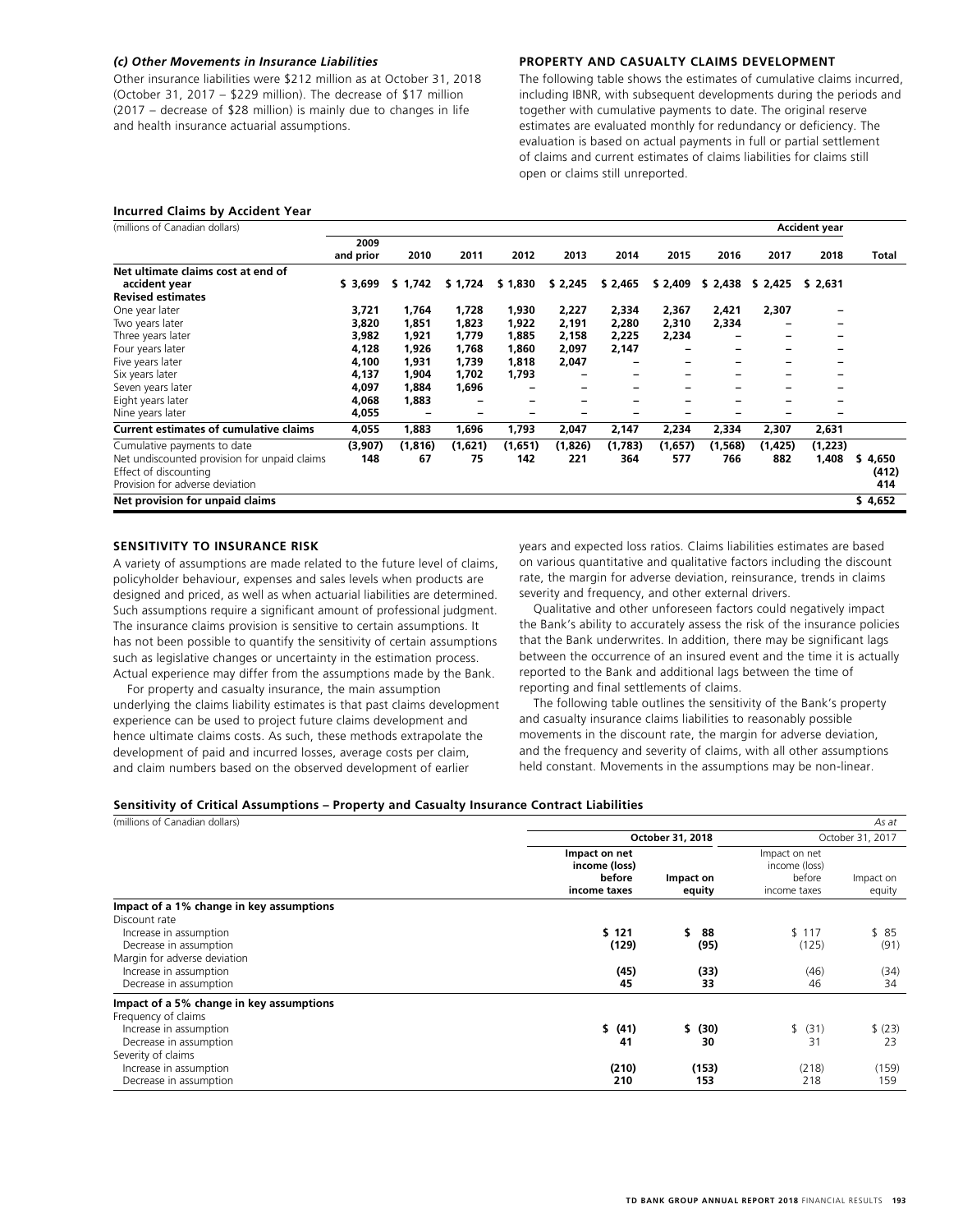### *(c) Other Movements in Insurance Liabilities*

Other insurance liabilities were $212 million as at October 31, 2018 (October 31, 2017 – $229 million). The decrease of $17 million (2017 – decrease of $28 million) is mainly due to changes in life and health insurance actuarial assumptions.

### PROPERTY AND CASUALTY CLAIMS DEVELOPMENT

The following table shows the estimates of cumulative claims incurred, including IBNR, with subsequent developments during the periods and together with cumulative payments to date. The original reserve estimates are evaluated monthly for redundancy or deficiency. The evaluation is based on actual payments in full or partial settlement of claims and current estimates of claims liabilities for claims still open or claims still unreported.

**Incurred Claims by Accident Year**

| (millions of Canadian dollars) | | | | | | | | | | Accident year | |
|---|---|---|---|---|---|---|---|---|---|---|---|
| | 2009 and prior | 2010 | 2011 | 2012 | 2013 | 2014 | 2015 | 2016 | 2017 | 2018 | Total |
| **Net ultimate claims cost at end of accident year** | **$ 3,699** | **$ 1,742** | **$ 1,724** | **$ 1,830** | **$ 2,245** | **$ 2,465** | **$ 2,409** | **$ 2,438** | **$ 2,425** | **$ 2,631** | |
| **Revised estimates** | | | | | | | | | | | |
| One year later | **3,721** | **1,764** | **1,728** | **1,930** | **2,227** | **2,334** | **2,367** | **2,421** | **2,307** | **–** | |
| Two years later | **3,820** | **1,851** | **1,823** | **1,922** | **2,191** | **2,280** | **2,310** | **2,334** | **–** | **–** | |
| Three years later | **3,982** | **1,921** | **1,779** | **1,885** | **2,158** | **2,225** | **2,234** | **–** | **–** | **–** | |
| Four years later | **4,128** | **1,926** | **1,768** | **1,860** | **2,097** | **2,147** | **–** | **–** | **–** | **–** | |
| Five years later | **4,100** | **1,931** | **1,739** | **1,818** | **2,047** | **–** | **–** | **–** | **–** | **–** | |
| Six years later | **4,137** | **1,904** | **1,702** | **1,793** | **–** | **–** | **–** | **–** | **–** | **–** | |
| Seven years later | **4,097** | **1,884** | **1,696** | **–** | **–** | **–** | **–** | **–** | **–** | **–** | |
| Eight years later | **4,068** | **1,883** | **–** | **–** | **–** | **–** | **–** | **–** | **–** | **–** | |
| Nine years later | **4,055** | **–** | **–** | **–** | **–** | **–** | **–** | **–** | **–** | **–** | |
| **Current estimates of cumulative claims** | **4,055** | **1,883** | **1,696** | **1,793** | **2,047** | **2,147** | **2,234** | **2,334** | **2,307** | **2,631** | |
| Cumulative payments to date | **(3,907)** | **(1,816)** | **(1,621)** | **(1,651)** | **(1,826)** | **(1,783)** | **(1,657)** | **(1,568)** | **(1,425)** | **(1,223)** | |
| Net undiscounted provision for unpaid claims | **148** | **67** | **75** | **142** | **221** | **364** | **577** | **766** | **882** | **1,408** | **$ 4,650** |
| Effect of discounting | | | | | | | | | | | **(412)** |
| Provision for adverse deviation | | | | | | | | | | | **414** |
| **Net provision for unpaid claims** | | | | | | | | | | | **$ 4,652** |

### SENSITIVITY TO INSURANCE RISK

A variety of assumptions are made related to the future level of claims, policyholder behaviour, expenses and sales levels when products are designed and priced, as well as when actuarial liabilities are determined. Such assumptions require a significant amount of professional judgment. The insurance claims provision is sensitive to certain assumptions. It has not been possible to quantify the sensitivity of certain assumptions such as legislative changes or uncertainty in the estimation process. Actual experience may differ from the assumptions made by the Bank.

For property and casualty insurance, the main assumption underlying the claims liability estimates is that past claims development experience can be used to project future claims development and hence ultimate claims costs. As such, these methods extrapolate the development of paid and incurred losses, average costs per claim, and claim numbers based on the observed development of earlier years and expected loss ratios. Claims liabilities estimates are based on various quantitative and qualitative factors including the discount rate, the margin for adverse deviation, reinsurance, trends in claims severity and frequency, and other external drivers.

Qualitative and other unforeseen factors could negatively impact the Bank's ability to accurately assess the risk of the insurance policies that the Bank underwrites. In addition, there may be significant lags between the occurrence of an insured event and the time it is actually reported to the Bank and additional lags between the time of reporting and final settlements of claims.

The following table outlines the sensitivity of the Bank's property and casualty insurance claims liabilities to reasonably possible movements in the discount rate, the margin for adverse deviation, and the frequency and severity of claims, with all other assumptions held constant. Movements in the assumptions may be non-linear.

**Sensitivity of Critical Assumptions – Property and Casualty Insurance Contract Liabilities**

| (millions of Canadian dollars) | | | | *As at* |
|---|---|---|---|---|
| | **October 31, 2018** | | October 31, 2017 | |
| | **Impact on net income (loss) before income taxes** | **Impact on equity** | Impact on net income (loss) before income taxes | Impact on equity |
| **Impact of a 1% change in key assumptions** | | | | |
| Discount rate | | | | |
| Increase in assumption | **$ 121** | **$ 88** | $ 117 | $ 85 |
| Decrease in assumption | **(129)** | **(95)** | (125) | (91) |
| Margin for adverse deviation | | | | |
| Increase in assumption | **(45)** | **(33)** | (46) | (34) |
| Decrease in assumption | **45** | **33** | 46 | 34 |
| **Impact of a 5% change in key assumptions** | | | | |
| Frequency of claims | | | | |
| Increase in assumption | **$ (41)** | **$ (30)** | $ (31) | $ (23) |
| Decrease in assumption | **41** | **30** | 31 | 23 |
| Severity of claims | | | | |
| Increase in assumption | **(210)** | **(153)** | (218) | (159) |
| Decrease in assumption | **210** | **153** | 218 | 159 |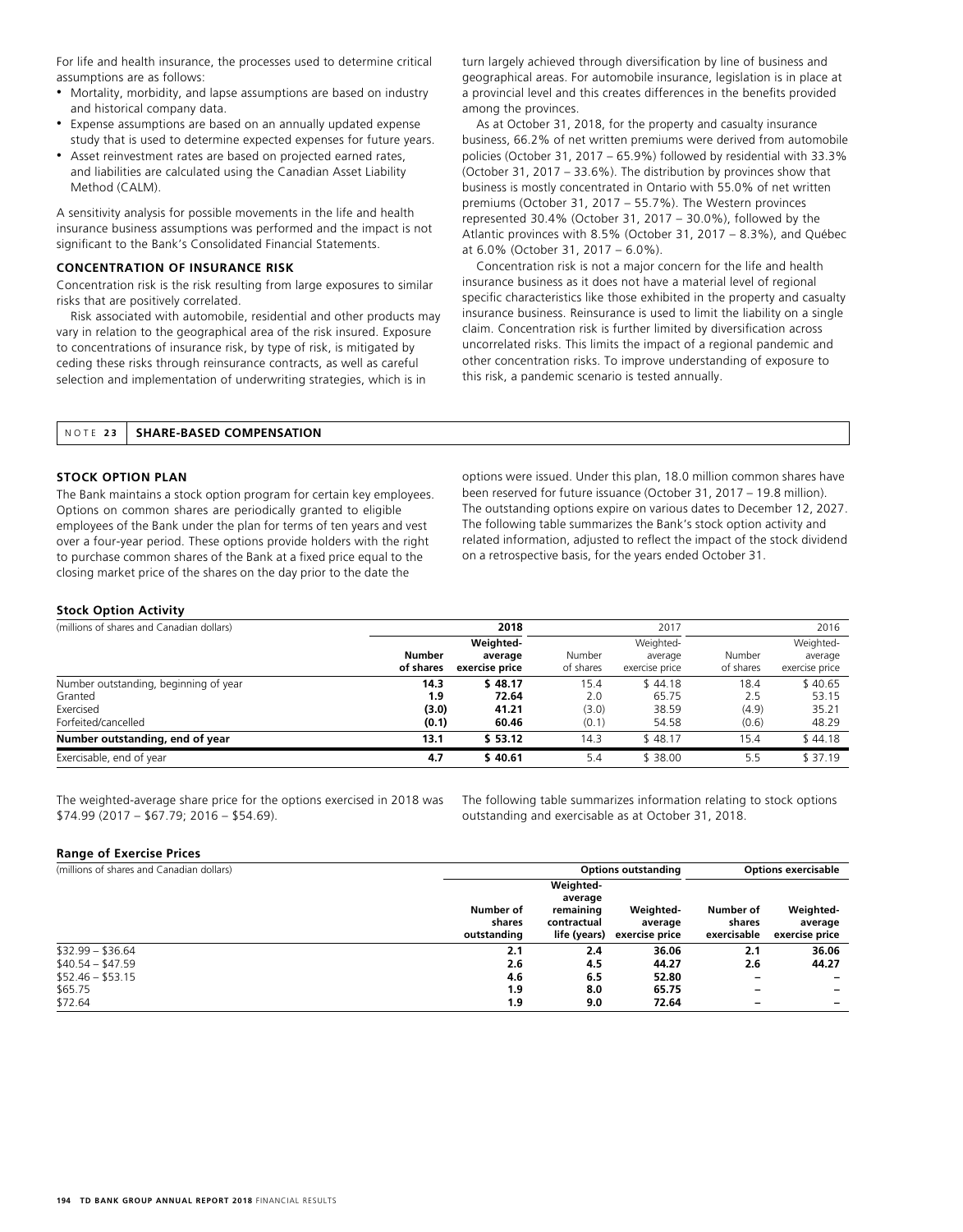For life and health insurance, the processes used to determine critical assumptions are as follows:

- Mortality, morbidity, and lapse assumptions are based on industry and historical company data.
- Expense assumptions are based on an annually updated expense study that is used to determine expected expenses for future years.
- Asset reinvestment rates are based on projected earned rates, and liabilities are calculated using the Canadian Asset Liability Method (CALM).

A sensitivity analysis for possible movements in the life and health insurance business assumptions was performed and the impact is not significant to the Bank's Consolidated Financial Statements.

**CONCENTRATION OF INSURANCE RISK**

Concentration risk is the risk resulting from large exposures to similar risks that are positively correlated.

Risk associated with automobile, residential and other products may vary in relation to the geographical area of the risk insured. Exposure to concentrations of insurance risk, by type of risk, is mitigated by ceding these risks through reinsurance contracts, as well as careful selection and implementation of underwriting strategies, which is in turn largely achieved through diversification by line of business and geographical areas. For automobile insurance, legislation is in place at a provincial level and this creates differences in the benefits provided among the provinces.

As at October 31, 2018, for the property and casualty insurance business, 66.2% of net written premiums were derived from automobile policies (October 31, 2017 – 65.9%) followed by residential with 33.3% (October 31, 2017 – 33.6%). The distribution by provinces show that business is mostly concentrated in Ontario with 55.0% of net written premiums (October 31, 2017 – 55.7%). The Western provinces represented 30.4% (October 31, 2017 – 30.0%), followed by the Atlantic provinces with 8.5% (October 31, 2017 – 8.3%), and Québec at 6.0% (October 31, 2017 – 6.0%).

Concentration risk is not a major concern for the life and health insurance business as it does not have a material level of regional specific characteristics like those exhibited in the property and casualty insurance business. Reinsurance is used to limit the liability on a single claim. Concentration risk is further limited by diversification across uncorrelated risks. This limits the impact of a regional pandemic and other concentration risks. To improve understanding of exposure to this risk, a pandemic scenario is tested annually.

## NOTE 23 SHARE-BASED COMPENSATION

**STOCK OPTION PLAN**

The Bank maintains a stock option program for certain key employees. Options on common shares are periodically granted to eligible employees of the Bank under the plan for terms of ten years and vest over a four-year period. These options provide holders with the right to purchase common shares of the Bank at a fixed price equal to the closing market price of the shares on the day prior to the date the options were issued. Under this plan, 18.0 million common shares have been reserved for future issuance (October 31, 2017 – 19.8 million). The outstanding options expire on various dates to December 12, 2027. The following table summarizes the Bank's stock option activity and related information, adjusted to reflect the impact of the stock dividend on a retrospective basis, for the years ended October 31.

**Stock Option Activity**

| (millions of shares and Canadian dollars) | **2018** | | 2017 | | 2016 | |
|---|---|---|---|---|---|---|
| | **Number of shares** | **Weighted-average exercise price** | Number of shares | Weighted-average exercise price | Number of shares | Weighted-average exercise price |
| Number outstanding, beginning of year | **14.3** | **$ 48.17** | 15.4 | $ 44.18 | 18.4 | $ 40.65 |
| Granted | **1.9** | **72.64** | 2.0 | 65.75 | 2.5 | 53.15 |
| Exercised | **(3.0)** | **41.21** | (3.0) | 38.59 | (4.9) | 35.21 |
| Forfeited/cancelled | **(0.1)** | **60.46** | (0.1) | 54.58 | (0.6) | 48.29 |
| **Number outstanding, end of year** | **13.1** | **$ 53.12** | 14.3 | $ 48.17 | 15.4 | $ 44.18 |
| Exercisable, end of year | **4.7** | **$ 40.61** | 5.4 | $ 38.00 | 5.5 | $ 37.19 |

The weighted-average share price for the options exercised in 2018 was $74.99 (2017 – $67.79; 2016 – $54.69).

The following table summarizes information relating to stock options outstanding and exercisable as at October 31, 2018.

**Range of Exercise Prices**

| (millions of shares and Canadian dollars) | **Options outstanding** | | | **Options exercisable** | |
|---|---|---|---|---|---|
| | **Number of shares outstanding** | **Weighted-average remaining contractual life (years)** | **Weighted-average exercise price** | **Number of shares exercisable** | **Weighted-average exercise price** |
| $32.99 – $36.64 | **2.1** | **2.4** | **36.06** | **2.1** | **36.06** |
| $40.54 – $47.59 | **2.6** | **4.5** | **44.27** | **2.6** | **44.27** |
| $52.46 – $53.15 | **4.6** | **6.5** | **52.80** | **–** | **–** |
| $65.75 | **1.9** | **8.0** | **65.75** | **–** | **–** |
| $72.64 | **1.9** | **9.0** | **72.64** | **–** | **–** |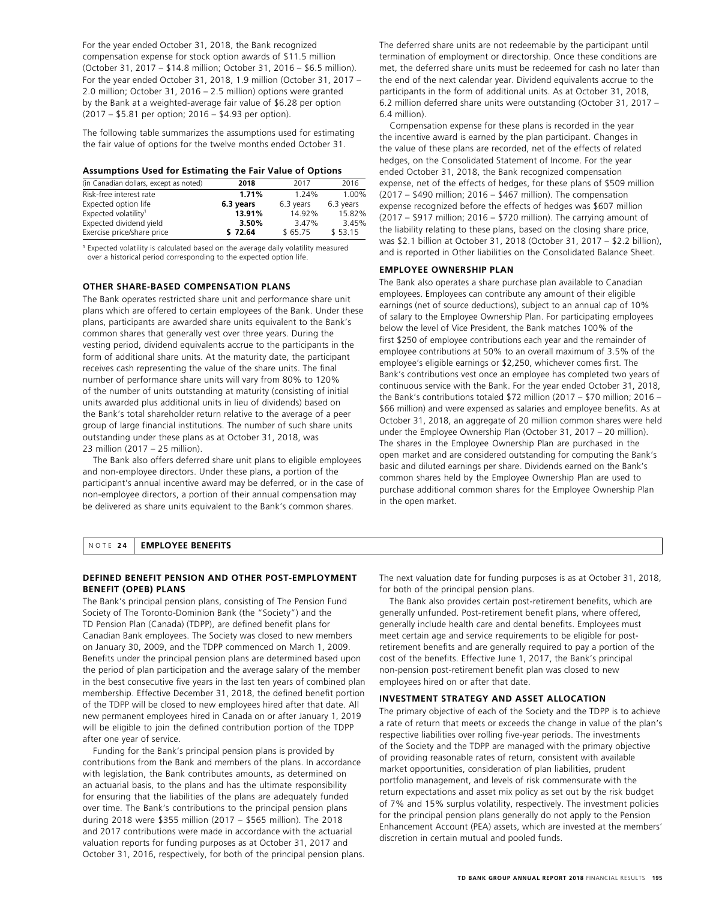For the year ended October 31, 2018, the Bank recognized compensation expense for stock option awards of $11.5 million (October 31, 2017 – $14.8 million; October 31, 2016 – $6.5 million). For the year ended October 31, 2018, 1.9 million (October 31, 2017 – 2.0 million; October 31, 2016 – 2.5 million) options were granted by the Bank at a weighted-average fair value of $6.28 per option (2017 – $5.81 per option; 2016 – $4.93 per option).

The following table summarizes the assumptions used for estimating the fair value of options for the twelve months ended October 31.

**Assumptions Used for Estimating the Fair Value of Options**

| (in Canadian dollars, except as noted) | **2018** | 2017 | 2016 |
|---|---|---|---|
| Risk-free interest rate | **1.71%** | 1.24% | 1.00% |
| Expected option life | **6.3 years** | 6.3 years | 6.3 years |
| Expected volatility[1] | **13.91%** | 14.92% | 15.82% |
| Expected dividend yield | **3.50%** | 3.47% | 3.45% |
| Exercise price/share price | **$ 72.64** | $ 65.75 | $ 53.15 |

[1] Expected volatility is calculated based on the average daily volatility measured over a historical period corresponding to the expected option life.

### OTHER SHARE-BASED COMPENSATION PLANS

The Bank operates restricted share unit and performance share unit plans which are offered to certain employees of the Bank. Under these plans, participants are awarded share units equivalent to the Bank's common shares that generally vest over three years. During the vesting period, dividend equivalents accrue to the participants in the form of additional share units. At the maturity date, the participant receives cash representing the value of the share units. The final number of performance share units will vary from 80% to 120% of the number of units outstanding at maturity (consisting of initial units awarded plus additional units in lieu of dividends) based on the Bank's total shareholder return relative to the average of a peer group of large financial institutions. The number of such share units outstanding under these plans as at October 31, 2018, was 23 million (2017 – 25 million).

The Bank also offers deferred share unit plans to eligible employees and non-employee directors. Under these plans, a portion of the participant's annual incentive award may be deferred, or in the case of non-employee directors, a portion of their annual compensation may be delivered as share units equivalent to the Bank's common shares. The deferred share units are not redeemable by the participant until termination of employment or directorship. Once these conditions are met, the deferred share units must be redeemed for cash no later than the end of the next calendar year. Dividend equivalents accrue to the participants in the form of additional units. As at October 31, 2018, 6.2 million deferred share units were outstanding (October 31, 2017 – 6.4 million).

Compensation expense for these plans is recorded in the year the incentive award is earned by the plan participant. Changes in the value of these plans are recorded, net of the effects of related hedges, on the Consolidated Statement of Income. For the year ended October 31, 2018, the Bank recognized compensation expense, net of the effects of hedges, for these plans of $509 million (2017 – $490 million; 2016 – $467 million). The compensation expense recognized before the effects of hedges was $607 million (2017 – $917 million; 2016 – $720 million). The carrying amount of the liability relating to these plans, based on the closing share price, was $2.1 billion at October 31, 2018 (October 31, 2017 – $2.2 billion), and is reported in Other liabilities on the Consolidated Balance Sheet.

### EMPLOYEE OWNERSHIP PLAN

The Bank also operates a share purchase plan available to Canadian employees. Employees can contribute any amount of their eligible earnings (net of source deductions), subject to an annual cap of 10% of salary to the Employee Ownership Plan. For participating employees below the level of Vice President, the Bank matches 100% of the first $250 of employee contributions each year and the remainder of employee contributions at 50% to an overall maximum of 3.5% of the employee's eligible earnings or $2,250, whichever comes first. The Bank's contributions vest once an employee has completed two years of continuous service with the Bank. For the year ended October 31, 2018, the Bank's contributions totaled $72 million (2017 – $70 million; 2016 – $66 million) and were expensed as salaries and employee benefits. As at October 31, 2018, an aggregate of 20 million common shares were held under the Employee Ownership Plan (October 31, 2017 – 20 million). The shares in the Employee Ownership Plan are purchased in the open market and are considered outstanding for computing the Bank's basic and diluted earnings per share. Dividends earned on the Bank's common shares held by the Employee Ownership Plan are used to purchase additional common shares for the Employee Ownership Plan in the open market.

## NOTE 24 EMPLOYEE BENEFITS

### DEFINED BENEFIT PENSION AND OTHER POST-EMPLOYMENT BENEFIT (OPEB) PLANS

The Bank's principal pension plans, consisting of The Pension Fund Society of The Toronto-Dominion Bank (the "Society") and the TD Pension Plan (Canada) (TDPP), are defined benefit plans for Canadian Bank employees. The Society was closed to new members on January 30, 2009, and the TDPP commenced on March 1, 2009. Benefits under the principal pension plans are determined based upon the period of plan participation and the average salary of the member in the best consecutive five years in the last ten years of combined plan membership. Effective December 31, 2018, the defined benefit portion of the TDPP will be closed to new employees hired after that date. All new permanent employees hired in Canada on or after January 1, 2019 will be eligible to join the defined contribution portion of the TDPP after one year of service.

Funding for the Bank's principal pension plans is provided by contributions from the Bank and members of the plans. In accordance with legislation, the Bank contributes amounts, as determined on an actuarial basis, to the plans and has the ultimate responsibility for ensuring that the liabilities of the plans are adequately funded over time. The Bank's contributions to the principal pension plans during 2018 were $355 million (2017 – $565 million). The 2018 and 2017 contributions were made in accordance with the actuarial valuation reports for funding purposes as at October 31, 2017 and October 31, 2016, respectively, for both of the principal pension plans. The next valuation date for funding purposes is as at October 31, 2018, for both of the principal pension plans.

The Bank also provides certain post-retirement benefits, which are generally unfunded. Post-retirement benefit plans, where offered, generally include health care and dental benefits. Employees must meet certain age and service requirements to be eligible for post-retirement benefits and are generally required to pay a portion of the cost of the benefits. Effective June 1, 2017, the Bank's principal non-pension post-retirement benefit plan was closed to new employees hired on or after that date.

### INVESTMENT STRATEGY AND ASSET ALLOCATION

The primary objective of each of the Society and the TDPP is to achieve a rate of return that meets or exceeds the change in value of the plan's respective liabilities over rolling five-year periods. The investments of the Society and the TDPP are managed with the primary objective of providing reasonable rates of return, consistent with available market opportunities, consideration of plan liabilities, prudent portfolio management, and levels of risk commensurate with the return expectations and asset mix policy as set out by the risk budget of 7% and 15% surplus volatility, respectively. The investment policies for the principal pension plans generally do not apply to the Pension Enhancement Account (PEA) assets, which are invested at the members' discretion in certain mutual and pooled funds.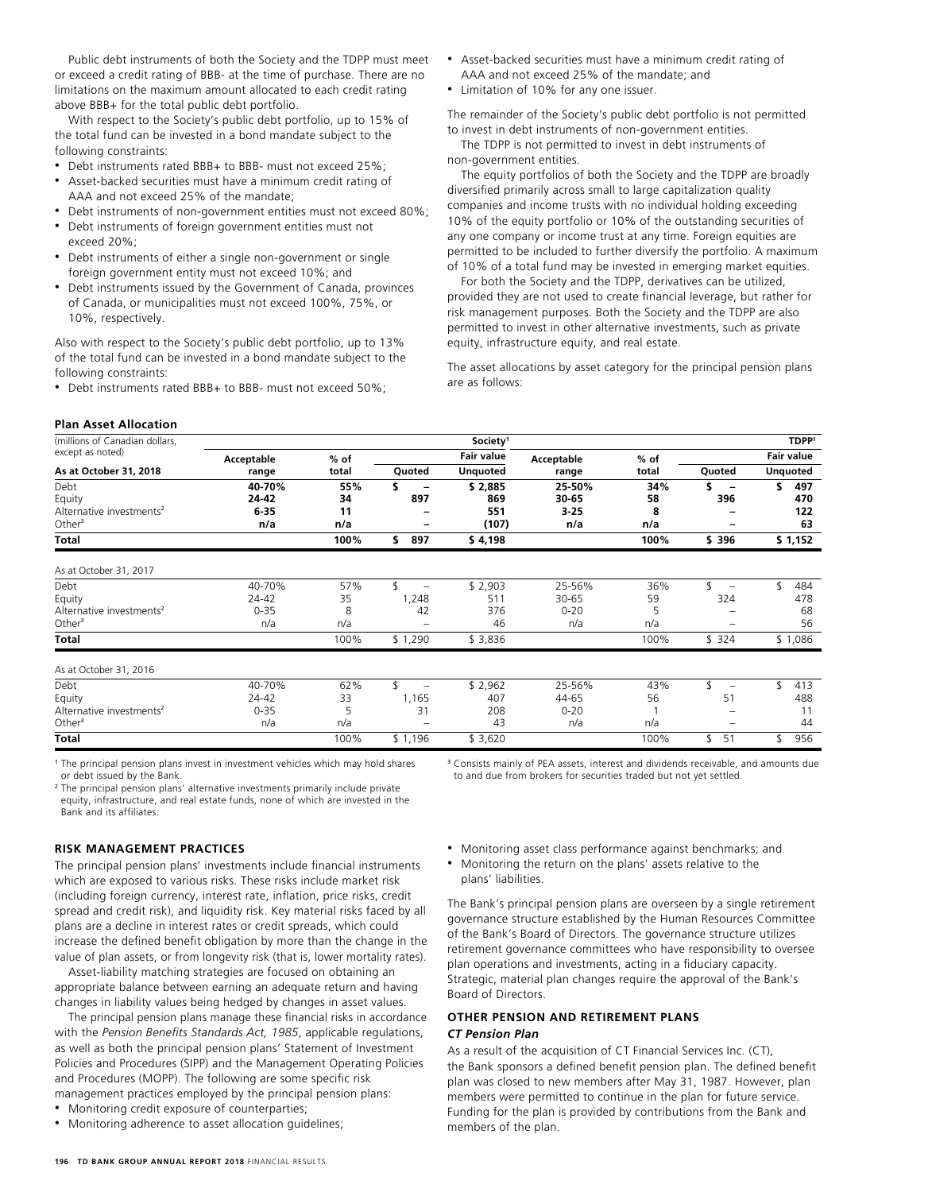Public debt instruments of both the Society and the TDPP must meet or exceed a credit rating of BBB- at the time of purchase. There are no limitations on the maximum amount allocated to each credit rating above BBB+ for the total public debt portfolio.

With respect to the Society's public debt portfolio, up to 15% of the total fund can be invested in a bond mandate subject to the following constraints:

- Debt instruments rated BBB+ to BBB- must not exceed 25%;
- Asset-backed securities must have a minimum credit rating of AAA and not exceed 25% of the mandate;
- Debt instruments of non-government entities must not exceed 80%;
- Debt instruments of foreign government entities must not exceed 20%;
- Debt instruments of either a single non-government or single foreign government entity must not exceed 10%; and
- Debt instruments issued by the Government of Canada, provinces of Canada, or municipalities must not exceed 100%, 75%, or 10%, respectively.

Also with respect to the Society's public debt portfolio, up to 13% of the total fund can be invested in a bond mandate subject to the following constraints:

- Debt instruments rated BBB+ to BBB- must not exceed 50%;
- Asset-backed securities must have a minimum credit rating of AAA and not exceed 25% of the mandate; and
- Limitation of 10% for any one issuer.

The remainder of the Society's public debt portfolio is not permitted to invest in debt instruments of non-government entities.

The TDPP is not permitted to invest in debt instruments of non-government entities.

The equity portfolios of both the Society and the TDPP are broadly diversified primarily across small to large capitalization quality companies and income trusts with no individual holding exceeding 10% of the equity portfolio or 10% of the outstanding securities of any one company or income trust at any time. Foreign equities are permitted to be included to further diversify the portfolio. A maximum of 10% of a total fund may be invested in emerging market equities.

For both the Society and the TDPP, derivatives can be utilized, provided they are not used to create financial leverage, but rather for risk management purposes. Both the Society and the TDPP are also permitted to invest in other alternative investments, such as private equity, infrastructure equity, and real estate.

The asset allocations by asset category for the principal pension plans are as follows:

**Plan Asset Allocation**

| (millions of Canadian dollars, except as noted) | Society[1] | | | | TDPP[1] | | | |
|---|---|---|---|---|---|---|---|---|
| | Acceptable | % of | Fair value | | Acceptable | % of | Fair value | |
| **As at October 31, 2018** | **range** | **total** | **Quoted** | **Unquoted** | **range** | **total** | **Quoted** | **Unquoted** |
| Debt | **40-70%** | **55%** | **$ –** | **$ 2,885** | **25-50%** | **34%** | **$ –** | **$ 497** |
| Equity | **24-42** | **34** | **897** | **869** | **30-65** | **58** | **396** | **470** |
| Alternative investments[2] | **6-35** | **11** | **–** | **551** | **3-25** | **8** | **–** | **122** |
| Other[3] | **n/a** | **n/a** | **–** | **(107)** | **n/a** | **n/a** | **–** | **63** |
| **Total** | | **100%** | **$ 897** | **$ 4,198** | | **100%** | **$ 396** | **$ 1,152** |
| As at October 31, 2017 | | | | | | | | |
| Debt | 40-70% | 57% | $ – | $ 2,903 | 25-56% | 36% | $ – | $ 484 |
| Equity | 24-42 | 35 | 1,248 | 511 | 30-65 | 59 | 324 | 478 |
| Alternative investments[2] | 0-35 | 8 | 42 | 376 | 0-20 | 5 | – | 68 |
| Other[3] | n/a | n/a | – | 46 | n/a | n/a | – | 56 |
| **Total** | | 100% | $ 1,290 | $ 3,836 | | 100% | $ 324 | $ 1,086 |
| As at October 31, 2016 | | | | | | | | |
| Debt | 40-70% | 62% | $ – | $ 2,962 | 25-56% | 43% | $ – | $ 413 |
| Equity | 24-42 | 33 | 1,165 | 407 | 44-65 | 56 | 51 | 488 |
| Alternative investments[2] | 0-35 | 5 | 31 | 208 | 0-20 | 1 | – | 11 |
| Other[3] | n/a | n/a | – | 43 | n/a | n/a | – | 44 |
| **Total** | | 100% | $ 1,196 | $ 3,620 | | 100% | $ 51 | $ 956 |

[1] The principal pension plans invest in investment vehicles which may hold shares or debt issued by the Bank.

[2] The principal pension plans' alternative investments primarily include private equity, infrastructure, and real estate funds, none of which are invested in the Bank and its affiliates.

[3] Consists mainly of PEA assets, interest and dividends receivable, and amounts due to and due from brokers for securities traded but not yet settled.

## RISK MANAGEMENT PRACTICES

The principal pension plans' investments include financial instruments which are exposed to various risks. These risks include market risk (including foreign currency, interest rate, inflation, price risks, credit spread and credit risk), and liquidity risk. Key material risks faced by all plans are a decline in interest rates or credit spreads, which could increase the defined benefit obligation by more than the change in the value of plan assets, or from longevity risk (that is, lower mortality rates).

Asset-liability matching strategies are focused on obtaining an appropriate balance between earning an adequate return and having changes in liability values being hedged by changes in asset values.

The principal pension plans manage these financial risks in accordance with the *Pension Benefits Standards Act, 1985*, applicable regulations, as well as both the principal pension plans' Statement of Investment Policies and Procedures (SIPP) and the Management Operating Policies and Procedures (MOPP). The following are some specific risk management practices employed by the principal pension plans:

- Monitoring credit exposure of counterparties;
- Monitoring adherence to asset allocation guidelines;
- Monitoring asset class performance against benchmarks; and
- Monitoring the return on the plans' assets relative to the plans' liabilities.

The Bank's principal pension plans are overseen by a single retirement governance structure established by the Human Resources Committee of the Bank's Board of Directors. The governance structure utilizes retirement governance committees who have responsibility to oversee plan operations and investments, acting in a fiduciary capacity. Strategic, material plan changes require the approval of the Bank's Board of Directors.

## OTHER PENSION AND RETIREMENT PLANS

### *CT Pension Plan*

As a result of the acquisition of CT Financial Services Inc. (CT), the Bank sponsors a defined benefit pension plan. The defined benefit plan was closed to new members after May 31, 1987. However, plan members were permitted to continue in the plan for future service. Funding for the plan is provided by contributions from the Bank and members of the plan.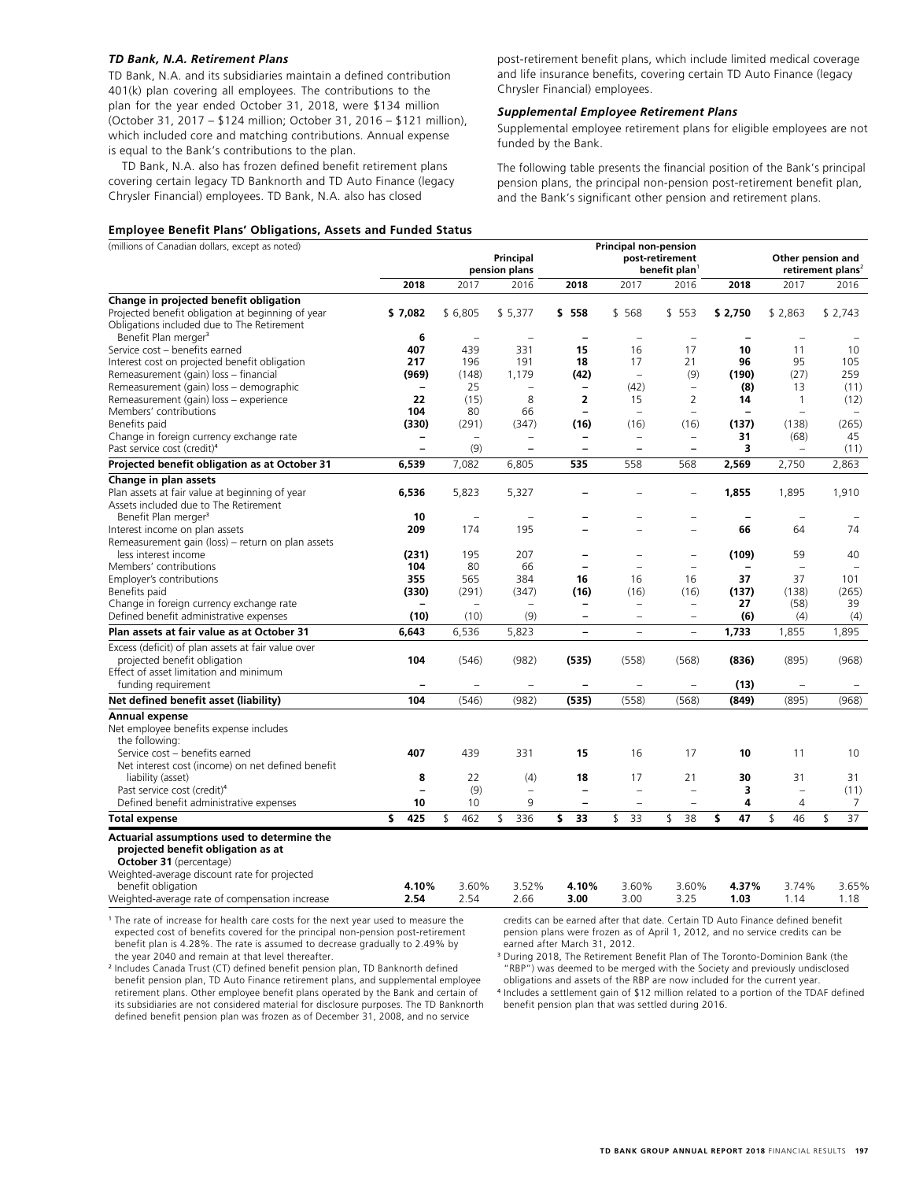### *TD Bank, N.A. Retirement Plans*

TD Bank, N.A. and its subsidiaries maintain a defined contribution 401(k) plan covering all employees. The contributions to the plan for the year ended October 31, 2018, were $134 million (October 31, 2017 – $124 million; October 31, 2016 – $121 million), which included core and matching contributions. Annual expense is equal to the Bank's contributions to the plan.

TD Bank, N.A. also has frozen defined benefit retirement plans covering certain legacy TD Banknorth and TD Auto Finance (legacy Chrysler Financial) employees. TD Bank, N.A. also has closed post-retirement benefit plans, which include limited medical coverage and life insurance benefits, covering certain TD Auto Finance (legacy Chrysler Financial) employees.

### *Supplemental Employee Retirement Plans*

Supplemental employee retirement plans for eligible employees are not funded by the Bank.

The following table presents the financial position of the Bank's principal pension plans, the principal non-pension post-retirement benefit plan, and the Bank's significant other pension and retirement plans.

#### Employee Benefit Plans' Obligations, Assets and Funded Status

| (millions of Canadian dollars, except as noted) | Principal pension plans | | | Principal non-pension post-retirement benefit plan[1] | | | Other pension and retirement plans[2] | | |
|---|---|---|---|---|---|---|---|---|---|
| | **2018** | 2017 | 2016 | **2018** | 2017 | 2016 | **2018** | 2017 | 2016 |
| **Change in projected benefit obligation** | | | | | | | | | |
| Projected benefit obligation at beginning of year | **$ 7,082** | $ 6,805 | $ 5,377 | **$ 558** | $ 568 | $ 553 | **$ 2,750** | $ 2,863 | $ 2,743 |
| Obligations included due to The Retirement Benefit Plan merger[3] | **6** | – | – | **–** | – | – | **–** | – | – |
| Service cost – benefits earned | **407** | 439 | 331 | **15** | 16 | 17 | **10** | 11 | 10 |
| Interest cost on projected benefit obligation | **217** | 196 | 191 | **18** | 17 | 21 | **96** | 95 | 105 |
| Remeasurement (gain) loss – financial | **(969)** | (148) | 1,179 | **(42)** | – | (9) | **(190)** | (27) | 259 |
| Remeasurement (gain) loss – demographic | **–** | 25 | – | **–** | (42) | – | **(8)** | 13 | (11) |
| Remeasurement (gain) loss – experience | **22** | (15) | 8 | **2** | 15 | 2 | **14** | 1 | (12) |
| Members' contributions | **104** | 80 | 66 | **–** | – | – | **–** | – | – |
| Benefits paid | **(330)** | (291) | (347) | **(16)** | (16) | (16) | **(137)** | (138) | (265) |
| Change in foreign currency exchange rate | **–** | – | – | **–** | – | – | **31** | (68) | 45 |
| Past service cost (credit)[4] | **–** | (9) | – | **–** | – | – | **3** | – | (11) |
| **Projected benefit obligation as at October 31** | **6,539** | 7,082 | 6,805 | **535** | 558 | 568 | **2,569** | 2,750 | 2,863 |
| **Change in plan assets** | | | | | | | | | |
| Plan assets at fair value at beginning of year | **6,536** | 5,823 | 5,327 | **–** | – | – | **1,855** | 1,895 | 1,910 |
| Assets included due to The Retirement Benefit Plan merger[3] | **10** | – | – | **–** | – | – | **–** | – | – |
| Interest income on plan assets | **209** | 174 | 195 | **–** | – | – | **66** | 64 | 74 |
| Remeasurement gain (loss) – return on plan assets less interest income | **(231)** | 195 | 207 | **–** | – | – | **(109)** | 59 | 40 |
| Members' contributions | **104** | 80 | 66 | **–** | – | – | **–** | – | – |
| Employer's contributions | **355** | 565 | 384 | **16** | 16 | 16 | **37** | 37 | 101 |
| Benefits paid | **(330)** | (291) | (347) | **(16)** | (16) | (16) | **(137)** | (138) | (265) |
| Change in foreign currency exchange rate | **–** | – | – | **–** | – | – | **27** | (58) | 39 |
| Defined benefit administrative expenses | **(10)** | (10) | (9) | **–** | – | – | **(6)** | (4) | (4) |
| **Plan assets at fair value as at October 31** | **6,643** | 6,536 | 5,823 | **–** | – | – | **1,733** | 1,855 | 1,895 |
| Excess (deficit) of plan assets at fair value over projected benefit obligation | **104** | (546) | (982) | **(535)** | (558) | (568) | **(836)** | (895) | (968) |
| Effect of asset limitation and minimum funding requirement | **–** | – | – | **–** | – | – | **(13)** | – | – |
| **Net defined benefit asset (liability)** | **104** | (546) | (982) | **(535)** | (558) | (568) | **(849)** | (895) | (968) |
| **Annual expense** | | | | | | | | | |
| Net employee benefits expense includes the following: | | | | | | | | | |
| Service cost – benefits earned | **407** | 439 | 331 | **15** | 16 | 17 | **10** | 11 | 10 |
| Net interest cost (income) on net defined benefit liability (asset) | **8** | 22 | (4) | **18** | 17 | 21 | **30** | 31 | 31 |
| Past service cost (credit)[4] | **–** | (9) | – | **–** | – | – | **3** | – | (11) |
| Defined benefit administrative expenses | **10** | 10 | 9 | **–** | – | – | **4** | 4 | 7 |
| **Total expense** | **$ 425** | $ 462 | $ 336 | **$ 33** | $ 33 | $ 38 | **$ 47** | $ 46 | $ 37 |
| **Actuarial assumptions used to determine the projected benefit obligation as at October 31** (percentage) | | | | | | | | | |
| Weighted-average discount rate for projected benefit obligation | **4.10%** | 3.60% | 3.52% | **4.10%** | 3.60% | 3.60% | **4.37%** | 3.74% | 3.65% |
| Weighted-average rate of compensation increase | **2.54** | 2.54 | 2.66 | **3.00** | 3.00 | 3.25 | **1.03** | 1.14 | 1.18 |

[1] The rate of increase for health care costs for the next year used to measure the expected cost of benefits covered for the principal non-pension post-retirement benefit plan is 4.28%. The rate is assumed to decrease gradually to 2.49% by the year 2040 and remain at that level thereafter.

[2] Includes Canada Trust (CT) defined benefit pension plan, TD Banknorth defined benefit pension plan, TD Auto Finance retirement plans, and supplemental employee retirement plans. Other employee benefit plans operated by the Bank and certain of its subsidiaries are not considered material for disclosure purposes. The TD Banknorth defined benefit pension plan was frozen as of December 31, 2008, and no service credits can be earned after that date. Certain TD Auto Finance defined benefit pension plans were frozen as of April 1, 2012, and no service credits can be earned after March 31, 2012.

[3] During 2018, The Retirement Benefit Plan of The Toronto-Dominion Bank (the "RBP") was deemed to be merged with the Society and previously undisclosed obligations and assets of the RBP are now included for the current year.

[4] Includes a settlement gain of $12 million related to a portion of the TDAF defined benefit pension plan that was settled during 2016.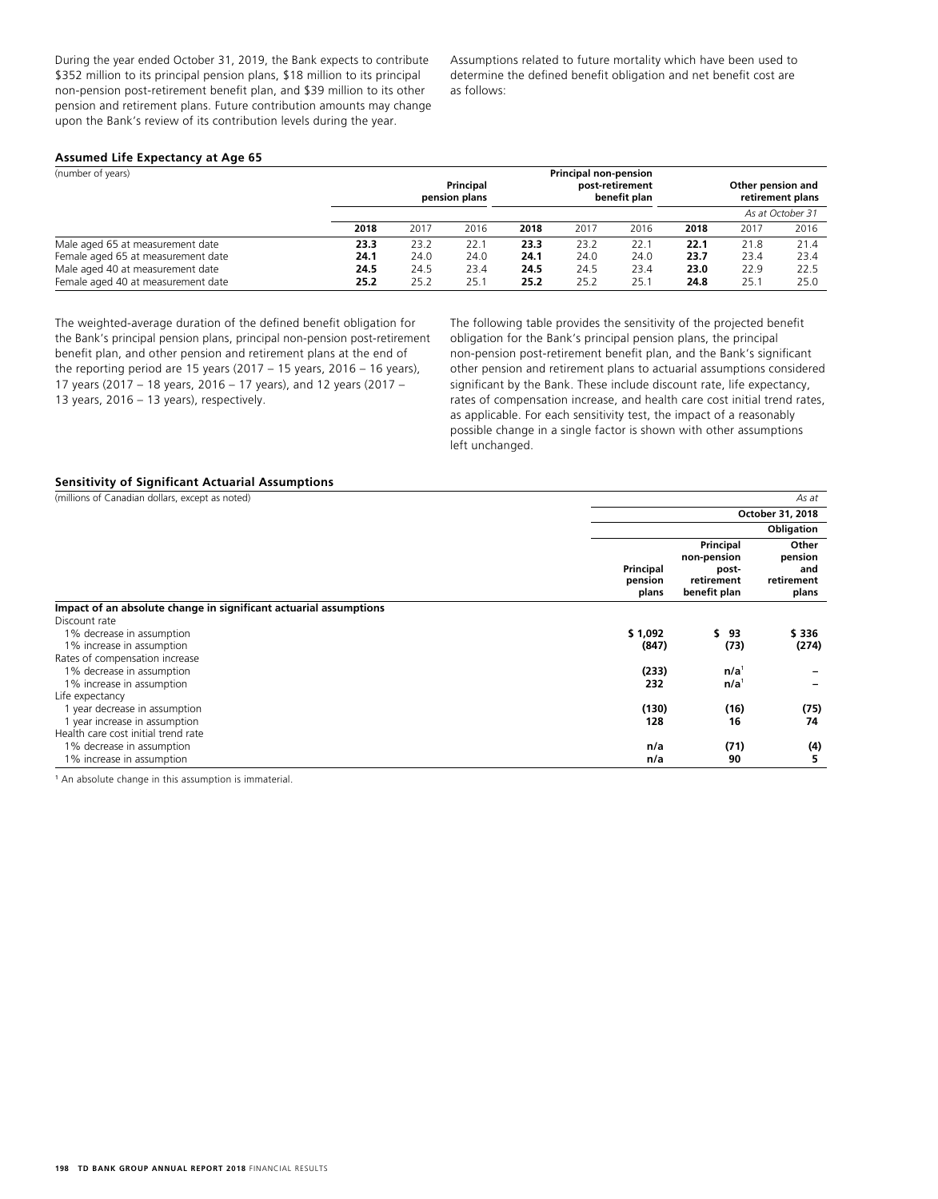During the year ended October 31, 2019, the Bank expects to contribute $352 million to its principal pension plans, $18 million to its principal non-pension post-retirement benefit plan, and $39 million to its other pension and retirement plans. Future contribution amounts may change upon the Bank's review of its contribution levels during the year.

Assumptions related to future mortality which have been used to determine the defined benefit obligation and net benefit cost are as follows:

**Assumed Life Expectancy at Age 65**

| (number of years) | Principal pension plans | | | Principal non-pension post-retirement benefit plan | | | Other pension and retirement plans | | |
|---|---|---|---|---|---|---|---|---|---|
| | | | | | | | *As at October 31* | | |
| | **2018** | 2017 | 2016 | **2018** | 2017 | 2016 | **2018** | 2017 | 2016 |
| Male aged 65 at measurement date | **23.3** | 23.2 | 22.1 | **23.3** | 23.2 | 22.1 | **22.1** | 21.8 | 21.4 |
| Female aged 65 at measurement date | **24.1** | 24.0 | 24.0 | **24.1** | 24.0 | 24.0 | **23.7** | 23.4 | 23.4 |
| Male aged 40 at measurement date | **24.5** | 24.5 | 23.4 | **24.5** | 24.5 | 23.4 | **23.0** | 22.9 | 22.5 |
| Female aged 40 at measurement date | **25.2** | 25.2 | 25.1 | **25.2** | 25.2 | 25.1 | **24.8** | 25.1 | 25.0 |

The weighted-average duration of the defined benefit obligation for the Bank's principal pension plans, principal non-pension post-retirement benefit plan, and other pension and retirement plans at the end of the reporting period are 15 years (2017 – 15 years, 2016 – 16 years), 17 years (2017 – 18 years, 2016 – 17 years), and 12 years (2017 – 13 years, 2016 – 13 years), respectively.

The following table provides the sensitivity of the projected benefit obligation for the Bank's principal pension plans, the principal non-pension post-retirement benefit plan, and the Bank's significant other pension and retirement plans to actuarial assumptions considered significant by the Bank. These include discount rate, life expectancy, rates of compensation increase, and health care cost initial trend rates, as applicable. For each sensitivity test, the impact of a reasonably possible change in a single factor is shown with other assumptions left unchanged.

**Sensitivity of Significant Actuarial Assumptions**

| (millions of Canadian dollars, except as noted) | | | *As at* |
|---|---|---|---|
| | | | **October 31, 2018** |
| | | | **Obligation** |
| | **Principal pension plans** | **Principal non-pension post-retirement benefit plan** | **Other pension and retirement plans** |
| **Impact of an absolute change in significant actuarial assumptions** | | | |
| Discount rate | | | |
| 1% decrease in assumption | **$ 1,092** | **$ 93** | **$ 336** |
| 1% increase in assumption | **(847)** | **(73)** | **(274)** |
| Rates of compensation increase | | | |
| 1% decrease in assumption | **(233)** | **n/a**[1] | **–** |
| 1% increase in assumption | **232** | **n/a**[1] | **–** |
| Life expectancy | | | |
| 1 year decrease in assumption | **(130)** | **(16)** | **(75)** |
| 1 year increase in assumption | **128** | **16** | **74** |
| Health care cost initial trend rate | | | |
| 1% decrease in assumption | **n/a** | **(71)** | **(4)** |
| 1% increase in assumption | **n/a** | **90** | **5** |

[1] An absolute change in this assumption is immaterial.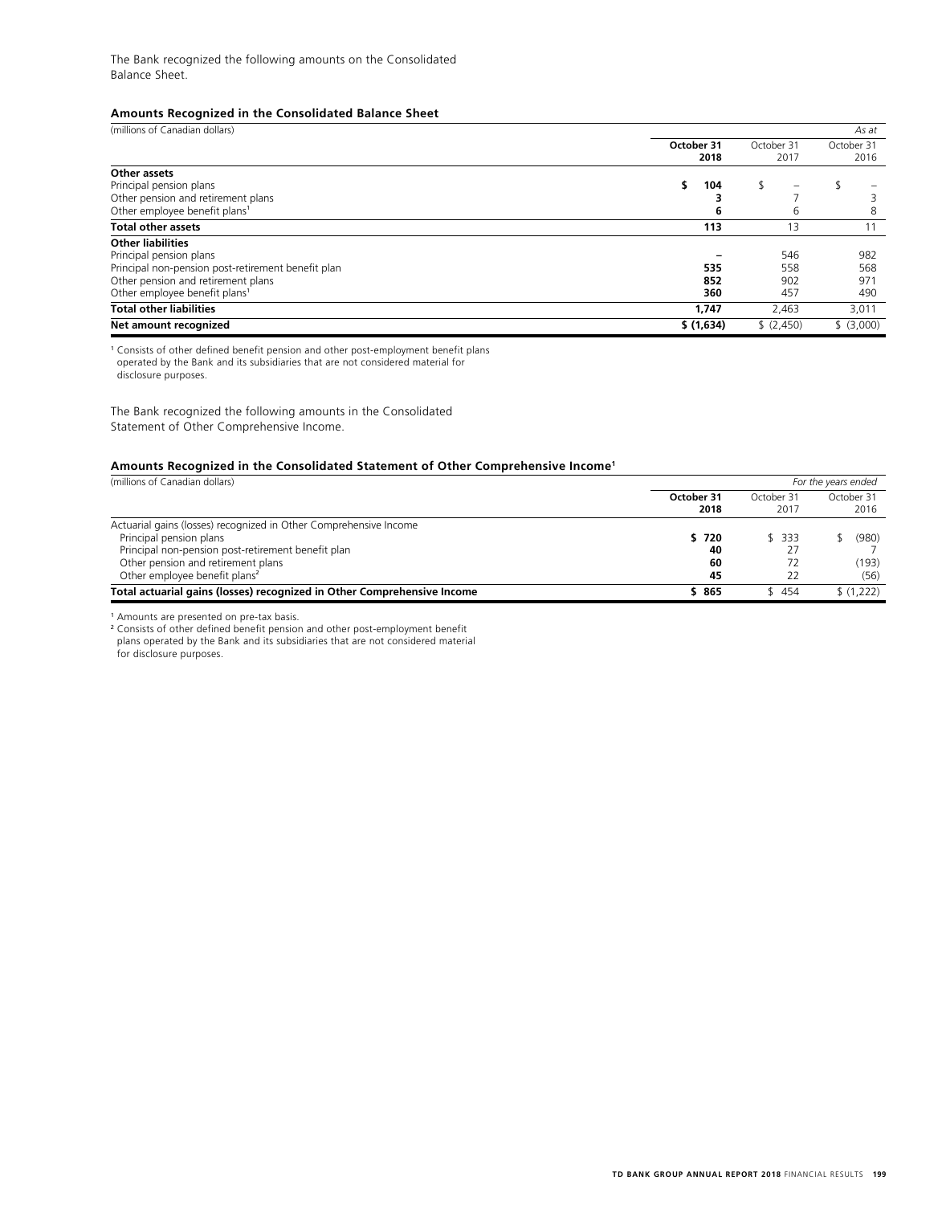The Bank recognized the following amounts on the Consolidated Balance Sheet.

### Amounts Recognized in the Consolidated Balance Sheet

| (millions of Canadian dollars) | | | *As at* |
|---|---|---|---|
| | **October 31 2018** | October 31 2017 | October 31 2016 |
| **Other assets** | | | |
| Principal pension plans | **$ 104** | $ – | $ – |
| Other pension and retirement plans | **3** | 7 | 3 |
| Other employee benefit plans[1] | **6** | 6 | 8 |
| **Total other assets** | **113** | 13 | 11 |
| **Other liabilities** | | | |
| Principal pension plans | **–** | 546 | 982 |
| Principal non-pension post-retirement benefit plan | **535** | 558 | 568 |
| Other pension and retirement plans | **852** | 902 | 971 |
| Other employee benefit plans[1] | **360** | 457 | 490 |
| **Total other liabilities** | **1,747** | 2,463 | 3,011 |
| **Net amount recognized** | **$ (1,634)** | $ (2,450) | $ (3,000) |

[1] Consists of other defined benefit pension and other post-employment benefit plans operated by the Bank and its subsidiaries that are not considered material for disclosure purposes.

The Bank recognized the following amounts in the Consolidated Statement of Other Comprehensive Income.

### Amounts Recognized in the Consolidated Statement of Other Comprehensive Income[1]

| (millions of Canadian dollars) | | | *For the years ended* |
|---|---|---|---|
| | **October 31 2018** | October 31 2017 | October 31 2016 |
| Actuarial gains (losses) recognized in Other Comprehensive Income | | | |
| Principal pension plans | **$ 720** | $ 333 | $ (980) |
| Principal non-pension post-retirement benefit plan | **40** | 27 | 7 |
| Other pension and retirement plans | **60** | 72 | (193) |
| Other employee benefit plans[2] | **45** | 22 | (56) |
| **Total actuarial gains (losses) recognized in Other Comprehensive Income** | **$ 865** | $ 454 | $ (1,222) |

[1] Amounts are presented on pre-tax basis.

[2] Consists of other defined benefit pension and other post-employment benefit plans operated by the Bank and its subsidiaries that are not considered material for disclosure purposes.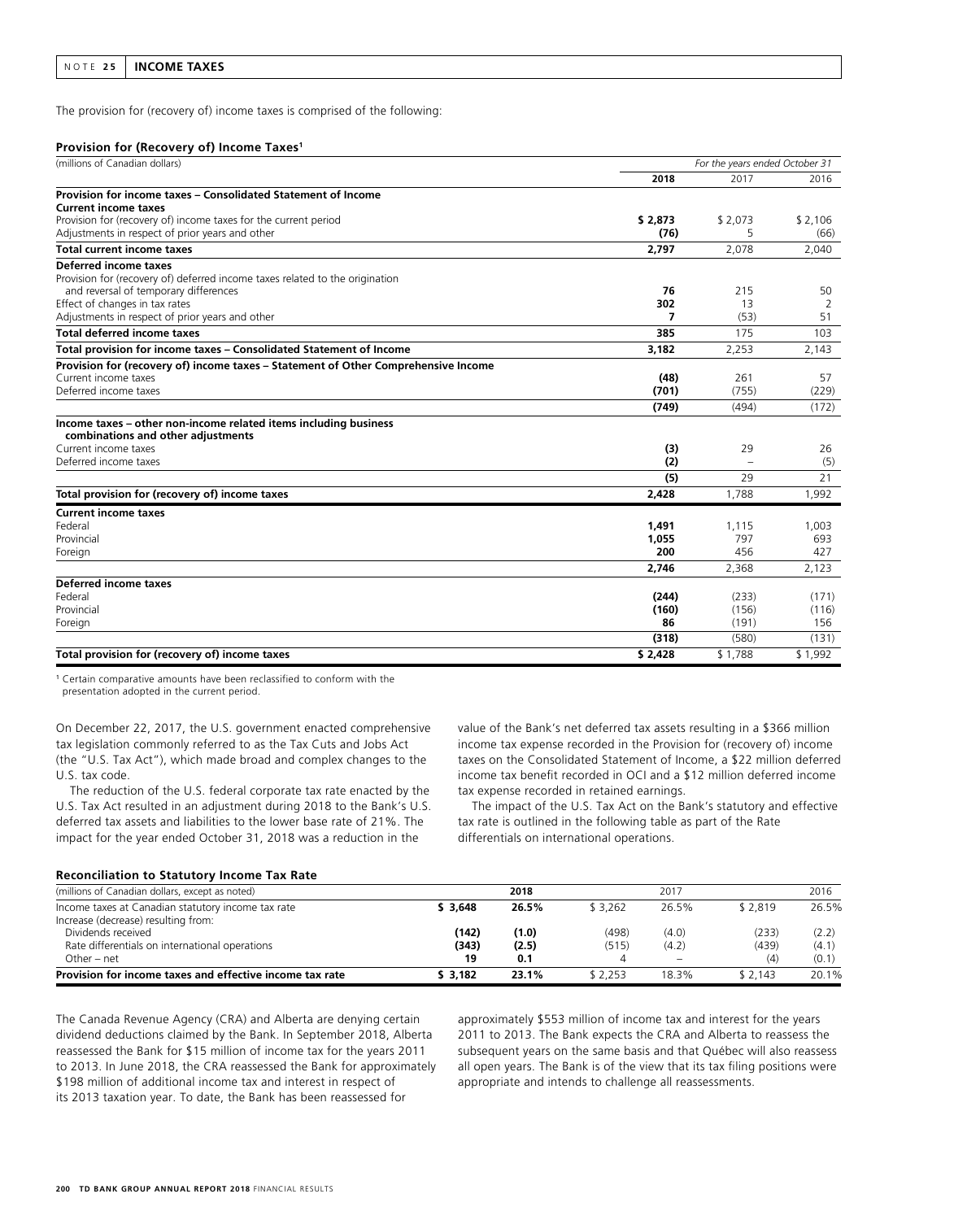## NOTE 25 INCOME TAXES

The provision for (recovery of) income taxes is comprised of the following:

**Provision for (Recovery of) Income Taxes[1]**

| (millions of Canadian dollars) | For the years ended October 31 | | |
|---|---|---|---|
| | **2018** | 2017 | 2016 |
| **Provision for income taxes – Consolidated Statement of Income** | | | |
| **Current income taxes** | | | |
| Provision for (recovery of) income taxes for the current period | **$ 2,873** | $ 2,073 | $ 2,106 |
| Adjustments in respect of prior years and other | **(76)** | 5 | (66) |
| **Total current income taxes** | **2,797** | 2,078 | 2,040 |
| **Deferred income taxes** | | | |
| Provision for (recovery of) deferred income taxes related to the origination and reversal of temporary differences | **76** | 215 | 50 |
| Effect of changes in tax rates | **302** | 13 | 2 |
| Adjustments in respect of prior years and other | **7** | (53) | 51 |
| **Total deferred income taxes** | **385** | 175 | 103 |
| **Total provision for income taxes – Consolidated Statement of Income** | **3,182** | 2,253 | 2,143 |
| **Provision for (recovery of) income taxes – Statement of Other Comprehensive Income** | | | |
| Current income taxes | **(48)** | 261 | 57 |
| Deferred income taxes | **(701)** | (755) | (229) |
| | **(749)** | (494) | (172) |
| **Income taxes – other non-income related items including business combinations and other adjustments** | | | |
| Current income taxes | **(3)** | 29 | 26 |
| Deferred income taxes | **(2)** | – | (5) |
| | **(5)** | 29 | 21 |
| **Total provision for (recovery of) income taxes** | **2,428** | 1,788 | 1,992 |
| **Current income taxes** | | | |
| Federal | **1,491** | 1,115 | 1,003 |
| Provincial | **1,055** | 797 | 693 |
| Foreign | **200** | 456 | 427 |
| | **2,746** | 2,368 | 2,123 |
| **Deferred income taxes** | | | |
| Federal | **(244)** | (233) | (171) |
| Provincial | **(160)** | (156) | (116) |
| Foreign | **86** | (191) | 156 |
| | **(318)** | (580) | (131) |
| **Total provision for (recovery of) income taxes** | **$ 2,428** | $ 1,788 | $ 1,992 |

[1] Certain comparative amounts have been reclassified to conform with the presentation adopted in the current period.

On December 22, 2017, the U.S. government enacted comprehensive tax legislation commonly referred to as the Tax Cuts and Jobs Act (the "U.S. Tax Act"), which made broad and complex changes to the U.S. tax code.

The reduction of the U.S. federal corporate tax rate enacted by the U.S. Tax Act resulted in an adjustment during 2018 to the Bank's U.S. deferred tax assets and liabilities to the lower base rate of 21%. The impact for the year ended October 31, 2018 was a reduction in the value of the Bank's net deferred tax assets resulting in a $366 million income tax expense recorded in the Provision for (recovery of) income taxes on the Consolidated Statement of Income, a $22 million deferred income tax benefit recorded in OCI and a $12 million deferred income tax expense recorded in retained earnings.

The impact of the U.S. Tax Act on the Bank's statutory and effective tax rate is outlined in the following table as part of the Rate differentials on international operations.

**Reconciliation to Statutory Income Tax Rate**

| (millions of Canadian dollars, except as noted) | | **2018** | | 2017 | | 2016 |
|---|---|---|---|---|---|---|
| Income taxes at Canadian statutory income tax rate | **$ 3,648** | **26.5%** | $ 3,262 | 26.5% | $ 2,819 | 26.5% |
| Increase (decrease) resulting from: | | | | | | |
| Dividends received | **(142)** | **(1.0)** | (498) | (4.0) | (233) | (2.2) |
| Rate differentials on international operations | **(343)** | **(2.5)** | (515) | (4.2) | (439) | (4.1) |
| Other – net | **19** | **0.1** | 4 | – | (4) | (0.1) |
| **Provision for income taxes and effective income tax rate** | **$ 3,182** | **23.1%** | $ 2,253 | 18.3% | $ 2,143 | 20.1% |

The Canada Revenue Agency (CRA) and Alberta are denying certain dividend deductions claimed by the Bank. In September 2018, Alberta reassessed the Bank for $15 million of income tax for the years 2011 to 2013. In June 2018, the CRA reassessed the Bank for approximately $198 million of additional income tax and interest in respect of its 2013 taxation year. To date, the Bank has been reassessed for approximately $553 million of income tax and interest for the years 2011 to 2013. The Bank expects the CRA and Alberta to reassess the subsequent years on the same basis and that Québec will also reassess all open years. The Bank is of the view that its tax filing positions were appropriate and intends to challenge all reassessments.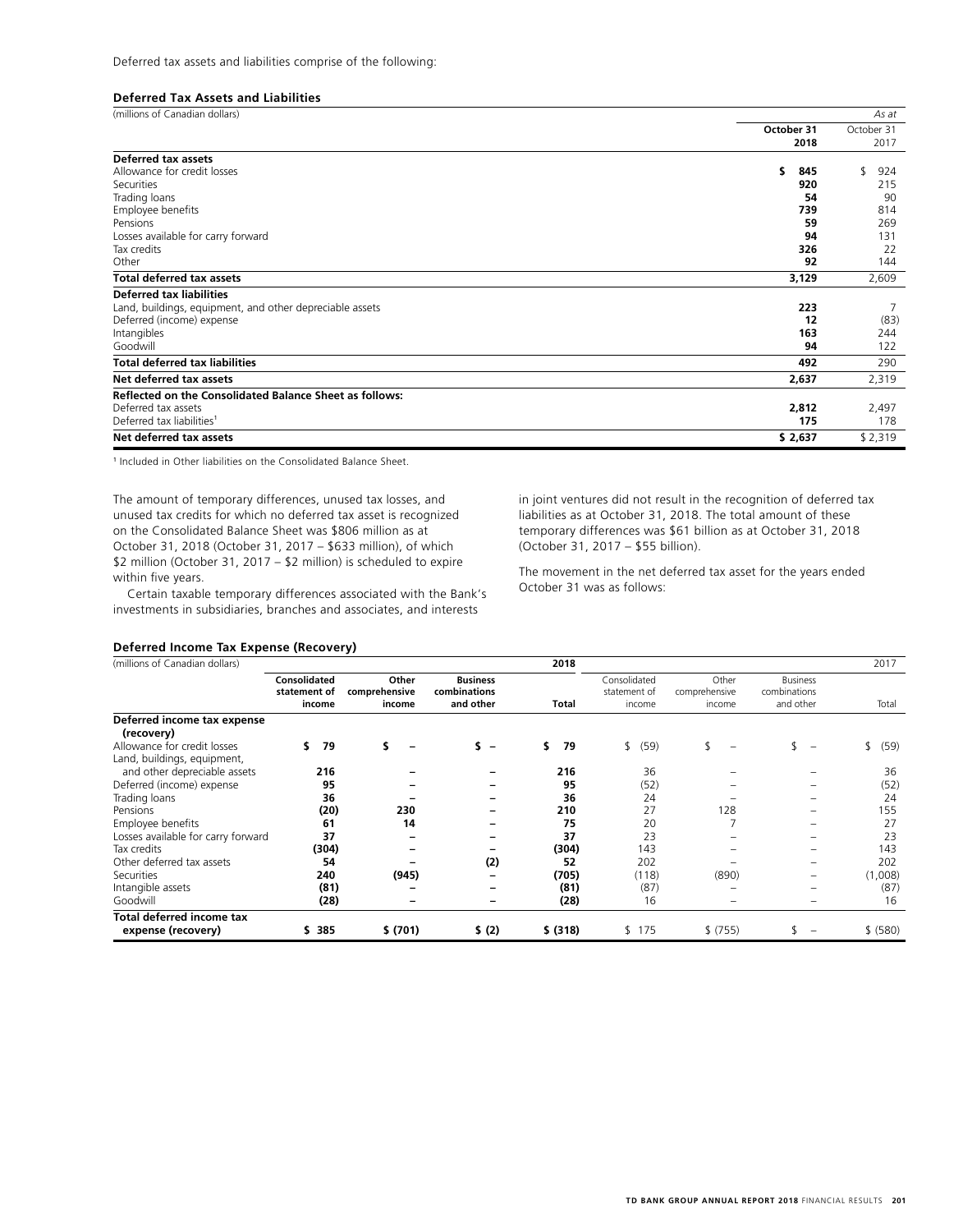Deferred tax assets and liabilities comprise of the following:

**Deferred Tax Assets and Liabilities**

| (millions of Canadian dollars) | | *As at* |
|---|---|---|
| | **October 31 2018** | October 31 2017 |
| **Deferred tax assets** | | |
| Allowance for credit losses | **$ 845** | $ 924 |
| Securities | **920** | 215 |
| Trading loans | **54** | 90 |
| Employee benefits | **739** | 814 |
| Pensions | **59** | 269 |
| Losses available for carry forward | **94** | 131 |
| Tax credits | **326** | 22 |
| Other | **92** | 144 |
| **Total deferred tax assets** | **3,129** | 2,609 |
| **Deferred tax liabilities** | | |
| Land, buildings, equipment, and other depreciable assets | **223** | 7 |
| Deferred (income) expense | **12** | (83) |
| Intangibles | **163** | 244 |
| Goodwill | **94** | 122 |
| **Total deferred tax liabilities** | **492** | 290 |
| **Net deferred tax assets** | **2,637** | 2,319 |
| **Reflected on the Consolidated Balance Sheet as follows:** | | |
| Deferred tax assets | **2,812** | 2,497 |
| Deferred tax liabilities[1] | **175** | 178 |
| **Net deferred tax assets** | **$ 2,637** | $ 2,319 |

[1] Included in Other liabilities on the Consolidated Balance Sheet.

The amount of temporary differences, unused tax losses, and unused tax credits for which no deferred tax asset is recognized on the Consolidated Balance Sheet was $806 million as at October 31, 2018 (October 31, 2017 – $633 million), of which $2 million (October 31, 2017 – $2 million) is scheduled to expire within five years.

Certain taxable temporary differences associated with the Bank's investments in subsidiaries, branches and associates, and interests in joint ventures did not result in the recognition of deferred tax liabilities as at October 31, 2018. The total amount of these temporary differences was $61 billion as at October 31, 2018 (October 31, 2017 – $55 billion).

The movement in the net deferred tax asset for the years ended October 31 was as follows:

**Deferred Income Tax Expense (Recovery)**

| (millions of Canadian dollars) | | | | **2018** | | | | 2017 |
|---|---|---|---|---|---|---|---|---|
| | **Consolidated statement of income** | **Other comprehensive income** | **Business combinations and other** | **Total** | Consolidated statement of income | Other comprehensive income | Business combinations and other | Total |
| **Deferred income tax expense (recovery)** | | | | | | | | |
| Allowance for credit losses | **$ 79** | **$ –** | **$ –** | **$ 79** | $ (59) | $ – | $ – | $ (59) |
| Land, buildings, equipment, and other depreciable assets | **216** | **–** | **–** | **216** | 36 | – | – | 36 |
| Deferred (income) expense | **95** | **–** | **–** | **95** | (52) | – | – | (52) |
| Trading loans | **36** | **–** | **–** | **36** | 24 | – | – | 24 |
| Pensions | **(20)** | **230** | **–** | **210** | 27 | 128 | – | 155 |
| Employee benefits | **61** | **14** | **–** | **75** | 20 | 7 | – | 27 |
| Losses available for carry forward | **37** | **–** | **–** | **37** | 23 | – | – | 23 |
| Tax credits | **(304)** | **–** | **–** | **(304)** | 143 | – | – | 143 |
| Other deferred tax assets | **54** | **–** | **(2)** | **52** | 202 | – | – | 202 |
| Securities | **240** | **(945)** | **–** | **(705)** | (118) | (890) | – | (1,008) |
| Intangible assets | **(81)** | **–** | **–** | **(81)** | (87) | – | – | (87) |
| Goodwill | **(28)** | **–** | **–** | **(28)** | 16 | – | – | 16 |
| **Total deferred income tax expense (recovery)** | **$ 385** | **$ (701)** | **$ (2)** | **$ (318)** | $ 175 | $ (755) | $ – | $ (580) |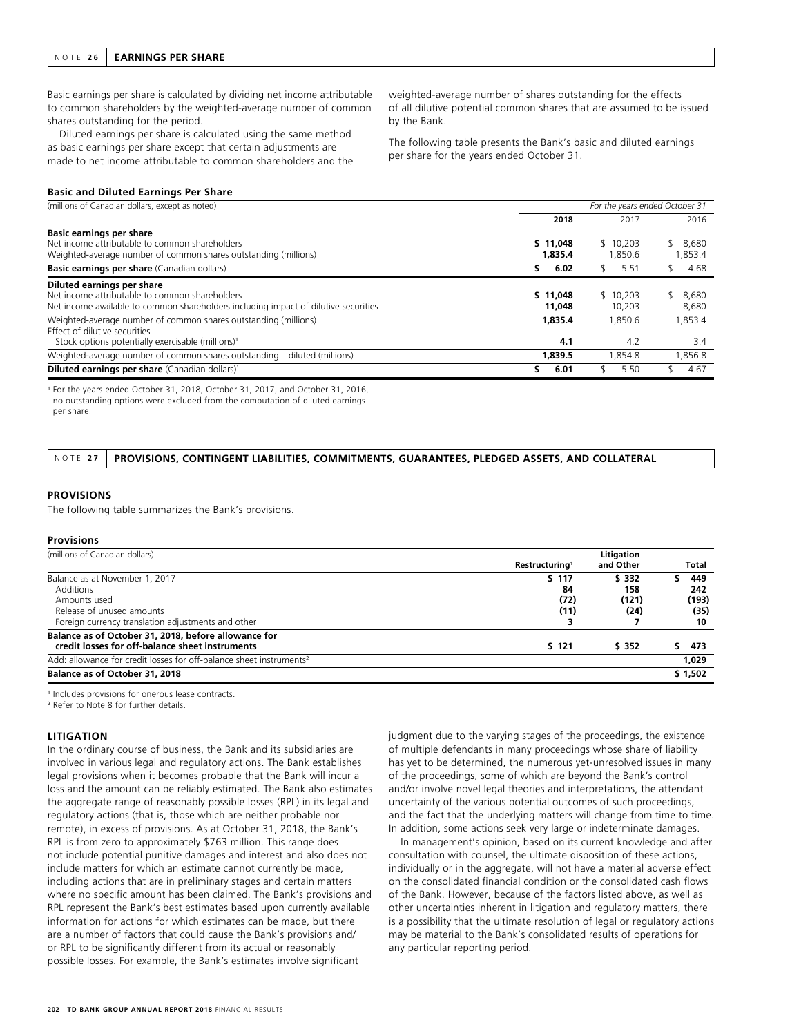## NOTE 26 EARNINGS PER SHARE

Basic earnings per share is calculated by dividing net income attributable to common shareholders by the weighted-average number of common shares outstanding for the period.

Diluted earnings per share is calculated using the same method as basic earnings per share except that certain adjustments are made to net income attributable to common shareholders and the weighted-average number of shares outstanding for the effects of all dilutive potential common shares that are assumed to be issued by the Bank.

The following table presents the Bank's basic and diluted earnings per share for the years ended October 31.

**Basic and Diluted Earnings Per Share**

| (millions of Canadian dollars, except as noted) | *For the years ended October 31* | | |
|---|---|---|---|
| | **2018** | 2017 | 2016 |
| **Basic earnings per share** | | | |
| Net income attributable to common shareholders | **$ 11,048** | $ 10,203 | $ 8,680 |
| Weighted-average number of common shares outstanding (millions) | **1,835.4** | 1,850.6 | 1,853.4 |
| **Basic earnings per share** (Canadian dollars) | **$ 6.02** | $ 5.51 | $ 4.68 |
| **Diluted earnings per share** | | | |
| Net income attributable to common shareholders | **$ 11,048** | $ 10,203 | $ 8,680 |
| Net income available to common shareholders including impact of dilutive securities | **11,048** | 10,203 | 8,680 |
| Weighted-average number of common shares outstanding (millions) | **1,835.4** | 1,850.6 | 1,853.4 |
| Effect of dilutive securities | | | |
| Stock options potentially exercisable (millions)[1] | **4.1** | 4.2 | 3.4 |
| Weighted-average number of common shares outstanding – diluted (millions) | **1,839.5** | 1,854.8 | 1,856.8 |
| **Diluted earnings per share** (Canadian dollars)[1] | **$ 6.01** | $ 5.50 | $ 4.67 |

[1] For the years ended October 31, 2018, October 31, 2017, and October 31, 2016, no outstanding options were excluded from the computation of diluted earnings per share.

## NOTE 27 PROVISIONS, CONTINGENT LIABILITIES, COMMITMENTS, GUARANTEES, PLEDGED ASSETS, AND COLLATERAL

### PROVISIONS

The following table summarizes the Bank's provisions.

**Provisions**

| (millions of Canadian dollars) | Restructuring[1] | Litigation and Other | Total |
|---|---|---|---|
| Balance as at November 1, 2017 | **$ 117** | **$ 332** | **$ 449** |
| Additions | **84** | **158** | **242** |
| Amounts used | **(72)** | **(121)** | **(193)** |
| Release of unused amounts | **(11)** | **(24)** | **(35)** |
| Foreign currency translation adjustments and other | **3** | **7** | **10** |
| **Balance as of October 31, 2018, before allowance for credit losses for off-balance sheet instruments** | **$ 121** | **$ 352** | **$ 473** |
| Add: allowance for credit losses for off-balance sheet instruments[2] | | | **1,029** |
| **Balance as of October 31, 2018** | | | **$ 1,502** |

[1] Includes provisions for onerous lease contracts.

[2] Refer to Note 8 for further details.

### LITIGATION

In the ordinary course of business, the Bank and its subsidiaries are involved in various legal and regulatory actions. The Bank establishes legal provisions when it becomes probable that the Bank will incur a loss and the amount can be reliably estimated. The Bank also estimates the aggregate range of reasonably possible losses (RPL) in its legal and regulatory actions (that is, those which are neither probable nor remote), in excess of provisions. As at October 31, 2018, the Bank's RPL is from zero to approximately $763 million. This range does not include potential punitive damages and interest and also does not include matters for which an estimate cannot currently be made, including actions that are in preliminary stages and certain matters where no specific amount has been claimed. The Bank's provisions and RPL represent the Bank's best estimates based upon currently available information for actions for which estimates can be made, but there are a number of factors that could cause the Bank's provisions and/or RPL to be significantly different from its actual or reasonably possible losses. For example, the Bank's estimates involve significant judgment due to the varying stages of the proceedings, the existence of multiple defendants in many proceedings whose share of liability has yet to be determined, the numerous yet-unresolved issues in many of the proceedings, some of which are beyond the Bank's control and/or involve novel legal theories and interpretations, the attendant uncertainty of the various potential outcomes of such proceedings, and the fact that the underlying matters will change from time to time. In addition, some actions seek very large or indeterminate damages.

In management's opinion, based on its current knowledge and after consultation with counsel, the ultimate disposition of these actions, individually or in the aggregate, will not have a material adverse effect on the consolidated financial condition or the consolidated cash flows of the Bank. However, because of the factors listed above, as well as other uncertainties inherent in litigation and regulatory matters, there is a possibility that the ultimate resolution of legal or regulatory actions may be material to the Bank's consolidated results of operations for any particular reporting period.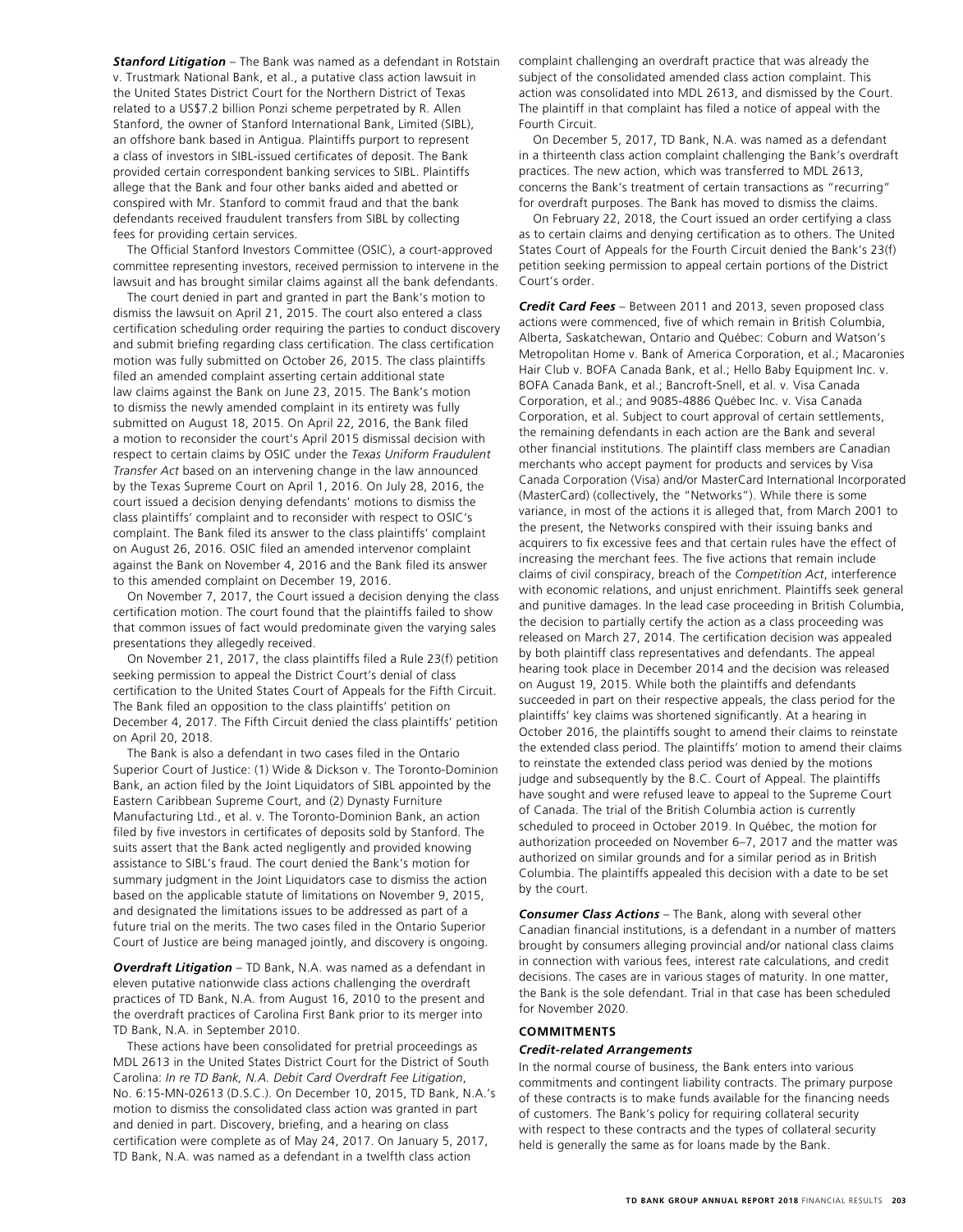***Stanford Litigation*** – The Bank was named as a defendant in Rotstain v. Trustmark National Bank, et al., a putative class action lawsuit in the United States District Court for the Northern District of Texas related to a US$7.2 billion Ponzi scheme perpetrated by R. Allen Stanford, the owner of Stanford International Bank, Limited (SIBL), an offshore bank based in Antigua. Plaintiffs purport to represent a class of investors in SIBL-issued certificates of deposit. The Bank provided certain correspondent banking services to SIBL. Plaintiffs allege that the Bank and four other banks aided and abetted or conspired with Mr. Stanford to commit fraud and that the bank defendants received fraudulent transfers from SIBL by collecting fees for providing certain services.

The Official Stanford Investors Committee (OSIC), a court-approved committee representing investors, received permission to intervene in the lawsuit and has brought similar claims against all the bank defendants.

The court denied in part and granted in part the Bank's motion to dismiss the lawsuit on April 21, 2015. The court also entered a class certification scheduling order requiring the parties to conduct discovery and submit briefing regarding class certification. The class certification motion was fully submitted on October 26, 2015. The class plaintiffs filed an amended complaint asserting certain additional state law claims against the Bank on June 23, 2015. The Bank's motion to dismiss the newly amended complaint in its entirety was fully submitted on August 18, 2015. On April 22, 2016, the Bank filed a motion to reconsider the court's April 2015 dismissal decision with respect to certain claims by OSIC under the *Texas Uniform Fraudulent Transfer Act* based on an intervening change in the law announced by the Texas Supreme Court on April 1, 2016. On July 28, 2016, the court issued a decision denying defendants' motions to dismiss the class plaintiffs' complaint and to reconsider with respect to OSIC's complaint. The Bank filed its answer to the class plaintiffs' complaint on August 26, 2016. OSIC filed an amended intervenor complaint against the Bank on November 4, 2016 and the Bank filed its answer to this amended complaint on December 19, 2016.

On November 7, 2017, the Court issued a decision denying the class certification motion. The court found that the plaintiffs failed to show that common issues of fact would predominate given the varying sales presentations they allegedly received.

On November 21, 2017, the class plaintiffs filed a Rule 23(f) petition seeking permission to appeal the District Court's denial of class certification to the United States Court of Appeals for the Fifth Circuit. The Bank filed an opposition to the class plaintiffs' petition on December 4, 2017. The Fifth Circuit denied the class plaintiffs' petition on April 20, 2018.

The Bank is also a defendant in two cases filed in the Ontario Superior Court of Justice: (1) Wide & Dickson v. The Toronto-Dominion Bank, an action filed by the Joint Liquidators of SIBL appointed by the Eastern Caribbean Supreme Court, and (2) Dynasty Furniture Manufacturing Ltd., et al. v. The Toronto-Dominion Bank, an action filed by five investors in certificates of deposits sold by Stanford. The suits assert that the Bank acted negligently and provided knowing assistance to SIBL's fraud. The court denied the Bank's motion for summary judgment in the Joint Liquidators case to dismiss the action based on the applicable statute of limitations on November 9, 2015, and designated the limitations issues to be addressed as part of a future trial on the merits. The two cases filed in the Ontario Superior Court of Justice are being managed jointly, and discovery is ongoing.

***Overdraft Litigation*** – TD Bank, N.A. was named as a defendant in eleven putative nationwide class actions challenging the overdraft practices of TD Bank, N.A. from August 16, 2010 to the present and the overdraft practices of Carolina First Bank prior to its merger into TD Bank, N.A. in September 2010.

These actions have been consolidated for pretrial proceedings as MDL 2613 in the United States District Court for the District of South Carolina: *In re TD Bank, N.A. Debit Card Overdraft Fee Litigation*, No. 6:15-MN-02613 (D.S.C.). On December 10, 2015, TD Bank, N.A.'s motion to dismiss the consolidated class action was granted in part and denied in part. Discovery, briefing, and a hearing on class certification were complete as of May 24, 2017. On January 5, 2017, TD Bank, N.A. was named as a defendant in a twelfth class action complaint challenging an overdraft practice that was already the subject of the consolidated amended class action complaint. This action was consolidated into MDL 2613, and dismissed by the Court. The plaintiff in that complaint has filed a notice of appeal with the Fourth Circuit.

On December 5, 2017, TD Bank, N.A. was named as a defendant in a thirteenth class action complaint challenging the Bank's overdraft practices. The new action, which was transferred to MDL 2613, concerns the Bank's treatment of certain transactions as "recurring" for overdraft purposes. The Bank has moved to dismiss the claims.

On February 22, 2018, the Court issued an order certifying a class as to certain claims and denying certification as to others. The United States Court of Appeals for the Fourth Circuit denied the Bank's 23(f) petition seeking permission to appeal certain portions of the District Court's order.

***Credit Card Fees*** – Between 2011 and 2013, seven proposed class actions were commenced, five of which remain in British Columbia, Alberta, Saskatchewan, Ontario and Québec: Coburn and Watson's Metropolitan Home v. Bank of America Corporation, et al.; Macaronies Hair Club v. BOFA Canada Bank, et al.; Hello Baby Equipment Inc. v. BOFA Canada Bank, et al.; Bancroft-Snell, et al. v. Visa Canada Corporation, et al.; and 9085-4886 Québec Inc. v. Visa Canada Corporation, et al. Subject to court approval of certain settlements, the remaining defendants in each action are the Bank and several other financial institutions. The plaintiff class members are Canadian merchants who accept payment for products and services by Visa Canada Corporation (Visa) and/or MasterCard International Incorporated (MasterCard) (collectively, the "Networks"). While there is some variance, in most of the actions it is alleged that, from March 2001 to the present, the Networks conspired with their issuing banks and acquirers to fix excessive fees and that certain rules have the effect of increasing the merchant fees. The five actions that remain include claims of civil conspiracy, breach of the *Competition Act*, interference with economic relations, and unjust enrichment. Plaintiffs seek general and punitive damages. In the lead case proceeding in British Columbia, the decision to partially certify the action as a class proceeding was released on March 27, 2014. The certification decision was appealed by both plaintiff class representatives and defendants. The appeal hearing took place in December 2014 and the decision was released on August 19, 2015. While both the plaintiffs and defendants succeeded in part on their respective appeals, the class period for the plaintiffs' key claims was shortened significantly. At a hearing in October 2016, the plaintiffs sought to amend their claims to reinstate the extended class period. The plaintiffs' motion to amend their claims to reinstate the extended class period was denied by the motions judge and subsequently by the B.C. Court of Appeal. The plaintiffs have sought and were refused leave to appeal to the Supreme Court of Canada. The trial of the British Columbia action is currently scheduled to proceed in October 2019. In Québec, the motion for authorization proceeded on November 6–7, 2017 and the matter was authorized on similar grounds and for a similar period as in British Columbia. The plaintiffs appealed this decision with a date to be set by the court.

***Consumer Class Actions*** – The Bank, along with several other Canadian financial institutions, is a defendant in a number of matters brought by consumers alleging provincial and/or national class claims in connection with various fees, interest rate calculations, and credit decisions. The cases are in various stages of maturity. In one matter, the Bank is the sole defendant. Trial in that case has been scheduled for November 2020.

## COMMITMENTS

### *Credit-related Arrangements*

In the normal course of business, the Bank enters into various commitments and contingent liability contracts. The primary purpose of these contracts is to make funds available for the financing needs of customers. The Bank's policy for requiring collateral security with respect to these contracts and the types of collateral security held is generally the same as for loans made by the Bank.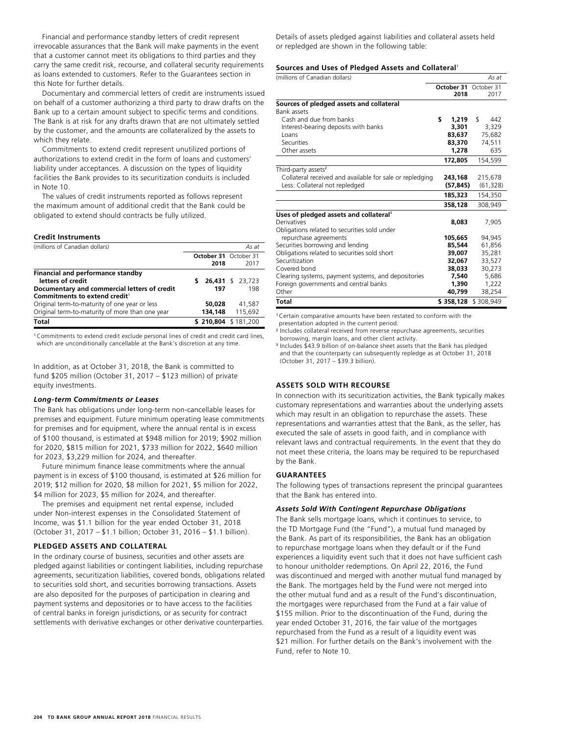Financial and performance standby letters of credit represent irrevocable assurances that the Bank will make payments in the event that a customer cannot meet its obligations to third parties and they carry the same credit risk, recourse, and collateral security requirements as loans extended to customers. Refer to the Guarantees section in this Note for further details.

Documentary and commercial letters of credit are instruments issued on behalf of a customer authorizing a third party to draw drafts on the Bank up to a certain amount subject to specific terms and conditions. The Bank is at risk for any drafts drawn that are not ultimately settled by the customer, and the amounts are collateralized by the assets to which they relate.

Commitments to extend credit represent unutilized portions of authorizations to extend credit in the form of loans and customers' liability under acceptances. A discussion on the types of liquidity facilities the Bank provides to its securitization conduits is included in Note 10.

The values of credit instruments reported as follows represent the maximum amount of additional credit that the Bank could be obligated to extend should contracts be fully utilized.

**Credit Instruments**

| (millions of Canadian dollars) | | As at |
|---|---|---|
| | **October 31 2018** | October 31 2017 |
| **Financial and performance standby letters of credit** | **$ 26,431** | $ 23,723 |
| **Documentary and commercial letters of credit** | **197** | 198 |
| **Commitments to extend credit**[1] | | |
| Original term-to-maturity of one year or less | **50,028** | 41,587 |
| Original term-to-maturity of more than one year | **134,148** | 115,692 |
| **Total** | **$ 210,804** | $ 181,200 |

[1] Commitments to extend credit exclude personal lines of credit and credit card lines, which are unconditionally cancellable at the Bank's discretion at any time.

In addition, as at October 31, 2018, the Bank is committed to fund $205 million (October 31, 2017 – $123 million) of private equity investments.

### *Long-term Commitments or Leases*

The Bank has obligations under long-term non-cancellable leases for premises and equipment. Future minimum operating lease commitments for premises and for equipment, where the annual rental is in excess of $100 thousand, is estimated at $948 million for 2019; $902 million for 2020, $815 million for 2021, $733 million for 2022, $640 million for 2023, $3,229 million for 2024, and thereafter.

Future minimum finance lease commitments where the annual payment is in excess of $100 thousand, is estimated at $26 million for 2019; $12 million for 2020, $8 million for 2021, $5 million for 2022, $4 million for 2023, $5 million for 2024, and thereafter.

The premises and equipment net rental expense, included under Non-interest expenses in the Consolidated Statement of Income, was $1.1 billion for the year ended October 31, 2018 (October 31, 2017 – $1.1 billion; October 31, 2016 – $1.1 billion).

## PLEDGED ASSETS AND COLLATERAL

In the ordinary course of business, securities and other assets are pledged against liabilities or contingent liabilities, including repurchase agreements, securitization liabilities, covered bonds, obligations related to securities sold short, and securities borrowing transactions. Assets are also deposited for the purposes of participation in clearing and payment systems and depositories or to have access to the facilities of central banks in foreign jurisdictions, or as security for contract settlements with derivative exchanges or other derivative counterparties.

Details of assets pledged against liabilities and collateral assets held or repledged are shown in the following table:

**Sources and Uses of Pledged Assets and Collateral**[1]

| (millions of Canadian dollars) | | As at |
|---|---|---|
| | **October 31 2018** | October 31 2017 |
| **Sources of pledged assets and collateral** | | |
| Bank assets | | |
| Cash and due from banks | **$ 1,219** | $ 442 |
| Interest-bearing deposits with banks | **3,301** | 3,329 |
| Loans | **83,637** | 75,682 |
| Securities | **83,370** | 74,511 |
| Other assets | **1,278** | 635 |
| | **172,805** | 154,599 |
| Third-party assets[2] | | |
| Collateral received and available for sale or repledging | **243,168** | 215,678 |
| Less: Collateral not repledged | **(57,845)** | (61,328) |
| | **185,323** | 154,350 |
| | **358,128** | 308,949 |
| **Uses of pledged assets and collateral**[3] | | |
| Derivatives | **8,083** | 7,905 |
| Obligations related to securities sold under repurchase agreements | **105,665** | 94,945 |
| Securities borrowing and lending | **85,544** | 61,856 |
| Obligations related to securities sold short | **39,007** | 35,281 |
| Securitization | **32,067** | 33,527 |
| Covered bond | **38,033** | 30,273 |
| Clearing systems, payment systems, and depositories | **7,540** | 5,686 |
| Foreign governments and central banks | **1,390** | 1,222 |
| Other | **40,799** | 38,254 |
| **Total** | **$ 358,128** | $ 308,949 |

[1] Certain comparative amounts have been restated to conform with the presentation adopted in the current period.

[2] Includes collateral received from reverse repurchase agreements, securities borrowing, margin loans, and other client activity.

[3] Includes $43.9 billion of on-balance sheet assets that the Bank has pledged and that the counterparty can subsequently repledge as at October 31, 2018 (October 31, 2017 – $39.3 billion).

## ASSETS SOLD WITH RECOURSE

In connection with its securitization activities, the Bank typically makes customary representations and warranties about the underlying assets which may result in an obligation to repurchase the assets. These representations and warranties attest that the Bank, as the seller, has executed the sale of assets in good faith, and in compliance with relevant laws and contractual requirements. In the event that they do not meet these criteria, the loans may be required to be repurchased by the Bank.

## GUARANTEES

The following types of transactions represent the principal guarantees that the Bank has entered into.

### *Assets Sold With Contingent Repurchase Obligations*

The Bank sells mortgage loans, which it continues to service, to the TD Mortgage Fund (the "Fund"), a mutual fund managed by the Bank. As part of its responsibilities, the Bank has an obligation to repurchase mortgage loans when they default or if the Fund experiences a liquidity event such that it does not have sufficient cash to honour unitholder redemptions. On April 22, 2016, the Fund was discontinued and merged with another mutual fund managed by the Bank. The mortgages held by the Fund were not merged into the other mutual fund and as a result of the Fund's discontinuation, the mortgages were repurchased from the Fund at a fair value of $155 million. Prior to the discontinuation of the Fund, during the year ended October 31, 2016, the fair value of the mortgages repurchased from the Fund as a result of a liquidity event was $21 million. For further details on the Bank's involvement with the Fund, refer to Note 10.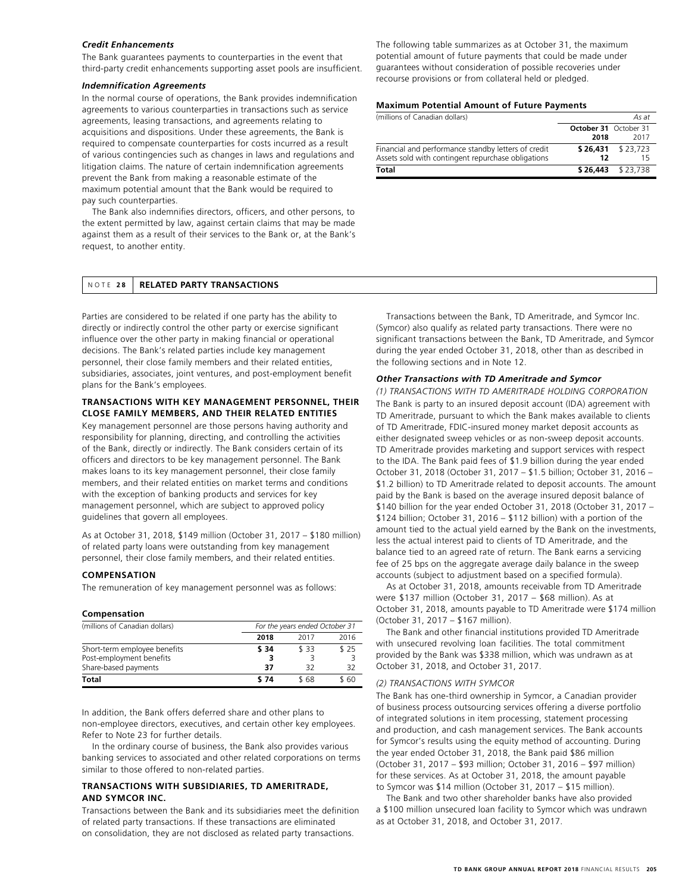### *Credit Enhancements*

The Bank guarantees payments to counterparties in the event that third-party credit enhancements supporting asset pools are insufficient.

### *Indemnification Agreements*

In the normal course of operations, the Bank provides indemnification agreements to various counterparties in transactions such as service agreements, leasing transactions, and agreements relating to acquisitions and dispositions. Under these agreements, the Bank is required to compensate counterparties for costs incurred as a result of various contingencies such as changes in laws and regulations and litigation claims. The nature of certain indemnification agreements prevent the Bank from making a reasonable estimate of the maximum potential amount that the Bank would be required to pay such counterparties.

The Bank also indemnifies directors, officers, and other persons, to the extent permitted by law, against certain claims that may be made against them as a result of their services to the Bank or, at the Bank's request, to another entity.

The following table summarizes as at October 31, the maximum potential amount of future payments that could be made under guarantees without consideration of possible recoveries under recourse provisions or from collateral held or pledged.

**Maximum Potential Amount of Future Payments**

| (millions of Canadian dollars) | | *As at* |
|---|---|---|
| | **October 31 2018** | October 31 2017 |
| Financial and performance standby letters of credit | **$ 26,431** | $ 23,723 |
| Assets sold with contingent repurchase obligations | **12** | 15 |
| **Total** | **$ 26,443** | $ 23,738 |

## NOTE 28 RELATED PARTY TRANSACTIONS

Parties are considered to be related if one party has the ability to directly or indirectly control the other party or exercise significant influence over the other party in making financial or operational decisions. The Bank's related parties include key management personnel, their close family members and their related entities, subsidiaries, associates, joint ventures, and post-employment benefit plans for the Bank's employees.

### TRANSACTIONS WITH KEY MANAGEMENT PERSONNEL, THEIR CLOSE FAMILY MEMBERS, AND THEIR RELATED ENTITIES

Key management personnel are those persons having authority and responsibility for planning, directing, and controlling the activities of the Bank, directly or indirectly. The Bank considers certain of its officers and directors to be key management personnel. The Bank makes loans to its key management personnel, their close family members, and their related entities on market terms and conditions with the exception of banking products and services for key management personnel, which are subject to approved policy guidelines that govern all employees.

As at October 31, 2018, $149 million (October 31, 2017 – $180 million) of related party loans were outstanding from key management personnel, their close family members, and their related entities.

### COMPENSATION

The remuneration of key management personnel was as follows:

**Compensation**

| (millions of Canadian dollars) | *For the years ended October 31* | | |
|---|---|---|---|
| | **2018** | 2017 | 2016 |
| Short-term employee benefits | **$ 34** | $ 33 | $ 25 |
| Post-employment benefits | **3** | 3 | 3 |
| Share-based payments | **37** | 32 | 32 |
| **Total** | **$ 74** | $ 68 | $ 60 |

In addition, the Bank offers deferred share and other plans to non-employee directors, executives, and certain other key employees. Refer to Note 23 for further details.

In the ordinary course of business, the Bank also provides various banking services to associated and other related corporations on terms similar to those offered to non-related parties.

### TRANSACTIONS WITH SUBSIDIARIES, TD AMERITRADE, AND SYMCOR INC.

Transactions between the Bank and its subsidiaries meet the definition of related party transactions. If these transactions are eliminated on consolidation, they are not disclosed as related party transactions.

Transactions between the Bank, TD Ameritrade, and Symcor Inc. (Symcor) also qualify as related party transactions. There were no significant transactions between the Bank, TD Ameritrade, and Symcor during the year ended October 31, 2018, other than as described in the following sections and in Note 12.

### *Other Transactions with TD Ameritrade and Symcor*

*(1) TRANSACTIONS WITH TD AMERITRADE HOLDING CORPORATION*

The Bank is party to an insured deposit account (IDA) agreement with TD Ameritrade, pursuant to which the Bank makes available to clients of TD Ameritrade, FDIC-insured money market deposit accounts as either designated sweep vehicles or as non-sweep deposit accounts. TD Ameritrade provides marketing and support services with respect to the IDA. The Bank paid fees of $1.9 billion during the year ended October 31, 2018 (October 31, 2017 – $1.5 billion; October 31, 2016 – $1.2 billion) to TD Ameritrade related to deposit accounts. The amount paid by the Bank is based on the average insured deposit balance of $140 billion for the year ended October 31, 2018 (October 31, 2017 – $124 billion; October 31, 2016 – $112 billion) with a portion of the amount tied to the actual yield earned by the Bank on the investments, less the actual interest paid to clients of TD Ameritrade, and the balance tied to an agreed rate of return. The Bank earns a servicing fee of 25 bps on the aggregate average daily balance in the sweep accounts (subject to adjustment based on a specified formula).

As at October 31, 2018, amounts receivable from TD Ameritrade were $137 million (October 31, 2017 – $68 million). As at October 31, 2018, amounts payable to TD Ameritrade were $174 million (October 31, 2017 – $167 million).

The Bank and other financial institutions provided TD Ameritrade with unsecured revolving loan facilities. The total commitment provided by the Bank was $338 million, which was undrawn as at October 31, 2018, and October 31, 2017.

*(2) TRANSACTIONS WITH SYMCOR*

The Bank has one-third ownership in Symcor, a Canadian provider of business process outsourcing services offering a diverse portfolio of integrated solutions in item processing, statement processing and production, and cash management services. The Bank accounts for Symcor's results using the equity method of accounting. During the year ended October 31, 2018, the Bank paid $86 million (October 31, 2017 – $93 million; October 31, 2016 – $97 million) for these services. As at October 31, 2018, the amount payable to Symcor was $14 million (October 31, 2017 – $15 million).

The Bank and two other shareholder banks have also provided a $100 million unsecured loan facility to Symcor which was undrawn as at October 31, 2018, and October 31, 2017.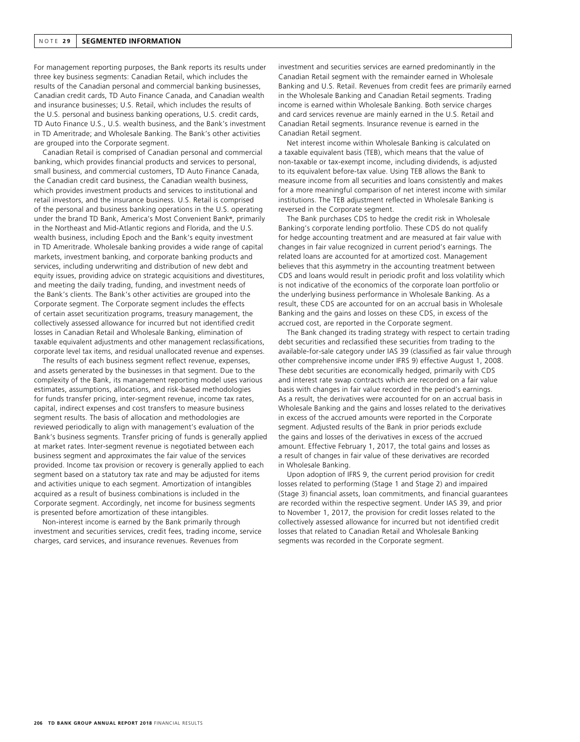## NOTE 29 SEGMENTED INFORMATION

For management reporting purposes, the Bank reports its results under three key business segments: Canadian Retail, which includes the results of the Canadian personal and commercial banking businesses, Canadian credit cards, TD Auto Finance Canada, and Canadian wealth and insurance businesses; U.S. Retail, which includes the results of the U.S. personal and business banking operations, U.S. credit cards, TD Auto Finance U.S., U.S. wealth business, and the Bank's investment in TD Ameritrade; and Wholesale Banking. The Bank's other activities are grouped into the Corporate segment.

Canadian Retail is comprised of Canadian personal and commercial banking, which provides financial products and services to personal, small business, and commercial customers, TD Auto Finance Canada, the Canadian credit card business, the Canadian wealth business, which provides investment products and services to institutional and retail investors, and the insurance business. U.S. Retail is comprised of the personal and business banking operations in the U.S. operating under the brand TD Bank, America's Most Convenient Bank®, primarily in the Northeast and Mid-Atlantic regions and Florida, and the U.S. wealth business, including Epoch and the Bank's equity investment in TD Ameritrade. Wholesale banking provides a wide range of capital markets, investment banking, and corporate banking products and services, including underwriting and distribution of new debt and equity issues, providing advice on strategic acquisitions and divestitures, and meeting the daily trading, funding, and investment needs of the Bank's clients. The Bank's other activities are grouped into the Corporate segment. The Corporate segment includes the effects of certain asset securitization programs, treasury management, the collectively assessed allowance for incurred but not identified credit losses in Canadian Retail and Wholesale Banking, elimination of taxable equivalent adjustments and other management reclassifications, corporate level tax items, and residual unallocated revenue and expenses.

The results of each business segment reflect revenue, expenses, and assets generated by the businesses in that segment. Due to the complexity of the Bank, its management reporting model uses various estimates, assumptions, allocations, and risk-based methodologies for funds transfer pricing, inter-segment revenue, income tax rates, capital, indirect expenses and cost transfers to measure business segment results. The basis of allocation and methodologies are reviewed periodically to align with management's evaluation of the Bank's business segments. Transfer pricing of funds is generally applied at market rates. Inter-segment revenue is negotiated between each business segment and approximates the fair value of the services provided. Income tax provision or recovery is generally applied to each segment based on a statutory tax rate and may be adjusted for items and activities unique to each segment. Amortization of intangibles acquired as a result of business combinations is included in the Corporate segment. Accordingly, net income for business segments is presented before amortization of these intangibles.

Non-interest income is earned by the Bank primarily through investment and securities services, credit fees, trading income, service charges, card services, and insurance revenues. Revenues from investment and securities services are earned predominantly in the Canadian Retail segment with the remainder earned in Wholesale Banking and U.S. Retail. Revenues from credit fees are primarily earned in the Wholesale Banking and Canadian Retail segments. Trading income is earned within Wholesale Banking. Both service charges and card services revenue are mainly earned in the U.S. Retail and Canadian Retail segments. Insurance revenue is earned in the Canadian Retail segment.

Net interest income within Wholesale Banking is calculated on a taxable equivalent basis (TEB), which means that the value of non-taxable or tax-exempt income, including dividends, is adjusted to its equivalent before-tax value. Using TEB allows the Bank to measure income from all securities and loans consistently and makes for a more meaningful comparison of net interest income with similar institutions. The TEB adjustment reflected in Wholesale Banking is reversed in the Corporate segment.

The Bank purchases CDS to hedge the credit risk in Wholesale Banking's corporate lending portfolio. These CDS do not qualify for hedge accounting treatment and are measured at fair value with changes in fair value recognized in current period's earnings. The related loans are accounted for at amortized cost. Management believes that this asymmetry in the accounting treatment between CDS and loans would result in periodic profit and loss volatility which is not indicative of the economics of the corporate loan portfolio or the underlying business performance in Wholesale Banking. As a result, these CDS are accounted for on an accrual basis in Wholesale Banking and the gains and losses on these CDS, in excess of the accrued cost, are reported in the Corporate segment.

The Bank changed its trading strategy with respect to certain trading debt securities and reclassified these securities from trading to the available-for-sale category under IAS 39 (classified as fair value through other comprehensive income under IFRS 9) effective August 1, 2008. These debt securities are economically hedged, primarily with CDS and interest rate swap contracts which are recorded on a fair value basis with changes in fair value recorded in the period's earnings. As a result, the derivatives were accounted for on an accrual basis in Wholesale Banking and the gains and losses related to the derivatives in excess of the accrued amounts were reported in the Corporate segment. Adjusted results of the Bank in prior periods exclude the gains and losses of the derivatives in excess of the accrued amount. Effective February 1, 2017, the total gains and losses as a result of changes in fair value of these derivatives are recorded in Wholesale Banking.

Upon adoption of IFRS 9, the current period provision for credit losses related to performing (Stage 1 and Stage 2) and impaired (Stage 3) financial assets, loan commitments, and financial guarantees are recorded within the respective segment. Under IAS 39, and prior to November 1, 2017, the provision for credit losses related to the collectively assessed allowance for incurred but not identified credit losses that related to Canadian Retail and Wholesale Banking segments was recorded in the Corporate segment.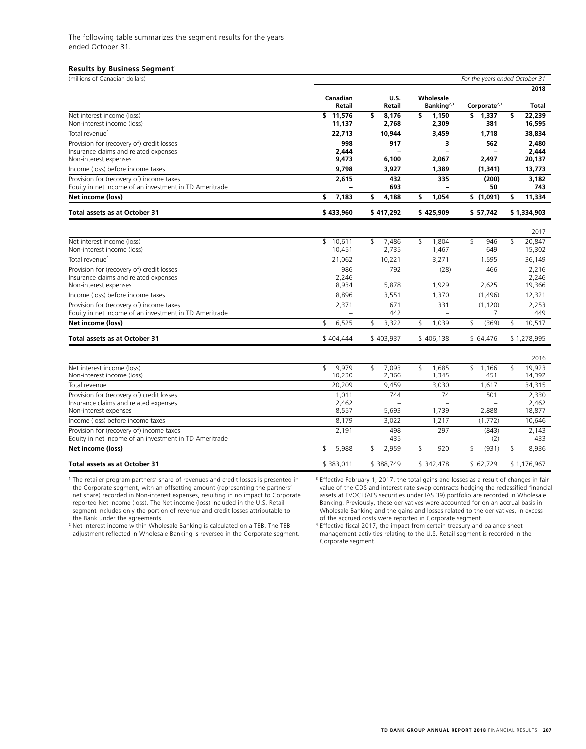The following table summarizes the segment results for the years ended October 31.

**Results by Business Segment**[1]

| (millions of Canadian dollars) | | | | | *For the years ended October 31* |
|---|---|---|---|---|---|
| | | | | | **2018** |
| | **Canadian Retail** | **U.S. Retail** | **Wholesale Banking**[2,3] | **Corporate**[2,3] | **Total** |
| Net interest income (loss) | **$ 11,576** | **$ 8,176** | **$ 1,150** | **$ 1,337** | **$ 22,239** |
| Non-interest income (loss) | **11,137** | **2,768** | **2,309** | **381** | **16,595** |
| Total revenue[4] | **22,713** | **10,944** | **3,459** | **1,718** | **38,834** |
| Provision for (recovery of) credit losses | **998** | **917** | **3** | **562** | **2,480** |
| Insurance claims and related expenses | **2,444** | **–** | **–** | **–** | **2,444** |
| Non-interest expenses | **9,473** | **6,100** | **2,067** | **2,497** | **20,137** |
| Income (loss) before income taxes | **9,798** | **3,927** | **1,389** | **(1,341)** | **13,773** |
| Provision for (recovery of) income taxes | **2,615** | **432** | **335** | **(200)** | **3,182** |
| Equity in net income of an investment in TD Ameritrade | **–** | **693** | **–** | **50** | **743** |
| **Net income (loss)** | **$ 7,183** | **$ 4,188** | **$ 1,054** | **$ (1,091)** | **$ 11,334** |
| **Total assets as at October 31** | **$ 433,960** | **$ 417,292** | **$ 425,909** | **$ 57,742** | **$ 1,334,903** |
| | | | | | 2017 |
| Net interest income (loss) | $ 10,611 | $ 7,486 | $ 1,804 | $ 946 | $ 20,847 |
| Non-interest income (loss) | 10,451 | 2,735 | 1,467 | 649 | 15,302 |
| Total revenue[4] | 21,062 | 10,221 | 3,271 | 1,595 | 36,149 |
| Provision for (recovery of) credit losses | 986 | 792 | (28) | 466 | 2,216 |
| Insurance claims and related expenses | 2,246 | – | – | – | 2,246 |
| Non-interest expenses | 8,934 | 5,878 | 1,929 | 2,625 | 19,366 |
| Income (loss) before income taxes | 8,896 | 3,551 | 1,370 | (1,496) | 12,321 |
| Provision for (recovery of) income taxes | 2,371 | 671 | 331 | (1,120) | 2,253 |
| Equity in net income of an investment in TD Ameritrade | – | 442 | – | 7 | 449 |
| **Net income (loss)** | $ 6,525 | $ 3,322 | $ 1,039 | $ (369) | $ 10,517 |
| **Total assets as at October 31** | $ 404,444 | $ 403,937 | $ 406,138 | $ 64,476 | $ 1,278,995 |
| | | | | | 2016 |
| Net interest income (loss) | $ 9,979 | $ 7,093 | $ 1,685 | $ 1,166 | $ 19,923 |
| Non-interest income (loss) | 10,230 | 2,366 | 1,345 | 451 | 14,392 |
| Total revenue | 20,209 | 9,459 | 3,030 | 1,617 | 34,315 |
| Provision for (recovery of) credit losses | 1,011 | 744 | 74 | 501 | 2,330 |
| Insurance claims and related expenses | 2,462 | – | – | – | 2,462 |
| Non-interest expenses | 8,557 | 5,693 | 1,739 | 2,888 | 18,877 |
| Income (loss) before income taxes | 8,179 | 3,022 | 1,217 | (1,772) | 10,646 |
| Provision for (recovery of) income taxes | 2,191 | 498 | 297 | (843) | 2,143 |
| Equity in net income of an investment in TD Ameritrade | – | 435 | – | (2) | 433 |
| **Net income (loss)** | $ 5,988 | $ 2,959 | $ 920 | $ (931) | $ 8,936 |
| **Total assets as at October 31** | $ 383,011 | $ 388,749 | $ 342,478 | $ 62,729 | $ 1,176,967 |

[1] The retailer program partners' share of revenues and credit losses is presented in the Corporate segment, with an offsetting amount (representing the partners' net share) recorded in Non-interest expenses, resulting in no impact to Corporate reported Net income (loss). The Net income (loss) included in the U.S. Retail segment includes only the portion of revenue and credit losses attributable to the Bank under the agreements.

[2] Net interest income within Wholesale Banking is calculated on a TEB. The TEB adjustment reflected in Wholesale Banking is reversed in the Corporate segment.

[3] Effective February 1, 2017, the total gains and losses as a result of changes in fair value of the CDS and interest rate swap contracts hedging the reclassified financial assets at FVOCI (AFS securities under IAS 39) portfolio are recorded in Wholesale Banking. Previously, these derivatives were accounted for on an accrual basis in Wholesale Banking and the gains and losses related to the derivatives, in excess of the accrued costs were reported in Corporate segment.

[4] Effective fiscal 2017, the impact from certain treasury and balance sheet management activities relating to the U.S. Retail segment is recorded in the Corporate segment.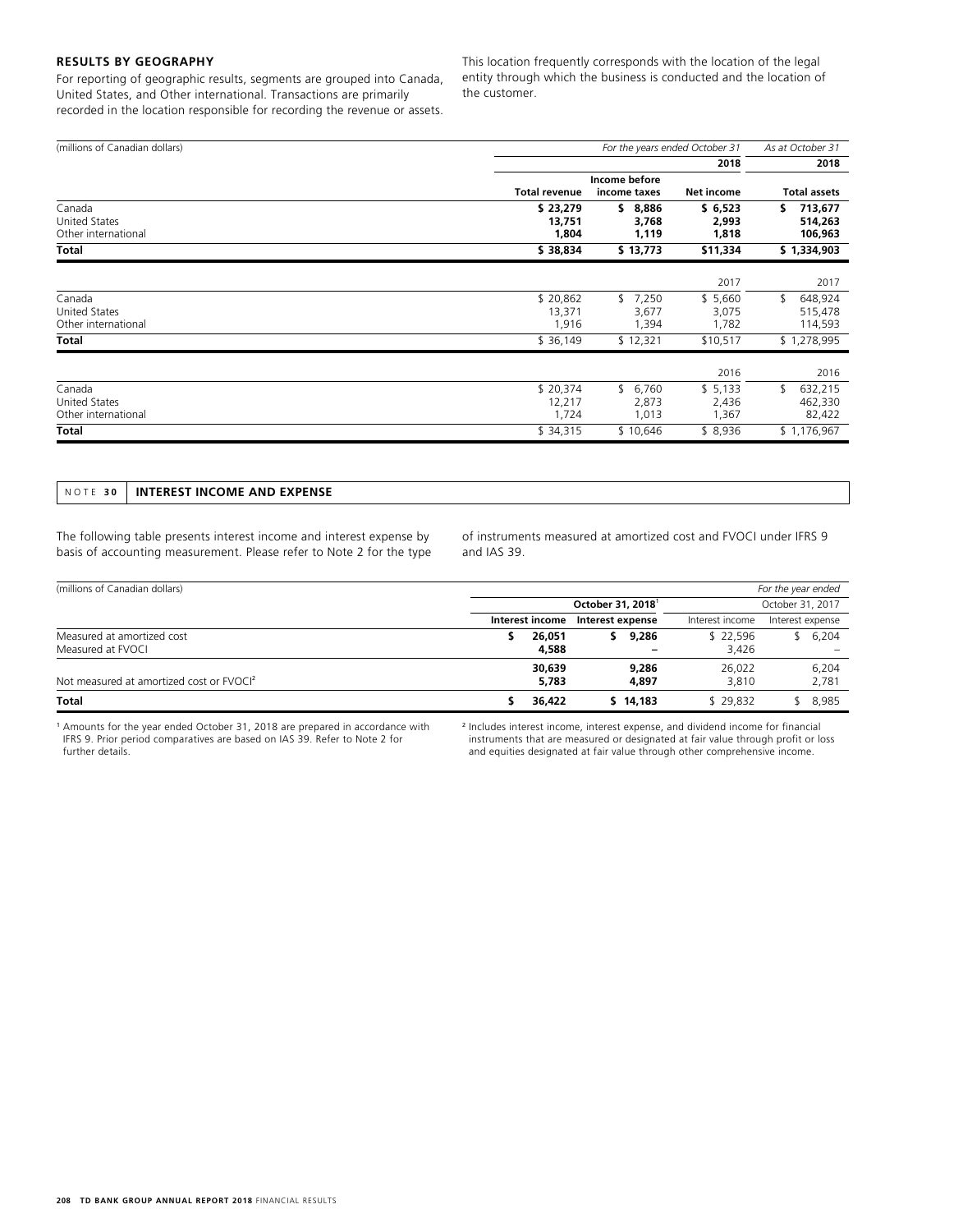### RESULTS BY GEOGRAPHY

For reporting of geographic results, segments are grouped into Canada, United States, and Other international. Transactions are primarily recorded in the location responsible for recording the revenue or assets. This location frequently corresponds with the location of the legal entity through which the business is conducted and the location of the customer.

| (millions of Canadian dollars) | | *For the years ended October 31* | | *As at October 31* |
|---|---|---|---|---|
| | | | **2018** | **2018** |
| | **Total revenue** | **Income before income taxes** | **Net income** | **Total assets** |
| Canada | **$ 23,279** | **$ 8,886** | **$ 6,523** | **$ 713,677** |
| United States | **13,751** | **3,768** | **2,993** | **514,263** |
| Other international | **1,804** | **1,119** | **1,818** | **106,963** |
| **Total** | **$ 38,834** | **$ 13,773** | **$11,334** | **$ 1,334,903** |
| | | | 2017 | 2017 |
| Canada | $ 20,862 | $ 7,250 | $ 5,660 | $ 648,924 |
| United States | 13,371 | 3,677 | 3,075 | 515,478 |
| Other international | 1,916 | 1,394 | 1,782 | 114,593 |
| **Total** | $ 36,149 | $ 12,321 | $10,517 | $ 1,278,995 |
| | | | 2016 | 2016 |
| Canada | $ 20,374 | $ 6,760 | $ 5,133 | $ 632,215 |
| United States | 12,217 | 2,873 | 2,436 | 462,330 |
| Other international | 1,724 | 1,013 | 1,367 | 82,422 |
| **Total** | $ 34,315 | $ 10,646 | $ 8,936 | $ 1,176,967 |

## NOTE 30 INTEREST INCOME AND EXPENSE

The following table presents interest income and interest expense by basis of accounting measurement. Please refer to Note 2 for the type of instruments measured at amortized cost and FVOCI under IFRS 9 and IAS 39.

| (millions of Canadian dollars) | | | | *For the year ended* |
|---|---|---|---|---|
| | **October 31, 2018**[1] | | October 31, 2017 | |
| | **Interest income** | **Interest expense** | Interest income | Interest expense |
| Measured at amortized cost | **$ 26,051** | **$ 9,286** | $ 22,596 | $ 6,204 |
| Measured at FVOCI | **4,588** | **–** | 3,426 | – |
| | **30,639** | **9,286** | 26,022 | 6,204 |
| Not measured at amortized cost or FVOCI[2] | **5,783** | **4,897** | 3,810 | 2,781 |
| **Total** | **$ 36,422** | **$ 14,183** | $ 29,832 | $ 8,985 |

[1] Amounts for the year ended October 31, 2018 are prepared in accordance with IFRS 9. Prior period comparatives are based on IAS 39. Refer to Note 2 for further details.

[2] Includes interest income, interest expense, and dividend income for financial instruments that are measured or designated at fair value through profit or loss and equities designated at fair value through other comprehensive income.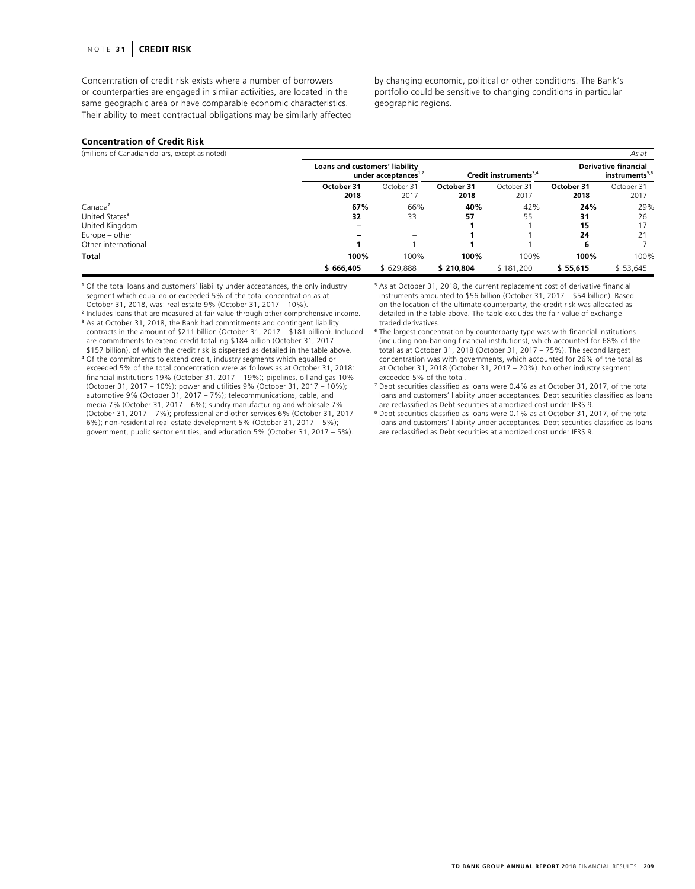## NOTE 31 CREDIT RISK

Concentration of credit risk exists where a number of borrowers or counterparties are engaged in similar activities, are located in the same geographic area or have comparable economic characteristics. Their ability to meet contractual obligations may be similarly affected by changing economic, political or other conditions. The Bank's portfolio could be sensitive to changing conditions in particular geographic regions.

### Concentration of Credit Risk

(millions of Canadian dollars, except as noted) *As at*

| | Loans and customers' liability under acceptances[1,2] | | Credit instruments[3,4] | | Derivative financial instruments[5,6] | |
|---|---|---|---|---|---|---|
| | **October 31 2018** | October 31 2017 | **October 31 2018** | October 31 2017 | **October 31 2018** | October 31 2017 |
| Canada[7] | **67%** | 66% | **40%** | 42% | **24%** | 29% |
| United States[8] | **32** | 33 | **57** | 55 | **31** | 26 |
| United Kingdom | **–** | – | **1** | 1 | **15** | 17 |
| Europe – other | **–** | – | **1** | 1 | **24** | 21 |
| Other international | **1** | 1 | **1** | 1 | **6** | 7 |
| **Total** | **100%** | 100% | **100%** | 100% | **100%** | 100% |
| | **$ 666,405** | $ 629,888 | **$ 210,804** | $ 181,200 | **$ 55,615** | $ 53,645 |

[1] Of the total loans and customers' liability under acceptances, the only industry segment which equalled or exceeded 5% of the total concentration as at October 31, 2018, was: real estate 9% (October 31, 2017 – 10%).

[2] Includes loans that are measured at fair value through other comprehensive income.

[3] As at October 31, 2018, the Bank had commitments and contingent liability contracts in the amount of $211 billion (October 31, 2017 – $181 billion). Included are commitments to extend credit totalling $184 billion (October 31, 2017 – $157 billion), of which the credit risk is dispersed as detailed in the table above.

[4] Of the commitments to extend credit, industry segments which equalled or exceeded 5% of the total concentration were as follows as at October 31, 2018: financial institutions 19% (October 31, 2017 – 19%); pipelines, oil and gas 10% (October 31, 2017 – 10%); power and utilities 9% (October 31, 2017 – 10%); automotive 9% (October 31, 2017 – 7%); telecommunications, cable, and media 7% (October 31, 2017 – 6%); sundry manufacturing and wholesale 7% (October 31, 2017 – 7%); professional and other services 6% (October 31, 2017 – 6%); non-residential real estate development 5% (October 31, 2017 – 5%); government, public sector entities, and education 5% (October 31, 2017 – 5%).

[5] As at October 31, 2018, the current replacement cost of derivative financial instruments amounted to $56 billion (October 31, 2017 – $54 billion). Based on the location of the ultimate counterparty, the credit risk was allocated as detailed in the table above. The table excludes the fair value of exchange traded derivatives.

[6] The largest concentration by counterparty type was with financial institutions (including non-banking financial institutions), which accounted for 68% of the total as at October 31, 2018 (October 31, 2017 – 75%). The second largest concentration was with governments, which accounted for 26% of the total as at October 31, 2018 (October 31, 2017 – 20%). No other industry segment exceeded 5% of the total.

[7] Debt securities classified as loans were 0.4% as at October 31, 2017, of the total loans and customers' liability under acceptances. Debt securities classified as loans are reclassified as Debt securities at amortized cost under IFRS 9.

[8] Debt securities classified as loans were 0.1% as at October 31, 2017, of the total loans and customers' liability under acceptances. Debt securities classified as loans are reclassified as Debt securities at amortized cost under IFRS 9.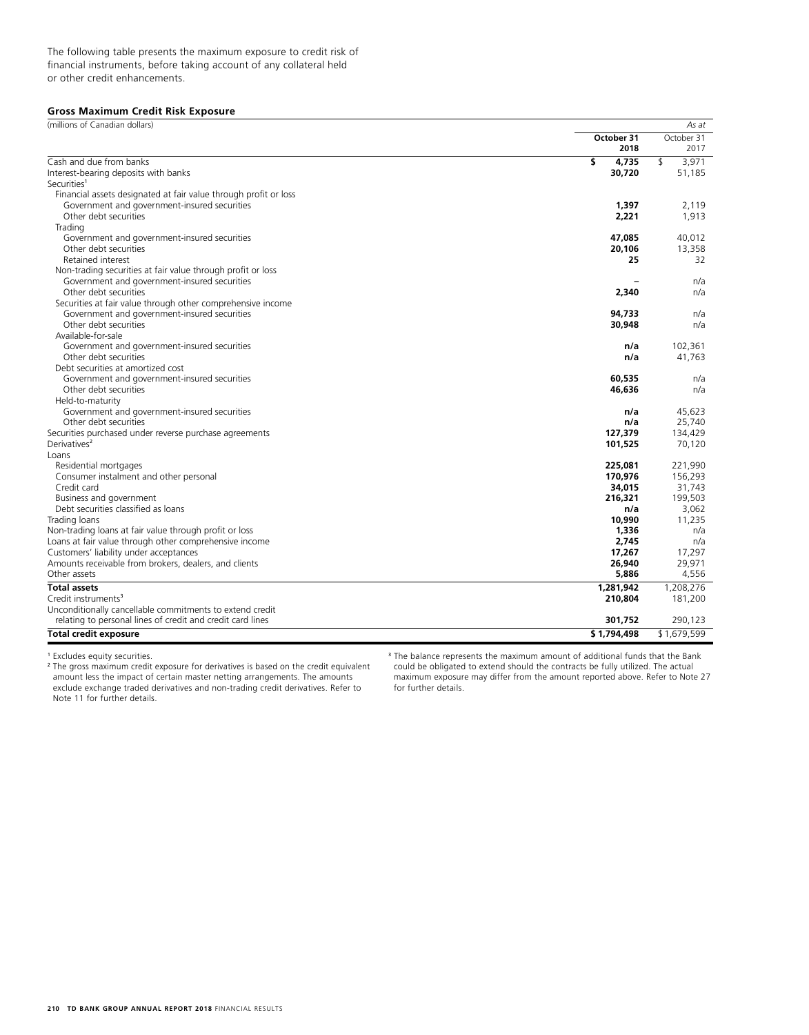The following table presents the maximum exposure to credit risk of financial instruments, before taking account of any collateral held or other credit enhancements.

**Gross Maximum Credit Risk Exposure**

| (millions of Canadian dollars) | | *As at* |
|---|---|---|
| | **October 31 2018** | October 31 2017 |
| Cash and due from banks | **$ 4,735** | $ 3,971 |
| Interest-bearing deposits with banks | **30,720** | 51,185 |
| Securities[1] | | |
| Financial assets designated at fair value through profit or loss | | |
| Government and government-insured securities | **1,397** | 2,119 |
| Other debt securities | **2,221** | 1,913 |
| Trading | | |
| Government and government-insured securities | **47,085** | 40,012 |
| Other debt securities | **20,106** | 13,358 |
| Retained interest | **25** | 32 |
| Non-trading securities at fair value through profit or loss | | |
| Government and government-insured securities | **–** | n/a |
| Other debt securities | **2,340** | n/a |
| Securities at fair value through other comprehensive income | | |
| Government and government-insured securities | **94,733** | n/a |
| Other debt securities | **30,948** | n/a |
| Available-for-sale | | |
| Government and government-insured securities | **n/a** | 102,361 |
| Other debt securities | **n/a** | 41,763 |
| Debt securities at amortized cost | | |
| Government and government-insured securities | **60,535** | n/a |
| Other debt securities | **46,636** | n/a |
| Held-to-maturity | | |
| Government and government-insured securities | **n/a** | 45,623 |
| Other debt securities | **n/a** | 25,740 |
| Securities purchased under reverse purchase agreements | **127,379** | 134,429 |
| Derivatives[2] | **101,525** | 70,120 |
| Loans | | |
| Residential mortgages | **225,081** | 221,990 |
| Consumer instalment and other personal | **170,976** | 156,293 |
| Credit card | **34,015** | 31,743 |
| Business and government | **216,321** | 199,503 |
| Debt securities classified as loans | **n/a** | 3,062 |
| Trading loans | **10,990** | 11,235 |
| Non-trading loans at fair value through profit or loss | **1,336** | n/a |
| Loans at fair value through other comprehensive income | **2,745** | n/a |
| Customers' liability under acceptances | **17,267** | 17,297 |
| Amounts receivable from brokers, dealers, and clients | **26,940** | 29,971 |
| Other assets | **5,886** | 4,556 |
| **Total assets** | **1,281,942** | 1,208,276 |
| Credit instruments[3] | **210,804** | 181,200 |
| Unconditionally cancellable commitments to extend credit relating to personal lines of credit and credit card lines | **301,752** | 290,123 |
| **Total credit exposure** | **$ 1,794,498** | $ 1,679,599 |

[1] Excludes equity securities.

[2] The gross maximum credit exposure for derivatives is based on the credit equivalent amount less the impact of certain master netting arrangements. The amounts exclude exchange traded derivatives and non-trading credit derivatives. Refer to Note 11 for further details.

[3] The balance represents the maximum amount of additional funds that the Bank could be obligated to extend should the contracts be fully utilized. The actual maximum exposure may differ from the amount reported above. Refer to Note 27 for further details.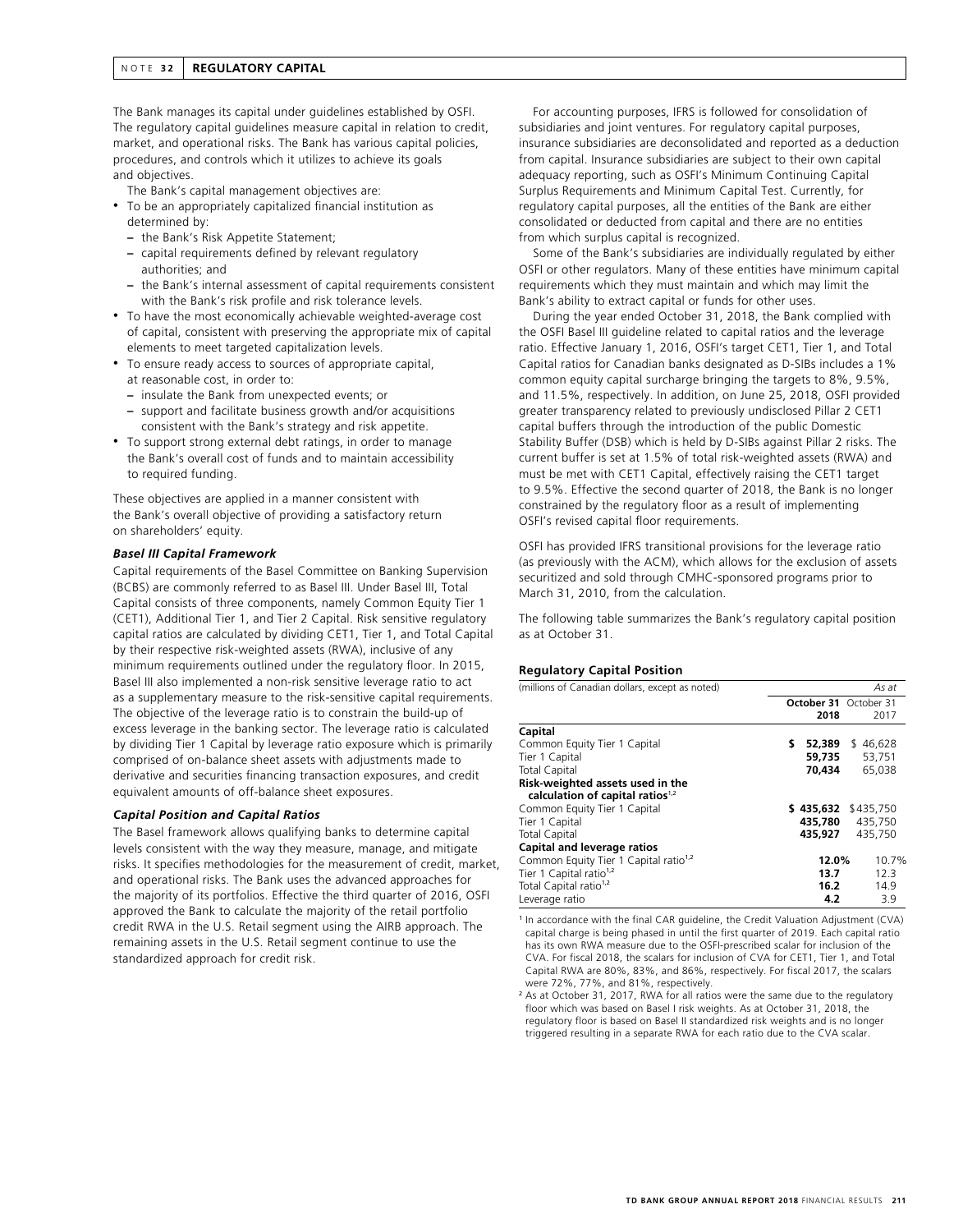## NOTE 32 REGULATORY CAPITAL

The Bank manages its capital under guidelines established by OSFI. The regulatory capital guidelines measure capital in relation to credit, market, and operational risks. The Bank has various capital policies, procedures, and controls which it utilizes to achieve its goals and objectives.

The Bank's capital management objectives are:

- To be an appropriately capitalized financial institution as determined by:
  - the Bank's Risk Appetite Statement;
  - capital requirements defined by relevant regulatory authorities; and
  - the Bank's internal assessment of capital requirements consistent with the Bank's risk profile and risk tolerance levels.
- To have the most economically achievable weighted-average cost of capital, consistent with preserving the appropriate mix of capital elements to meet targeted capitalization levels.
- To ensure ready access to sources of appropriate capital, at reasonable cost, in order to:
  - insulate the Bank from unexpected events; or
  - support and facilitate business growth and/or acquisitions consistent with the Bank's strategy and risk appetite.
- To support strong external debt ratings, in order to manage the Bank's overall cost of funds and to maintain accessibility to required funding.

These objectives are applied in a manner consistent with the Bank's overall objective of providing a satisfactory return on shareholders' equity.

### *Basel III Capital Framework*

Capital requirements of the Basel Committee on Banking Supervision (BCBS) are commonly referred to as Basel III. Under Basel III, Total Capital consists of three components, namely Common Equity Tier 1 (CET1), Additional Tier 1, and Tier 2 Capital. Risk sensitive regulatory capital ratios are calculated by dividing CET1, Tier 1, and Total Capital by their respective risk-weighted assets (RWA), inclusive of any minimum requirements outlined under the regulatory floor. In 2015, Basel III also implemented a non-risk sensitive leverage ratio to act as a supplementary measure to the risk-sensitive capital requirements. The objective of the leverage ratio is to constrain the build-up of excess leverage in the banking sector. The leverage ratio is calculated by dividing Tier 1 Capital by leverage ratio exposure which is primarily comprised of on-balance sheet assets with adjustments made to derivative and securities financing transaction exposures, and credit equivalent amounts of off-balance sheet exposures.

### *Capital Position and Capital Ratios*

The Basel framework allows qualifying banks to determine capital levels consistent with the way they measure, manage, and mitigate risks. It specifies methodologies for the measurement of credit, market, and operational risks. The Bank uses the advanced approaches for the majority of its portfolios. Effective the third quarter of 2016, OSFI approved the Bank to calculate the majority of the retail portfolio credit RWA in the U.S. Retail segment using the AIRB approach. The remaining assets in the U.S. Retail segment continue to use the standardized approach for credit risk.

For accounting purposes, IFRS is followed for consolidation of subsidiaries and joint ventures. For regulatory capital purposes, insurance subsidiaries are deconsolidated and reported as a deduction from capital. Insurance subsidiaries are subject to their own capital adequacy reporting, such as OSFI's Minimum Continuing Capital Surplus Requirements and Minimum Capital Test. Currently, for regulatory capital purposes, all the entities of the Bank are either consolidated or deducted from capital and there are no entities from which surplus capital is recognized.

Some of the Bank's subsidiaries are individually regulated by either OSFI or other regulators. Many of these entities have minimum capital requirements which they must maintain and which may limit the Bank's ability to extract capital or funds for other uses.

During the year ended October 31, 2018, the Bank complied with the OSFI Basel III guideline related to capital ratios and the leverage ratio. Effective January 1, 2016, OSFI's target CET1, Tier 1, and Total Capital ratios for Canadian banks designated as D-SIBs includes a 1% common equity capital surcharge bringing the targets to 8%, 9.5%, and 11.5%, respectively. In addition, on June 25, 2018, OSFI provided greater transparency related to previously undisclosed Pillar 2 CET1 capital buffers through the introduction of the public Domestic Stability Buffer (DSB) which is held by D-SIBs against Pillar 2 risks. The current buffer is set at 1.5% of total risk-weighted assets (RWA) and must be met with CET1 Capital, effectively raising the CET1 target to 9.5%. Effective the second quarter of 2018, the Bank is no longer constrained by the regulatory floor as a result of implementing OSFI's revised capital floor requirements.

OSFI has provided IFRS transitional provisions for the leverage ratio (as previously with the ACM), which allows for the exclusion of assets securitized and sold through CMHC-sponsored programs prior to March 31, 2010, from the calculation.

The following table summarizes the Bank's regulatory capital position as at October 31.

**Regulatory Capital Position**

| (millions of Canadian dollars, except as noted) | | *As at* |
|---|---|---|
| | **October 31 2018** | October 31 2017 |
| **Capital** | | |
| Common Equity Tier 1 Capital | **$ 52,389** | $ 46,628 |
| Tier 1 Capital | **59,735** | 53,751 |
| Total Capital | **70,434** | 65,038 |
| **Risk-weighted assets used in the calculation of capital ratios**[1,2] | | |
| Common Equity Tier 1 Capital | **$ 435,632** | $435,750 |
| Tier 1 Capital | **435,780** | 435,750 |
| Total Capital | **435,927** | 435,750 |
| **Capital and leverage ratios** | | |
| Common Equity Tier 1 Capital ratio[1,2] | **12.0%** | 10.7% |
| Tier 1 Capital ratio[1,2] | **13.7** | 12.3 |
| Total Capital ratio[1,2] | **16.2** | 14.9 |
| Leverage ratio | **4.2** | 3.9 |

[1] In accordance with the final CAR guideline, the Credit Valuation Adjustment (CVA) capital charge is being phased in until the first quarter of 2019. Each capital ratio has its own RWA measure due to the OSFI-prescribed scalar for inclusion of the CVA. For fiscal 2018, the scalars for inclusion of CVA for CET1, Tier 1, and Total Capital RWA are 80%, 83%, and 86%, respectively. For fiscal 2017, the scalars were 72%, 77%, and 81%, respectively.

[2] As at October 31, 2017, RWA for all ratios were the same due to the regulatory floor which was based on Basel I risk weights. As at October 31, 2018, the regulatory floor is based on Basel II standardized risk weights and is no longer triggered resulting in a separate RWA for each ratio due to the CVA scalar.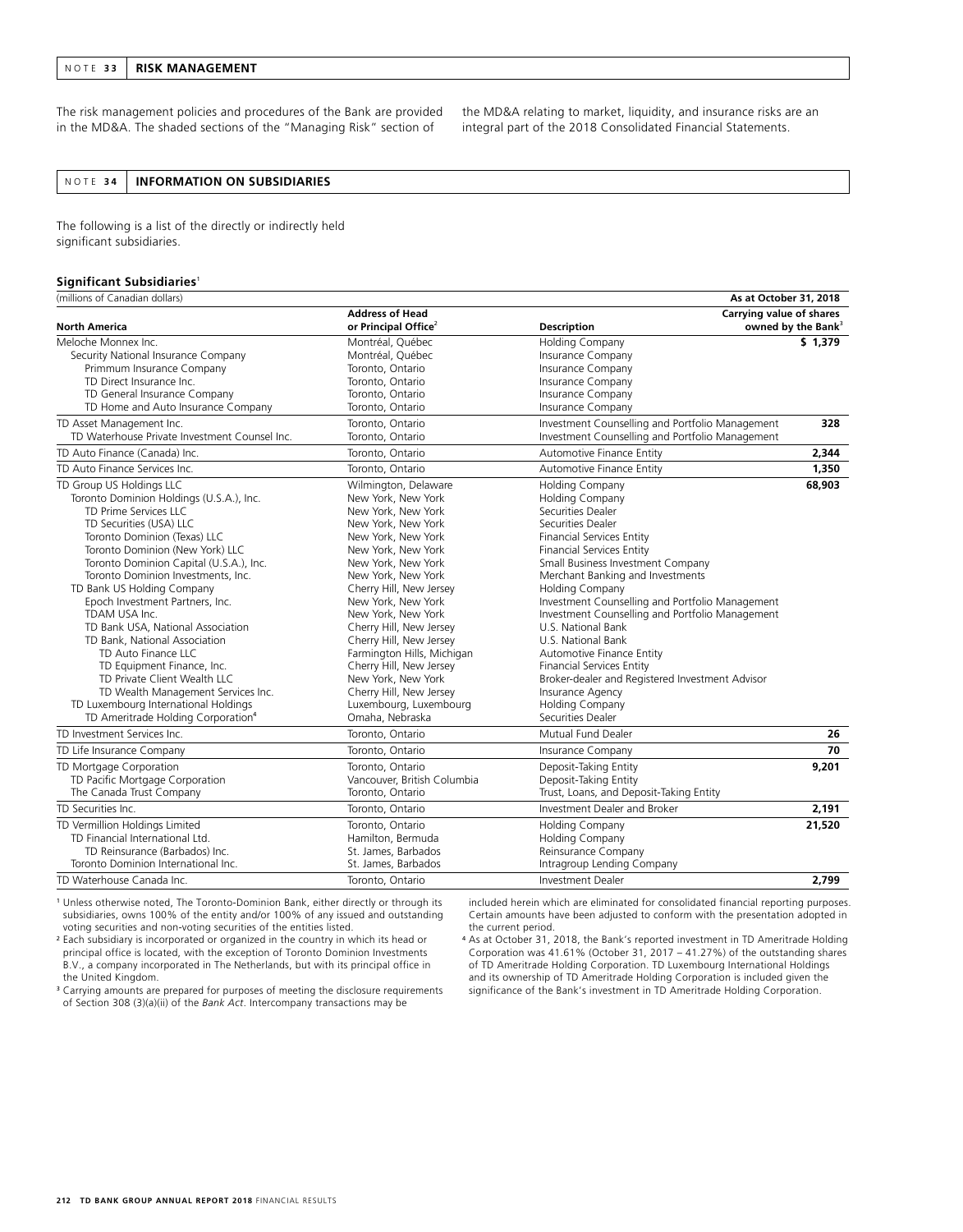## NOTE 33 RISK MANAGEMENT

The risk management policies and procedures of the Bank are provided in the MD&A. The shaded sections of the "Managing Risk" section of the MD&A relating to market, liquidity, and insurance risks are an integral part of the 2018 Consolidated Financial Statements.

## NOTE 34 INFORMATION ON SUBSIDIARIES

The following is a list of the directly or indirectly held significant subsidiaries.

### Significant Subsidiaries[1]

| (millions of Canadian dollars) | | | As at October 31, 2018 |
|---|---|---|---|
| **North America** | **Address of Head or Principal Office[2]** | **Description** | **Carrying value of shares owned by the Bank[3]** |
| Meloche Monnex Inc. | Montréal, Québec | Holding Company | **$ 1,379** |
| Security National Insurance Company | Montréal, Québec | Insurance Company | |
| Primmum Insurance Company | Toronto, Ontario | Insurance Company | |
| TD Direct Insurance Inc. | Toronto, Ontario | Insurance Company | |
| TD General Insurance Company | Toronto, Ontario | Insurance Company | |
| TD Home and Auto Insurance Company | Toronto, Ontario | Insurance Company | |
| TD Asset Management Inc. | Toronto, Ontario | Investment Counselling and Portfolio Management | **328** |
| TD Waterhouse Private Investment Counsel Inc. | Toronto, Ontario | Investment Counselling and Portfolio Management | |
| TD Auto Finance (Canada) Inc. | Toronto, Ontario | Automotive Finance Entity | **2,344** |
| TD Auto Finance Services Inc. | Toronto, Ontario | Automotive Finance Entity | **1,350** |
| TD Group US Holdings LLC | Wilmington, Delaware | Holding Company | **68,903** |
| Toronto Dominion Holdings (U.S.A.), Inc. | New York, New York | Holding Company | |
| TD Prime Services LLC | New York, New York | Securities Dealer | |
| TD Securities (USA) LLC | New York, New York | Securities Dealer | |
| Toronto Dominion (Texas) LLC | New York, New York | Financial Services Entity | |
| Toronto Dominion (New York) LLC | New York, New York | Financial Services Entity | |
| Toronto Dominion Capital (U.S.A.), Inc. | New York, New York | Small Business Investment Company | |
| Toronto Dominion Investments, Inc. | New York, New York | Merchant Banking and Investments | |
| TD Bank US Holding Company | Cherry Hill, New Jersey | Holding Company | |
| Epoch Investment Partners, Inc. | New York, New York | Investment Counselling and Portfolio Management | |
| TDAM USA Inc. | New York, New York | Investment Counselling and Portfolio Management | |
| TD Bank USA, National Association | Cherry Hill, New Jersey | U.S. National Bank | |
| TD Bank, National Association | Cherry Hill, New Jersey | U.S. National Bank | |
| TD Auto Finance LLC | Farmington Hills, Michigan | Automotive Finance Entity | |
| TD Equipment Finance, Inc. | Cherry Hill, New Jersey | Financial Services Entity | |
| TD Private Client Wealth LLC | New York, New York | Broker-dealer and Registered Investment Advisor | |
| TD Wealth Management Services Inc. | Cherry Hill, New Jersey | Insurance Agency | |
| TD Luxembourg International Holdings | Luxembourg, Luxembourg | Holding Company | |
| TD Ameritrade Holding Corporation[4] | Omaha, Nebraska | Securities Dealer | |
| TD Investment Services Inc. | Toronto, Ontario | Mutual Fund Dealer | **26** |
| TD Life Insurance Company | Toronto, Ontario | Insurance Company | **70** |
| TD Mortgage Corporation | Toronto, Ontario | Deposit-Taking Entity | **9,201** |
| TD Pacific Mortgage Corporation | Vancouver, British Columbia | Deposit-Taking Entity | |
| The Canada Trust Company | Toronto, Ontario | Trust, Loans, and Deposit-Taking Entity | |
| TD Securities Inc. | Toronto, Ontario | Investment Dealer and Broker | **2,191** |
| TD Vermillion Holdings Limited | Toronto, Ontario | Holding Company | **21,520** |
| TD Financial International Ltd. | Hamilton, Bermuda | Holding Company | |
| TD Reinsurance (Barbados) Inc. | St. James, Barbados | Reinsurance Company | |
| Toronto Dominion International Inc. | St. James, Barbados | Intragroup Lending Company | |
| TD Waterhouse Canada Inc. | Toronto, Ontario | Investment Dealer | **2,799** |

[1] Unless otherwise noted, The Toronto-Dominion Bank, either directly or through its subsidiaries, owns 100% of the entity and/or 100% of any issued and outstanding voting securities and non-voting securities of the entities listed.

[2] Each subsidiary is incorporated or organized in the country in which its head or principal office is located, with the exception of Toronto Dominion Investments B.V., a company incorporated in The Netherlands, but with its principal office in the United Kingdom.

[3] Carrying amounts are prepared for purposes of meeting the disclosure requirements of Section 308 (3)(a)(ii) of the *Bank Act*. Intercompany transactions may be included herein which are eliminated for consolidated financial reporting purposes. Certain amounts have been adjusted to conform with the presentation adopted in the current period.

[4] As at October 31, 2018, the Bank's reported investment in TD Ameritrade Holding Corporation was 41.61% (October 31, 2017 – 41.27%) of the outstanding shares of TD Ameritrade Holding Corporation. TD Luxembourg International Holdings and its ownership of TD Ameritrade Holding Corporation is included given the significance of the Bank's investment in TD Ameritrade Holding Corporation.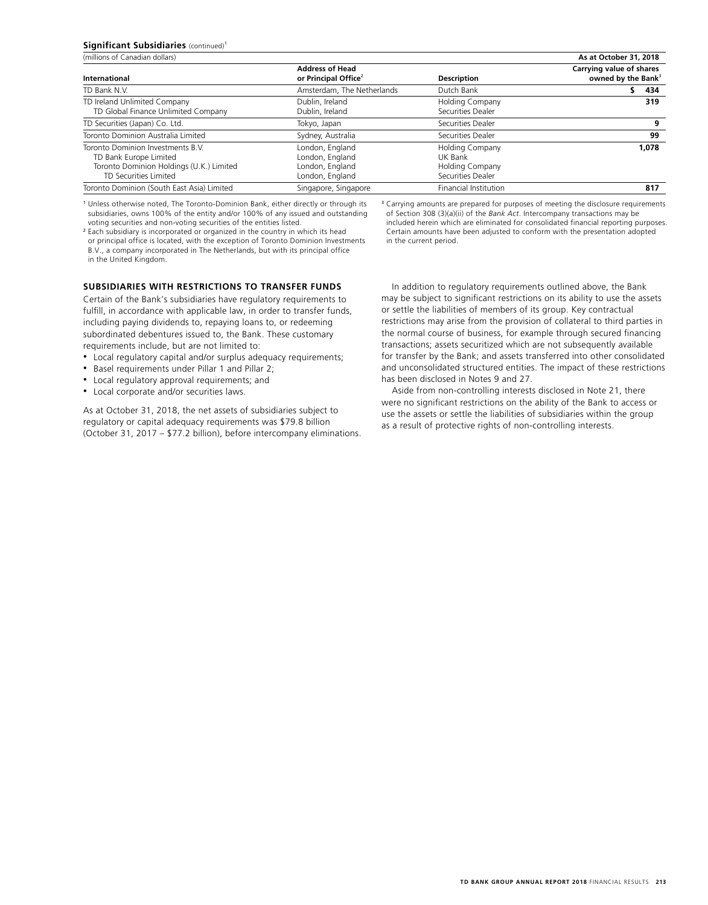**Significant Subsidiaries** (continued)[1]

| (millions of Canadian dollars) | | | As at October 31, 2018 |
|---|---|---|---|
| **International** | **Address of Head or Principal Office**[2] | **Description** | **Carrying value of shares owned by the Bank**[3] |
| TD Bank N.V. | Amsterdam, The Netherlands | Dutch Bank | $ 434 |
| TD Ireland Unlimited Company | Dublin, Ireland | Holding Company | 319 |
| TD Global Finance Unlimited Company | Dublin, Ireland | Securities Dealer | |
| TD Securities (Japan) Co. Ltd. | Tokyo, Japan | Securities Dealer | 9 |
| Toronto Dominion Australia Limited | Sydney, Australia | Securities Dealer | 99 |
| Toronto Dominion Investments B.V. | London, England | Holding Company | 1,078 |
| TD Bank Europe Limited | London, England | UK Bank | |
| Toronto Dominion Holdings (U.K.) Limited | London, England | Holding Company | |
| TD Securities Limited | London, England | Securities Dealer | |
| Toronto Dominion (South East Asia) Limited | Singapore, Singapore | Financial Institution | 817 |

[1] Unless otherwise noted, The Toronto-Dominion Bank, either directly or through its subsidiaries, owns 100% of the entity and/or 100% of any issued and outstanding voting securities and non-voting securities of the entities listed.

[2] Each subsidiary is incorporated or organized in the country in which its head or principal office is located, with the exception of Toronto Dominion Investments B.V., a company incorporated in The Netherlands, but with its principal office in the United Kingdom.

[3] Carrying amounts are prepared for purposes of meeting the disclosure requirements of Section 308 (3)(a)(ii) of the *Bank Act*. Intercompany transactions may be included herein which are eliminated for consolidated financial reporting purposes. Certain amounts have been adjusted to conform with the presentation adopted in the current period.

## SUBSIDIARIES WITH RESTRICTIONS TO TRANSFER FUNDS

Certain of the Bank's subsidiaries have regulatory requirements to fulfill, in accordance with applicable law, in order to transfer funds, including paying dividends to, repaying loans to, or redeeming subordinated debentures issued to, the Bank. These customary requirements include, but are not limited to:

- Local regulatory capital and/or surplus adequacy requirements;
- Basel requirements under Pillar 1 and Pillar 2;
- Local regulatory approval requirements; and
- Local corporate and/or securities laws.

As at October 31, 2018, the net assets of subsidiaries subject to regulatory or capital adequacy requirements was \$79.8 billion (October 31, 2017 – \$77.2 billion), before intercompany eliminations.

In addition to regulatory requirements outlined above, the Bank may be subject to significant restrictions on its ability to use the assets or settle the liabilities of members of its group. Key contractual restrictions may arise from the provision of collateral to third parties in the normal course of business, for example through secured financing transactions; assets securitized which are not subsequently available for transfer by the Bank; and assets transferred into other consolidated and unconsolidated structured entities. The impact of these restrictions has been disclosed in Notes 9 and 27.

Aside from non-controlling interests disclosed in Note 21, there were no significant restrictions on the ability of the Bank to access or use the assets or settle the liabilities of subsidiaries within the group as a result of protective rights of non-controlling interests.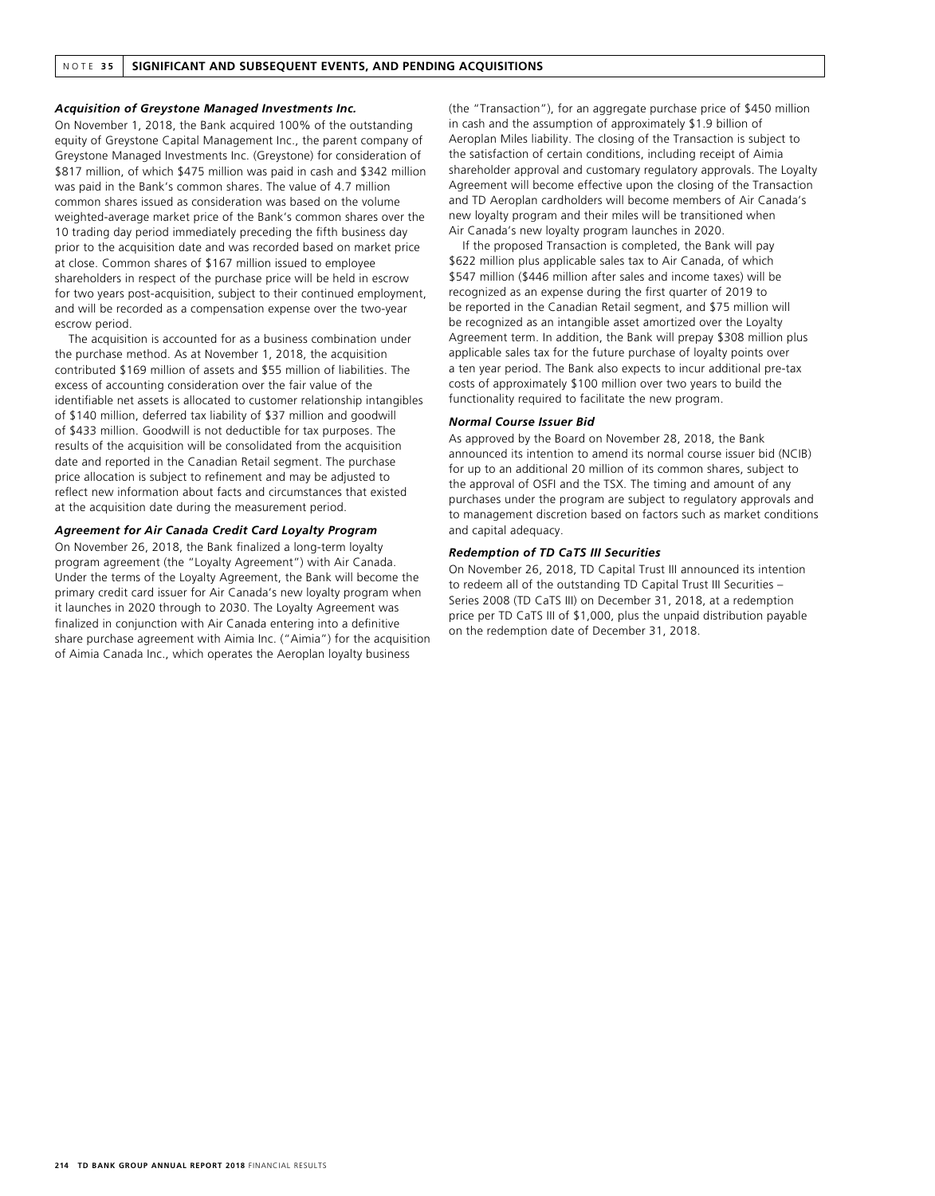## NOTE 35 SIGNIFICANT AND SUBSEQUENT EVENTS, AND PENDING ACQUISITIONS

### *Acquisition of Greystone Managed Investments Inc.*

On November 1, 2018, the Bank acquired 100% of the outstanding equity of Greystone Capital Management Inc., the parent company of Greystone Managed Investments Inc. (Greystone) for consideration of $817 million, of which $475 million was paid in cash and $342 million was paid in the Bank's common shares. The value of 4.7 million common shares issued as consideration was based on the volume weighted-average market price of the Bank's common shares over the 10 trading day period immediately preceding the fifth business day prior to the acquisition date and was recorded based on market price at close. Common shares of $167 million issued to employee shareholders in respect of the purchase price will be held in escrow for two years post-acquisition, subject to their continued employment, and will be recorded as a compensation expense over the two-year escrow period.

The acquisition is accounted for as a business combination under the purchase method. As at November 1, 2018, the acquisition contributed $169 million of assets and $55 million of liabilities. The excess of accounting consideration over the fair value of the identifiable net assets is allocated to customer relationship intangibles of $140 million, deferred tax liability of $37 million and goodwill of $433 million. Goodwill is not deductible for tax purposes. The results of the acquisition will be consolidated from the acquisition date and reported in the Canadian Retail segment. The purchase price allocation is subject to refinement and may be adjusted to reflect new information about facts and circumstances that existed at the acquisition date during the measurement period.

### *Agreement for Air Canada Credit Card Loyalty Program*

On November 26, 2018, the Bank finalized a long-term loyalty program agreement (the "Loyalty Agreement") with Air Canada. Under the terms of the Loyalty Agreement, the Bank will become the primary credit card issuer for Air Canada's new loyalty program when it launches in 2020 through to 2030. The Loyalty Agreement was finalized in conjunction with Air Canada entering into a definitive share purchase agreement with Aimia Inc. ("Aimia") for the acquisition of Aimia Canada Inc., which operates the Aeroplan loyalty business (the "Transaction"), for an aggregate purchase price of $450 million in cash and the assumption of approximately $1.9 billion of Aeroplan Miles liability. The closing of the Transaction is subject to the satisfaction of certain conditions, including receipt of Aimia shareholder approval and customary regulatory approvals. The Loyalty Agreement will become effective upon the closing of the Transaction and TD Aeroplan cardholders will become members of Air Canada's new loyalty program and their miles will be transitioned when Air Canada's new loyalty program launches in 2020.

If the proposed Transaction is completed, the Bank will pay $622 million plus applicable sales tax to Air Canada, of which $547 million ($446 million after sales and income taxes) will be recognized as an expense during the first quarter of 2019 to be reported in the Canadian Retail segment, and $75 million will be recognized as an intangible asset amortized over the Loyalty Agreement term. In addition, the Bank will prepay $308 million plus applicable sales tax for the future purchase of loyalty points over a ten year period. The Bank also expects to incur additional pre-tax costs of approximately $100 million over two years to build the functionality required to facilitate the new program.

### *Normal Course Issuer Bid*

As approved by the Board on November 28, 2018, the Bank announced its intention to amend its normal course issuer bid (NCIB) for up to an additional 20 million of its common shares, subject to the approval of OSFI and the TSX. The timing and amount of any purchases under the program are subject to regulatory approvals and to management discretion based on factors such as market conditions and capital adequacy.

### *Redemption of TD CaTS III Securities*

On November 26, 2018, TD Capital Trust III announced its intention to redeem all of the outstanding TD Capital Trust III Securities – Series 2008 (TD CaTS III) on December 31, 2018, at a redemption price per TD CaTS III of $1,000, plus the unpaid distribution payable on the redemption date of December 31, 2018.